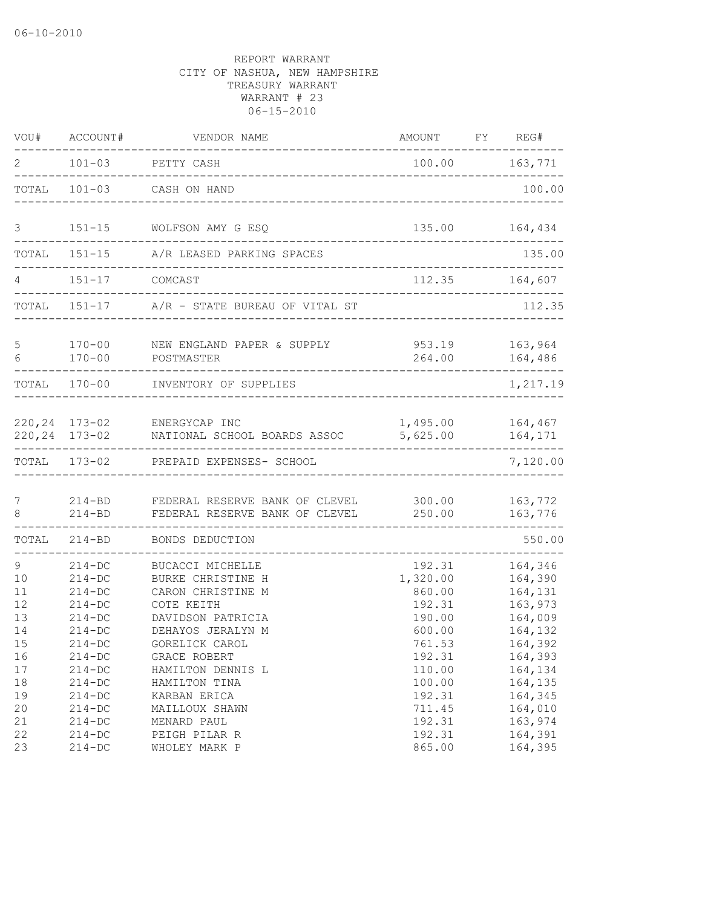06-10-2010

REPORT WARRANT
CITY OF NASHUA, NEW HAMPSHIRE
TREASURY WARRANT
WARRANT # 23
06-15-2010

| VOU# | ACCOUNT# | VENDOR NAME | AMOUNT | FY | REG# |
|---|---|---|---|---|---|
| 2 | 101-03 | PETTY CASH | 100.00 | | 163,771 |
| TOTAL | 101-03 | CASH ON HAND | | | 100.00 |
| 3 | 151-15 | WOLFSON AMY G ESQ | 135.00 | | 164,434 |
| TOTAL | 151-15 | A/R LEASED PARKING SPACES | | | 135.00 |
| 4 | 151-17 | COMCAST | 112.35 | | 164,607 |
| TOTAL | 151-17 | A/R - STATE BUREAU OF VITAL ST | | | 112.35 |
| 5 | 170-00 | NEW ENGLAND PAPER & SUPPLY | 953.19 | | 163,964 |
| 6 | 170-00 | POSTMASTER | 264.00 | | 164,486 |
| TOTAL | 170-00 | INVENTORY OF SUPPLIES | | | 1,217.19 |
| 220,24 | 173-02 | ENERGYCAP INC | 1,495.00 | | 164,467 |
| 220,24 | 173-02 | NATIONAL SCHOOL BOARDS ASSOC | 5,625.00 | | 164,171 |
| TOTAL | 173-02 | PREPAID EXPENSES- SCHOOL | | | 7,120.00 |
| 7 | 214-BD | FEDERAL RESERVE BANK OF CLEVEL | 300.00 | | 163,772 |
| 8 | 214-BD | FEDERAL RESERVE BANK OF CLEVEL | 250.00 | | 163,776 |
| TOTAL | 214-BD | BONDS DEDUCTION | | | 550.00 |
| 9 | 214-DC | BUCACCI MICHELLE | 192.31 | | 164,346 |
| 10 | 214-DC | BURKE CHRISTINE H | 1,320.00 | | 164,390 |
| 11 | 214-DC | CARON CHRISTINE M | 860.00 | | 164,131 |
| 12 | 214-DC | COTE KEITH | 192.31 | | 163,973 |
| 13 | 214-DC | DAVIDSON PATRICIA | 190.00 | | 164,009 |
| 14 | 214-DC | DEHAYOS JERALYN M | 600.00 | | 164,132 |
| 15 | 214-DC | GORELICK CAROL | 761.53 | | 164,392 |
| 16 | 214-DC | GRACE ROBERT | 192.31 | | 164,393 |
| 17 | 214-DC | HAMILTON DENNIS L | 110.00 | | 164,134 |
| 18 | 214-DC | HAMILTON TINA | 100.00 | | 164,135 |
| 19 | 214-DC | KARBAN ERICA | 192.31 | | 164,345 |
| 20 | 214-DC | MAILLOUX SHAWN | 711.45 | | 164,010 |
| 21 | 214-DC | MENARD PAUL | 192.31 | | 163,974 |
| 22 | 214-DC | PEIGH PILAR R | 192.31 | | 164,391 |
| 23 | 214-DC | WHOLEY MARK P | 865.00 | | 164,395 |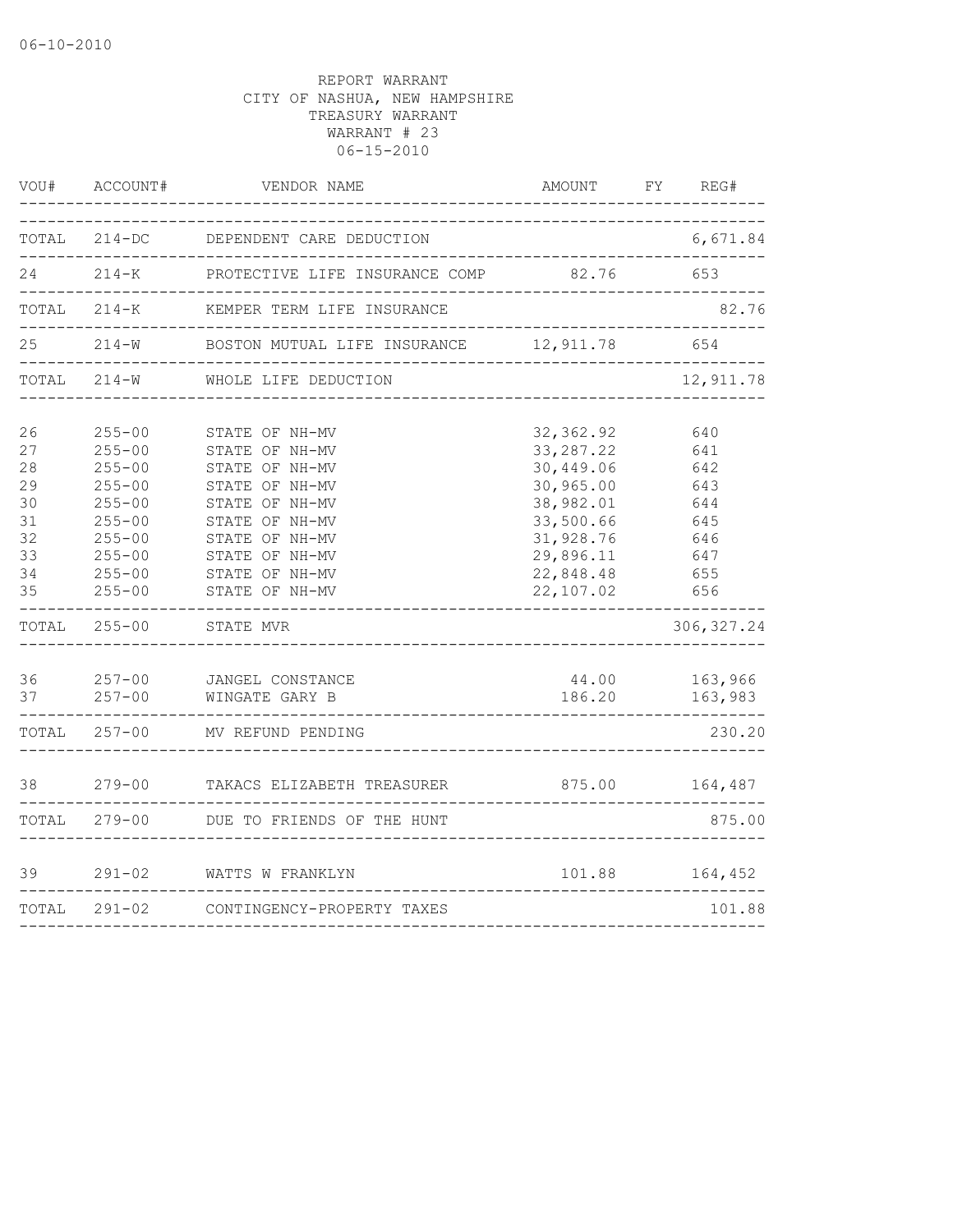06-10-2010

REPORT WARRANT
CITY OF NASHUA, NEW HAMPSHIRE
TREASURY WARRANT
WARRANT # 23
06-15-2010

| VOU# | ACCOUNT# | VENDOR NAME | AMOUNT | FY | REG# |
|---|---|---|---|---|---|
| TOTAL | 214-DC | DEPENDENT CARE DEDUCTION | | | 6,671.84 |
| 24 | 214-K | PROTECTIVE LIFE INSURANCE COMP | 82.76 | | 653 |
| TOTAL | 214-K | KEMPER TERM LIFE INSURANCE | | | 82.76 |
| 25 | 214-W | BOSTON MUTUAL LIFE INSURANCE | 12,911.78 | | 654 |
| TOTAL | 214-W | WHOLE LIFE DEDUCTION | | | 12,911.78 |
| 26 | 255-00 | STATE OF NH-MV | 32,362.92 | | 640 |
| 27 | 255-00 | STATE OF NH-MV | 33,287.22 | | 641 |
| 28 | 255-00 | STATE OF NH-MV | 30,449.06 | | 642 |
| 29 | 255-00 | STATE OF NH-MV | 30,965.00 | | 643 |
| 30 | 255-00 | STATE OF NH-MV | 38,982.01 | | 644 |
| 31 | 255-00 | STATE OF NH-MV | 33,500.66 | | 645 |
| 32 | 255-00 | STATE OF NH-MV | 31,928.76 | | 646 |
| 33 | 255-00 | STATE OF NH-MV | 29,896.11 | | 647 |
| 34 | 255-00 | STATE OF NH-MV | 22,848.48 | | 655 |
| 35 | 255-00 | STATE OF NH-MV | 22,107.02 | | 656 |
| TOTAL | 255-00 | STATE MVR | | | 306,327.24 |
| 36 | 257-00 | JANGEL CONSTANCE | 44.00 | | 163,966 |
| 37 | 257-00 | WINGATE GARY B | 186.20 | | 163,983 |
| TOTAL | 257-00 | MV REFUND PENDING | | | 230.20 |
| 38 | 279-00 | TAKACS ELIZABETH TREASURER | 875.00 | | 164,487 |
| TOTAL | 279-00 | DUE TO FRIENDS OF THE HUNT | | | 875.00 |
| 39 | 291-02 | WATTS W FRANKLYN | 101.88 | | 164,452 |
| TOTAL | 291-02 | CONTINGENCY-PROPERTY TAXES | | | 101.88 |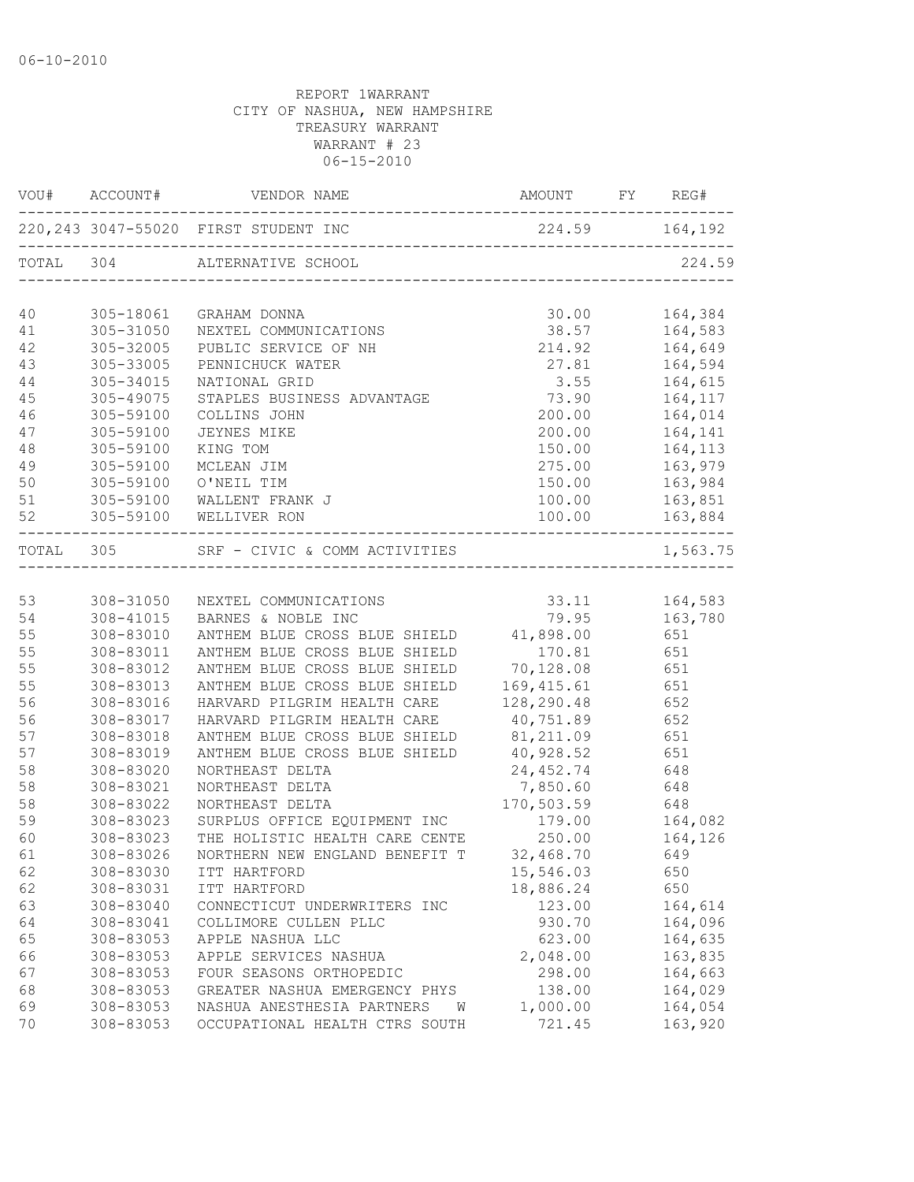06-10-2010

REPORT 1WARRANT
CITY OF NASHUA, NEW HAMPSHIRE
TREASURY WARRANT
WARRANT # 23
06-15-2010

| VOU# | ACCOUNT# | VENDOR NAME | AMOUNT | FY | REG# |
|---|---|---|---|---|---|
| 220,243 | 3047-55020 | FIRST STUDENT INC | 224.59 | | 164,192 |
| TOTAL | 304 | ALTERNATIVE SCHOOL | | | 224.59 |
| 40 | 305-18061 | GRAHAM DONNA | 30.00 | | 164,384 |
| 41 | 305-31050 | NEXTEL COMMUNICATIONS | 38.57 | | 164,583 |
| 42 | 305-32005 | PUBLIC SERVICE OF NH | 214.92 | | 164,649 |
| 43 | 305-33005 | PENNICHUCK WATER | 27.81 | | 164,594 |
| 44 | 305-34015 | NATIONAL GRID | 3.55 | | 164,615 |
| 45 | 305-49075 | STAPLES BUSINESS ADVANTAGE | 73.90 | | 164,117 |
| 46 | 305-59100 | COLLINS JOHN | 200.00 | | 164,014 |
| 47 | 305-59100 | JEYNES MIKE | 200.00 | | 164,141 |
| 48 | 305-59100 | KING TOM | 150.00 | | 164,113 |
| 49 | 305-59100 | MCLEAN JIM | 275.00 | | 163,979 |
| 50 | 305-59100 | O'NEIL TIM | 150.00 | | 163,984 |
| 51 | 305-59100 | WALLENT FRANK J | 100.00 | | 163,851 |
| 52 | 305-59100 | WELLIVER RON | 100.00 | | 163,884 |
| TOTAL | 305 | SRF - CIVIC & COMM ACTIVITIES | | | 1,563.75 |
| 53 | 308-31050 | NEXTEL COMMUNICATIONS | 33.11 | | 164,583 |
| 54 | 308-41015 | BARNES & NOBLE INC | 79.95 | | 163,780 |
| 55 | 308-83010 | ANTHEM BLUE CROSS BLUE SHIELD | 41,898.00 | | 651 |
| 55 | 308-83011 | ANTHEM BLUE CROSS BLUE SHIELD | 170.81 | | 651 |
| 55 | 308-83012 | ANTHEM BLUE CROSS BLUE SHIELD | 70,128.08 | | 651 |
| 55 | 308-83013 | ANTHEM BLUE CROSS BLUE SHIELD | 169,415.61 | | 651 |
| 56 | 308-83016 | HARVARD PILGRIM HEALTH CARE | 128,290.48 | | 652 |
| 56 | 308-83017 | HARVARD PILGRIM HEALTH CARE | 40,751.89 | | 652 |
| 57 | 308-83018 | ANTHEM BLUE CROSS BLUE SHIELD | 81,211.09 | | 651 |
| 57 | 308-83019 | ANTHEM BLUE CROSS BLUE SHIELD | 40,928.52 | | 651 |
| 58 | 308-83020 | NORTHEAST DELTA | 24,452.74 | | 648 |
| 58 | 308-83021 | NORTHEAST DELTA | 7,850.60 | | 648 |
| 58 | 308-83022 | NORTHEAST DELTA | 170,503.59 | | 648 |
| 59 | 308-83023 | SURPLUS OFFICE EQUIPMENT INC | 179.00 | | 164,082 |
| 60 | 308-83023 | THE HOLISTIC HEALTH CARE CENTE | 250.00 | | 164,126 |
| 61 | 308-83026 | NORTHERN NEW ENGLAND BENEFIT T | 32,468.70 | | 649 |
| 62 | 308-83030 | ITT HARTFORD | 15,546.03 | | 650 |
| 62 | 308-83031 | ITT HARTFORD | 18,886.24 | | 650 |
| 63 | 308-83040 | CONNECTICUT UNDERWRITERS INC | 123.00 | | 164,614 |
| 64 | 308-83041 | COLLIMORE CULLEN PLLC | 930.70 | | 164,096 |
| 65 | 308-83053 | APPLE NASHUA LLC | 623.00 | | 164,635 |
| 66 | 308-83053 | APPLE SERVICES NASHUA | 2,048.00 | | 163,835 |
| 67 | 308-83053 | FOUR SEASONS ORTHOPEDIC | 298.00 | | 164,663 |
| 68 | 308-83053 | GREATER NASHUA EMERGENCY PHYS | 138.00 | | 164,029 |
| 69 | 308-83053 | NASHUA ANESTHESIA PARTNERS W | 1,000.00 | | 164,054 |
| 70 | 308-83053 | OCCUPATIONAL HEALTH CTRS SOUTH | 721.45 | | 163,920 |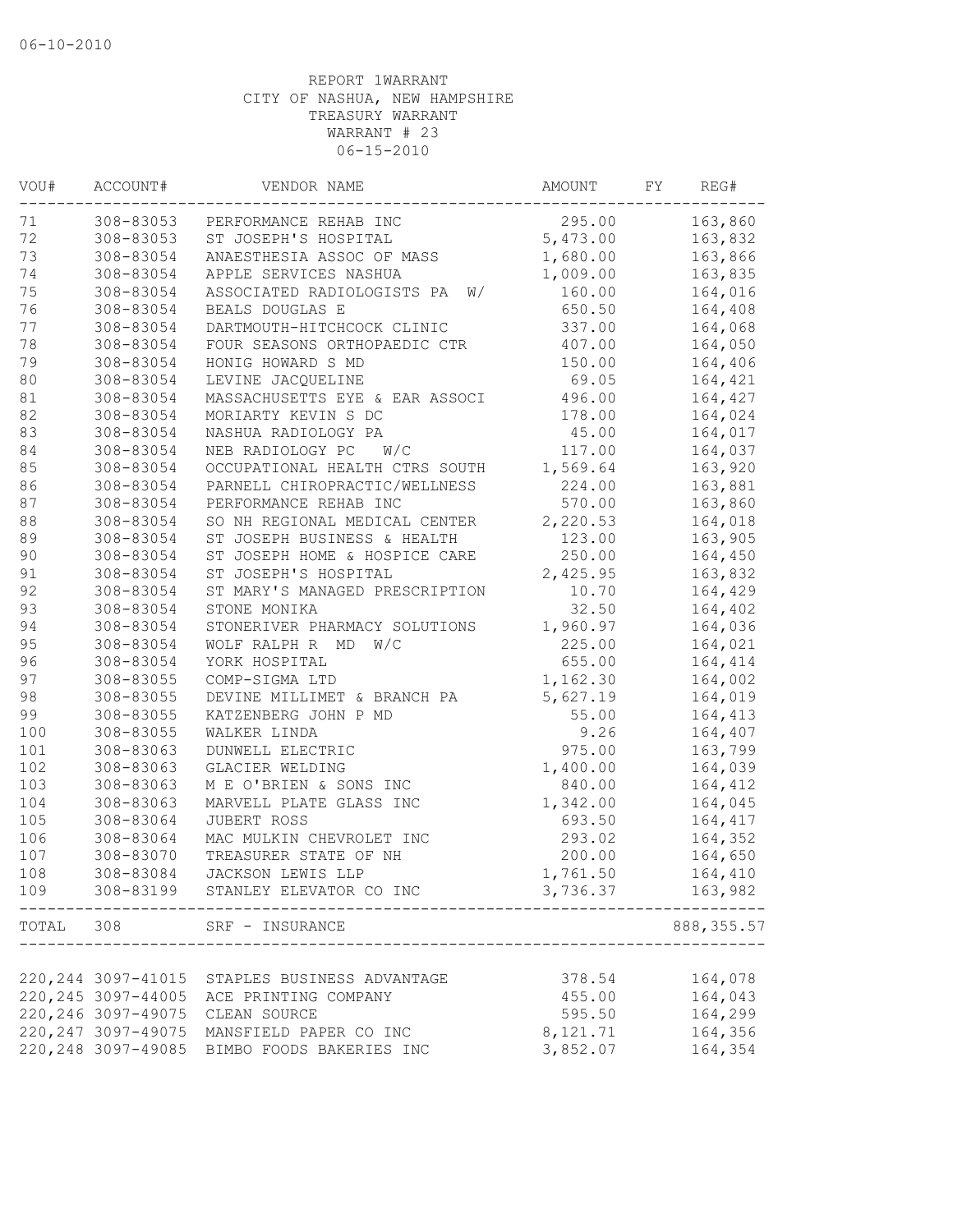06-10-2010

REPORT 1WARRANT
CITY OF NASHUA, NEW HAMPSHIRE
TREASURY WARRANT
WARRANT # 23
06-15-2010

| VOU# | ACCOUNT# | VENDOR NAME | AMOUNT | FY | REG# |
|---|---|---|---|---|---|
| 71 | 308-83053 | PERFORMANCE REHAB INC | 295.00 | | 163,860 |
| 72 | 308-83053 | ST JOSEPH'S HOSPITAL | 5,473.00 | | 163,832 |
| 73 | 308-83054 | ANAESTHESIA ASSOC OF MASS | 1,680.00 | | 163,866 |
| 74 | 308-83054 | APPLE SERVICES NASHUA | 1,009.00 | | 163,835 |
| 75 | 308-83054 | ASSOCIATED RADIOLOGISTS PA W/ | 160.00 | | 164,016 |
| 76 | 308-83054 | BEALS DOUGLAS E | 650.50 | | 164,408 |
| 77 | 308-83054 | DARTMOUTH-HITCHCOCK CLINIC | 337.00 | | 164,068 |
| 78 | 308-83054 | FOUR SEASONS ORTHOPAEDIC CTR | 407.00 | | 164,050 |
| 79 | 308-83054 | HONIG HOWARD S MD | 150.00 | | 164,406 |
| 80 | 308-83054 | LEVINE JACQUELINE | 69.05 | | 164,421 |
| 81 | 308-83054 | MASSACHUSETTS EYE & EAR ASSOCI | 496.00 | | 164,427 |
| 82 | 308-83054 | MORIARTY KEVIN S DC | 178.00 | | 164,024 |
| 83 | 308-83054 | NASHUA RADIOLOGY PA | 45.00 | | 164,017 |
| 84 | 308-83054 | NEB RADIOLOGY PC W/C | 117.00 | | 164,037 |
| 85 | 308-83054 | OCCUPATIONAL HEALTH CTRS SOUTH | 1,569.64 | | 163,920 |
| 86 | 308-83054 | PARNELL CHIROPRACTIC/WELLNESS | 224.00 | | 163,881 |
| 87 | 308-83054 | PERFORMANCE REHAB INC | 570.00 | | 163,860 |
| 88 | 308-83054 | SO NH REGIONAL MEDICAL CENTER | 2,220.53 | | 164,018 |
| 89 | 308-83054 | ST JOSEPH BUSINESS & HEALTH | 123.00 | | 163,905 |
| 90 | 308-83054 | ST JOSEPH HOME & HOSPICE CARE | 250.00 | | 164,450 |
| 91 | 308-83054 | ST JOSEPH'S HOSPITAL | 2,425.95 | | 163,832 |
| 92 | 308-83054 | ST MARY'S MANAGED PRESCRIPTION | 10.70 | | 164,429 |
| 93 | 308-83054 | STONE MONIKA | 32.50 | | 164,402 |
| 94 | 308-83054 | STONERIVER PHARMACY SOLUTIONS | 1,960.97 | | 164,036 |
| 95 | 308-83054 | WOLF RALPH R MD W/C | 225.00 | | 164,021 |
| 96 | 308-83054 | YORK HOSPITAL | 655.00 | | 164,414 |
| 97 | 308-83055 | COMP-SIGMA LTD | 1,162.30 | | 164,002 |
| 98 | 308-83055 | DEVINE MILLIMET & BRANCH PA | 5,627.19 | | 164,019 |
| 99 | 308-83055 | KATZENBERG JOHN P MD | 55.00 | | 164,413 |
| 100 | 308-83055 | WALKER LINDA | 9.26 | | 164,407 |
| 101 | 308-83063 | DUNWELL ELECTRIC | 975.00 | | 163,799 |
| 102 | 308-83063 | GLACIER WELDING | 1,400.00 | | 164,039 |
| 103 | 308-83063 | M E O'BRIEN & SONS INC | 840.00 | | 164,412 |
| 104 | 308-83063 | MARVELL PLATE GLASS INC | 1,342.00 | | 164,045 |
| 105 | 308-83064 | JUBERT ROSS | 693.50 | | 164,417 |
| 106 | 308-83064 | MAC MULKIN CHEVROLET INC | 293.02 | | 164,352 |
| 107 | 308-83070 | TREASURER STATE OF NH | 200.00 | | 164,650 |
| 108 | 308-83084 | JACKSON LEWIS LLP | 1,761.50 | | 164,410 |
| 109 | 308-83199 | STANLEY ELEVATOR CO INC | 3,736.37 | | 163,982 |
| TOTAL | 308 | SRF - INSURANCE | | | 888,355.57 |
| 220,244 | 3097-41015 | STAPLES BUSINESS ADVANTAGE | 378.54 | | 164,078 |
| 220,245 | 3097-44005 | ACE PRINTING COMPANY | 455.00 | | 164,043 |
| 220,246 | 3097-49075 | CLEAN SOURCE | 595.50 | | 164,299 |
| 220,247 | 3097-49075 | MANSFIELD PAPER CO INC | 8,121.71 | | 164,356 |
| 220,248 | 3097-49085 | BIMBO FOODS BAKERIES INC | 3,852.07 | | 164,354 |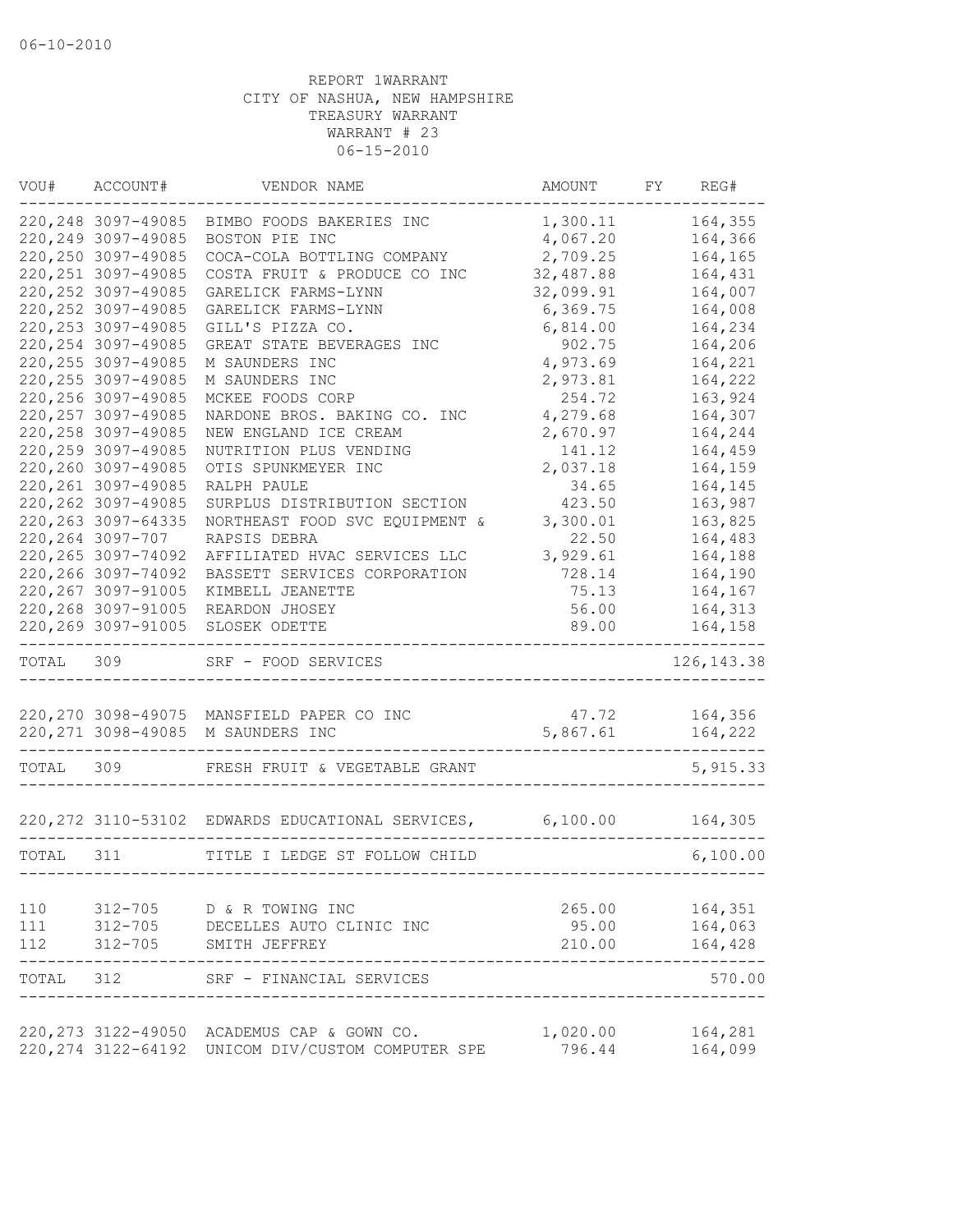06-10-2010

REPORT 1WARRANT
CITY OF NASHUA, NEW HAMPSHIRE
TREASURY WARRANT
WARRANT # 23
06-15-2010

| VOU# | ACCOUNT# | VENDOR NAME | AMOUNT | FY | REG# |
|---|---|---|---|---|---|
| 220,248 | 3097-49085 | BIMBO FOODS BAKERIES INC | 1,300.11 | | 164,355 |
| 220,249 | 3097-49085 | BOSTON PIE INC | 4,067.20 | | 164,366 |
| 220,250 | 3097-49085 | COCA-COLA BOTTLING COMPANY | 2,709.25 | | 164,165 |
| 220,251 | 3097-49085 | COSTA FRUIT & PRODUCE CO INC | 32,487.88 | | 164,431 |
| 220,252 | 3097-49085 | GARELICK FARMS-LYNN | 32,099.91 | | 164,007 |
| 220,252 | 3097-49085 | GARELICK FARMS-LYNN | 6,369.75 | | 164,008 |
| 220,253 | 3097-49085 | GILL'S PIZZA CO. | 6,814.00 | | 164,234 |
| 220,254 | 3097-49085 | GREAT STATE BEVERAGES INC | 902.75 | | 164,206 |
| 220,255 | 3097-49085 | M SAUNDERS INC | 4,973.69 | | 164,221 |
| 220,255 | 3097-49085 | M SAUNDERS INC | 2,973.81 | | 164,222 |
| 220,256 | 3097-49085 | MCKEE FOODS CORP | 254.72 | | 163,924 |
| 220,257 | 3097-49085 | NARDONE BROS. BAKING CO. INC | 4,279.68 | | 164,307 |
| 220,258 | 3097-49085 | NEW ENGLAND ICE CREAM | 2,670.97 | | 164,244 |
| 220,259 | 3097-49085 | NUTRITION PLUS VENDING | 141.12 | | 164,459 |
| 220,260 | 3097-49085 | OTIS SPUNKMEYER INC | 2,037.18 | | 164,159 |
| 220,261 | 3097-49085 | RALPH PAULE | 34.65 | | 164,145 |
| 220,262 | 3097-49085 | SURPLUS DISTRIBUTION SECTION | 423.50 | | 163,987 |
| 220,263 | 3097-64335 | NORTHEAST FOOD SVC EQUIPMENT & | 3,300.01 | | 163,825 |
| 220,264 | 3097-707 | RAPSIS DEBRA | 22.50 | | 164,483 |
| 220,265 | 3097-74092 | AFFILIATED HVAC SERVICES LLC | 3,929.61 | | 164,188 |
| 220,266 | 3097-74092 | BASSETT SERVICES CORPORATION | 728.14 | | 164,190 |
| 220,267 | 3097-91005 | KIMBELL JEANETTE | 75.13 | | 164,167 |
| 220,268 | 3097-91005 | REARDON JHOSEY | 56.00 | | 164,313 |
| 220,269 | 3097-91005 | SLOSEK ODETTE | 89.00 | | 164,158 |
| TOTAL | 309 | SRF - FOOD SERVICES | | | 126,143.38 |
| 220,270 | 3098-49075 | MANSFIELD PAPER CO INC | 47.72 | | 164,356 |
| 220,271 | 3098-49085 | M SAUNDERS INC | 5,867.61 | | 164,222 |
| TOTAL | 309 | FRESH FRUIT & VEGETABLE GRANT | | | 5,915.33 |
| 220,272 | 3110-53102 | EDWARDS EDUCATIONAL SERVICES, | 6,100.00 | | 164,305 |
| TOTAL | 311 | TITLE I LEDGE ST FOLLOW CHILD | | | 6,100.00 |
| 110 | 312-705 | D & R TOWING INC | 265.00 | | 164,351 |
| 111 | 312-705 | DECELLES AUTO CLINIC INC | 95.00 | | 164,063 |
| 112 | 312-705 | SMITH JEFFREY | 210.00 | | 164,428 |
| TOTAL | 312 | SRF - FINANCIAL SERVICES | | | 570.00 |
| 220,273 | 3122-49050 | ACADEMUS CAP & GOWN CO. | 1,020.00 | | 164,281 |
| 220,274 | 3122-64192 | UNICOM DIV/CUSTOM COMPUTER SPE | 796.44 | | 164,099 |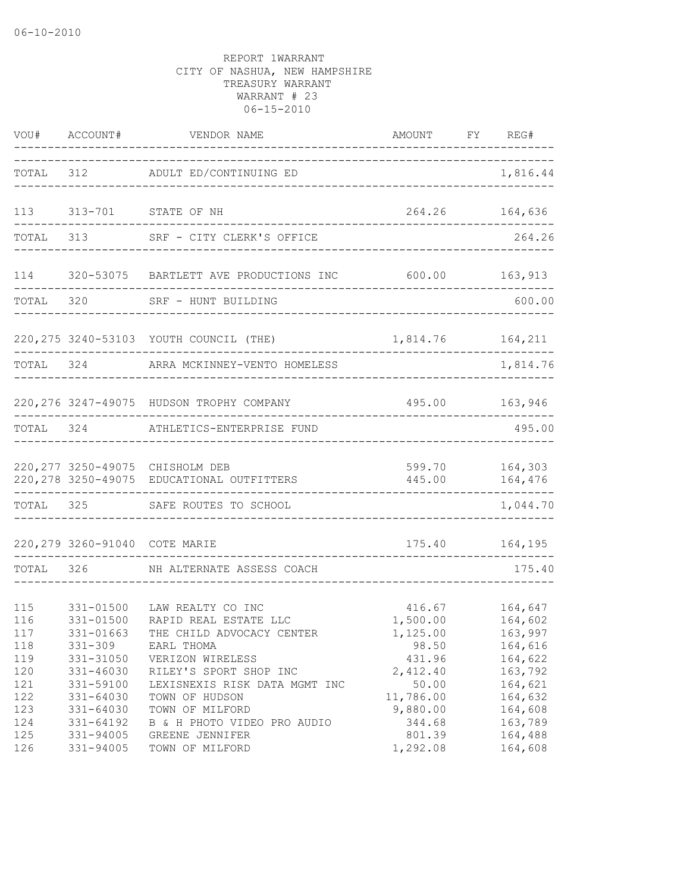06-10-2010

REPORT 1WARRANT
CITY OF NASHUA, NEW HAMPSHIRE
TREASURY WARRANT
WARRANT # 23
06-15-2010

| VOU# | ACCOUNT# | VENDOR NAME | AMOUNT | FY | REG# |
|---|---|---|---|---|---|
| TOTAL | 312 | ADULT ED/CONTINUING ED | | | 1,816.44 |
| 113 | 313-701 | STATE OF NH | 264.26 | | 164,636 |
| TOTAL | 313 | SRF - CITY CLERK'S OFFICE | | | 264.26 |
| 114 | 320-53075 | BARTLETT AVE PRODUCTIONS INC | 600.00 | | 163,913 |
| TOTAL | 320 | SRF - HUNT BUILDING | | | 600.00 |
| 220,275 | 3240-53103 | YOUTH COUNCIL (THE) | 1,814.76 | | 164,211 |
| TOTAL | 324 | ARRA MCKINNEY-VENTO HOMELESS | | | 1,814.76 |
| 220,276 | 3247-49075 | HUDSON TROPHY COMPANY | 495.00 | | 163,946 |
| TOTAL | 324 | ATHLETICS-ENTERPRISE FUND | | | 495.00 |
| 220,277 | 3250-49075 | CHISHOLM DEB | 599.70 | | 164,303 |
| 220,278 | 3250-49075 | EDUCATIONAL OUTFITTERS | 445.00 | | 164,476 |
| TOTAL | 325 | SAFE ROUTES TO SCHOOL | | | 1,044.70 |
| 220,279 | 3260-91040 | COTE MARIE | 175.40 | | 164,195 |
| TOTAL | 326 | NH ALTERNATE ASSESS COACH | | | 175.40 |
| 115 | 331-01500 | LAW REALTY CO INC | 416.67 | | 164,647 |
| 116 | 331-01500 | RAPID REAL ESTATE LLC | 1,500.00 | | 164,602 |
| 117 | 331-01663 | THE CHILD ADVOCACY CENTER | 1,125.00 | | 163,997 |
| 118 | 331-309 | EARL THOMA | 98.50 | | 164,616 |
| 119 | 331-31050 | VERIZON WIRELESS | 431.96 | | 164,622 |
| 120 | 331-46030 | RILEY'S SPORT SHOP INC | 2,412.40 | | 163,792 |
| 121 | 331-59100 | LEXISNEXIS RISK DATA MGMT INC | 50.00 | | 164,621 |
| 122 | 331-64030 | TOWN OF HUDSON | 11,786.00 | | 164,632 |
| 123 | 331-64030 | TOWN OF MILFORD | 9,880.00 | | 164,608 |
| 124 | 331-64192 | B & H PHOTO VIDEO PRO AUDIO | 344.68 | | 163,789 |
| 125 | 331-94005 | GREENE JENNIFER | 801.39 | | 164,488 |
| 126 | 331-94005 | TOWN OF MILFORD | 1,292.08 | | 164,608 |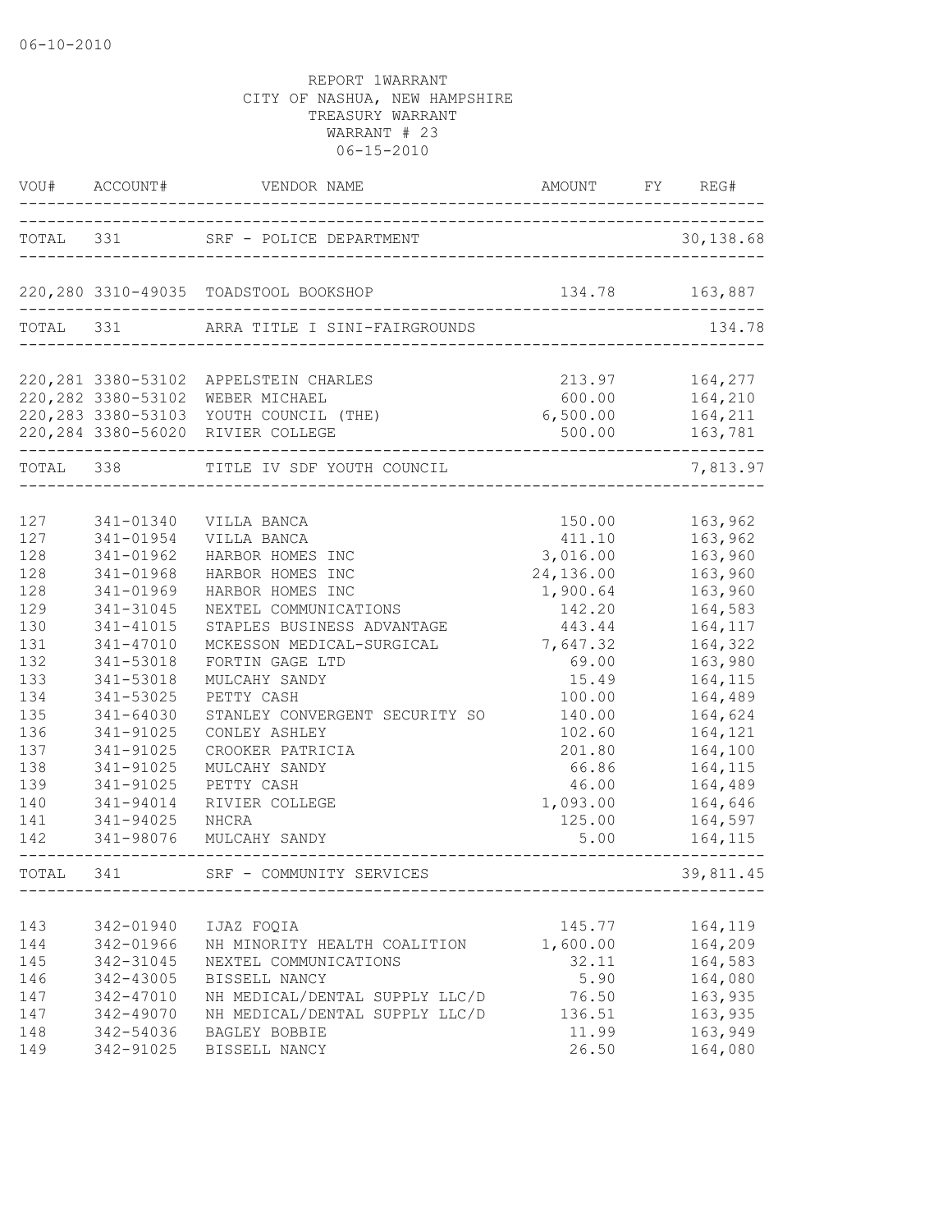06-10-2010

REPORT 1WARRANT
CITY OF NASHUA, NEW HAMPSHIRE
TREASURY WARRANT
WARRANT # 23
06-15-2010

| VOU# | ACCOUNT# | VENDOR NAME | AMOUNT | FY | REG# |
|---|---|---|---|---|---|
| TOTAL | 331 | SRF - POLICE DEPARTMENT | | | 30,138.68 |
| 220,280 | 3310-49035 | TOADSTOOL BOOKSHOP | 134.78 | | 163,887 |
| TOTAL | 331 | ARRA TITLE I SINI-FAIRGROUNDS | | | 134.78 |
| 220,281 | 3380-53102 | APPELSTEIN CHARLES | 213.97 | | 164,277 |
| 220,282 | 3380-53102 | WEBER MICHAEL | 600.00 | | 164,210 |
| 220,283 | 3380-53103 | YOUTH COUNCIL (THE) | 6,500.00 | | 164,211 |
| 220,284 | 3380-56020 | RIVIER COLLEGE | 500.00 | | 163,781 |
| TOTAL | 338 | TITLE IV SDF YOUTH COUNCIL | | | 7,813.97 |
| 127 | 341-01340 | VILLA BANCA | 150.00 | | 163,962 |
| 127 | 341-01954 | VILLA BANCA | 411.10 | | 163,962 |
| 128 | 341-01962 | HARBOR HOMES INC | 3,016.00 | | 163,960 |
| 128 | 341-01968 | HARBOR HOMES INC | 24,136.00 | | 163,960 |
| 128 | 341-01969 | HARBOR HOMES INC | 1,900.64 | | 163,960 |
| 129 | 341-31045 | NEXTEL COMMUNICATIONS | 142.20 | | 164,583 |
| 130 | 341-41015 | STAPLES BUSINESS ADVANTAGE | 443.44 | | 164,117 |
| 131 | 341-47010 | MCKESSON MEDICAL-SURGICAL | 7,647.32 | | 164,322 |
| 132 | 341-53018 | FORTIN GAGE LTD | 69.00 | | 163,980 |
| 133 | 341-53018 | MULCAHY SANDY | 15.49 | | 164,115 |
| 134 | 341-53025 | PETTY CASH | 100.00 | | 164,489 |
| 135 | 341-64030 | STANLEY CONVERGENT SECURITY SO | 140.00 | | 164,624 |
| 136 | 341-91025 | CONLEY ASHLEY | 102.60 | | 164,121 |
| 137 | 341-91025 | CROOKER PATRICIA | 201.80 | | 164,100 |
| 138 | 341-91025 | MULCAHY SANDY | 66.86 | | 164,115 |
| 139 | 341-91025 | PETTY CASH | 46.00 | | 164,489 |
| 140 | 341-94014 | RIVIER COLLEGE | 1,093.00 | | 164,646 |
| 141 | 341-94025 | NHCRA | 125.00 | | 164,597 |
| 142 | 341-98076 | MULCAHY SANDY | 5.00 | | 164,115 |
| TOTAL | 341 | SRF - COMMUNITY SERVICES | | | 39,811.45 |
| 143 | 342-01940 | IJAZ FOQIA | 145.77 | | 164,119 |
| 144 | 342-01966 | NH MINORITY HEALTH COALITION | 1,600.00 | | 164,209 |
| 145 | 342-31045 | NEXTEL COMMUNICATIONS | 32.11 | | 164,583 |
| 146 | 342-43005 | BISSELL NANCY | 5.90 | | 164,080 |
| 147 | 342-47010 | NH MEDICAL/DENTAL SUPPLY LLC/D | 76.50 | | 163,935 |
| 147 | 342-49070 | NH MEDICAL/DENTAL SUPPLY LLC/D | 136.51 | | 163,935 |
| 148 | 342-54036 | BAGLEY BOBBIE | 11.99 | | 163,949 |
| 149 | 342-91025 | BISSELL NANCY | 26.50 | | 164,080 |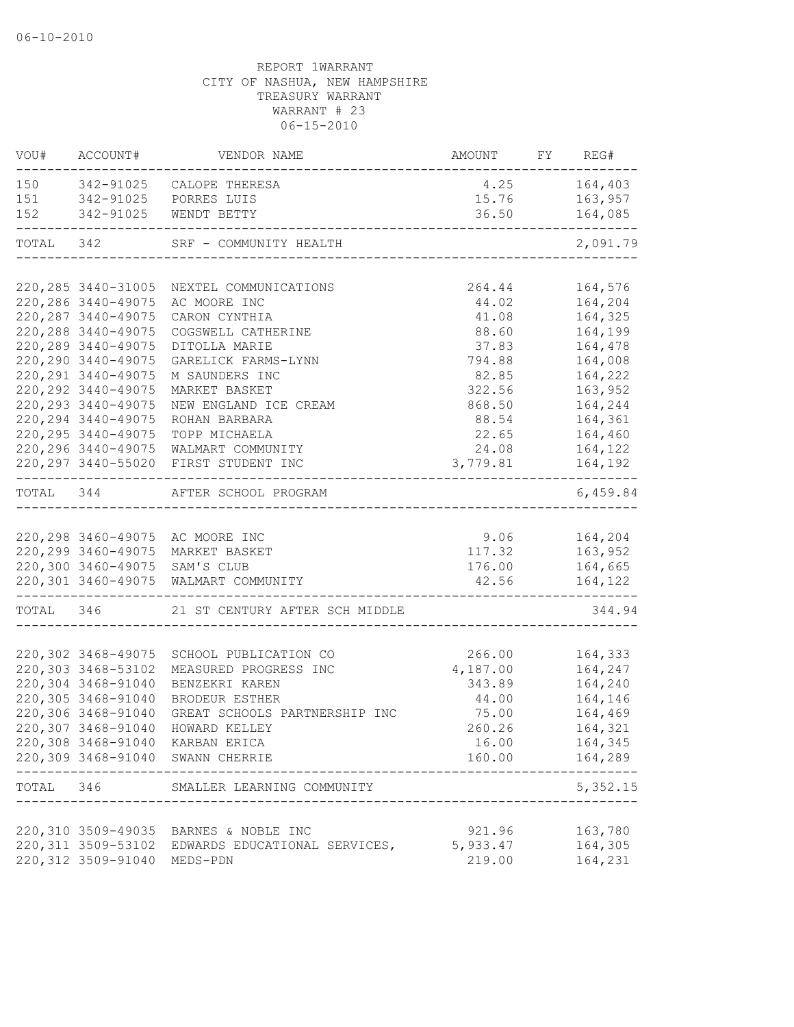06-10-2010

REPORT 1WARRANT
CITY OF NASHUA, NEW HAMPSHIRE
TREASURY WARRANT
WARRANT # 23
06-15-2010

| VOU# | ACCOUNT# | VENDOR NAME | AMOUNT | FY | REG# |
|---|---|---|---|---|---|
| 150 | 342-91025 | CALOPE THERESA | 4.25 | | 164,403 |
| 151 | 342-91025 | PORRES LUIS | 15.76 | | 163,957 |
| 152 | 342-91025 | WENDT BETTY | 36.50 | | 164,085 |
| TOTAL | 342 | SRF - COMMUNITY HEALTH | | | 2,091.79 |
| 220,285 | 3440-31005 | NEXTEL COMMUNICATIONS | 264.44 | | 164,576 |
| 220,286 | 3440-49075 | AC MOORE INC | 44.02 | | 164,204 |
| 220,287 | 3440-49075 | CARON CYNTHIA | 41.08 | | 164,325 |
| 220,288 | 3440-49075 | COGSWELL CATHERINE | 88.60 | | 164,199 |
| 220,289 | 3440-49075 | DITOLLA MARIE | 37.83 | | 164,478 |
| 220,290 | 3440-49075 | GARELICK FARMS-LYNN | 794.88 | | 164,008 |
| 220,291 | 3440-49075 | M SAUNDERS INC | 82.85 | | 164,222 |
| 220,292 | 3440-49075 | MARKET BASKET | 322.56 | | 163,952 |
| 220,293 | 3440-49075 | NEW ENGLAND ICE CREAM | 868.50 | | 164,244 |
| 220,294 | 3440-49075 | ROHAN BARBARA | 88.54 | | 164,361 |
| 220,295 | 3440-49075 | TOPP MICHAELA | 22.65 | | 164,460 |
| 220,296 | 3440-49075 | WALMART COMMUNITY | 24.08 | | 164,122 |
| 220,297 | 3440-55020 | FIRST STUDENT INC | 3,779.81 | | 164,192 |
| TOTAL | 344 | AFTER SCHOOL PROGRAM | | | 6,459.84 |
| 220,298 | 3460-49075 | AC MOORE INC | 9.06 | | 164,204 |
| 220,299 | 3460-49075 | MARKET BASKET | 117.32 | | 163,952 |
| 220,300 | 3460-49075 | SAM'S CLUB | 176.00 | | 164,665 |
| 220,301 | 3460-49075 | WALMART COMMUNITY | 42.56 | | 164,122 |
| TOTAL | 346 | 21 ST CENTURY AFTER SCH MIDDLE | | | 344.94 |
| 220,302 | 3468-49075 | SCHOOL PUBLICATION CO | 266.00 | | 164,333 |
| 220,303 | 3468-53102 | MEASURED PROGRESS INC | 4,187.00 | | 164,247 |
| 220,304 | 3468-91040 | BENZEKRI KAREN | 343.89 | | 164,240 |
| 220,305 | 3468-91040 | BRODEUR ESTHER | 44.00 | | 164,146 |
| 220,306 | 3468-91040 | GREAT SCHOOLS PARTNERSHIP INC | 75.00 | | 164,469 |
| 220,307 | 3468-91040 | HOWARD KELLEY | 260.26 | | 164,321 |
| 220,308 | 3468-91040 | KARBAN ERICA | 16.00 | | 164,345 |
| 220,309 | 3468-91040 | SWANN CHERRIE | 160.00 | | 164,289 |
| TOTAL | 346 | SMALLER LEARNING COMMUNITY | | | 5,352.15 |
| 220,310 | 3509-49035 | BARNES & NOBLE INC | 921.96 | | 163,780 |
| 220,311 | 3509-53102 | EDWARDS EDUCATIONAL SERVICES, | 5,933.47 | | 164,305 |
| 220,312 | 3509-91040 | MEDS-PDN | 219.00 | | 164,231 |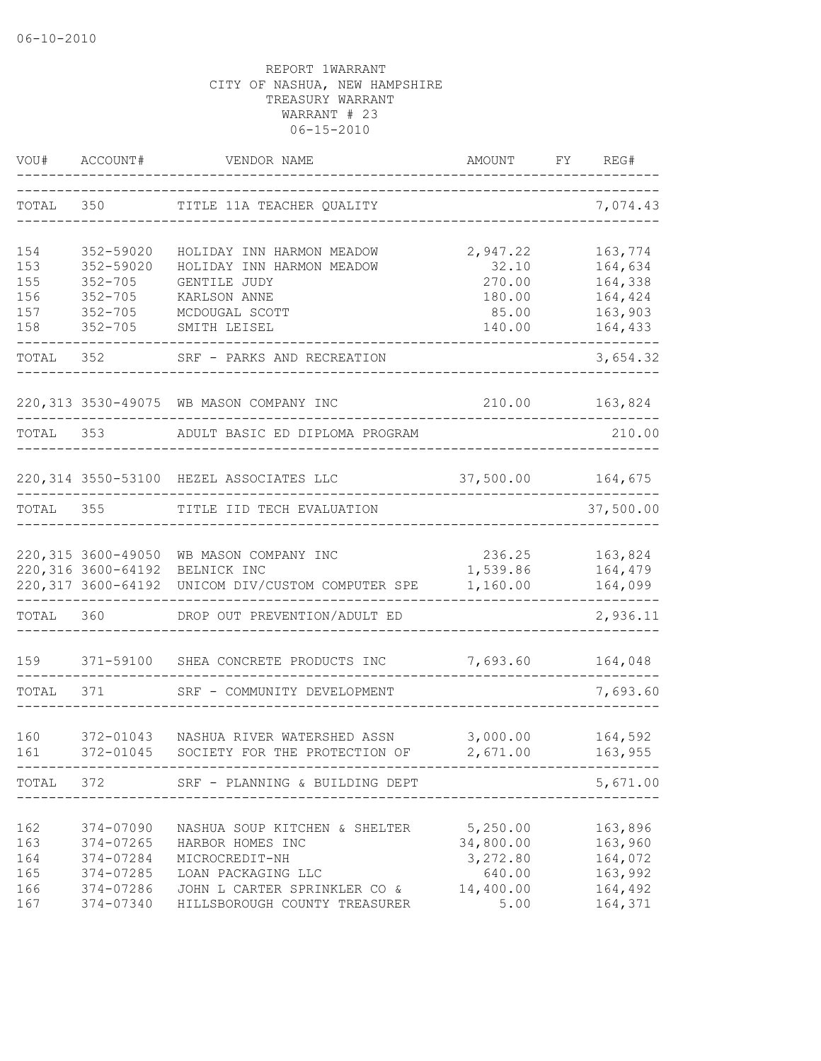06-10-2010

REPORT 1WARRANT
CITY OF NASHUA, NEW HAMPSHIRE
TREASURY WARRANT
WARRANT # 23
06-15-2010

| VOU# | ACCOUNT# | VENDOR NAME | AMOUNT | FY | REG# |
|---|---|---|---|---|---|
| TOTAL | 350 | TITLE 11A TEACHER QUALITY | | | 7,074.43 |
| 154 | 352-59020 | HOLIDAY INN HARMON MEADOW | 2,947.22 | | 163,774 |
| 153 | 352-59020 | HOLIDAY INN HARMON MEADOW | 32.10 | | 164,634 |
| 155 | 352-705 | GENTILE JUDY | 270.00 | | 164,338 |
| 156 | 352-705 | KARLSON ANNE | 180.00 | | 164,424 |
| 157 | 352-705 | MCDOUGAL SCOTT | 85.00 | | 163,903 |
| 158 | 352-705 | SMITH LEISEL | 140.00 | | 164,433 |
| TOTAL | 352 | SRF - PARKS AND RECREATION | | | 3,654.32 |
| 220,313 | 3530-49075 | WB MASON COMPANY INC | 210.00 | | 163,824 |
| TOTAL | 353 | ADULT BASIC ED DIPLOMA PROGRAM | | | 210.00 |
| 220,314 | 3550-53100 | HEZEL ASSOCIATES LLC | 37,500.00 | | 164,675 |
| TOTAL | 355 | TITLE IID TECH EVALUATION | | | 37,500.00 |
| 220,315 | 3600-49050 | WB MASON COMPANY INC | 236.25 | | 163,824 |
| 220,316 | 3600-64192 | BELNICK INC | 1,539.86 | | 164,479 |
| 220,317 | 3600-64192 | UNICOM DIV/CUSTOM COMPUTER SPE | 1,160.00 | | 164,099 |
| TOTAL | 360 | DROP OUT PREVENTION/ADULT ED | | | 2,936.11 |
| 159 | 371-59100 | SHEA CONCRETE PRODUCTS INC | 7,693.60 | | 164,048 |
| TOTAL | 371 | SRF - COMMUNITY DEVELOPMENT | | | 7,693.60 |
| 160 | 372-01043 | NASHUA RIVER WATERSHED ASSN | 3,000.00 | | 164,592 |
| 161 | 372-01045 | SOCIETY FOR THE PROTECTION OF | 2,671.00 | | 163,955 |
| TOTAL | 372 | SRF - PLANNING & BUILDING DEPT | | | 5,671.00 |
| 162 | 374-07090 | NASHUA SOUP KITCHEN & SHELTER | 5,250.00 | | 163,896 |
| 163 | 374-07265 | HARBOR HOMES INC | 34,800.00 | | 163,960 |
| 164 | 374-07284 | MICROCREDIT-NH | 3,272.80 | | 164,072 |
| 165 | 374-07285 | LOAN PACKAGING LLC | 640.00 | | 163,992 |
| 166 | 374-07286 | JOHN L CARTER SPRINKLER CO & | 14,400.00 | | 164,492 |
| 167 | 374-07340 | HILLSBOROUGH COUNTY TREASURER | 5.00 | | 164,371 |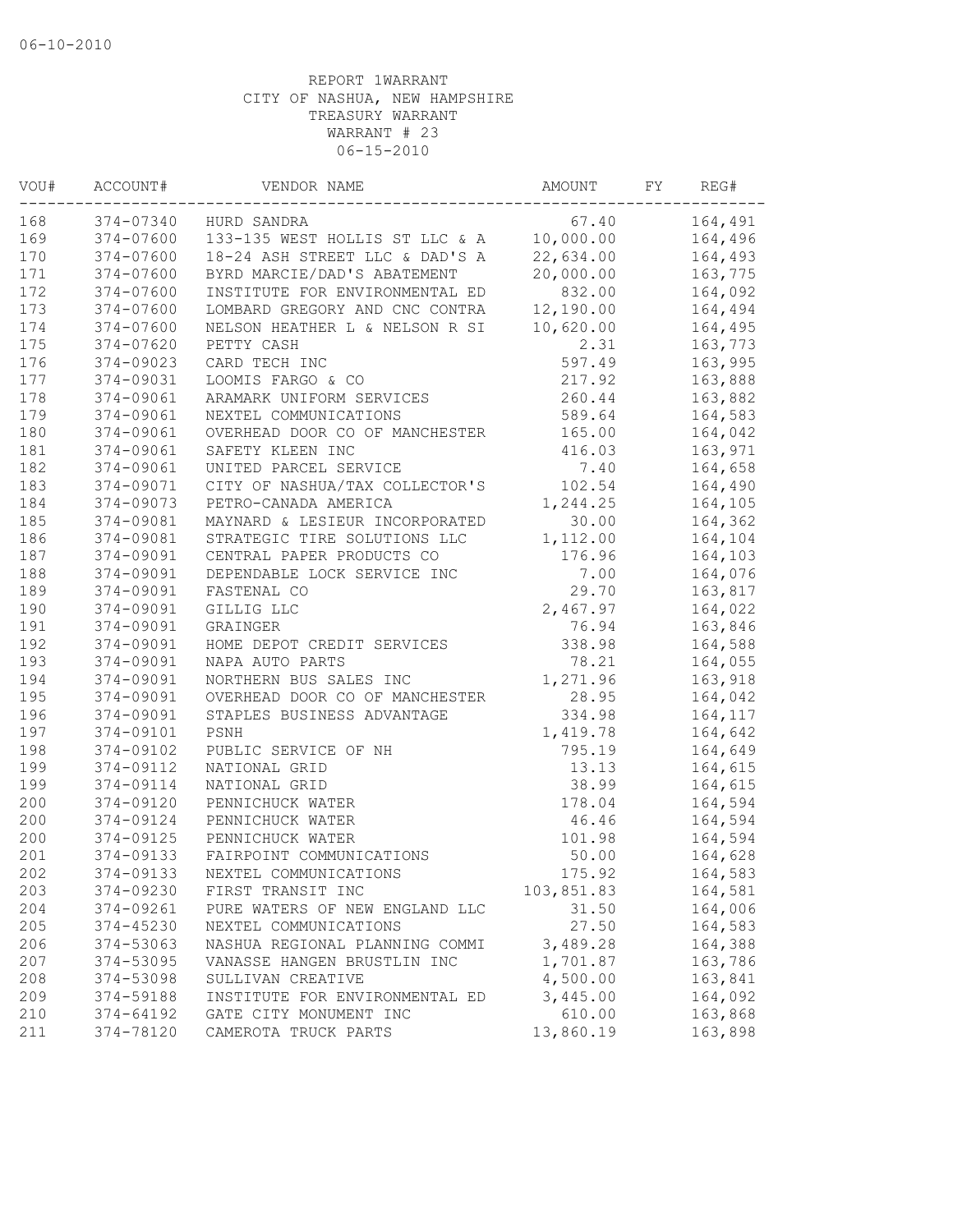06-10-2010

REPORT 1WARRANT
CITY OF NASHUA, NEW HAMPSHIRE
TREASURY WARRANT
WARRANT # 23
06-15-2010

| VOU# | ACCOUNT# | VENDOR NAME | AMOUNT | FY | REG# |
|---|---|---|---|---|---|
| 168 | 374-07340 | HURD SANDRA | 67.40 | | 164,491 |
| 169 | 374-07600 | 133-135 WEST HOLLIS ST LLC & A | 10,000.00 | | 164,496 |
| 170 | 374-07600 | 18-24 ASH STREET LLC & DAD'S A | 22,634.00 | | 164,493 |
| 171 | 374-07600 | BYRD MARCIE/DAD'S ABATEMENT | 20,000.00 | | 163,775 |
| 172 | 374-07600 | INSTITUTE FOR ENVIRONMENTAL ED | 832.00 | | 164,092 |
| 173 | 374-07600 | LOMBARD GREGORY AND CNC CONTRA | 12,190.00 | | 164,494 |
| 174 | 374-07600 | NELSON HEATHER L & NELSON R SI | 10,620.00 | | 164,495 |
| 175 | 374-07620 | PETTY CASH | 2.31 | | 163,773 |
| 176 | 374-09023 | CARD TECH INC | 597.49 | | 163,995 |
| 177 | 374-09031 | LOOMIS FARGO & CO | 217.92 | | 163,888 |
| 178 | 374-09061 | ARAMARK UNIFORM SERVICES | 260.44 | | 163,882 |
| 179 | 374-09061 | NEXTEL COMMUNICATIONS | 589.64 | | 164,583 |
| 180 | 374-09061 | OVERHEAD DOOR CO OF MANCHESTER | 165.00 | | 164,042 |
| 181 | 374-09061 | SAFETY KLEEN INC | 416.03 | | 163,971 |
| 182 | 374-09061 | UNITED PARCEL SERVICE | 7.40 | | 164,658 |
| 183 | 374-09071 | CITY OF NASHUA/TAX COLLECTOR'S | 102.54 | | 164,490 |
| 184 | 374-09073 | PETRO-CANADA AMERICA | 1,244.25 | | 164,105 |
| 185 | 374-09081 | MAYNARD & LESIEUR INCORPORATED | 30.00 | | 164,362 |
| 186 | 374-09081 | STRATEGIC TIRE SOLUTIONS LLC | 1,112.00 | | 164,104 |
| 187 | 374-09091 | CENTRAL PAPER PRODUCTS CO | 176.96 | | 164,103 |
| 188 | 374-09091 | DEPENDABLE LOCK SERVICE INC | 7.00 | | 164,076 |
| 189 | 374-09091 | FASTENAL CO | 29.70 | | 163,817 |
| 190 | 374-09091 | GILLIG LLC | 2,467.97 | | 164,022 |
| 191 | 374-09091 | GRAINGER | 76.94 | | 163,846 |
| 192 | 374-09091 | HOME DEPOT CREDIT SERVICES | 338.98 | | 164,588 |
| 193 | 374-09091 | NAPA AUTO PARTS | 78.21 | | 164,055 |
| 194 | 374-09091 | NORTHERN BUS SALES INC | 1,271.96 | | 163,918 |
| 195 | 374-09091 | OVERHEAD DOOR CO OF MANCHESTER | 28.95 | | 164,042 |
| 196 | 374-09091 | STAPLES BUSINESS ADVANTAGE | 334.98 | | 164,117 |
| 197 | 374-09101 | PSNH | 1,419.78 | | 164,642 |
| 198 | 374-09102 | PUBLIC SERVICE OF NH | 795.19 | | 164,649 |
| 199 | 374-09112 | NATIONAL GRID | 13.13 | | 164,615 |
| 199 | 374-09114 | NATIONAL GRID | 38.99 | | 164,615 |
| 200 | 374-09120 | PENNICHUCK WATER | 178.04 | | 164,594 |
| 200 | 374-09124 | PENNICHUCK WATER | 46.46 | | 164,594 |
| 200 | 374-09125 | PENNICHUCK WATER | 101.98 | | 164,594 |
| 201 | 374-09133 | FAIRPOINT COMMUNICATIONS | 50.00 | | 164,628 |
| 202 | 374-09133 | NEXTEL COMMUNICATIONS | 175.92 | | 164,583 |
| 203 | 374-09230 | FIRST TRANSIT INC | 103,851.83 | | 164,581 |
| 204 | 374-09261 | PURE WATERS OF NEW ENGLAND LLC | 31.50 | | 164,006 |
| 205 | 374-45230 | NEXTEL COMMUNICATIONS | 27.50 | | 164,583 |
| 206 | 374-53063 | NASHUA REGIONAL PLANNING COMMI | 3,489.28 | | 164,388 |
| 207 | 374-53095 | VANASSE HANGEN BRUSTLIN INC | 1,701.87 | | 163,786 |
| 208 | 374-53098 | SULLIVAN CREATIVE | 4,500.00 | | 163,841 |
| 209 | 374-59188 | INSTITUTE FOR ENVIRONMENTAL ED | 3,445.00 | | 164,092 |
| 210 | 374-64192 | GATE CITY MONUMENT INC | 610.00 | | 163,868 |
| 211 | 374-78120 | CAMEROTA TRUCK PARTS | 13,860.19 | | 163,898 |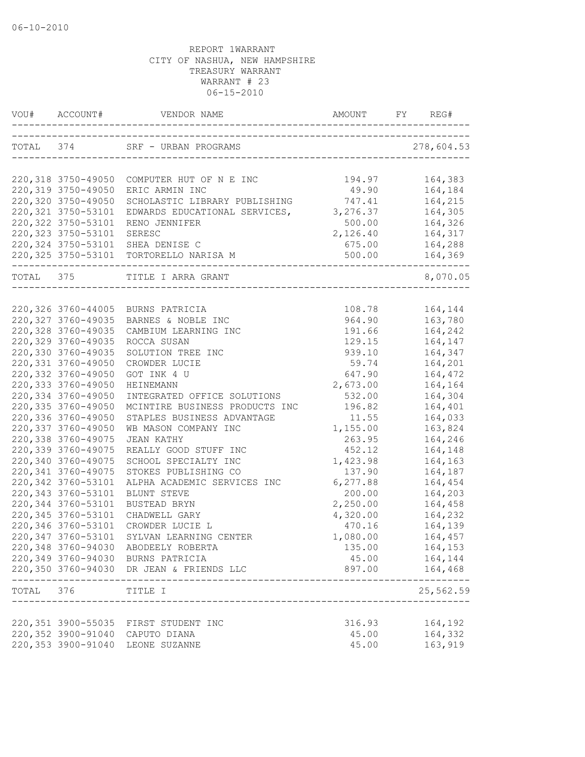06-10-2010

REPORT 1WARRANT
CITY OF NASHUA, NEW HAMPSHIRE
TREASURY WARRANT
WARRANT # 23
06-15-2010

| VOU# | ACCOUNT# | VENDOR NAME | AMOUNT | FY | REG# |
|---|---|---|---|---|---|
| TOTAL | 374 | SRF - URBAN PROGRAMS | | | 278,604.53 |
| 220,318 | 3750-49050 | COMPUTER HUT OF N E INC | 194.97 | | 164,383 |
| 220,319 | 3750-49050 | ERIC ARMIN INC | 49.90 | | 164,184 |
| 220,320 | 3750-49050 | SCHOLASTIC LIBRARY PUBLISHING | 747.41 | | 164,215 |
| 220,321 | 3750-53101 | EDWARDS EDUCATIONAL SERVICES, | 3,276.37 | | 164,305 |
| 220,322 | 3750-53101 | RENO JENNIFER | 500.00 | | 164,326 |
| 220,323 | 3750-53101 | SERESC | 2,126.40 | | 164,317 |
| 220,324 | 3750-53101 | SHEA DENISE C | 675.00 | | 164,288 |
| 220,325 | 3750-53101 | TORTORELLO NARISA M | 500.00 | | 164,369 |
| TOTAL | 375 | TITLE I ARRA GRANT | | | 8,070.05 |
| 220,326 | 3760-44005 | BURNS PATRICIA | 108.78 | | 164,144 |
| 220,327 | 3760-49035 | BARNES & NOBLE INC | 964.90 | | 163,780 |
| 220,328 | 3760-49035 | CAMBIUM LEARNING INC | 191.66 | | 164,242 |
| 220,329 | 3760-49035 | ROCCA SUSAN | 129.15 | | 164,147 |
| 220,330 | 3760-49035 | SOLUTION TREE INC | 939.10 | | 164,347 |
| 220,331 | 3760-49050 | CROWDER LUCIE | 59.74 | | 164,201 |
| 220,332 | 3760-49050 | GOT INK 4 U | 647.90 | | 164,472 |
| 220,333 | 3760-49050 | HEINEMANN | 2,673.00 | | 164,164 |
| 220,334 | 3760-49050 | INTEGRATED OFFICE SOLUTIONS | 532.00 | | 164,304 |
| 220,335 | 3760-49050 | MCINTIRE BUSINESS PRODUCTS INC | 196.82 | | 164,401 |
| 220,336 | 3760-49050 | STAPLES BUSINESS ADVANTAGE | 11.55 | | 164,033 |
| 220,337 | 3760-49050 | WB MASON COMPANY INC | 1,155.00 | | 163,824 |
| 220,338 | 3760-49075 | JEAN KATHY | 263.95 | | 164,246 |
| 220,339 | 3760-49075 | REALLY GOOD STUFF INC | 452.12 | | 164,148 |
| 220,340 | 3760-49075 | SCHOOL SPECIALTY INC | 1,423.98 | | 164,163 |
| 220,341 | 3760-49075 | STOKES PUBLISHING CO | 137.90 | | 164,187 |
| 220,342 | 3760-53101 | ALPHA ACADEMIC SERVICES INC | 6,277.88 | | 164,454 |
| 220,343 | 3760-53101 | BLUNT STEVE | 200.00 | | 164,203 |
| 220,344 | 3760-53101 | BUSTEAD BRYN | 2,250.00 | | 164,458 |
| 220,345 | 3760-53101 | CHADWELL GARY | 4,320.00 | | 164,232 |
| 220,346 | 3760-53101 | CROWDER LUCIE L | 470.16 | | 164,139 |
| 220,347 | 3760-53101 | SYLVAN LEARNING CENTER | 1,080.00 | | 164,457 |
| 220,348 | 3760-94030 | ABODEELY ROBERTA | 135.00 | | 164,153 |
| 220,349 | 3760-94030 | BURNS PATRICIA | 45.00 | | 164,144 |
| 220,350 | 3760-94030 | DR JEAN & FRIENDS LLC | 897.00 | | 164,468 |
| TOTAL | 376 | TITLE I | | | 25,562.59 |
| 220,351 | 3900-55035 | FIRST STUDENT INC | 316.93 | | 164,192 |
| 220,352 | 3900-91040 | CAPUTO DIANA | 45.00 | | 164,332 |
| 220,353 | 3900-91040 | LEONE SUZANNE | 45.00 | | 163,919 |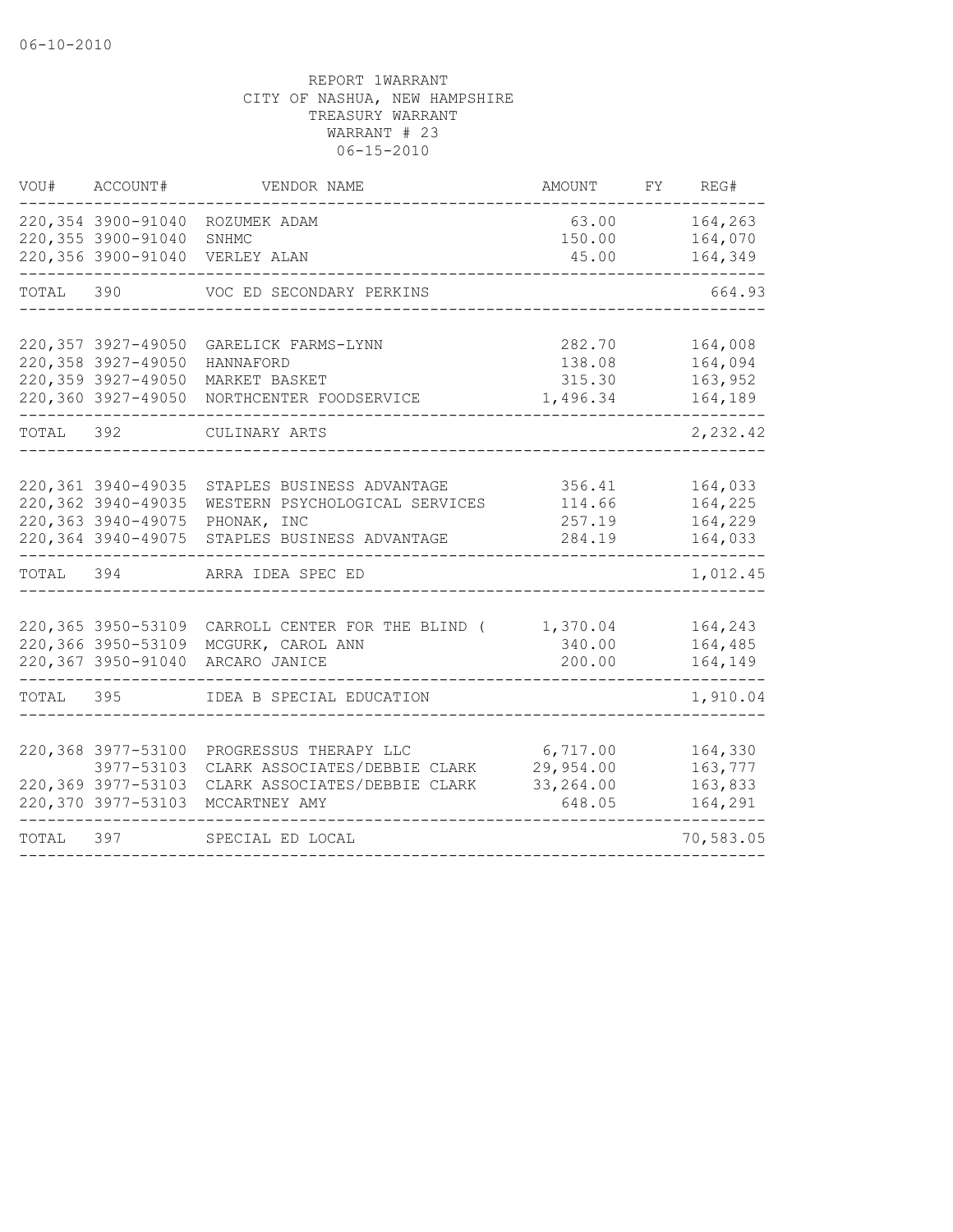06-10-2010

REPORT 1WARRANT
CITY OF NASHUA, NEW HAMPSHIRE
TREASURY WARRANT
WARRANT # 23
06-15-2010

| VOU# | ACCOUNT# | VENDOR NAME | AMOUNT | FY | REG# |
|---|---|---|---|---|---|
| 220,354 | 3900-91040 | ROZUMEK ADAM | 63.00 | | 164,263 |
| 220,355 | 3900-91040 | SNHMC | 150.00 | | 164,070 |
| 220,356 | 3900-91040 | VERLEY ALAN | 45.00 | | 164,349 |
| TOTAL | 390 | VOC ED SECONDARY PERKINS | | | 664.93 |
| 220,357 | 3927-49050 | GARELICK FARMS-LYNN | 282.70 | | 164,008 |
| 220,358 | 3927-49050 | HANNAFORD | 138.08 | | 164,094 |
| 220,359 | 3927-49050 | MARKET BASKET | 315.30 | | 163,952 |
| 220,360 | 3927-49050 | NORTHCENTER FOODSERVICE | 1,496.34 | | 164,189 |
| TOTAL | 392 | CULINARY ARTS | | | 2,232.42 |
| 220,361 | 3940-49035 | STAPLES BUSINESS ADVANTAGE | 356.41 | | 164,033 |
| 220,362 | 3940-49035 | WESTERN PSYCHOLOGICAL SERVICES | 114.66 | | 164,225 |
| 220,363 | 3940-49075 | PHONAK, INC | 257.19 | | 164,229 |
| 220,364 | 3940-49075 | STAPLES BUSINESS ADVANTAGE | 284.19 | | 164,033 |
| TOTAL | 394 | ARRA IDEA SPEC ED | | | 1,012.45 |
| 220,365 | 3950-53109 | CARROLL CENTER FOR THE BLIND ( | 1,370.04 | | 164,243 |
| 220,366 | 3950-53109 | MCGURK, CAROL ANN | 340.00 | | 164,485 |
| 220,367 | 3950-91040 | ARCARO JANICE | 200.00 | | 164,149 |
| TOTAL | 395 | IDEA B SPECIAL EDUCATION | | | 1,910.04 |
| 220,368 | 3977-53100 | PROGRESSUS THERAPY LLC | 6,717.00 | | 164,330 |
| | 3977-53103 | CLARK ASSOCIATES/DEBBIE CLARK | 29,954.00 | | 163,777 |
| 220,369 | 3977-53103 | CLARK ASSOCIATES/DEBBIE CLARK | 33,264.00 | | 163,833 |
| 220,370 | 3977-53103 | MCCARTNEY AMY | 648.05 | | 164,291 |
| TOTAL | 397 | SPECIAL ED LOCAL | | | 70,583.05 |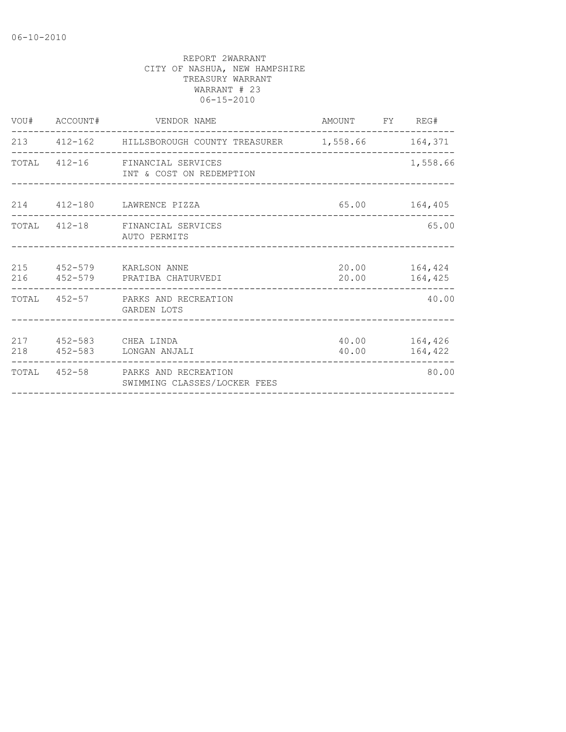REPORT 2WARRANT
CITY OF NASHUA, NEW HAMPSHIRE
TREASURY WARRANT
WARRANT # 23
06-15-2010

| VOU# | ACCOUNT# | VENDOR NAME | AMOUNT | FY | REG# |
|---|---|---|---|---|---|
| 213 | 412-162 | HILLSBOROUGH COUNTY TREASURER | 1,558.66 | | 164,371 |
| TOTAL | 412-16 | FINANCIAL SERVICES<br>INT & COST ON REDEMPTION | | | 1,558.66 |
| 214 | 412-180 | LAWRENCE PIZZA | 65.00 | | 164,405 |
| TOTAL | 412-18 | FINANCIAL SERVICES<br>AUTO PERMITS | | | 65.00 |
| 215 | 452-579 | KARLSON ANNE | 20.00 | | 164,424 |
| 216 | 452-579 | PRATIBA CHATURVEDI | 20.00 | | 164,425 |
| TOTAL | 452-57 | PARKS AND RECREATION<br>GARDEN LOTS | | | 40.00 |
| 217 | 452-583 | CHEA LINDA | 40.00 | | 164,426 |
| 218 | 452-583 | LONGAN ANJALI | 40.00 | | 164,422 |
| TOTAL | 452-58 | PARKS AND RECREATION<br>SWIMMING CLASSES/LOCKER FEES | | | 80.00 |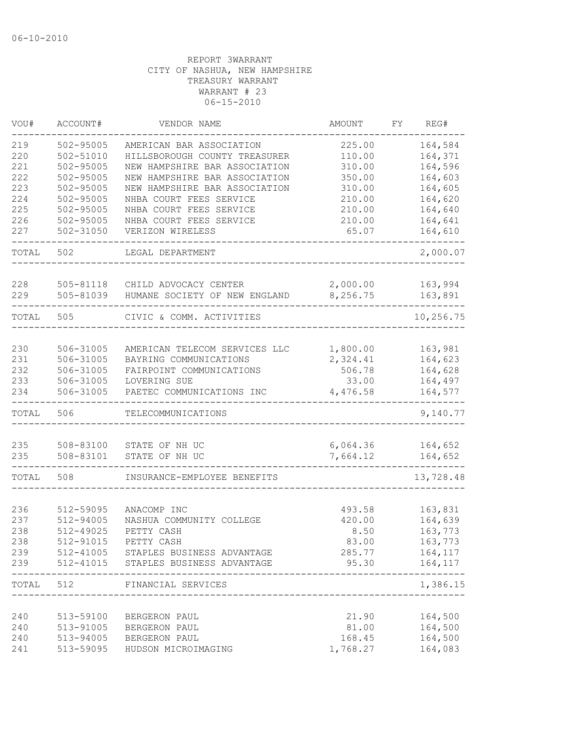06-10-2010

REPORT 3WARRANT
CITY OF NASHUA, NEW HAMPSHIRE
TREASURY WARRANT
WARRANT # 23
06-15-2010

| VOU# | ACCOUNT# | VENDOR NAME | AMOUNT | FY | REG# |
|---|---|---|---|---|---|
| 219 | 502-95005 | AMERICAN BAR ASSOCIATION | 225.00 | | 164,584 |
| 220 | 502-51010 | HILLSBOROUGH COUNTY TREASURER | 110.00 | | 164,371 |
| 221 | 502-95005 | NEW HAMPSHIRE BAR ASSOCIATION | 310.00 | | 164,596 |
| 222 | 502-95005 | NEW HAMPSHIRE BAR ASSOCIATION | 350.00 | | 164,603 |
| 223 | 502-95005 | NEW HAMPSHIRE BAR ASSOCIATION | 310.00 | | 164,605 |
| 224 | 502-95005 | NHBA COURT FEES SERVICE | 210.00 | | 164,620 |
| 225 | 502-95005 | NHBA COURT FEES SERVICE | 210.00 | | 164,640 |
| 226 | 502-95005 | NHBA COURT FEES SERVICE | 210.00 | | 164,641 |
| 227 | 502-31050 | VERIZON WIRELESS | 65.07 | | 164,610 |
| TOTAL | 502 | LEGAL DEPARTMENT | | | 2,000.07 |
| 228 | 505-81118 | CHILD ADVOCACY CENTER | 2,000.00 | | 163,994 |
| 229 | 505-81039 | HUMANE SOCIETY OF NEW ENGLAND | 8,256.75 | | 163,891 |
| TOTAL | 505 | CIVIC & COMM. ACTIVITIES | | | 10,256.75 |
| 230 | 506-31005 | AMERICAN TELECOM SERVICES LLC | 1,800.00 | | 163,981 |
| 231 | 506-31005 | BAYRING COMMUNICATIONS | 2,324.41 | | 164,623 |
| 232 | 506-31005 | FAIRPOINT COMMUNICATIONS | 506.78 | | 164,628 |
| 233 | 506-31005 | LOVERING SUE | 33.00 | | 164,497 |
| 234 | 506-31005 | PAETEC COMMUNICATIONS INC | 4,476.58 | | 164,577 |
| TOTAL | 506 | TELECOMMUNICATIONS | | | 9,140.77 |
| 235 | 508-83100 | STATE OF NH UC | 6,064.36 | | 164,652 |
| 235 | 508-83101 | STATE OF NH UC | 7,664.12 | | 164,652 |
| TOTAL | 508 | INSURANCE-EMPLOYEE BENEFITS | | | 13,728.48 |
| 236 | 512-59095 | ANACOMP INC | 493.58 | | 163,831 |
| 237 | 512-94005 | NASHUA COMMUNITY COLLEGE | 420.00 | | 164,639 |
| 238 | 512-49025 | PETTY CASH | 8.50 | | 163,773 |
| 238 | 512-91015 | PETTY CASH | 83.00 | | 163,773 |
| 239 | 512-41005 | STAPLES BUSINESS ADVANTAGE | 285.77 | | 164,117 |
| 239 | 512-41015 | STAPLES BUSINESS ADVANTAGE | 95.30 | | 164,117 |
| TOTAL | 512 | FINANCIAL SERVICES | | | 1,386.15 |
| 240 | 513-59100 | BERGERON PAUL | 21.90 | | 164,500 |
| 240 | 513-91005 | BERGERON PAUL | 81.00 | | 164,500 |
| 240 | 513-94005 | BERGERON PAUL | 168.45 | | 164,500 |
| 241 | 513-59095 | HUDSON MICROIMAGING | 1,768.27 | | 164,083 |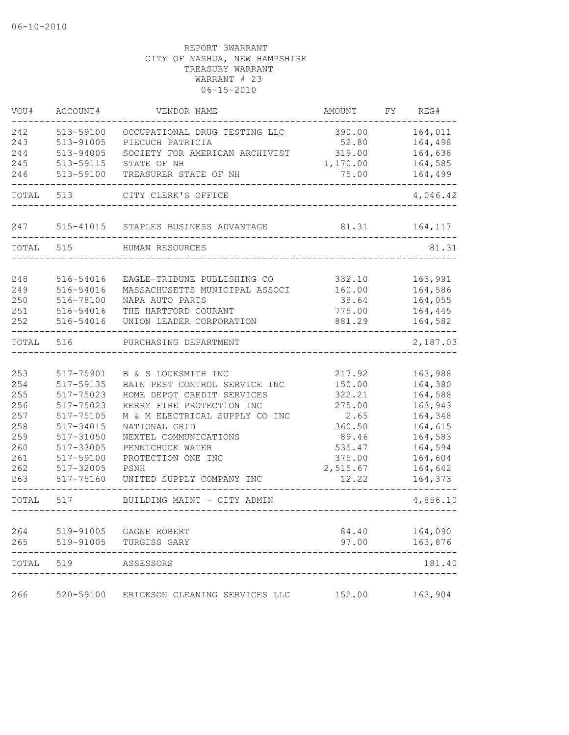06-10-2010

REPORT 3WARRANT
CITY OF NASHUA, NEW HAMPSHIRE
TREASURY WARRANT
WARRANT # 23
06-15-2010

| VOU# | ACCOUNT# | VENDOR NAME | AMOUNT | FY | REG# |
|---|---|---|---|---|---|
| 242 | 513-59100 | OCCUPATIONAL DRUG TESTING LLC | 390.00 | | 164,011 |
| 243 | 513-91005 | PIECUCH PATRICIA | 52.80 | | 164,498 |
| 244 | 513-94005 | SOCIETY FOR AMERICAN ARCHIVIST | 319.00 | | 164,638 |
| 245 | 513-59115 | STATE OF NH | 1,170.00 | | 164,585 |
| 246 | 513-59100 | TREASURER STATE OF NH | 75.00 | | 164,499 |
| TOTAL | 513 | CITY CLERK'S OFFICE | | | 4,046.42 |
| 247 | 515-41015 | STAPLES BUSINESS ADVANTAGE | 81.31 | | 164,117 |
| TOTAL | 515 | HUMAN RESOURCES | | | 81.31 |
| 248 | 516-54016 | EAGLE-TRIBUNE PUBLISHING CO | 332.10 | | 163,991 |
| 249 | 516-54016 | MASSACHUSETTS MUNICIPAL ASSOCI | 160.00 | | 164,586 |
| 250 | 516-78100 | NAPA AUTO PARTS | 38.64 | | 164,055 |
| 251 | 516-54016 | THE HARTFORD COURANT | 775.00 | | 164,445 |
| 252 | 516-54016 | UNION LEADER CORPORATION | 881.29 | | 164,582 |
| TOTAL | 516 | PURCHASING DEPARTMENT | | | 2,187.03 |
| 253 | 517-75901 | B & S LOCKSMITH INC | 217.92 | | 163,988 |
| 254 | 517-59135 | BAIN PEST CONTROL SERVICE INC | 150.00 | | 164,380 |
| 255 | 517-75023 | HOME DEPOT CREDIT SERVICES | 322.21 | | 164,588 |
| 256 | 517-75023 | KERRY FIRE PROTECTION INC | 275.00 | | 163,943 |
| 257 | 517-75105 | M & M ELECTRICAL SUPPLY CO INC | 2.65 | | 164,348 |
| 258 | 517-34015 | NATIONAL GRID | 360.50 | | 164,615 |
| 259 | 517-31050 | NEXTEL COMMUNICATIONS | 89.46 | | 164,583 |
| 260 | 517-33005 | PENNICHUCK WATER | 535.47 | | 164,594 |
| 261 | 517-59100 | PROTECTION ONE INC | 375.00 | | 164,604 |
| 262 | 517-32005 | PSNH | 2,515.67 | | 164,642 |
| 263 | 517-75160 | UNITED SUPPLY COMPANY INC | 12.22 | | 164,373 |
| TOTAL | 517 | BUILDING MAINT - CITY ADMIN | | | 4,856.10 |
| 264 | 519-91005 | GAGNE ROBERT | 84.40 | | 164,090 |
| 265 | 519-91005 | TURGISS GARY | 97.00 | | 163,876 |
| TOTAL | 519 | ASSESSORS | | | 181.40 |
| 266 | 520-59100 | ERICKSON CLEANING SERVICES LLC | 152.00 | | 163,904 |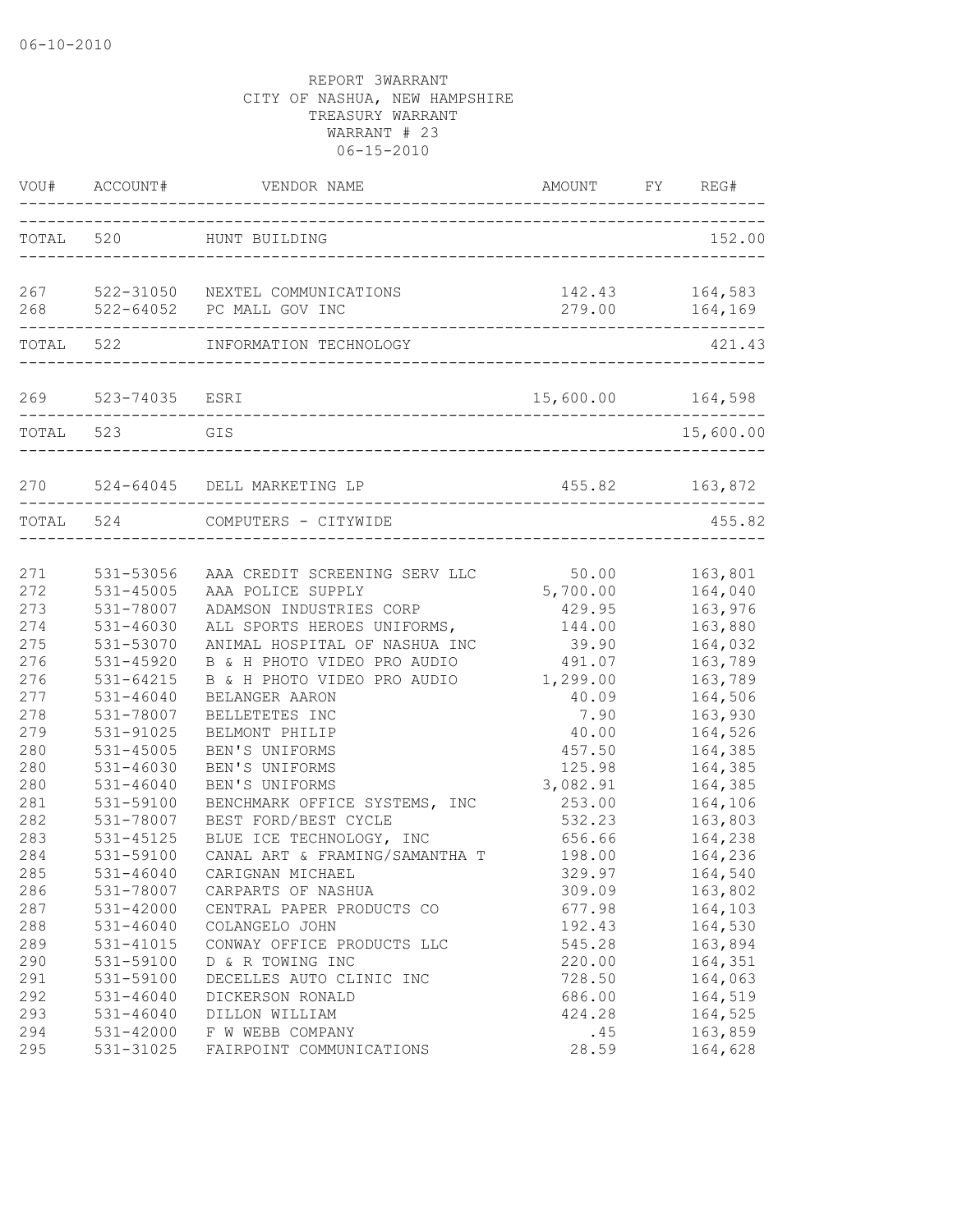06-10-2010

REPORT 3WARRANT
CITY OF NASHUA, NEW HAMPSHIRE
TREASURY WARRANT
WARRANT # 23
06-15-2010

| VOU# | ACCOUNT# | VENDOR NAME | AMOUNT | FY | REG# |
|---|---|---|---|---|---|
| TOTAL | 520 | HUNT BUILDING | | | 152.00 |
| 267 | 522-31050 | NEXTEL COMMUNICATIONS | 142.43 | | 164,583 |
| 268 | 522-64052 | PC MALL GOV INC | 279.00 | | 164,169 |
| TOTAL | 522 | INFORMATION TECHNOLOGY | | | 421.43 |
| 269 | 523-74035 | ESRI | 15,600.00 | | 164,598 |
| TOTAL | 523 | GIS | | | 15,600.00 |
| 270 | 524-64045 | DELL MARKETING LP | 455.82 | | 163,872 |
| TOTAL | 524 | COMPUTERS - CITYWIDE | | | 455.82 |
| 271 | 531-53056 | AAA CREDIT SCREENING SERV LLC | 50.00 | | 163,801 |
| 272 | 531-45005 | AAA POLICE SUPPLY | 5,700.00 | | 164,040 |
| 273 | 531-78007 | ADAMSON INDUSTRIES CORP | 429.95 | | 163,976 |
| 274 | 531-46030 | ALL SPORTS HEROES UNIFORMS, | 144.00 | | 163,880 |
| 275 | 531-53070 | ANIMAL HOSPITAL OF NASHUA INC | 39.90 | | 164,032 |
| 276 | 531-45920 | B & H PHOTO VIDEO PRO AUDIO | 491.07 | | 163,789 |
| 276 | 531-64215 | B & H PHOTO VIDEO PRO AUDIO | 1,299.00 | | 163,789 |
| 277 | 531-46040 | BELANGER AARON | 40.09 | | 164,506 |
| 278 | 531-78007 | BELLETETES INC | 7.90 | | 163,930 |
| 279 | 531-91025 | BELMONT PHILIP | 40.00 | | 164,526 |
| 280 | 531-45005 | BEN'S UNIFORMS | 457.50 | | 164,385 |
| 280 | 531-46030 | BEN'S UNIFORMS | 125.98 | | 164,385 |
| 280 | 531-46040 | BEN'S UNIFORMS | 3,082.91 | | 164,385 |
| 281 | 531-59100 | BENCHMARK OFFICE SYSTEMS, INC | 253.00 | | 164,106 |
| 282 | 531-78007 | BEST FORD/BEST CYCLE | 532.23 | | 163,803 |
| 283 | 531-45125 | BLUE ICE TECHNOLOGY, INC | 656.66 | | 164,238 |
| 284 | 531-59100 | CANAL ART & FRAMING/SAMANTHA T | 198.00 | | 164,236 |
| 285 | 531-46040 | CARIGNAN MICHAEL | 329.97 | | 164,540 |
| 286 | 531-78007 | CARPARTS OF NASHUA | 309.09 | | 163,802 |
| 287 | 531-42000 | CENTRAL PAPER PRODUCTS CO | 677.98 | | 164,103 |
| 288 | 531-46040 | COLANGELO JOHN | 192.43 | | 164,530 |
| 289 | 531-41015 | CONWAY OFFICE PRODUCTS LLC | 545.28 | | 163,894 |
| 290 | 531-59100 | D & R TOWING INC | 220.00 | | 164,351 |
| 291 | 531-59100 | DECELLES AUTO CLINIC INC | 728.50 | | 164,063 |
| 292 | 531-46040 | DICKERSON RONALD | 686.00 | | 164,519 |
| 293 | 531-46040 | DILLON WILLIAM | 424.28 | | 164,525 |
| 294 | 531-42000 | F W WEBB COMPANY | .45 | | 163,859 |
| 295 | 531-31025 | FAIRPOINT COMMUNICATIONS | 28.59 | | 164,628 |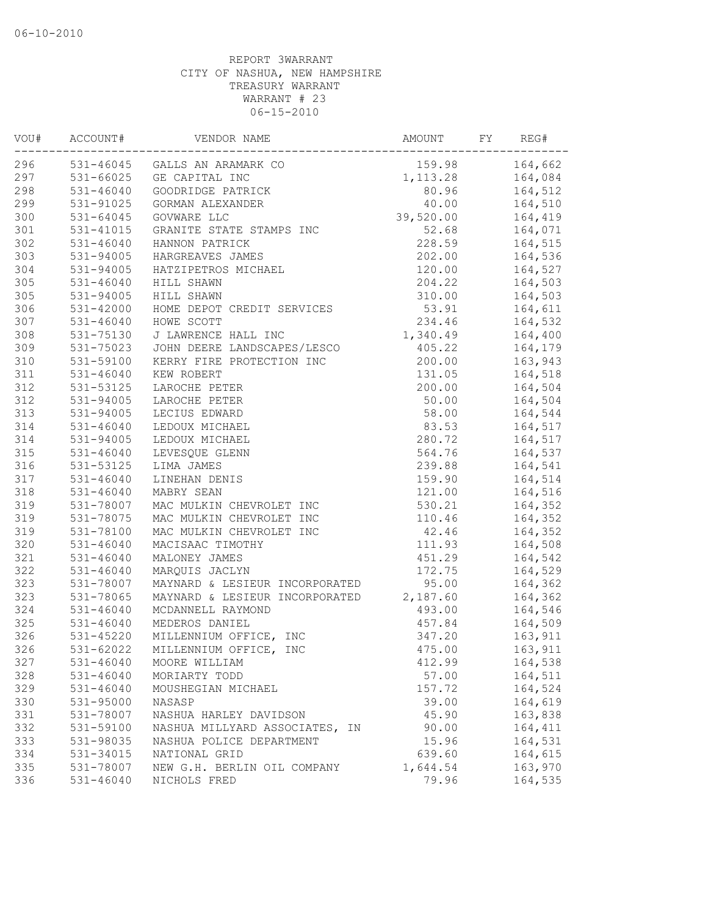06-10-2010

REPORT 3WARRANT
CITY OF NASHUA, NEW HAMPSHIRE
TREASURY WARRANT
WARRANT # 23
06-15-2010

| VOU# | ACCOUNT# | VENDOR NAME | AMOUNT | FY | REG# |
|---|---|---|---|---|---|
| 296 | 531-46045 | GALLS AN ARAMARK CO | 159.98 | | 164,662 |
| 297 | 531-66025 | GE CAPITAL INC | 1,113.28 | | 164,084 |
| 298 | 531-46040 | GOODRIDGE PATRICK | 80.96 | | 164,512 |
| 299 | 531-91025 | GORMAN ALEXANDER | 40.00 | | 164,510 |
| 300 | 531-64045 | GOVWARE LLC | 39,520.00 | | 164,419 |
| 301 | 531-41015 | GRANITE STATE STAMPS INC | 52.68 | | 164,071 |
| 302 | 531-46040 | HANNON PATRICK | 228.59 | | 164,515 |
| 303 | 531-94005 | HARGREAVES JAMES | 202.00 | | 164,536 |
| 304 | 531-94005 | HATZIPETROS MICHAEL | 120.00 | | 164,527 |
| 305 | 531-46040 | HILL SHAWN | 204.22 | | 164,503 |
| 305 | 531-94005 | HILL SHAWN | 310.00 | | 164,503 |
| 306 | 531-42000 | HOME DEPOT CREDIT SERVICES | 53.91 | | 164,611 |
| 307 | 531-46040 | HOWE SCOTT | 234.46 | | 164,532 |
| 308 | 531-75130 | J LAWRENCE HALL INC | 1,340.49 | | 164,400 |
| 309 | 531-75023 | JOHN DEERE LANDSCAPES/LESCO | 405.22 | | 164,179 |
| 310 | 531-59100 | KERRY FIRE PROTECTION INC | 200.00 | | 163,943 |
| 311 | 531-46040 | KEW ROBERT | 131.05 | | 164,518 |
| 312 | 531-53125 | LAROCHE PETER | 200.00 | | 164,504 |
| 312 | 531-94005 | LAROCHE PETER | 50.00 | | 164,504 |
| 313 | 531-94005 | LECIUS EDWARD | 58.00 | | 164,544 |
| 314 | 531-46040 | LEDOUX MICHAEL | 83.53 | | 164,517 |
| 314 | 531-94005 | LEDOUX MICHAEL | 280.72 | | 164,517 |
| 315 | 531-46040 | LEVESQUE GLENN | 564.76 | | 164,537 |
| 316 | 531-53125 | LIMA JAMES | 239.88 | | 164,541 |
| 317 | 531-46040 | LINEHAN DENIS | 159.90 | | 164,514 |
| 318 | 531-46040 | MABRY SEAN | 121.00 | | 164,516 |
| 319 | 531-78007 | MAC MULKIN CHEVROLET INC | 530.21 | | 164,352 |
| 319 | 531-78075 | MAC MULKIN CHEVROLET INC | 110.46 | | 164,352 |
| 319 | 531-78100 | MAC MULKIN CHEVROLET INC | 42.46 | | 164,352 |
| 320 | 531-46040 | MACISAAC TIMOTHY | 111.93 | | 164,508 |
| 321 | 531-46040 | MALONEY JAMES | 451.29 | | 164,542 |
| 322 | 531-46040 | MARQUIS JACLYN | 172.75 | | 164,529 |
| 323 | 531-78007 | MAYNARD & LESIEUR INCORPORATED | 95.00 | | 164,362 |
| 323 | 531-78065 | MAYNARD & LESIEUR INCORPORATED | 2,187.60 | | 164,362 |
| 324 | 531-46040 | MCDANNELL RAYMOND | 493.00 | | 164,546 |
| 325 | 531-46040 | MEDEROS DANIEL | 457.84 | | 164,509 |
| 326 | 531-45220 | MILLENNIUM OFFICE, INC | 347.20 | | 163,911 |
| 326 | 531-62022 | MILLENNIUM OFFICE, INC | 475.00 | | 163,911 |
| 327 | 531-46040 | MOORE WILLIAM | 412.99 | | 164,538 |
| 328 | 531-46040 | MORIARTY TODD | 57.00 | | 164,511 |
| 329 | 531-46040 | MOUSHEGIAN MICHAEL | 157.72 | | 164,524 |
| 330 | 531-95000 | NASASP | 39.00 | | 164,619 |
| 331 | 531-78007 | NASHUA HARLEY DAVIDSON | 45.90 | | 163,838 |
| 332 | 531-59100 | NASHUA MILLYARD ASSOCIATES, IN | 90.00 | | 164,411 |
| 333 | 531-98035 | NASHUA POLICE DEPARTMENT | 15.96 | | 164,531 |
| 334 | 531-34015 | NATIONAL GRID | 639.60 | | 164,615 |
| 335 | 531-78007 | NEW G.H. BERLIN OIL COMPANY | 1,644.54 | | 163,970 |
| 336 | 531-46040 | NICHOLS FRED | 79.96 | | 164,535 |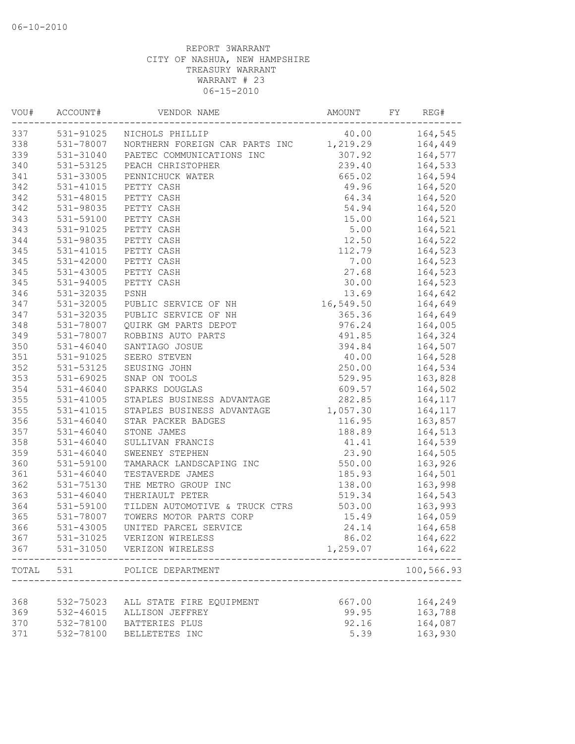06-10-2010

REPORT 3WARRANT
CITY OF NASHUA, NEW HAMPSHIRE
TREASURY WARRANT
WARRANT # 23
06-15-2010

| VOU# | ACCOUNT# | VENDOR NAME | AMOUNT | FY | REG# |
|---|---|---|---|---|---|
| 337 | 531-91025 | NICHOLS PHILLIP | 40.00 | | 164,545 |
| 338 | 531-78007 | NORTHERN FOREIGN CAR PARTS INC | 1,219.29 | | 164,449 |
| 339 | 531-31040 | PAETEC COMMUNICATIONS INC | 307.92 | | 164,577 |
| 340 | 531-53125 | PEACH CHRISTOPHER | 239.40 | | 164,533 |
| 341 | 531-33005 | PENNICHUCK WATER | 665.02 | | 164,594 |
| 342 | 531-41015 | PETTY CASH | 49.96 | | 164,520 |
| 342 | 531-48015 | PETTY CASH | 64.34 | | 164,520 |
| 342 | 531-98035 | PETTY CASH | 54.94 | | 164,520 |
| 343 | 531-59100 | PETTY CASH | 15.00 | | 164,521 |
| 343 | 531-91025 | PETTY CASH | 5.00 | | 164,521 |
| 344 | 531-98035 | PETTY CASH | 12.50 | | 164,522 |
| 345 | 531-41015 | PETTY CASH | 112.79 | | 164,523 |
| 345 | 531-42000 | PETTY CASH | 7.00 | | 164,523 |
| 345 | 531-43005 | PETTY CASH | 27.68 | | 164,523 |
| 345 | 531-94005 | PETTY CASH | 30.00 | | 164,523 |
| 346 | 531-32035 | PSNH | 13.69 | | 164,642 |
| 347 | 531-32005 | PUBLIC SERVICE OF NH | 16,549.50 | | 164,649 |
| 347 | 531-32035 | PUBLIC SERVICE OF NH | 365.36 | | 164,649 |
| 348 | 531-78007 | QUIRK GM PARTS DEPOT | 976.24 | | 164,005 |
| 349 | 531-78007 | ROBBINS AUTO PARTS | 491.85 | | 164,324 |
| 350 | 531-46040 | SANTIAGO JOSUE | 394.84 | | 164,507 |
| 351 | 531-91025 | SEERO STEVEN | 40.00 | | 164,528 |
| 352 | 531-53125 | SEUSING JOHN | 250.00 | | 164,534 |
| 353 | 531-69025 | SNAP ON TOOLS | 529.95 | | 163,828 |
| 354 | 531-46040 | SPARKS DOUGLAS | 609.57 | | 164,502 |
| 355 | 531-41005 | STAPLES BUSINESS ADVANTAGE | 282.85 | | 164,117 |
| 355 | 531-41015 | STAPLES BUSINESS ADVANTAGE | 1,057.30 | | 164,117 |
| 356 | 531-46040 | STAR PACKER BADGES | 116.95 | | 163,857 |
| 357 | 531-46040 | STONE JAMES | 188.89 | | 164,513 |
| 358 | 531-46040 | SULLIVAN FRANCIS | 41.41 | | 164,539 |
| 359 | 531-46040 | SWEENEY STEPHEN | 23.90 | | 164,505 |
| 360 | 531-59100 | TAMARACK LANDSCAPING INC | 550.00 | | 163,926 |
| 361 | 531-46040 | TESTAVERDE JAMES | 185.93 | | 164,501 |
| 362 | 531-75130 | THE METRO GROUP INC | 138.00 | | 163,998 |
| 363 | 531-46040 | THERIAULT PETER | 519.34 | | 164,543 |
| 364 | 531-59100 | TILDEN AUTOMOTIVE & TRUCK CTRS | 503.00 | | 163,993 |
| 365 | 531-78007 | TOWERS MOTOR PARTS CORP | 15.49 | | 164,059 |
| 366 | 531-43005 | UNITED PARCEL SERVICE | 24.14 | | 164,658 |
| 367 | 531-31025 | VERIZON WIRELESS | 86.02 | | 164,622 |
| 367 | 531-31050 | VERIZON WIRELESS | 1,259.07 | | 164,622 |
| TOTAL | 531 | POLICE DEPARTMENT | | | 100,566.93 |
| 368 | 532-75023 | ALL STATE FIRE EQUIPMENT | 667.00 | | 164,249 |
| 369 | 532-46015 | ALLISON JEFFREY | 99.95 | | 163,788 |
| 370 | 532-78100 | BATTERIES PLUS | 92.16 | | 164,087 |
| 371 | 532-78100 | BELLETETES INC | 5.39 | | 163,930 |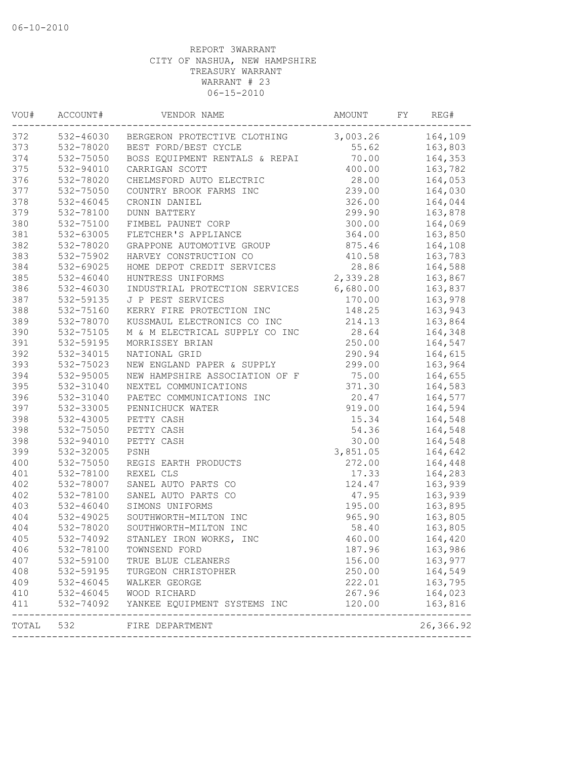REPORT 3WARRANT
CITY OF NASHUA, NEW HAMPSHIRE
TREASURY WARRANT
WARRANT # 23
06-15-2010

| VOU# | ACCOUNT# | VENDOR NAME | AMOUNT | FY | REG# |
|---|---|---|---|---|---|
| 372 | 532-46030 | BERGERON PROTECTIVE CLOTHING | 3,003.26 | | 164,109 |
| 373 | 532-78020 | BEST FORD/BEST CYCLE | 55.62 | | 163,803 |
| 374 | 532-75050 | BOSS EQUIPMENT RENTALS & REPAI | 70.00 | | 164,353 |
| 375 | 532-94010 | CARRIGAN SCOTT | 400.00 | | 163,782 |
| 376 | 532-78020 | CHELMSFORD AUTO ELECTRIC | 28.00 | | 164,053 |
| 377 | 532-75050 | COUNTRY BROOK FARMS INC | 239.00 | | 164,030 |
| 378 | 532-46045 | CRONIN DANIEL | 326.00 | | 164,044 |
| 379 | 532-78100 | DUNN BATTERY | 299.90 | | 163,878 |
| 380 | 532-75100 | FIMBEL PAUNET CORP | 300.00 | | 164,069 |
| 381 | 532-63005 | FLETCHER'S APPLIANCE | 364.00 | | 163,850 |
| 382 | 532-78020 | GRAPPONE AUTOMOTIVE GROUP | 875.46 | | 164,108 |
| 383 | 532-75902 | HARVEY CONSTRUCTION CO | 410.58 | | 163,783 |
| 384 | 532-69025 | HOME DEPOT CREDIT SERVICES | 28.86 | | 164,588 |
| 385 | 532-46040 | HUNTRESS UNIFORMS | 2,339.28 | | 163,867 |
| 386 | 532-46030 | INDUSTRIAL PROTECTION SERVICES | 6,680.00 | | 163,837 |
| 387 | 532-59135 | J P PEST SERVICES | 170.00 | | 163,978 |
| 388 | 532-75160 | KERRY FIRE PROTECTION INC | 148.25 | | 163,943 |
| 389 | 532-78070 | KUSSMAUL ELECTRONICS CO INC | 214.13 | | 163,864 |
| 390 | 532-75105 | M & M ELECTRICAL SUPPLY CO INC | 28.64 | | 164,348 |
| 391 | 532-59195 | MORRISSEY BRIAN | 250.00 | | 164,547 |
| 392 | 532-34015 | NATIONAL GRID | 290.94 | | 164,615 |
| 393 | 532-75023 | NEW ENGLAND PAPER & SUPPLY | 299.00 | | 163,964 |
| 394 | 532-95005 | NEW HAMPSHIRE ASSOCIATION OF F | 75.00 | | 164,655 |
| 395 | 532-31040 | NEXTEL COMMUNICATIONS | 371.30 | | 164,583 |
| 396 | 532-31040 | PAETEC COMMUNICATIONS INC | 20.47 | | 164,577 |
| 397 | 532-33005 | PENNICHUCK WATER | 919.00 | | 164,594 |
| 398 | 532-43005 | PETTY CASH | 15.34 | | 164,548 |
| 398 | 532-75050 | PETTY CASH | 54.36 | | 164,548 |
| 398 | 532-94010 | PETTY CASH | 30.00 | | 164,548 |
| 399 | 532-32005 | PSNH | 3,851.05 | | 164,642 |
| 400 | 532-75050 | REGIS EARTH PRODUCTS | 272.00 | | 164,448 |
| 401 | 532-78100 | REXEL CLS | 17.33 | | 164,283 |
| 402 | 532-78007 | SANEL AUTO PARTS CO | 124.47 | | 163,939 |
| 402 | 532-78100 | SANEL AUTO PARTS CO | 47.95 | | 163,939 |
| 403 | 532-46040 | SIMONS UNIFORMS | 195.00 | | 163,895 |
| 404 | 532-49025 | SOUTHWORTH-MILTON INC | 965.90 | | 163,805 |
| 404 | 532-78020 | SOUTHWORTH-MILTON INC | 58.40 | | 163,805 |
| 405 | 532-74092 | STANLEY IRON WORKS, INC | 460.00 | | 164,420 |
| 406 | 532-78100 | TOWNSEND FORD | 187.96 | | 163,986 |
| 407 | 532-59100 | TRUE BLUE CLEANERS | 156.00 | | 163,977 |
| 408 | 532-59195 | TURGEON CHRISTOPHER | 250.00 | | 164,549 |
| 409 | 532-46045 | WALKER GEORGE | 222.01 | | 163,795 |
| 410 | 532-46045 | WOOD RICHARD | 267.96 | | 164,023 |
| 411 | 532-74092 | YANKEE EQUIPMENT SYSTEMS INC | 120.00 | | 163,816 |
| TOTAL | 532 | FIRE DEPARTMENT | | | 26,366.92 |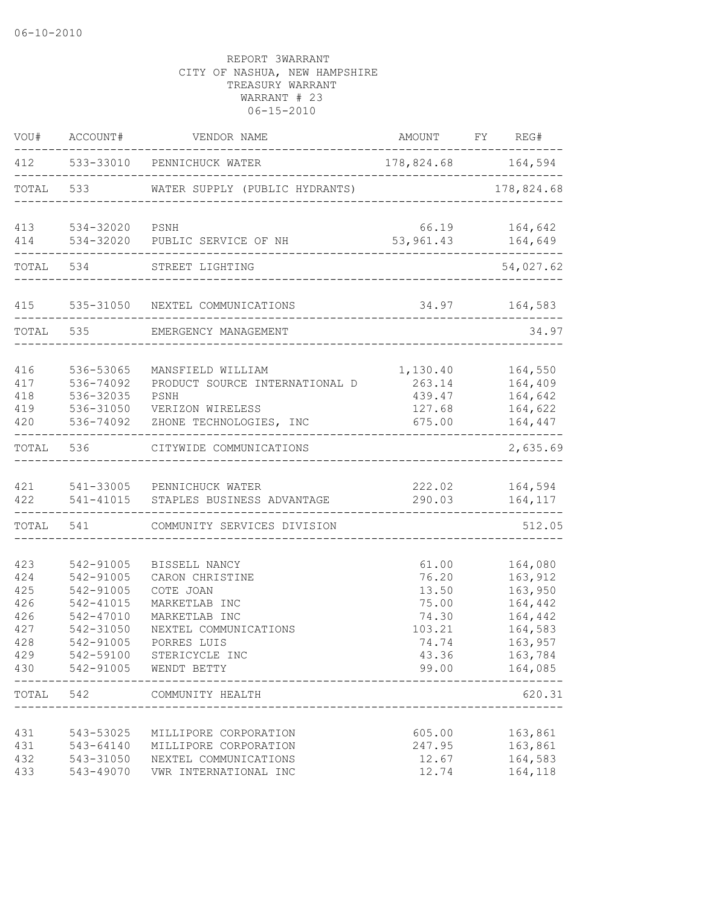06-10-2010

REPORT 3WARRANT
CITY OF NASHUA, NEW HAMPSHIRE
TREASURY WARRANT
WARRANT # 23
06-15-2010

| VOU# | ACCOUNT# | VENDOR NAME | AMOUNT | FY | REG# |
|---|---|---|---|---|---|
| 412 | 533-33010 | PENNICHUCK WATER | 178,824.68 | | 164,594 |
| TOTAL | 533 | WATER SUPPLY (PUBLIC HYDRANTS) | | | 178,824.68 |
| 413 | 534-32020 | PSNH | 66.19 | | 164,642 |
| 414 | 534-32020 | PUBLIC SERVICE OF NH | 53,961.43 | | 164,649 |
| TOTAL | 534 | STREET LIGHTING | | | 54,027.62 |
| 415 | 535-31050 | NEXTEL COMMUNICATIONS | 34.97 | | 164,583 |
| TOTAL | 535 | EMERGENCY MANAGEMENT | | | 34.97 |
| 416 | 536-53065 | MANSFIELD WILLIAM | 1,130.40 | | 164,550 |
| 417 | 536-74092 | PRODUCT SOURCE INTERNATIONAL D | 263.14 | | 164,409 |
| 418 | 536-32035 | PSNH | 439.47 | | 164,642 |
| 419 | 536-31050 | VERIZON WIRELESS | 127.68 | | 164,622 |
| 420 | 536-74092 | ZHONE TECHNOLOGIES, INC | 675.00 | | 164,447 |
| TOTAL | 536 | CITYWIDE COMMUNICATIONS | | | 2,635.69 |
| 421 | 541-33005 | PENNICHUCK WATER | 222.02 | | 164,594 |
| 422 | 541-41015 | STAPLES BUSINESS ADVANTAGE | 290.03 | | 164,117 |
| TOTAL | 541 | COMMUNITY SERVICES DIVISION | | | 512.05 |
| 423 | 542-91005 | BISSELL NANCY | 61.00 | | 164,080 |
| 424 | 542-91005 | CARON CHRISTINE | 76.20 | | 163,912 |
| 425 | 542-91005 | COTE JOAN | 13.50 | | 163,950 |
| 426 | 542-41015 | MARKETLAB INC | 75.00 | | 164,442 |
| 426 | 542-47010 | MARKETLAB INC | 74.30 | | 164,442 |
| 427 | 542-31050 | NEXTEL COMMUNICATIONS | 103.21 | | 164,583 |
| 428 | 542-91005 | PORRES LUIS | 74.74 | | 163,957 |
| 429 | 542-59100 | STERICYCLE INC | 43.36 | | 163,784 |
| 430 | 542-91005 | WENDT BETTY | 99.00 | | 164,085 |
| TOTAL | 542 | COMMUNITY HEALTH | | | 620.31 |
| 431 | 543-53025 | MILLIPORE CORPORATION | 605.00 | | 163,861 |
| 431 | 543-64140 | MILLIPORE CORPORATION | 247.95 | | 163,861 |
| 432 | 543-31050 | NEXTEL COMMUNICATIONS | 12.67 | | 164,583 |
| 433 | 543-49070 | VWR INTERNATIONAL INC | 12.74 | | 164,118 |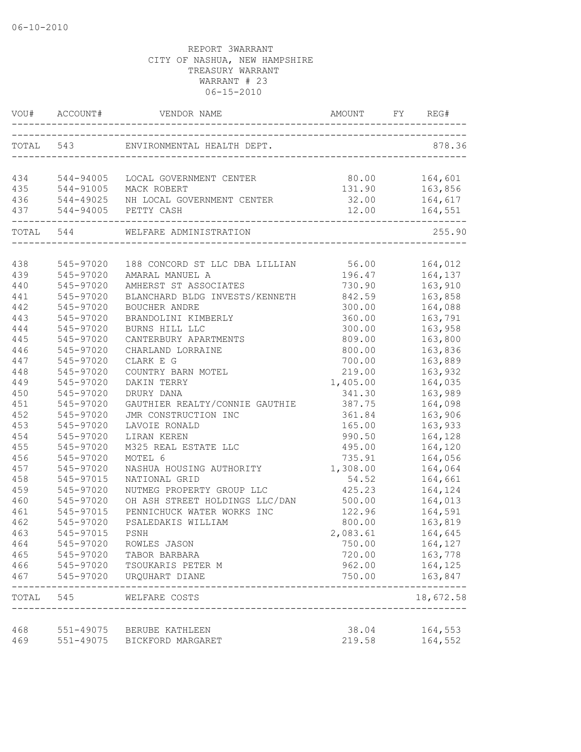06-10-2010

REPORT 3WARRANT
CITY OF NASHUA, NEW HAMPSHIRE
TREASURY WARRANT
WARRANT # 23
06-15-2010

| VOU# | ACCOUNT# | VENDOR NAME | AMOUNT | FY | REG# |
|---|---|---|---|---|---|
| TOTAL | 543 | ENVIRONMENTAL HEALTH DEPT. | | | 878.36 |
| 434 | 544-94005 | LOCAL GOVERNMENT CENTER | 80.00 | | 164,601 |
| 435 | 544-91005 | MACK ROBERT | 131.90 | | 163,856 |
| 436 | 544-49025 | NH LOCAL GOVERNMENT CENTER | 32.00 | | 164,617 |
| 437 | 544-94005 | PETTY CASH | 12.00 | | 164,551 |
| TOTAL | 544 | WELFARE ADMINISTRATION | | | 255.90 |
| 438 | 545-97020 | 188 CONCORD ST LLC DBA LILLIAN | 56.00 | | 164,012 |
| 439 | 545-97020 | AMARAL MANUEL A | 196.47 | | 164,137 |
| 440 | 545-97020 | AMHERST ST ASSOCIATES | 730.90 | | 163,910 |
| 441 | 545-97020 | BLANCHARD BLDG INVESTS/KENNETH | 842.59 | | 163,858 |
| 442 | 545-97020 | BOUCHER ANDRE | 300.00 | | 164,088 |
| 443 | 545-97020 | BRANDOLINI KIMBERLY | 360.00 | | 163,791 |
| 444 | 545-97020 | BURNS HILL LLC | 300.00 | | 163,958 |
| 445 | 545-97020 | CANTERBURY APARTMENTS | 809.00 | | 163,800 |
| 446 | 545-97020 | CHARLAND LORRAINE | 800.00 | | 163,836 |
| 447 | 545-97020 | CLARK E G | 700.00 | | 163,889 |
| 448 | 545-97020 | COUNTRY BARN MOTEL | 219.00 | | 163,932 |
| 449 | 545-97020 | DAKIN TERRY | 1,405.00 | | 164,035 |
| 450 | 545-97020 | DRURY DANA | 341.30 | | 163,989 |
| 451 | 545-97020 | GAUTHIER REALTY/CONNIE GAUTHIE | 387.75 | | 164,098 |
| 452 | 545-97020 | JMR CONSTRUCTION INC | 361.84 | | 163,906 |
| 453 | 545-97020 | LAVOIE RONALD | 165.00 | | 163,933 |
| 454 | 545-97020 | LIRAN KEREN | 990.50 | | 164,128 |
| 455 | 545-97020 | M325 REAL ESTATE LLC | 495.00 | | 164,120 |
| 456 | 545-97020 | MOTEL 6 | 735.91 | | 164,056 |
| 457 | 545-97020 | NASHUA HOUSING AUTHORITY | 1,308.00 | | 164,064 |
| 458 | 545-97015 | NATIONAL GRID | 54.52 | | 164,661 |
| 459 | 545-97020 | NUTMEG PROPERTY GROUP LLC | 425.23 | | 164,124 |
| 460 | 545-97020 | OH ASH STREET HOLDINGS LLC/DAN | 500.00 | | 164,013 |
| 461 | 545-97015 | PENNICHUCK WATER WORKS INC | 122.96 | | 164,591 |
| 462 | 545-97020 | PSALEDAKIS WILLIAM | 800.00 | | 163,819 |
| 463 | 545-97015 | PSNH | 2,083.61 | | 164,645 |
| 464 | 545-97020 | ROWLES JASON | 750.00 | | 164,127 |
| 465 | 545-97020 | TABOR BARBARA | 720.00 | | 163,778 |
| 466 | 545-97020 | TSOUKARIS PETER M | 962.00 | | 164,125 |
| 467 | 545-97020 | URQUHART DIANE | 750.00 | | 163,847 |
| TOTAL | 545 | WELFARE COSTS | | | 18,672.58 |
| 468 | 551-49075 | BERUBE KATHLEEN | 38.04 | | 164,553 |
| 469 | 551-49075 | BICKFORD MARGARET | 219.58 | | 164,552 |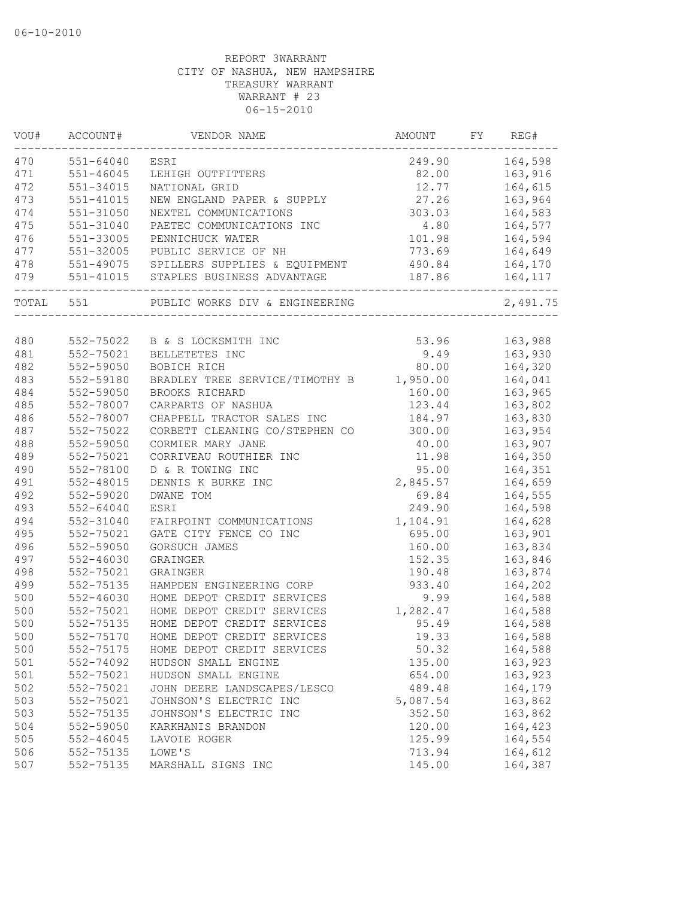06-10-2010

REPORT 3WARRANT
CITY OF NASHUA, NEW HAMPSHIRE
TREASURY WARRANT
WARRANT # 23
06-15-2010

| VOU# | ACCOUNT# | VENDOR NAME | AMOUNT | FY | REG# |
|---|---|---|---|---|---|
| 470 | 551-64040 | ESRI | 249.90 | | 164,598 |
| 471 | 551-46045 | LEHIGH OUTFITTERS | 82.00 | | 163,916 |
| 472 | 551-34015 | NATIONAL GRID | 12.77 | | 164,615 |
| 473 | 551-41015 | NEW ENGLAND PAPER & SUPPLY | 27.26 | | 163,964 |
| 474 | 551-31050 | NEXTEL COMMUNICATIONS | 303.03 | | 164,583 |
| 475 | 551-31040 | PAETEC COMMUNICATIONS INC | 4.80 | | 164,577 |
| 476 | 551-33005 | PENNICHUCK WATER | 101.98 | | 164,594 |
| 477 | 551-32005 | PUBLIC SERVICE OF NH | 773.69 | | 164,649 |
| 478 | 551-49075 | SPILLERS SUPPLIES & EQUIPMENT | 490.84 | | 164,170 |
| 479 | 551-41015 | STAPLES BUSINESS ADVANTAGE | 187.86 | | 164,117 |
| TOTAL | 551 | PUBLIC WORKS DIV & ENGINEERING | | | 2,491.75 |
| 480 | 552-75022 | B & S LOCKSMITH INC | 53.96 | | 163,988 |
| 481 | 552-75021 | BELLETETES INC | 9.49 | | 163,930 |
| 482 | 552-59050 | BOBICH RICH | 80.00 | | 164,320 |
| 483 | 552-59180 | BRADLEY TREE SERVICE/TIMOTHY B | 1,950.00 | | 164,041 |
| 484 | 552-59050 | BROOKS RICHARD | 160.00 | | 163,965 |
| 485 | 552-78007 | CARPARTS OF NASHUA | 123.44 | | 163,802 |
| 486 | 552-78007 | CHAPPELL TRACTOR SALES INC | 184.97 | | 163,830 |
| 487 | 552-75022 | CORBETT CLEANING CO/STEPHEN CO | 300.00 | | 163,954 |
| 488 | 552-59050 | CORMIER MARY JANE | 40.00 | | 163,907 |
| 489 | 552-75021 | CORRIVEAU ROUTHIER INC | 11.98 | | 164,350 |
| 490 | 552-78100 | D & R TOWING INC | 95.00 | | 164,351 |
| 491 | 552-48015 | DENNIS K BURKE INC | 2,845.57 | | 164,659 |
| 492 | 552-59020 | DWANE TOM | 69.84 | | 164,555 |
| 493 | 552-64040 | ESRI | 249.90 | | 164,598 |
| 494 | 552-31040 | FAIRPOINT COMMUNICATIONS | 1,104.91 | | 164,628 |
| 495 | 552-75021 | GATE CITY FENCE CO INC | 695.00 | | 163,901 |
| 496 | 552-59050 | GORSUCH JAMES | 160.00 | | 163,834 |
| 497 | 552-46030 | GRAINGER | 152.35 | | 163,846 |
| 498 | 552-75021 | GRAINGER | 190.48 | | 163,874 |
| 499 | 552-75135 | HAMPDEN ENGINEERING CORP | 933.40 | | 164,202 |
| 500 | 552-46030 | HOME DEPOT CREDIT SERVICES | 9.99 | | 164,588 |
| 500 | 552-75021 | HOME DEPOT CREDIT SERVICES | 1,282.47 | | 164,588 |
| 500 | 552-75135 | HOME DEPOT CREDIT SERVICES | 95.49 | | 164,588 |
| 500 | 552-75170 | HOME DEPOT CREDIT SERVICES | 19.33 | | 164,588 |
| 500 | 552-75175 | HOME DEPOT CREDIT SERVICES | 50.32 | | 164,588 |
| 501 | 552-74092 | HUDSON SMALL ENGINE | 135.00 | | 163,923 |
| 501 | 552-75021 | HUDSON SMALL ENGINE | 654.00 | | 163,923 |
| 502 | 552-75021 | JOHN DEERE LANDSCAPES/LESCO | 489.48 | | 164,179 |
| 503 | 552-75021 | JOHNSON'S ELECTRIC INC | 5,087.54 | | 163,862 |
| 503 | 552-75135 | JOHNSON'S ELECTRIC INC | 352.50 | | 163,862 |
| 504 | 552-59050 | KARKHANIS BRANDON | 120.00 | | 164,423 |
| 505 | 552-46045 | LAVOIE ROGER | 125.99 | | 164,554 |
| 506 | 552-75135 | LOWE'S | 713.94 | | 164,612 |
| 507 | 552-75135 | MARSHALL SIGNS INC | 145.00 | | 164,387 |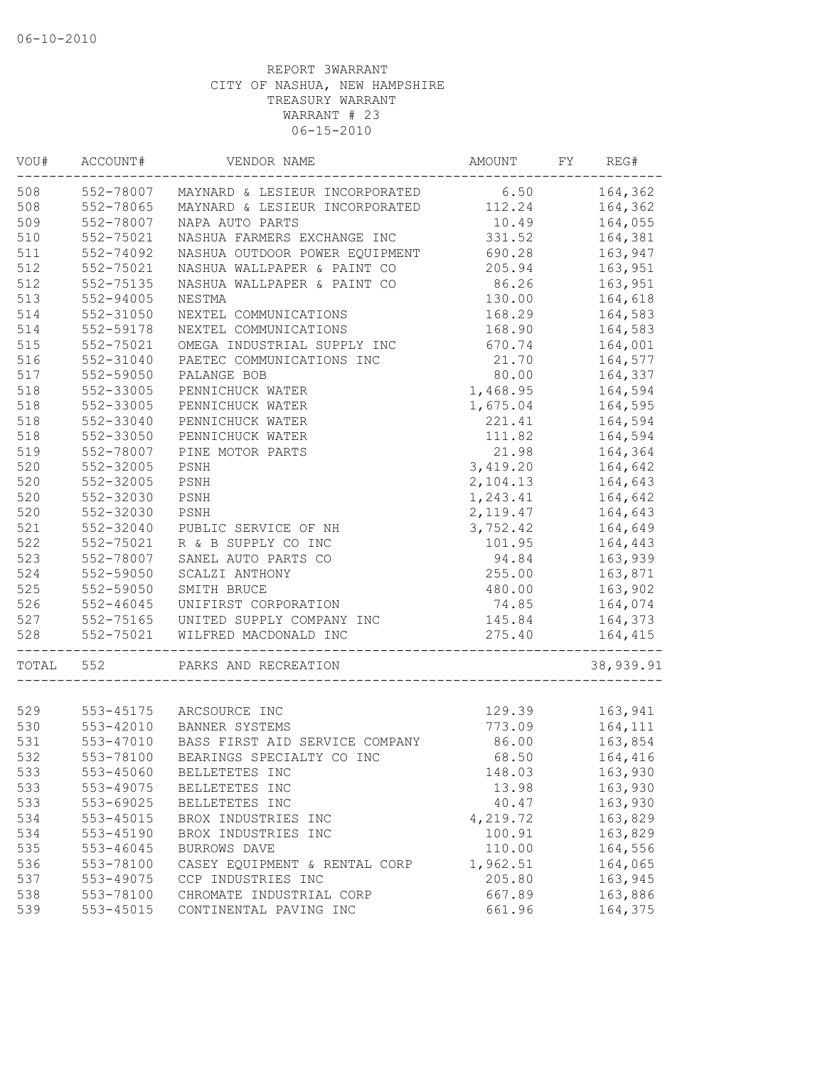06-10-2010

REPORT 3WARRANT
CITY OF NASHUA, NEW HAMPSHIRE
TREASURY WARRANT
WARRANT # 23
06-15-2010

| VOU# | ACCOUNT# | VENDOR NAME | AMOUNT | FY | REG# |
|---|---|---|---|---|---|
| 508 | 552-78007 | MAYNARD & LESIEUR INCORPORATED | 6.50 | | 164,362 |
| 508 | 552-78065 | MAYNARD & LESIEUR INCORPORATED | 112.24 | | 164,362 |
| 509 | 552-78007 | NAPA AUTO PARTS | 10.49 | | 164,055 |
| 510 | 552-75021 | NASHUA FARMERS EXCHANGE INC | 331.52 | | 164,381 |
| 511 | 552-74092 | NASHUA OUTDOOR POWER EQUIPMENT | 690.28 | | 163,947 |
| 512 | 552-75021 | NASHUA WALLPAPER & PAINT CO | 205.94 | | 163,951 |
| 512 | 552-75135 | NASHUA WALLPAPER & PAINT CO | 86.26 | | 163,951 |
| 513 | 552-94005 | NESTMA | 130.00 | | 164,618 |
| 514 | 552-31050 | NEXTEL COMMUNICATIONS | 168.29 | | 164,583 |
| 514 | 552-59178 | NEXTEL COMMUNICATIONS | 168.90 | | 164,583 |
| 515 | 552-75021 | OMEGA INDUSTRIAL SUPPLY INC | 670.74 | | 164,001 |
| 516 | 552-31040 | PAETEC COMMUNICATIONS INC | 21.70 | | 164,577 |
| 517 | 552-59050 | PALANGE BOB | 80.00 | | 164,337 |
| 518 | 552-33005 | PENNICHUCK WATER | 1,468.95 | | 164,594 |
| 518 | 552-33005 | PENNICHUCK WATER | 1,675.04 | | 164,595 |
| 518 | 552-33040 | PENNICHUCK WATER | 221.41 | | 164,594 |
| 518 | 552-33050 | PENNICHUCK WATER | 111.82 | | 164,594 |
| 519 | 552-78007 | PINE MOTOR PARTS | 21.98 | | 164,364 |
| 520 | 552-32005 | PSNH | 3,419.20 | | 164,642 |
| 520 | 552-32005 | PSNH | 2,104.13 | | 164,643 |
| 520 | 552-32030 | PSNH | 1,243.41 | | 164,642 |
| 520 | 552-32030 | PSNH | 2,119.47 | | 164,643 |
| 521 | 552-32040 | PUBLIC SERVICE OF NH | 3,752.42 | | 164,649 |
| 522 | 552-75021 | R & B SUPPLY CO INC | 101.95 | | 164,443 |
| 523 | 552-78007 | SANEL AUTO PARTS CO | 94.84 | | 163,939 |
| 524 | 552-59050 | SCALZI ANTHONY | 255.00 | | 163,871 |
| 525 | 552-59050 | SMITH BRUCE | 480.00 | | 163,902 |
| 526 | 552-46045 | UNIFIRST CORPORATION | 74.85 | | 164,074 |
| 527 | 552-75165 | UNITED SUPPLY COMPANY INC | 145.84 | | 164,373 |
| 528 | 552-75021 | WILFRED MACDONALD INC | 275.40 | | 164,415 |
| TOTAL | 552 | PARKS AND RECREATION | | | 38,939.91 |
| 529 | 553-45175 | ARCSOURCE INC | 129.39 | | 163,941 |
| 530 | 553-42010 | BANNER SYSTEMS | 773.09 | | 164,111 |
| 531 | 553-47010 | BASS FIRST AID SERVICE COMPANY | 86.00 | | 163,854 |
| 532 | 553-78100 | BEARINGS SPECIALTY CO INC | 68.50 | | 164,416 |
| 533 | 553-45060 | BELLETETES INC | 148.03 | | 163,930 |
| 533 | 553-49075 | BELLETETES INC | 13.98 | | 163,930 |
| 533 | 553-69025 | BELLETETES INC | 40.47 | | 163,930 |
| 534 | 553-45015 | BROX INDUSTRIES INC | 4,219.72 | | 163,829 |
| 534 | 553-45190 | BROX INDUSTRIES INC | 100.91 | | 163,829 |
| 535 | 553-46045 | BURROWS DAVE | 110.00 | | 164,556 |
| 536 | 553-78100 | CASEY EQUIPMENT & RENTAL CORP | 1,962.51 | | 164,065 |
| 537 | 553-49075 | CCP INDUSTRIES INC | 205.80 | | 163,945 |
| 538 | 553-78100 | CHROMATE INDUSTRIAL CORP | 667.89 | | 163,886 |
| 539 | 553-45015 | CONTINENTAL PAVING INC | 661.96 | | 164,375 |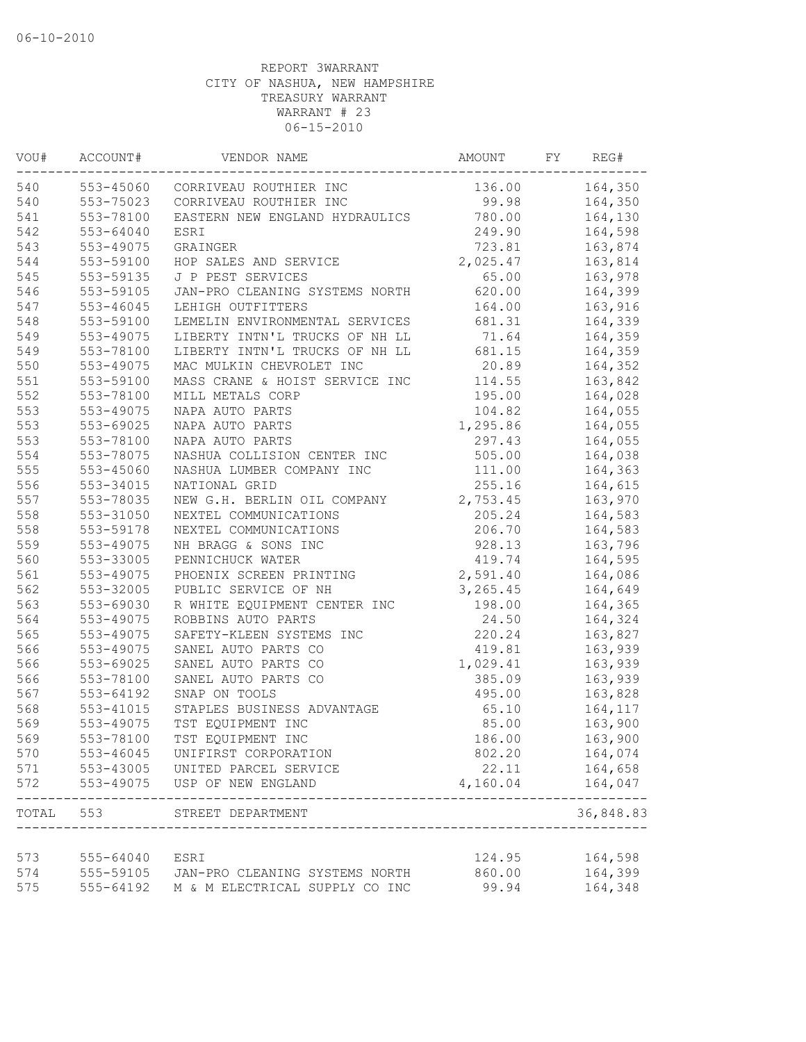06-10-2010

REPORT 3WARRANT
CITY OF NASHUA, NEW HAMPSHIRE
TREASURY WARRANT
WARRANT # 23
06-15-2010

| VOU# | ACCOUNT# | VENDOR NAME | AMOUNT | FY | REG# |
|---|---|---|---|---|---|
| 540 | 553-45060 | CORRIVEAU ROUTHIER INC | 136.00 | | 164,350 |
| 540 | 553-75023 | CORRIVEAU ROUTHIER INC | 99.98 | | 164,350 |
| 541 | 553-78100 | EASTERN NEW ENGLAND HYDRAULICS | 780.00 | | 164,130 |
| 542 | 553-64040 | ESRI | 249.90 | | 164,598 |
| 543 | 553-49075 | GRAINGER | 723.81 | | 163,874 |
| 544 | 553-59100 | HOP SALES AND SERVICE | 2,025.47 | | 163,814 |
| 545 | 553-59135 | J P PEST SERVICES | 65.00 | | 163,978 |
| 546 | 553-59105 | JAN-PRO CLEANING SYSTEMS NORTH | 620.00 | | 164,399 |
| 547 | 553-46045 | LEHIGH OUTFITTERS | 164.00 | | 163,916 |
| 548 | 553-59100 | LEMELIN ENVIRONMENTAL SERVICES | 681.31 | | 164,339 |
| 549 | 553-49075 | LIBERTY INTN'L TRUCKS OF NH LL | 71.64 | | 164,359 |
| 549 | 553-78100 | LIBERTY INTN'L TRUCKS OF NH LL | 681.15 | | 164,359 |
| 550 | 553-49075 | MAC MULKIN CHEVROLET INC | 20.89 | | 164,352 |
| 551 | 553-59100 | MASS CRANE & HOIST SERVICE INC | 114.55 | | 163,842 |
| 552 | 553-78100 | MILL METALS CORP | 195.00 | | 164,028 |
| 553 | 553-49075 | NAPA AUTO PARTS | 104.82 | | 164,055 |
| 553 | 553-69025 | NAPA AUTO PARTS | 1,295.86 | | 164,055 |
| 553 | 553-78100 | NAPA AUTO PARTS | 297.43 | | 164,055 |
| 554 | 553-78075 | NASHUA COLLISION CENTER INC | 505.00 | | 164,038 |
| 555 | 553-45060 | NASHUA LUMBER COMPANY INC | 111.00 | | 164,363 |
| 556 | 553-34015 | NATIONAL GRID | 255.16 | | 164,615 |
| 557 | 553-78035 | NEW G.H. BERLIN OIL COMPANY | 2,753.45 | | 163,970 |
| 558 | 553-31050 | NEXTEL COMMUNICATIONS | 205.24 | | 164,583 |
| 558 | 553-59178 | NEXTEL COMMUNICATIONS | 206.70 | | 164,583 |
| 559 | 553-49075 | NH BRAGG & SONS INC | 928.13 | | 163,796 |
| 560 | 553-33005 | PENNICHUCK WATER | 419.74 | | 164,595 |
| 561 | 553-49075 | PHOENIX SCREEN PRINTING | 2,591.40 | | 164,086 |
| 562 | 553-32005 | PUBLIC SERVICE OF NH | 3,265.45 | | 164,649 |
| 563 | 553-69030 | R WHITE EQUIPMENT CENTER INC | 198.00 | | 164,365 |
| 564 | 553-49075 | ROBBINS AUTO PARTS | 24.50 | | 164,324 |
| 565 | 553-49075 | SAFETY-KLEEN SYSTEMS INC | 220.24 | | 163,827 |
| 566 | 553-49075 | SANEL AUTO PARTS CO | 419.81 | | 163,939 |
| 566 | 553-69025 | SANEL AUTO PARTS CO | 1,029.41 | | 163,939 |
| 566 | 553-78100 | SANEL AUTO PARTS CO | 385.09 | | 163,939 |
| 567 | 553-64192 | SNAP ON TOOLS | 495.00 | | 163,828 |
| 568 | 553-41015 | STAPLES BUSINESS ADVANTAGE | 65.10 | | 164,117 |
| 569 | 553-49075 | TST EQUIPMENT INC | 85.00 | | 163,900 |
| 569 | 553-78100 | TST EQUIPMENT INC | 186.00 | | 163,900 |
| 570 | 553-46045 | UNIFIRST CORPORATION | 802.20 | | 164,074 |
| 571 | 553-43005 | UNITED PARCEL SERVICE | 22.11 | | 164,658 |
| 572 | 553-49075 | USP OF NEW ENGLAND | 4,160.04 | | 164,047 |
| TOTAL | 553 | STREET DEPARTMENT | | | 36,848.83 |
| 573 | 555-64040 | ESRI | 124.95 | | 164,598 |
| 574 | 555-59105 | JAN-PRO CLEANING SYSTEMS NORTH | 860.00 | | 164,399 |
| 575 | 555-64192 | M & M ELECTRICAL SUPPLY CO INC | 99.94 | | 164,348 |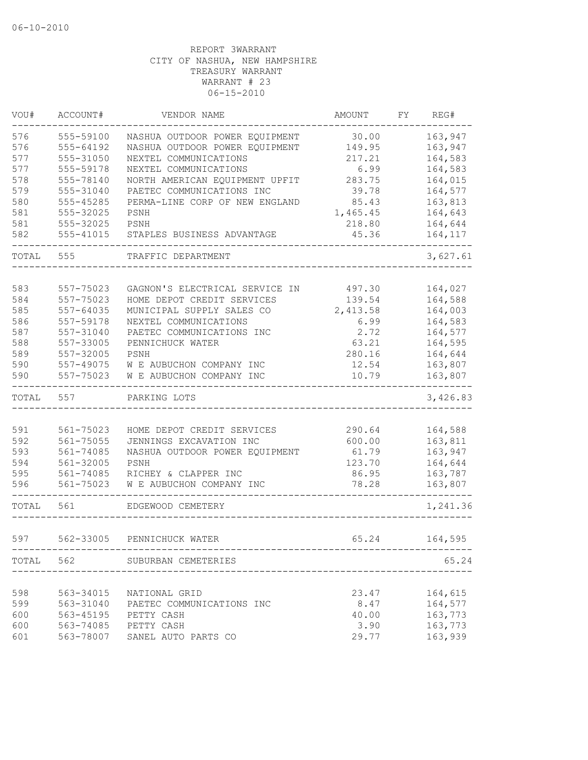06-10-2010

REPORT 3WARRANT
CITY OF NASHUA, NEW HAMPSHIRE
TREASURY WARRANT
WARRANT # 23
06-15-2010

| VOU# | ACCOUNT# | VENDOR NAME | AMOUNT | FY | REG# |
|---|---|---|---|---|---|
| 576 | 555-59100 | NASHUA OUTDOOR POWER EQUIPMENT | 30.00 | | 163,947 |
| 576 | 555-64192 | NASHUA OUTDOOR POWER EQUIPMENT | 149.95 | | 163,947 |
| 577 | 555-31050 | NEXTEL COMMUNICATIONS | 217.21 | | 164,583 |
| 577 | 555-59178 | NEXTEL COMMUNICATIONS | 6.99 | | 164,583 |
| 578 | 555-78140 | NORTH AMERICAN EQUIPMENT UPFIT | 283.75 | | 164,015 |
| 579 | 555-31040 | PAETEC COMMUNICATIONS INC | 39.78 | | 164,577 |
| 580 | 555-45285 | PERMA-LINE CORP OF NEW ENGLAND | 85.43 | | 163,813 |
| 581 | 555-32025 | PSNH | 1,465.45 | | 164,643 |
| 581 | 555-32025 | PSNH | 218.80 | | 164,644 |
| 582 | 555-41015 | STAPLES BUSINESS ADVANTAGE | 45.36 | | 164,117 |
| TOTAL | 555 | TRAFFIC DEPARTMENT | | | 3,627.61 |
| 583 | 557-75023 | GAGNON'S ELECTRICAL SERVICE IN | 497.30 | | 164,027 |
| 584 | 557-75023 | HOME DEPOT CREDIT SERVICES | 139.54 | | 164,588 |
| 585 | 557-64035 | MUNICIPAL SUPPLY SALES CO | 2,413.58 | | 164,003 |
| 586 | 557-59178 | NEXTEL COMMUNICATIONS | 6.99 | | 164,583 |
| 587 | 557-31040 | PAETEC COMMUNICATIONS INC | 2.72 | | 164,577 |
| 588 | 557-33005 | PENNICHUCK WATER | 63.21 | | 164,595 |
| 589 | 557-32005 | PSNH | 280.16 | | 164,644 |
| 590 | 557-49075 | W E AUBUCHON COMPANY INC | 12.54 | | 163,807 |
| 590 | 557-75023 | W E AUBUCHON COMPANY INC | 10.79 | | 163,807 |
| TOTAL | 557 | PARKING LOTS | | | 3,426.83 |
| 591 | 561-75023 | HOME DEPOT CREDIT SERVICES | 290.64 | | 164,588 |
| 592 | 561-75055 | JENNINGS EXCAVATION INC | 600.00 | | 163,811 |
| 593 | 561-74085 | NASHUA OUTDOOR POWER EQUIPMENT | 61.79 | | 163,947 |
| 594 | 561-32005 | PSNH | 123.70 | | 164,644 |
| 595 | 561-74085 | RICHEY & CLAPPER INC | 86.95 | | 163,787 |
| 596 | 561-75023 | W E AUBUCHON COMPANY INC | 78.28 | | 163,807 |
| TOTAL | 561 | EDGEWOOD CEMETERY | | | 1,241.36 |
| 597 | 562-33005 | PENNICHUCK WATER | 65.24 | | 164,595 |
| TOTAL | 562 | SUBURBAN CEMETERIES | | | 65.24 |
| 598 | 563-34015 | NATIONAL GRID | 23.47 | | 164,615 |
| 599 | 563-31040 | PAETEC COMMUNICATIONS INC | 8.47 | | 164,577 |
| 600 | 563-45195 | PETTY CASH | 40.00 | | 163,773 |
| 600 | 563-74085 | PETTY CASH | 3.90 | | 163,773 |
| 601 | 563-78007 | SANEL AUTO PARTS CO | 29.77 | | 163,939 |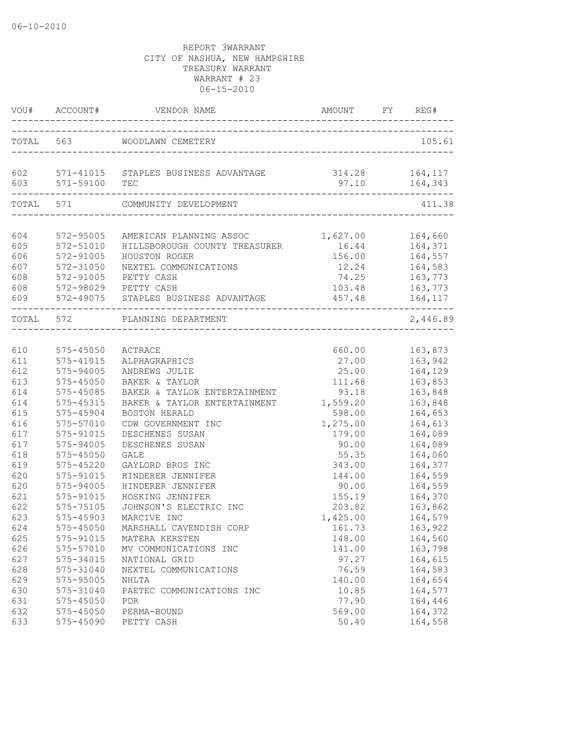REPORT 3WARRANT
CITY OF NASHUA, NEW HAMPSHIRE
TREASURY WARRANT
WARRANT # 23
06-15-2010

| VOU# | ACCOUNT# | VENDOR NAME | AMOUNT | FY | REG# |
|---|---|---|---|---|---|
| TOTAL | 563 | WOODLAWN CEMETERY | | | 105.61 |
| 602 | 571-41015 | STAPLES BUSINESS ADVANTAGE | 314.28 | | 164,117 |
| 603 | 571-59100 | TEC | 97.10 | | 164,343 |
| TOTAL | 571 | COMMUNITY DEVELOPMENT | | | 411.38 |
| 604 | 572-95005 | AMERICAN PLANNING ASSOC | 1,627.00 | | 164,660 |
| 605 | 572-51010 | HILLSBOROUGH COUNTY TREASURER | 16.44 | | 164,371 |
| 606 | 572-91005 | HOUSTON ROGER | 156.00 | | 164,557 |
| 607 | 572-31050 | NEXTEL COMMUNICATIONS | 12.24 | | 164,583 |
| 608 | 572-91005 | PETTY CASH | 74.25 | | 163,773 |
| 608 | 572-98029 | PETTY CASH | 103.48 | | 163,773 |
| 609 | 572-49075 | STAPLES BUSINESS ADVANTAGE | 457.48 | | 164,117 |
| TOTAL | 572 | PLANNING DEPARTMENT | | | 2,446.89 |
| 610 | 575-45050 | ACTRACE | 660.00 | | 163,873 |
| 611 | 575-41015 | ALPHAGRAPHICS | 27.00 | | 163,942 |
| 612 | 575-94005 | ANDREWS JULIE | 25.00 | | 164,129 |
| 613 | 575-45050 | BAKER & TAYLOR | 111.68 | | 163,853 |
| 614 | 575-45085 | BAKER & TAYLOR ENTERTAINMENT | 93.18 | | 163,848 |
| 614 | 575-45315 | BAKER & TAYLOR ENTERTAINMENT | 1,559.20 | | 163,848 |
| 615 | 575-45904 | BOSTON HERALD | 598.00 | | 164,653 |
| 616 | 575-57010 | CDW GOVERNMENT INC | 1,275.00 | | 164,613 |
| 617 | 575-91015 | DESCHENES SUSAN | 179.00 | | 164,089 |
| 617 | 575-94005 | DESCHENES SUSAN | 90.00 | | 164,089 |
| 618 | 575-45050 | GALE | 55.35 | | 164,060 |
| 619 | 575-45220 | GAYLORD BROS INC | 343.00 | | 164,377 |
| 620 | 575-91015 | HINDERER JENNIFER | 144.00 | | 164,559 |
| 620 | 575-94005 | HINDERER JENNIFER | 90.00 | | 164,559 |
| 621 | 575-91015 | HOSKING JENNIFER | 155.19 | | 164,370 |
| 622 | 575-75105 | JOHNSON'S ELECTRIC INC | 203.82 | | 163,862 |
| 623 | 575-45903 | MARCIVE INC | 1,425.00 | | 164,579 |
| 624 | 575-45050 | MARSHALL CAVENDISH CORP | 161.73 | | 163,922 |
| 625 | 575-91015 | MATERA KERSTEN | 148.00 | | 164,560 |
| 626 | 575-57010 | MV COMMUNICATIONS INC | 141.00 | | 163,798 |
| 627 | 575-34015 | NATIONAL GRID | 97.27 | | 164,615 |
| 628 | 575-31040 | NEXTEL COMMUNICATIONS | 76.59 | | 164,583 |
| 629 | 575-95005 | NHLTA | 140.00 | | 164,654 |
| 630 | 575-31040 | PAETEC COMMUNICATIONS INC | 10.85 | | 164,577 |
| 631 | 575-45050 | PDR | 77.90 | | 164,446 |
| 632 | 575-45050 | PERMA-BOUND | 569.00 | | 164,372 |
| 633 | 575-45090 | PETTY CASH | 50.40 | | 164,558 |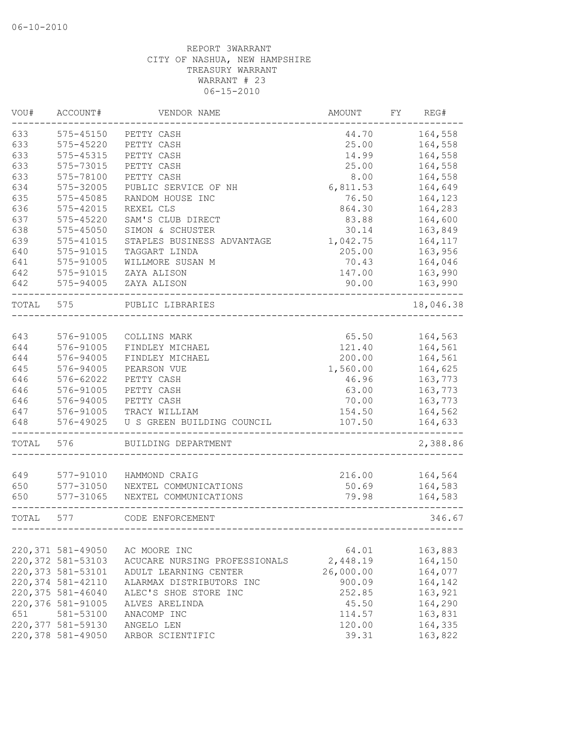06-10-2010

REPORT 3WARRANT
CITY OF NASHUA, NEW HAMPSHIRE
TREASURY WARRANT
WARRANT # 23
06-15-2010

| VOU# | ACCOUNT# | VENDOR NAME | AMOUNT | FY | REG# |
|---|---|---|---|---|---|
| 633 | 575-45150 | PETTY CASH | 44.70 | | 164,558 |
| 633 | 575-45220 | PETTY CASH | 25.00 | | 164,558 |
| 633 | 575-45315 | PETTY CASH | 14.99 | | 164,558 |
| 633 | 575-73015 | PETTY CASH | 25.00 | | 164,558 |
| 633 | 575-78100 | PETTY CASH | 8.00 | | 164,558 |
| 634 | 575-32005 | PUBLIC SERVICE OF NH | 6,811.53 | | 164,649 |
| 635 | 575-45085 | RANDOM HOUSE INC | 76.50 | | 164,123 |
| 636 | 575-42015 | REXEL CLS | 864.30 | | 164,283 |
| 637 | 575-45220 | SAM'S CLUB DIRECT | 83.88 | | 164,600 |
| 638 | 575-45050 | SIMON & SCHUSTER | 30.14 | | 163,849 |
| 639 | 575-41015 | STAPLES BUSINESS ADVANTAGE | 1,042.75 | | 164,117 |
| 640 | 575-91015 | TAGGART LINDA | 205.00 | | 163,956 |
| 641 | 575-91005 | WILLMORE SUSAN M | 70.43 | | 164,046 |
| 642 | 575-91015 | ZAYA ALISON | 147.00 | | 163,990 |
| 642 | 575-94005 | ZAYA ALISON | 90.00 | | 163,990 |
| TOTAL | 575 | PUBLIC LIBRARIES | | | 18,046.38 |
| 643 | 576-91005 | COLLINS MARK | 65.50 | | 164,563 |
| 644 | 576-91005 | FINDLEY MICHAEL | 121.40 | | 164,561 |
| 644 | 576-94005 | FINDLEY MICHAEL | 200.00 | | 164,561 |
| 645 | 576-94005 | PEARSON VUE | 1,560.00 | | 164,625 |
| 646 | 576-62022 | PETTY CASH | 46.96 | | 163,773 |
| 646 | 576-91005 | PETTY CASH | 63.00 | | 163,773 |
| 646 | 576-94005 | PETTY CASH | 70.00 | | 163,773 |
| 647 | 576-91005 | TRACY WILLIAM | 154.50 | | 164,562 |
| 648 | 576-49025 | U S GREEN BUILDING COUNCIL | 107.50 | | 164,633 |
| TOTAL | 576 | BUILDING DEPARTMENT | | | 2,388.86 |
| 649 | 577-91010 | HAMMOND CRAIG | 216.00 | | 164,564 |
| 650 | 577-31050 | NEXTEL COMMUNICATIONS | 50.69 | | 164,583 |
| 650 | 577-31065 | NEXTEL COMMUNICATIONS | 79.98 | | 164,583 |
| TOTAL | 577 | CODE ENFORCEMENT | | | 346.67 |
| 220,371 | 581-49050 | AC MOORE INC | 64.01 | | 163,883 |
| 220,372 | 581-53103 | ACUCARE NURSING PROFESSIONALS | 2,448.19 | | 164,150 |
| 220,373 | 581-53101 | ADULT LEARNING CENTER | 26,000.00 | | 164,077 |
| 220,374 | 581-42110 | ALARMAX DISTRIBUTORS INC | 900.09 | | 164,142 |
| 220,375 | 581-46040 | ALEC'S SHOE STORE INC | 252.85 | | 163,921 |
| 220,376 | 581-91005 | ALVES ARELINDA | 45.50 | | 164,290 |
| 651 | 581-53100 | ANACOMP INC | 114.57 | | 163,831 |
| 220,377 | 581-59130 | ANGELO LEN | 120.00 | | 164,335 |
| 220,378 | 581-49050 | ARBOR SCIENTIFIC | 39.31 | | 163,822 |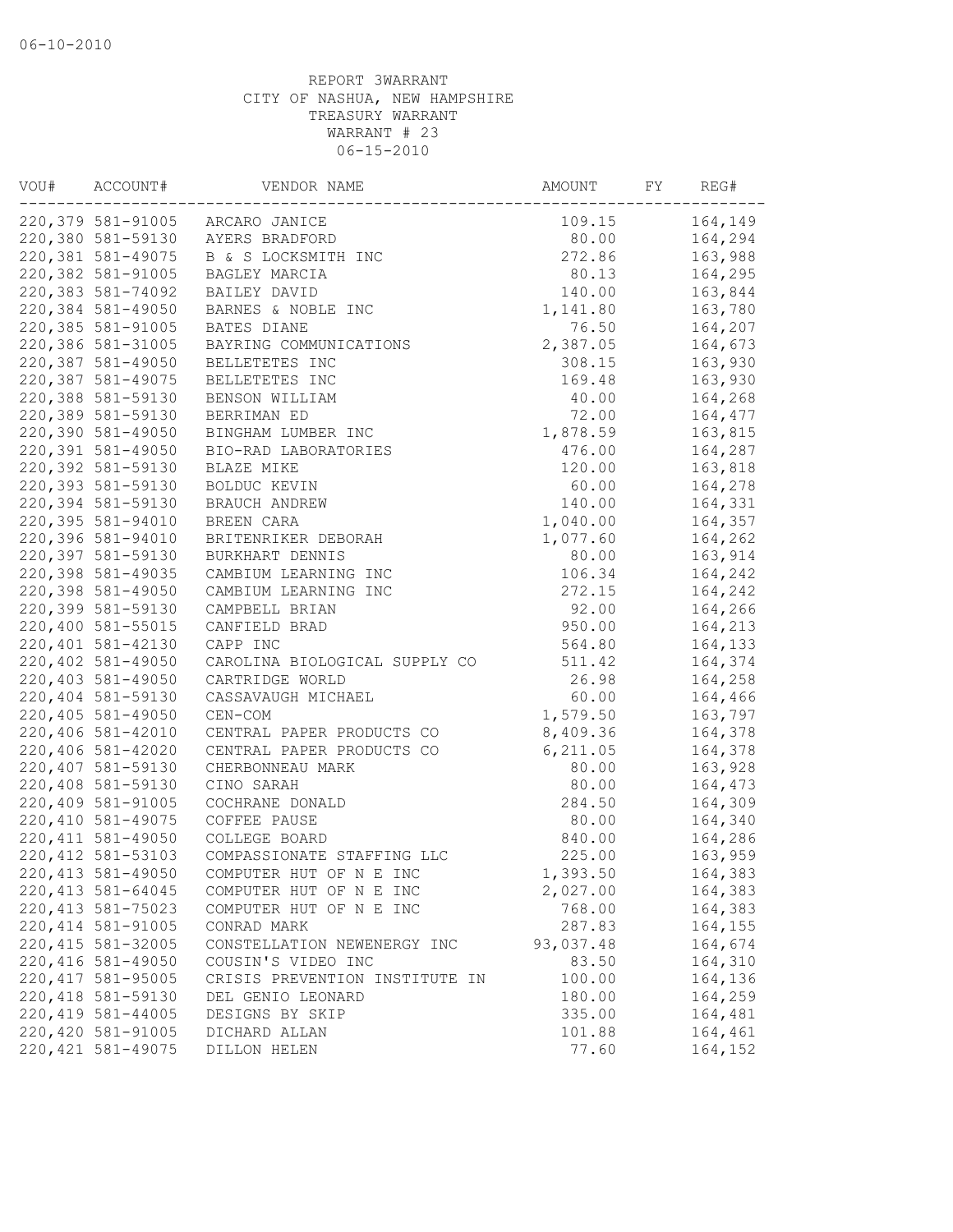06-10-2010

REPORT 3WARRANT
CITY OF NASHUA, NEW HAMPSHIRE
TREASURY WARRANT
WARRANT # 23
06-15-2010

| VOU# | ACCOUNT# | VENDOR NAME | AMOUNT | FY | REG# |
|---|---|---|---|---|---|
| 220,379 | 581-91005 | ARCARO JANICE | 109.15 | | 164,149 |
| 220,380 | 581-59130 | AYERS BRADFORD | 80.00 | | 164,294 |
| 220,381 | 581-49075 | B & S LOCKSMITH INC | 272.86 | | 163,988 |
| 220,382 | 581-91005 | BAGLEY MARCIA | 80.13 | | 164,295 |
| 220,383 | 581-74092 | BAILEY DAVID | 140.00 | | 163,844 |
| 220,384 | 581-49050 | BARNES & NOBLE INC | 1,141.80 | | 163,780 |
| 220,385 | 581-91005 | BATES DIANE | 76.50 | | 164,207 |
| 220,386 | 581-31005 | BAYRING COMMUNICATIONS | 2,387.05 | | 164,673 |
| 220,387 | 581-49050 | BELLETETES INC | 308.15 | | 163,930 |
| 220,387 | 581-49075 | BELLETETES INC | 169.48 | | 163,930 |
| 220,388 | 581-59130 | BENSON WILLIAM | 40.00 | | 164,268 |
| 220,389 | 581-59130 | BERRIMAN ED | 72.00 | | 164,477 |
| 220,390 | 581-49050 | BINGHAM LUMBER INC | 1,878.59 | | 163,815 |
| 220,391 | 581-49050 | BIO-RAD LABORATORIES | 476.00 | | 164,287 |
| 220,392 | 581-59130 | BLAZE MIKE | 120.00 | | 163,818 |
| 220,393 | 581-59130 | BOLDUC KEVIN | 60.00 | | 164,278 |
| 220,394 | 581-59130 | BRAUCH ANDREW | 140.00 | | 164,331 |
| 220,395 | 581-94010 | BREEN CARA | 1,040.00 | | 164,357 |
| 220,396 | 581-94010 | BRITENRIKER DEBORAH | 1,077.60 | | 164,262 |
| 220,397 | 581-59130 | BURKHART DENNIS | 80.00 | | 163,914 |
| 220,398 | 581-49035 | CAMBIUM LEARNING INC | 106.34 | | 164,242 |
| 220,398 | 581-49050 | CAMBIUM LEARNING INC | 272.15 | | 164,242 |
| 220,399 | 581-59130 | CAMPBELL BRIAN | 92.00 | | 164,266 |
| 220,400 | 581-55015 | CANFIELD BRAD | 950.00 | | 164,213 |
| 220,401 | 581-42130 | CAPP INC | 564.80 | | 164,133 |
| 220,402 | 581-49050 | CAROLINA BIOLOGICAL SUPPLY CO | 511.42 | | 164,374 |
| 220,403 | 581-49050 | CARTRIDGE WORLD | 26.98 | | 164,258 |
| 220,404 | 581-59130 | CASSAVAUGH MICHAEL | 60.00 | | 164,466 |
| 220,405 | 581-49050 | CEN-COM | 1,579.50 | | 163,797 |
| 220,406 | 581-42010 | CENTRAL PAPER PRODUCTS CO | 8,409.36 | | 164,378 |
| 220,406 | 581-42020 | CENTRAL PAPER PRODUCTS CO | 6,211.05 | | 164,378 |
| 220,407 | 581-59130 | CHERBONNEAU MARK | 80.00 | | 163,928 |
| 220,408 | 581-59130 | CINO SARAH | 80.00 | | 164,473 |
| 220,409 | 581-91005 | COCHRANE DONALD | 284.50 | | 164,309 |
| 220,410 | 581-49075 | COFFEE PAUSE | 80.00 | | 164,340 |
| 220,411 | 581-49050 | COLLEGE BOARD | 840.00 | | 164,286 |
| 220,412 | 581-53103 | COMPASSIONATE STAFFING LLC | 225.00 | | 163,959 |
| 220,413 | 581-49050 | COMPUTER HUT OF N E INC | 1,393.50 | | 164,383 |
| 220,413 | 581-64045 | COMPUTER HUT OF N E INC | 2,027.00 | | 164,383 |
| 220,413 | 581-75023 | COMPUTER HUT OF N E INC | 768.00 | | 164,383 |
| 220,414 | 581-91005 | CONRAD MARK | 287.83 | | 164,155 |
| 220,415 | 581-32005 | CONSTELLATION NEWENERGY INC | 93,037.48 | | 164,674 |
| 220,416 | 581-49050 | COUSIN'S VIDEO INC | 83.50 | | 164,310 |
| 220,417 | 581-95005 | CRISIS PREVENTION INSTITUTE IN | 100.00 | | 164,136 |
| 220,418 | 581-59130 | DEL GENIO LEONARD | 180.00 | | 164,259 |
| 220,419 | 581-44005 | DESIGNS BY SKIP | 335.00 | | 164,481 |
| 220,420 | 581-91005 | DICHARD ALLAN | 101.88 | | 164,461 |
| 220,421 | 581-49075 | DILLON HELEN | 77.60 | | 164,152 |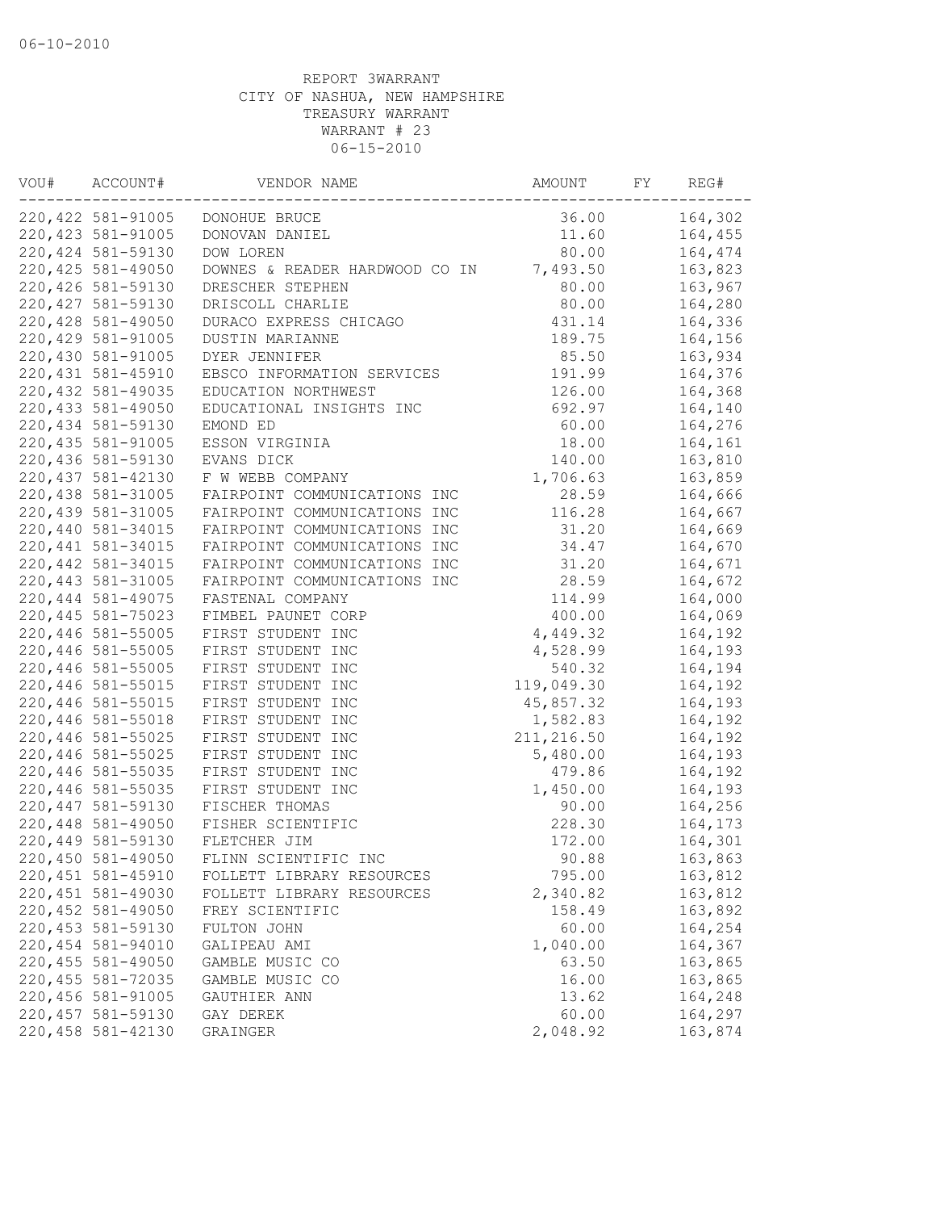06-10-2010

REPORT 3WARRANT
CITY OF NASHUA, NEW HAMPSHIRE
TREASURY WARRANT
WARRANT # 23
06-15-2010

| VOU# | ACCOUNT# | VENDOR NAME | AMOUNT | FY | REG# |
|---|---|---|---|---|---|
| 220,422 | 581-91005 | DONOHUE BRUCE | 36.00 | | 164,302 |
| 220,423 | 581-91005 | DONOVAN DANIEL | 11.60 | | 164,455 |
| 220,424 | 581-59130 | DOW LOREN | 80.00 | | 164,474 |
| 220,425 | 581-49050 | DOWNES & READER HARDWOOD CO IN | 7,493.50 | | 163,823 |
| 220,426 | 581-59130 | DRESCHER STEPHEN | 80.00 | | 163,967 |
| 220,427 | 581-59130 | DRISCOLL CHARLIE | 80.00 | | 164,280 |
| 220,428 | 581-49050 | DURACO EXPRESS CHICAGO | 431.14 | | 164,336 |
| 220,429 | 581-91005 | DUSTIN MARIANNE | 189.75 | | 164,156 |
| 220,430 | 581-91005 | DYER JENNIFER | 85.50 | | 163,934 |
| 220,431 | 581-45910 | EBSCO INFORMATION SERVICES | 191.99 | | 164,376 |
| 220,432 | 581-49035 | EDUCATION NORTHWEST | 126.00 | | 164,368 |
| 220,433 | 581-49050 | EDUCATIONAL INSIGHTS INC | 692.97 | | 164,140 |
| 220,434 | 581-59130 | EMOND ED | 60.00 | | 164,276 |
| 220,435 | 581-91005 | ESSON VIRGINIA | 18.00 | | 164,161 |
| 220,436 | 581-59130 | EVANS DICK | 140.00 | | 163,810 |
| 220,437 | 581-42130 | F W WEBB COMPANY | 1,706.63 | | 163,859 |
| 220,438 | 581-31005 | FAIRPOINT COMMUNICATIONS INC | 28.59 | | 164,666 |
| 220,439 | 581-31005 | FAIRPOINT COMMUNICATIONS INC | 116.28 | | 164,667 |
| 220,440 | 581-34015 | FAIRPOINT COMMUNICATIONS INC | 31.20 | | 164,669 |
| 220,441 | 581-34015 | FAIRPOINT COMMUNICATIONS INC | 34.47 | | 164,670 |
| 220,442 | 581-34015 | FAIRPOINT COMMUNICATIONS INC | 31.20 | | 164,671 |
| 220,443 | 581-31005 | FAIRPOINT COMMUNICATIONS INC | 28.59 | | 164,672 |
| 220,444 | 581-49075 | FASTENAL COMPANY | 114.99 | | 164,000 |
| 220,445 | 581-75023 | FIMBEL PAUNET CORP | 400.00 | | 164,069 |
| 220,446 | 581-55005 | FIRST STUDENT INC | 4,449.32 | | 164,192 |
| 220,446 | 581-55005 | FIRST STUDENT INC | 4,528.99 | | 164,193 |
| 220,446 | 581-55005 | FIRST STUDENT INC | 540.32 | | 164,194 |
| 220,446 | 581-55015 | FIRST STUDENT INC | 119,049.30 | | 164,192 |
| 220,446 | 581-55015 | FIRST STUDENT INC | 45,857.32 | | 164,193 |
| 220,446 | 581-55018 | FIRST STUDENT INC | 1,582.83 | | 164,192 |
| 220,446 | 581-55025 | FIRST STUDENT INC | 211,216.50 | | 164,192 |
| 220,446 | 581-55025 | FIRST STUDENT INC | 5,480.00 | | 164,193 |
| 220,446 | 581-55035 | FIRST STUDENT INC | 479.86 | | 164,192 |
| 220,446 | 581-55035 | FIRST STUDENT INC | 1,450.00 | | 164,193 |
| 220,447 | 581-59130 | FISCHER THOMAS | 90.00 | | 164,256 |
| 220,448 | 581-49050 | FISHER SCIENTIFIC | 228.30 | | 164,173 |
| 220,449 | 581-59130 | FLETCHER JIM | 172.00 | | 164,301 |
| 220,450 | 581-49050 | FLINN SCIENTIFIC INC | 90.88 | | 163,863 |
| 220,451 | 581-45910 | FOLLETT LIBRARY RESOURCES | 795.00 | | 163,812 |
| 220,451 | 581-49030 | FOLLETT LIBRARY RESOURCES | 2,340.82 | | 163,812 |
| 220,452 | 581-49050 | FREY SCIENTIFIC | 158.49 | | 163,892 |
| 220,453 | 581-59130 | FULTON JOHN | 60.00 | | 164,254 |
| 220,454 | 581-94010 | GALIPEAU AMI | 1,040.00 | | 164,367 |
| 220,455 | 581-49050 | GAMBLE MUSIC CO | 63.50 | | 163,865 |
| 220,455 | 581-72035 | GAMBLE MUSIC CO | 16.00 | | 163,865 |
| 220,456 | 581-91005 | GAUTHIER ANN | 13.62 | | 164,248 |
| 220,457 | 581-59130 | GAY DEREK | 60.00 | | 164,297 |
| 220,458 | 581-42130 | GRAINGER | 2,048.92 | | 163,874 |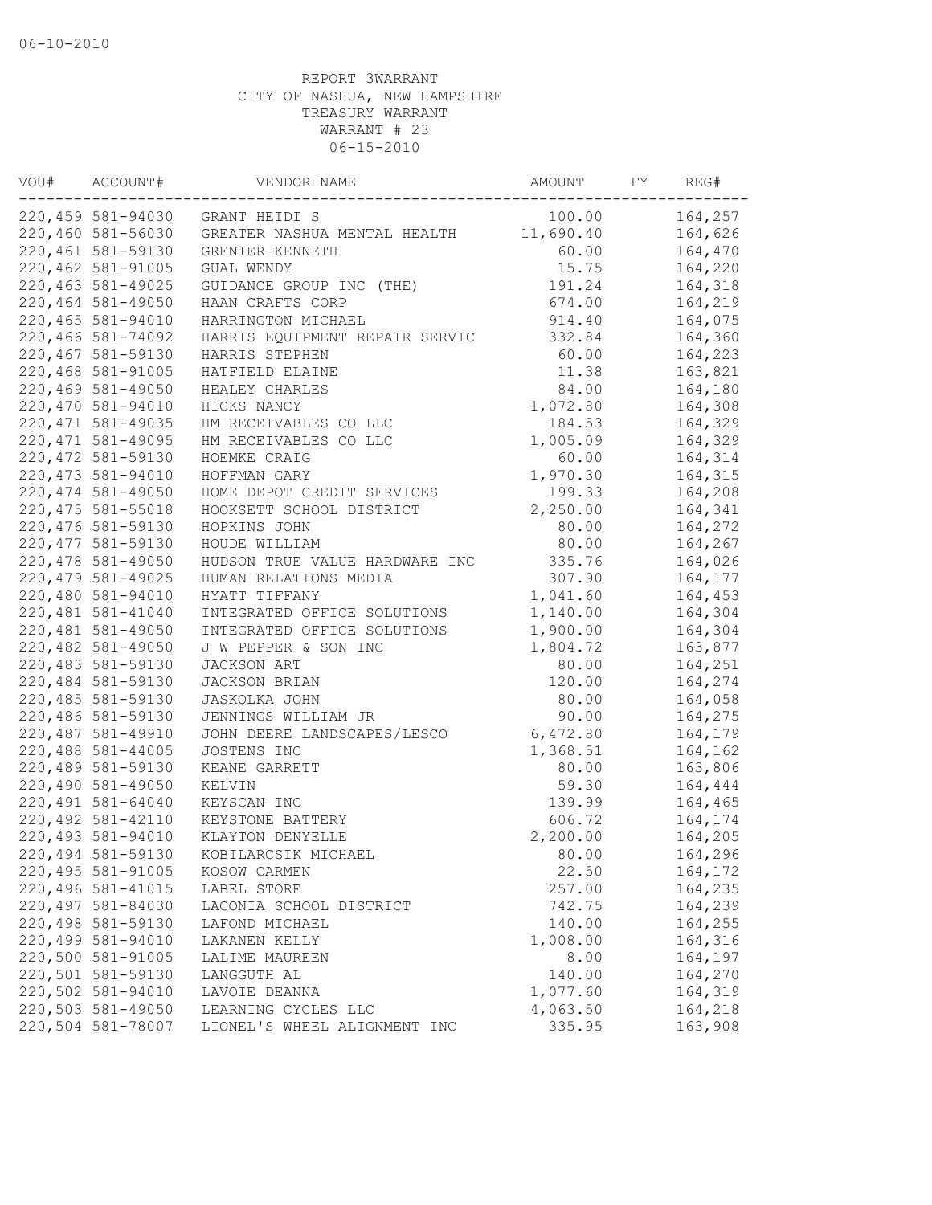06-10-2010

REPORT 3WARRANT
CITY OF NASHUA, NEW HAMPSHIRE
TREASURY WARRANT
WARRANT # 23
06-15-2010

| VOU# | ACCOUNT# | VENDOR NAME | AMOUNT | FY | REG# |
|---|---|---|---|---|---|
| 220,459 | 581-94030 | GRANT HEIDI S | 100.00 | | 164,257 |
| 220,460 | 581-56030 | GREATER NASHUA MENTAL HEALTH | 11,690.40 | | 164,626 |
| 220,461 | 581-59130 | GRENIER KENNETH | 60.00 | | 164,470 |
| 220,462 | 581-91005 | GUAL WENDY | 15.75 | | 164,220 |
| 220,463 | 581-49025 | GUIDANCE GROUP INC (THE) | 191.24 | | 164,318 |
| 220,464 | 581-49050 | HAAN CRAFTS CORP | 674.00 | | 164,219 |
| 220,465 | 581-94010 | HARRINGTON MICHAEL | 914.40 | | 164,075 |
| 220,466 | 581-74092 | HARRIS EQUIPMENT REPAIR SERVIC | 332.84 | | 164,360 |
| 220,467 | 581-59130 | HARRIS STEPHEN | 60.00 | | 164,223 |
| 220,468 | 581-91005 | HATFIELD ELAINE | 11.38 | | 163,821 |
| 220,469 | 581-49050 | HEALEY CHARLES | 84.00 | | 164,180 |
| 220,470 | 581-94010 | HICKS NANCY | 1,072.80 | | 164,308 |
| 220,471 | 581-49035 | HM RECEIVABLES CO LLC | 184.53 | | 164,329 |
| 220,471 | 581-49095 | HM RECEIVABLES CO LLC | 1,005.09 | | 164,329 |
| 220,472 | 581-59130 | HOEMKE CRAIG | 60.00 | | 164,314 |
| 220,473 | 581-94010 | HOFFMAN GARY | 1,970.30 | | 164,315 |
| 220,474 | 581-49050 | HOME DEPOT CREDIT SERVICES | 199.33 | | 164,208 |
| 220,475 | 581-55018 | HOOKSETT SCHOOL DISTRICT | 2,250.00 | | 164,341 |
| 220,476 | 581-59130 | HOPKINS JOHN | 80.00 | | 164,272 |
| 220,477 | 581-59130 | HOUDE WILLIAM | 80.00 | | 164,267 |
| 220,478 | 581-49050 | HUDSON TRUE VALUE HARDWARE INC | 335.76 | | 164,026 |
| 220,479 | 581-49025 | HUMAN RELATIONS MEDIA | 307.90 | | 164,177 |
| 220,480 | 581-94010 | HYATT TIFFANY | 1,041.60 | | 164,453 |
| 220,481 | 581-41040 | INTEGRATED OFFICE SOLUTIONS | 1,140.00 | | 164,304 |
| 220,481 | 581-49050 | INTEGRATED OFFICE SOLUTIONS | 1,900.00 | | 164,304 |
| 220,482 | 581-49050 | J W PEPPER & SON INC | 1,804.72 | | 163,877 |
| 220,483 | 581-59130 | JACKSON ART | 80.00 | | 164,251 |
| 220,484 | 581-59130 | JACKSON BRIAN | 120.00 | | 164,274 |
| 220,485 | 581-59130 | JASKOLKA JOHN | 80.00 | | 164,058 |
| 220,486 | 581-59130 | JENNINGS WILLIAM JR | 90.00 | | 164,275 |
| 220,487 | 581-49910 | JOHN DEERE LANDSCAPES/LESCO | 6,472.80 | | 164,179 |
| 220,488 | 581-44005 | JOSTENS INC | 1,368.51 | | 164,162 |
| 220,489 | 581-59130 | KEANE GARRETT | 80.00 | | 163,806 |
| 220,490 | 581-49050 | KELVIN | 59.30 | | 164,444 |
| 220,491 | 581-64040 | KEYSCAN INC | 139.99 | | 164,465 |
| 220,492 | 581-42110 | KEYSTONE BATTERY | 606.72 | | 164,174 |
| 220,493 | 581-94010 | KLAYTON DENYELLE | 2,200.00 | | 164,205 |
| 220,494 | 581-59130 | KOBILARCSIK MICHAEL | 80.00 | | 164,296 |
| 220,495 | 581-91005 | KOSOW CARMEN | 22.50 | | 164,172 |
| 220,496 | 581-41015 | LABEL STORE | 257.00 | | 164,235 |
| 220,497 | 581-84030 | LACONIA SCHOOL DISTRICT | 742.75 | | 164,239 |
| 220,498 | 581-59130 | LAFOND MICHAEL | 140.00 | | 164,255 |
| 220,499 | 581-94010 | LAKANEN KELLY | 1,008.00 | | 164,316 |
| 220,500 | 581-91005 | LALIME MAUREEN | 8.00 | | 164,197 |
| 220,501 | 581-59130 | LANGGUTH AL | 140.00 | | 164,270 |
| 220,502 | 581-94010 | LAVOIE DEANNA | 1,077.60 | | 164,319 |
| 220,503 | 581-49050 | LEARNING CYCLES LLC | 4,063.50 | | 164,218 |
| 220,504 | 581-78007 | LIONEL'S WHEEL ALIGNMENT INC | 335.95 | | 163,908 |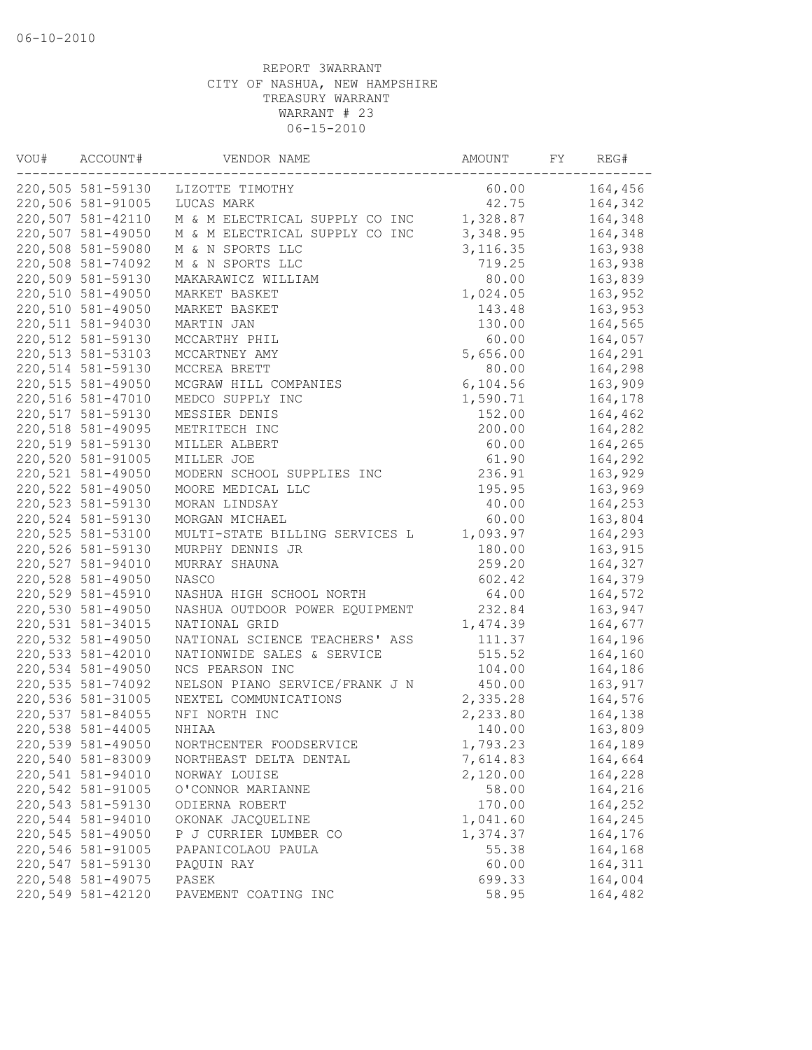06-10-2010

REPORT 3WARRANT
CITY OF NASHUA, NEW HAMPSHIRE
TREASURY WARRANT
WARRANT # 23
06-15-2010

| VOU# | ACCOUNT# | VENDOR NAME | AMOUNT | FY | REG# |
|---|---|---|---|---|---|
| 220,505 | 581-59130 | LIZOTTE TIMOTHY | 60.00 | | 164,456 |
| 220,506 | 581-91005 | LUCAS MARK | 42.75 | | 164,342 |
| 220,507 | 581-42110 | M & M ELECTRICAL SUPPLY CO INC | 1,328.87 | | 164,348 |
| 220,507 | 581-49050 | M & M ELECTRICAL SUPPLY CO INC | 3,348.95 | | 164,348 |
| 220,508 | 581-59080 | M & N SPORTS LLC | 3,116.35 | | 163,938 |
| 220,508 | 581-74092 | M & N SPORTS LLC | 719.25 | | 163,938 |
| 220,509 | 581-59130 | MAKARAWICZ WILLIAM | 80.00 | | 163,839 |
| 220,510 | 581-49050 | MARKET BASKET | 1,024.05 | | 163,952 |
| 220,510 | 581-49050 | MARKET BASKET | 143.48 | | 163,953 |
| 220,511 | 581-94030 | MARTIN JAN | 130.00 | | 164,565 |
| 220,512 | 581-59130 | MCCARTHY PHIL | 60.00 | | 164,057 |
| 220,513 | 581-53103 | MCCARTNEY AMY | 5,656.00 | | 164,291 |
| 220,514 | 581-59130 | MCCREA BRETT | 80.00 | | 164,298 |
| 220,515 | 581-49050 | MCGRAW HILL COMPANIES | 6,104.56 | | 163,909 |
| 220,516 | 581-47010 | MEDCO SUPPLY INC | 1,590.71 | | 164,178 |
| 220,517 | 581-59130 | MESSIER DENIS | 152.00 | | 164,462 |
| 220,518 | 581-49095 | METRITECH INC | 200.00 | | 164,282 |
| 220,519 | 581-59130 | MILLER ALBERT | 60.00 | | 164,265 |
| 220,520 | 581-91005 | MILLER JOE | 61.90 | | 164,292 |
| 220,521 | 581-49050 | MODERN SCHOOL SUPPLIES INC | 236.91 | | 163,929 |
| 220,522 | 581-49050 | MOORE MEDICAL LLC | 195.95 | | 163,969 |
| 220,523 | 581-59130 | MORAN LINDSAY | 40.00 | | 164,253 |
| 220,524 | 581-59130 | MORGAN MICHAEL | 60.00 | | 163,804 |
| 220,525 | 581-53100 | MULTI-STATE BILLING SERVICES L | 1,093.97 | | 164,293 |
| 220,526 | 581-59130 | MURPHY DENNIS JR | 180.00 | | 163,915 |
| 220,527 | 581-94010 | MURRAY SHAUNA | 259.20 | | 164,327 |
| 220,528 | 581-49050 | NASCO | 602.42 | | 164,379 |
| 220,529 | 581-45910 | NASHUA HIGH SCHOOL NORTH | 64.00 | | 164,572 |
| 220,530 | 581-49050 | NASHUA OUTDOOR POWER EQUIPMENT | 232.84 | | 163,947 |
| 220,531 | 581-34015 | NATIONAL GRID | 1,474.39 | | 164,677 |
| 220,532 | 581-49050 | NATIONAL SCIENCE TEACHERS' ASS | 111.37 | | 164,196 |
| 220,533 | 581-42010 | NATIONWIDE SALES & SERVICE | 515.52 | | 164,160 |
| 220,534 | 581-49050 | NCS PEARSON INC | 104.00 | | 164,186 |
| 220,535 | 581-74092 | NELSON PIANO SERVICE/FRANK J N | 450.00 | | 163,917 |
| 220,536 | 581-31005 | NEXTEL COMMUNICATIONS | 2,335.28 | | 164,576 |
| 220,537 | 581-84055 | NFI NORTH INC | 2,233.80 | | 164,138 |
| 220,538 | 581-44005 | NHIAA | 140.00 | | 163,809 |
| 220,539 | 581-49050 | NORTHCENTER FOODSERVICE | 1,793.23 | | 164,189 |
| 220,540 | 581-83009 | NORTHEAST DELTA DENTAL | 7,614.83 | | 164,664 |
| 220,541 | 581-94010 | NORWAY LOUISE | 2,120.00 | | 164,228 |
| 220,542 | 581-91005 | O'CONNOR MARIANNE | 58.00 | | 164,216 |
| 220,543 | 581-59130 | ODIERNA ROBERT | 170.00 | | 164,252 |
| 220,544 | 581-94010 | OKONAK JACQUELINE | 1,041.60 | | 164,245 |
| 220,545 | 581-49050 | P J CURRIER LUMBER CO | 1,374.37 | | 164,176 |
| 220,546 | 581-91005 | PAPANICOLAOU PAULA | 55.38 | | 164,168 |
| 220,547 | 581-59130 | PAQUIN RAY | 60.00 | | 164,311 |
| 220,548 | 581-49075 | PASEK | 699.33 | | 164,004 |
| 220,549 | 581-42120 | PAVEMENT COATING INC | 58.95 | | 164,482 |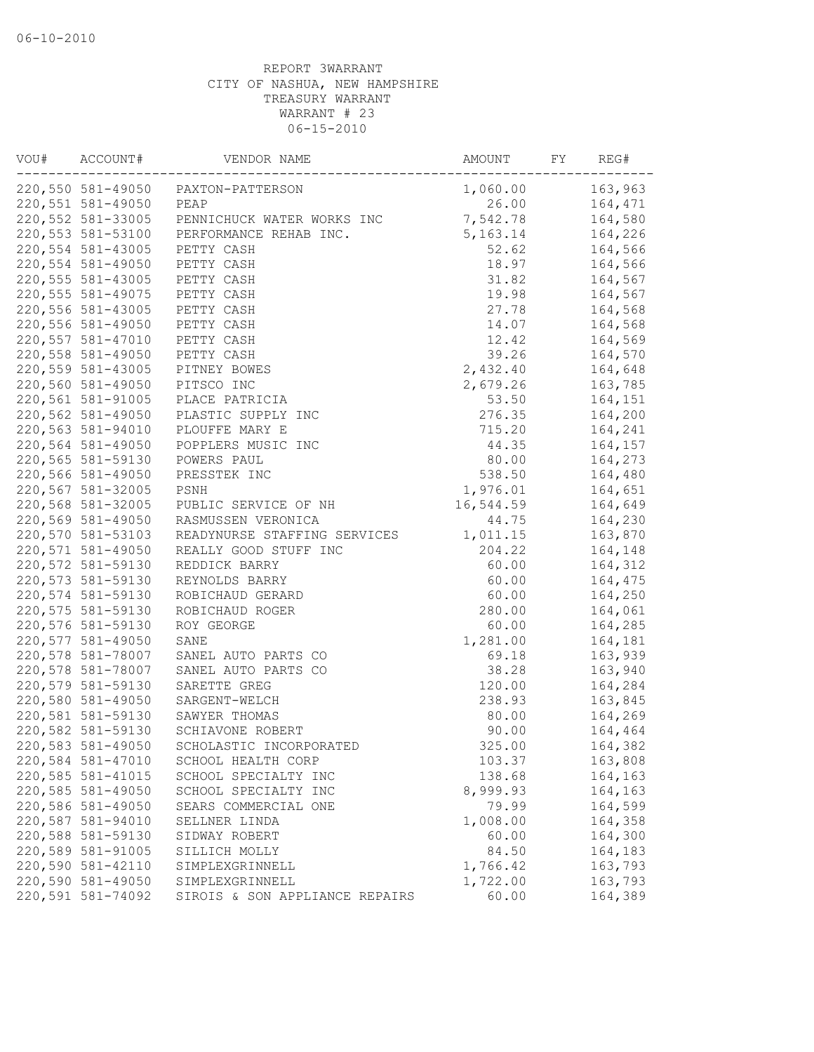06-10-2010

REPORT 3WARRANT
CITY OF NASHUA, NEW HAMPSHIRE
TREASURY WARRANT
WARRANT # 23
06-15-2010

| VOU# | ACCOUNT# | VENDOR NAME | AMOUNT | FY | REG# |
|---|---|---|---|---|---|
| 220,550 | 581-49050 | PAXTON-PATTERSON | 1,060.00 | | 163,963 |
| 220,551 | 581-49050 | PEAP | 26.00 | | 164,471 |
| 220,552 | 581-33005 | PENNICHUCK WATER WORKS INC | 7,542.78 | | 164,580 |
| 220,553 | 581-53100 | PERFORMANCE REHAB INC. | 5,163.14 | | 164,226 |
| 220,554 | 581-43005 | PETTY CASH | 52.62 | | 164,566 |
| 220,554 | 581-49050 | PETTY CASH | 18.97 | | 164,566 |
| 220,555 | 581-43005 | PETTY CASH | 31.82 | | 164,567 |
| 220,555 | 581-49075 | PETTY CASH | 19.98 | | 164,567 |
| 220,556 | 581-43005 | PETTY CASH | 27.78 | | 164,568 |
| 220,556 | 581-49050 | PETTY CASH | 14.07 | | 164,568 |
| 220,557 | 581-47010 | PETTY CASH | 12.42 | | 164,569 |
| 220,558 | 581-49050 | PETTY CASH | 39.26 | | 164,570 |
| 220,559 | 581-43005 | PITNEY BOWES | 2,432.40 | | 164,648 |
| 220,560 | 581-49050 | PITSCO INC | 2,679.26 | | 163,785 |
| 220,561 | 581-91005 | PLACE PATRICIA | 53.50 | | 164,151 |
| 220,562 | 581-49050 | PLASTIC SUPPLY INC | 276.35 | | 164,200 |
| 220,563 | 581-94010 | PLOUFFE MARY E | 715.20 | | 164,241 |
| 220,564 | 581-49050 | POPPLERS MUSIC INC | 44.35 | | 164,157 |
| 220,565 | 581-59130 | POWERS PAUL | 80.00 | | 164,273 |
| 220,566 | 581-49050 | PRESSTEK INC | 538.50 | | 164,480 |
| 220,567 | 581-32005 | PSNH | 1,976.01 | | 164,651 |
| 220,568 | 581-32005 | PUBLIC SERVICE OF NH | 16,544.59 | | 164,649 |
| 220,569 | 581-49050 | RASMUSSEN VERONICA | 44.75 | | 164,230 |
| 220,570 | 581-53103 | READYNURSE STAFFING SERVICES | 1,011.15 | | 163,870 |
| 220,571 | 581-49050 | REALLY GOOD STUFF INC | 204.22 | | 164,148 |
| 220,572 | 581-59130 | REDDICK BARRY | 60.00 | | 164,312 |
| 220,573 | 581-59130 | REYNOLDS BARRY | 60.00 | | 164,475 |
| 220,574 | 581-59130 | ROBICHAUD GERARD | 60.00 | | 164,250 |
| 220,575 | 581-59130 | ROBICHAUD ROGER | 280.00 | | 164,061 |
| 220,576 | 581-59130 | ROY GEORGE | 60.00 | | 164,285 |
| 220,577 | 581-49050 | SANE | 1,281.00 | | 164,181 |
| 220,578 | 581-78007 | SANEL AUTO PARTS CO | 69.18 | | 163,939 |
| 220,578 | 581-78007 | SANEL AUTO PARTS CO | 38.28 | | 163,940 |
| 220,579 | 581-59130 | SARETTE GREG | 120.00 | | 164,284 |
| 220,580 | 581-49050 | SARGENT-WELCH | 238.93 | | 163,845 |
| 220,581 | 581-59130 | SAWYER THOMAS | 80.00 | | 164,269 |
| 220,582 | 581-59130 | SCHIAVONE ROBERT | 90.00 | | 164,464 |
| 220,583 | 581-49050 | SCHOLASTIC INCORPORATED | 325.00 | | 164,382 |
| 220,584 | 581-47010 | SCHOOL HEALTH CORP | 103.37 | | 163,808 |
| 220,585 | 581-41015 | SCHOOL SPECIALTY INC | 138.68 | | 164,163 |
| 220,585 | 581-49050 | SCHOOL SPECIALTY INC | 8,999.93 | | 164,163 |
| 220,586 | 581-49050 | SEARS COMMERCIAL ONE | 79.99 | | 164,599 |
| 220,587 | 581-94010 | SELLNER LINDA | 1,008.00 | | 164,358 |
| 220,588 | 581-59130 | SIDWAY ROBERT | 60.00 | | 164,300 |
| 220,589 | 581-91005 | SILLICH MOLLY | 84.50 | | 164,183 |
| 220,590 | 581-42110 | SIMPLEXGRINNELL | 1,766.42 | | 163,793 |
| 220,590 | 581-49050 | SIMPLEXGRINNELL | 1,722.00 | | 163,793 |
| 220,591 | 581-74092 | SIROIS & SON APPLIANCE REPAIRS | 60.00 | | 164,389 |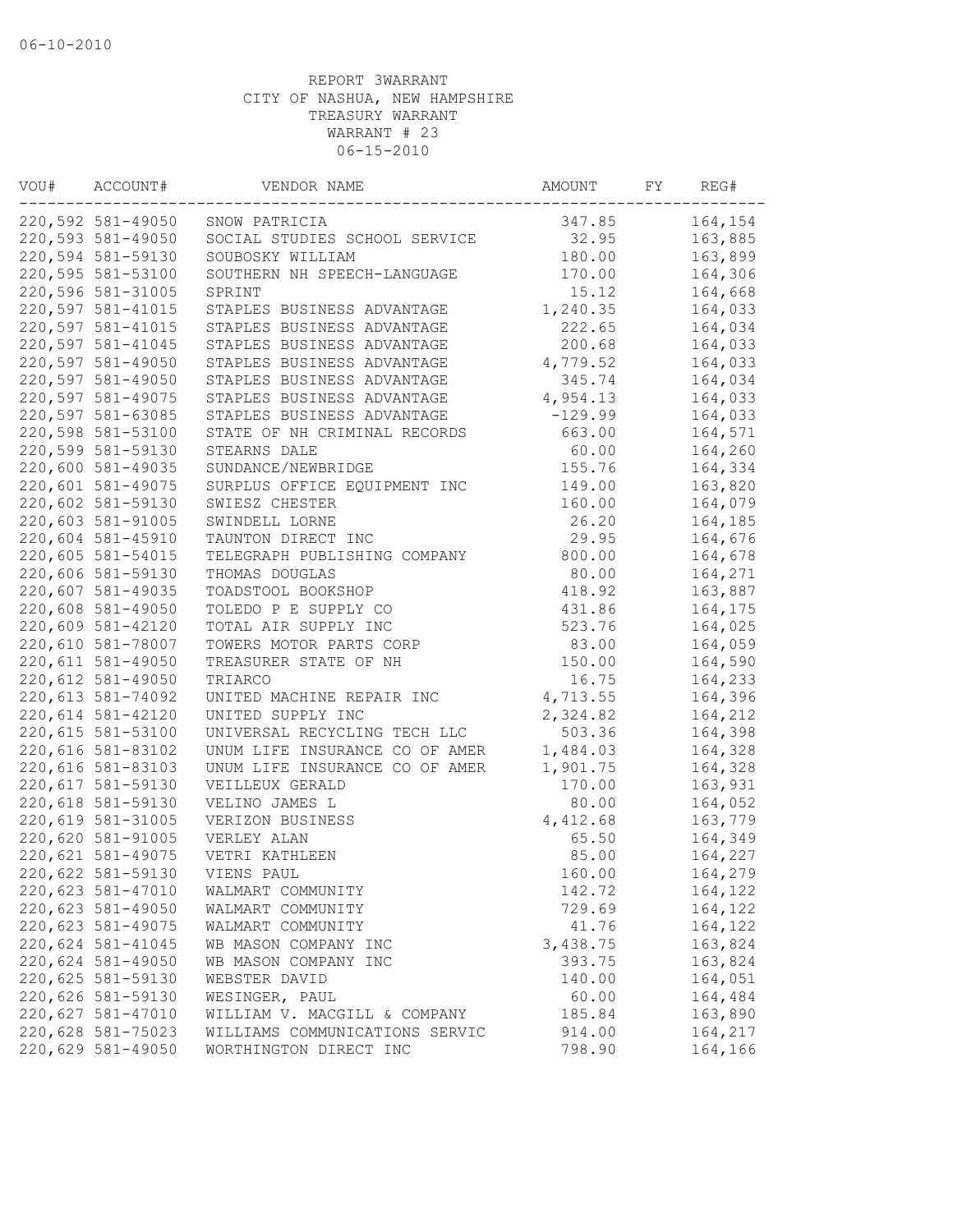06-10-2010

REPORT 3WARRANT
CITY OF NASHUA, NEW HAMPSHIRE
TREASURY WARRANT
WARRANT # 23
06-15-2010

| VOU# | ACCOUNT# | VENDOR NAME | AMOUNT | FY | REG# |
|---|---|---|---|---|---|
| 220,592 | 581-49050 | SNOW PATRICIA | 347.85 | | 164,154 |
| 220,593 | 581-49050 | SOCIAL STUDIES SCHOOL SERVICE | 32.95 | | 163,885 |
| 220,594 | 581-59130 | SOUBOSKY WILLIAM | 180.00 | | 163,899 |
| 220,595 | 581-53100 | SOUTHERN NH SPEECH-LANGUAGE | 170.00 | | 164,306 |
| 220,596 | 581-31005 | SPRINT | 15.12 | | 164,668 |
| 220,597 | 581-41015 | STAPLES BUSINESS ADVANTAGE | 1,240.35 | | 164,033 |
| 220,597 | 581-41015 | STAPLES BUSINESS ADVANTAGE | 222.65 | | 164,034 |
| 220,597 | 581-41045 | STAPLES BUSINESS ADVANTAGE | 200.68 | | 164,033 |
| 220,597 | 581-49050 | STAPLES BUSINESS ADVANTAGE | 4,779.52 | | 164,033 |
| 220,597 | 581-49050 | STAPLES BUSINESS ADVANTAGE | 345.74 | | 164,034 |
| 220,597 | 581-49075 | STAPLES BUSINESS ADVANTAGE | 4,954.13 | | 164,033 |
| 220,597 | 581-63085 | STAPLES BUSINESS ADVANTAGE | -129.99 | | 164,033 |
| 220,598 | 581-53100 | STATE OF NH CRIMINAL RECORDS | 663.00 | | 164,571 |
| 220,599 | 581-59130 | STEARNS DALE | 60.00 | | 164,260 |
| 220,600 | 581-49035 | SUNDANCE/NEWBRIDGE | 155.76 | | 164,334 |
| 220,601 | 581-49075 | SURPLUS OFFICE EQUIPMENT INC | 149.00 | | 163,820 |
| 220,602 | 581-59130 | SWIESZ CHESTER | 160.00 | | 164,079 |
| 220,603 | 581-91005 | SWINDELL LORNE | 26.20 | | 164,185 |
| 220,604 | 581-45910 | TAUNTON DIRECT INC | 29.95 | | 164,676 |
| 220,605 | 581-54015 | TELEGRAPH PUBLISHING COMPANY | 800.00 | | 164,678 |
| 220,606 | 581-59130 | THOMAS DOUGLAS | 80.00 | | 164,271 |
| 220,607 | 581-49035 | TOADSTOOL BOOKSHOP | 418.92 | | 163,887 |
| 220,608 | 581-49050 | TOLEDO P E SUPPLY CO | 431.86 | | 164,175 |
| 220,609 | 581-42120 | TOTAL AIR SUPPLY INC | 523.76 | | 164,025 |
| 220,610 | 581-78007 | TOWERS MOTOR PARTS CORP | 83.00 | | 164,059 |
| 220,611 | 581-49050 | TREASURER STATE OF NH | 150.00 | | 164,590 |
| 220,612 | 581-49050 | TRIARCO | 16.75 | | 164,233 |
| 220,613 | 581-74092 | UNITED MACHINE REPAIR INC | 4,713.55 | | 164,396 |
| 220,614 | 581-42120 | UNITED SUPPLY INC | 2,324.82 | | 164,212 |
| 220,615 | 581-53100 | UNIVERSAL RECYCLING TECH LLC | 503.36 | | 164,398 |
| 220,616 | 581-83102 | UNUM LIFE INSURANCE CO OF AMER | 1,484.03 | | 164,328 |
| 220,616 | 581-83103 | UNUM LIFE INSURANCE CO OF AMER | 1,901.75 | | 164,328 |
| 220,617 | 581-59130 | VEILLEUX GERALD | 170.00 | | 163,931 |
| 220,618 | 581-59130 | VELINO JAMES L | 80.00 | | 164,052 |
| 220,619 | 581-31005 | VERIZON BUSINESS | 4,412.68 | | 163,779 |
| 220,620 | 581-91005 | VERLEY ALAN | 65.50 | | 164,349 |
| 220,621 | 581-49075 | VETRI KATHLEEN | 85.00 | | 164,227 |
| 220,622 | 581-59130 | VIENS PAUL | 160.00 | | 164,279 |
| 220,623 | 581-47010 | WALMART COMMUNITY | 142.72 | | 164,122 |
| 220,623 | 581-49050 | WALMART COMMUNITY | 729.69 | | 164,122 |
| 220,623 | 581-49075 | WALMART COMMUNITY | 41.76 | | 164,122 |
| 220,624 | 581-41045 | WB MASON COMPANY INC | 3,438.75 | | 163,824 |
| 220,624 | 581-49050 | WB MASON COMPANY INC | 393.75 | | 163,824 |
| 220,625 | 581-59130 | WEBSTER DAVID | 140.00 | | 164,051 |
| 220,626 | 581-59130 | WESINGER, PAUL | 60.00 | | 164,484 |
| 220,627 | 581-47010 | WILLIAM V. MACGILL & COMPANY | 185.84 | | 163,890 |
| 220,628 | 581-75023 | WILLIAMS COMMUNICATIONS SERVIC | 914.00 | | 164,217 |
| 220,629 | 581-49050 | WORTHINGTON DIRECT INC | 798.90 | | 164,166 |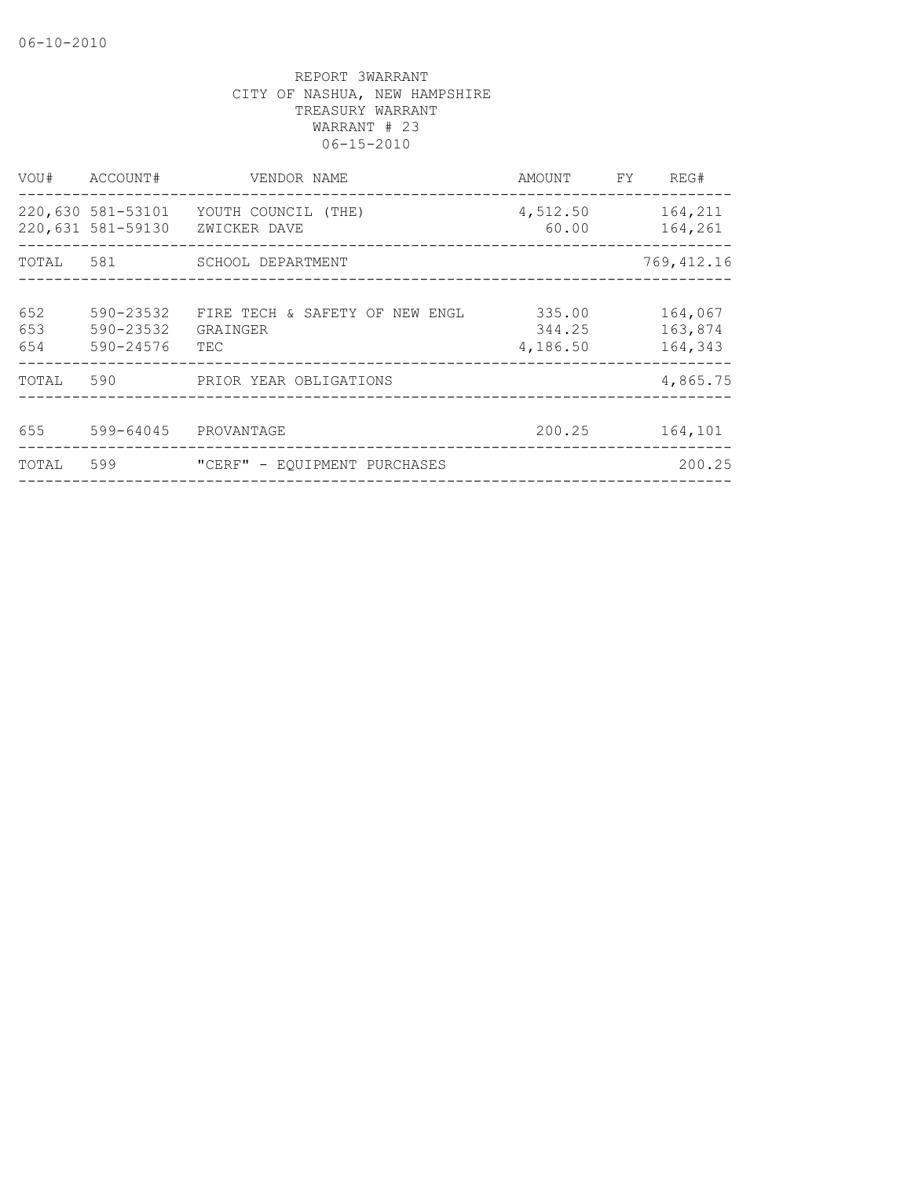06-10-2010

REPORT 3WARRANT
CITY OF NASHUA, NEW HAMPSHIRE
TREASURY WARRANT
WARRANT # 23
06-15-2010

| VOU# | ACCOUNT# | VENDOR NAME | AMOUNT | FY | REG# |
|---|---|---|---|---|---|
| 220,630 | 581-53101 | YOUTH COUNCIL (THE) | 4,512.50 | | 164,211 |
| 220,631 | 581-59130 | ZWICKER DAVE | 60.00 | | 164,261 |
| TOTAL | 581 | SCHOOL DEPARTMENT | | | 769,412.16 |
| 652 | 590-23532 | FIRE TECH & SAFETY OF NEW ENGL | 335.00 | | 164,067 |
| 653 | 590-23532 | GRAINGER | 344.25 | | 163,874 |
| 654 | 590-24576 | TEC | 4,186.50 | | 164,343 |
| TOTAL | 590 | PRIOR YEAR OBLIGATIONS | | | 4,865.75 |
| 655 | 599-64045 | PROVANTAGE | 200.25 | | 164,101 |
| TOTAL | 599 | "CERF" - EQUIPMENT PURCHASES | | | 200.25 |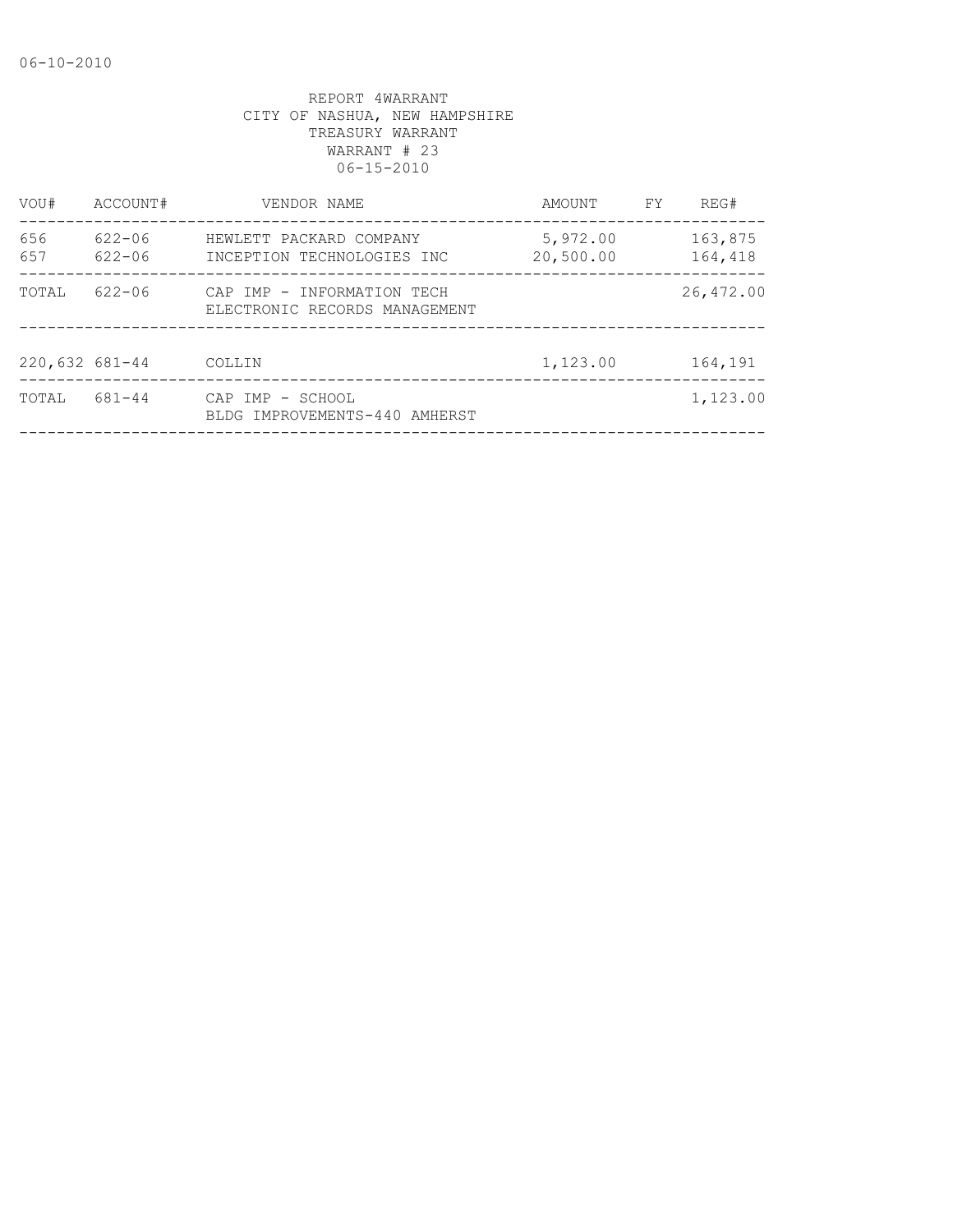06-10-2010

REPORT 4WARRANT
CITY OF NASHUA, NEW HAMPSHIRE
TREASURY WARRANT
WARRANT # 23
06-15-2010

| VOU# | ACCOUNT# | VENDOR NAME | AMOUNT | FY | REG# |
|---|---|---|---|---|---|
| 656 | 622-06 | HEWLETT PACKARD COMPANY | 5,972.00 | | 163,875 |
| 657 | 622-06 | INCEPTION TECHNOLOGIES INC | 20,500.00 | | 164,418 |
| TOTAL | 622-06 | CAP IMP - INFORMATION TECH ELECTRONIC RECORDS MANAGEMENT | | | 26,472.00 |
| 220,632 | 681-44 | COLLIN | 1,123.00 | | 164,191 |
| TOTAL | 681-44 | CAP IMP - SCHOOL BLDG IMPROVEMENTS-440 AMHERST | | | 1,123.00 |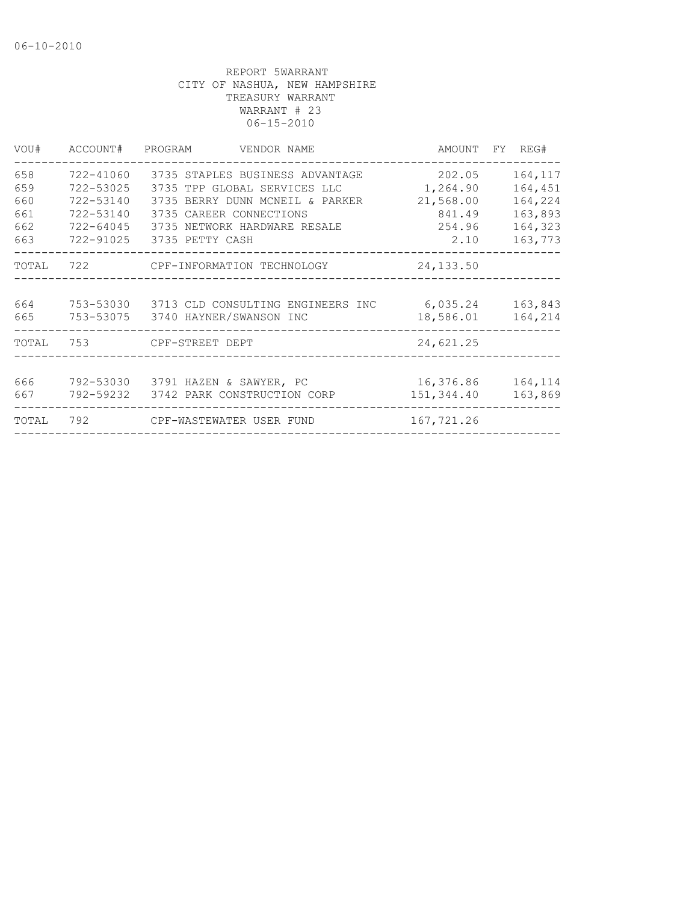06-10-2010

REPORT 5WARRANT
CITY OF NASHUA, NEW HAMPSHIRE
TREASURY WARRANT
WARRANT # 23
06-15-2010

| VOU# | ACCOUNT# | PROGRAM | VENDOR NAME | AMOUNT | FY | REG# |
|---|---|---|---|---|---|---|
| 658 | 722-41060 | 3735 | STAPLES BUSINESS ADVANTAGE | 202.05 | | 164,117 |
| 659 | 722-53025 | 3735 | TPP GLOBAL SERVICES LLC | 1,264.90 | | 164,451 |
| 660 | 722-53140 | 3735 | BERRY DUNN MCNEIL & PARKER | 21,568.00 | | 164,224 |
| 661 | 722-53140 | 3735 | CAREER CONNECTIONS | 841.49 | | 163,893 |
| 662 | 722-64045 | 3735 | NETWORK HARDWARE RESALE | 254.96 | | 164,323 |
| 663 | 722-91025 | 3735 | PETTY CASH | 2.10 | | 163,773 |
| TOTAL | 722 | | CPF-INFORMATION TECHNOLOGY | 24,133.50 | | |
| 664 | 753-53030 | 3713 | CLD CONSULTING ENGINEERS INC | 6,035.24 | | 163,843 |
| 665 | 753-53075 | 3740 | HAYNER/SWANSON INC | 18,586.01 | | 164,214 |
| TOTAL | 753 | | CPF-STREET DEPT | 24,621.25 | | |
| 666 | 792-53030 | 3791 | HAZEN & SAWYER, PC | 16,376.86 | | 164,114 |
| 667 | 792-59232 | 3742 | PARK CONSTRUCTION CORP | 151,344.40 | | 163,869 |
| TOTAL | 792 | | CPF-WASTEWATER USER FUND | 167,721.26 | | |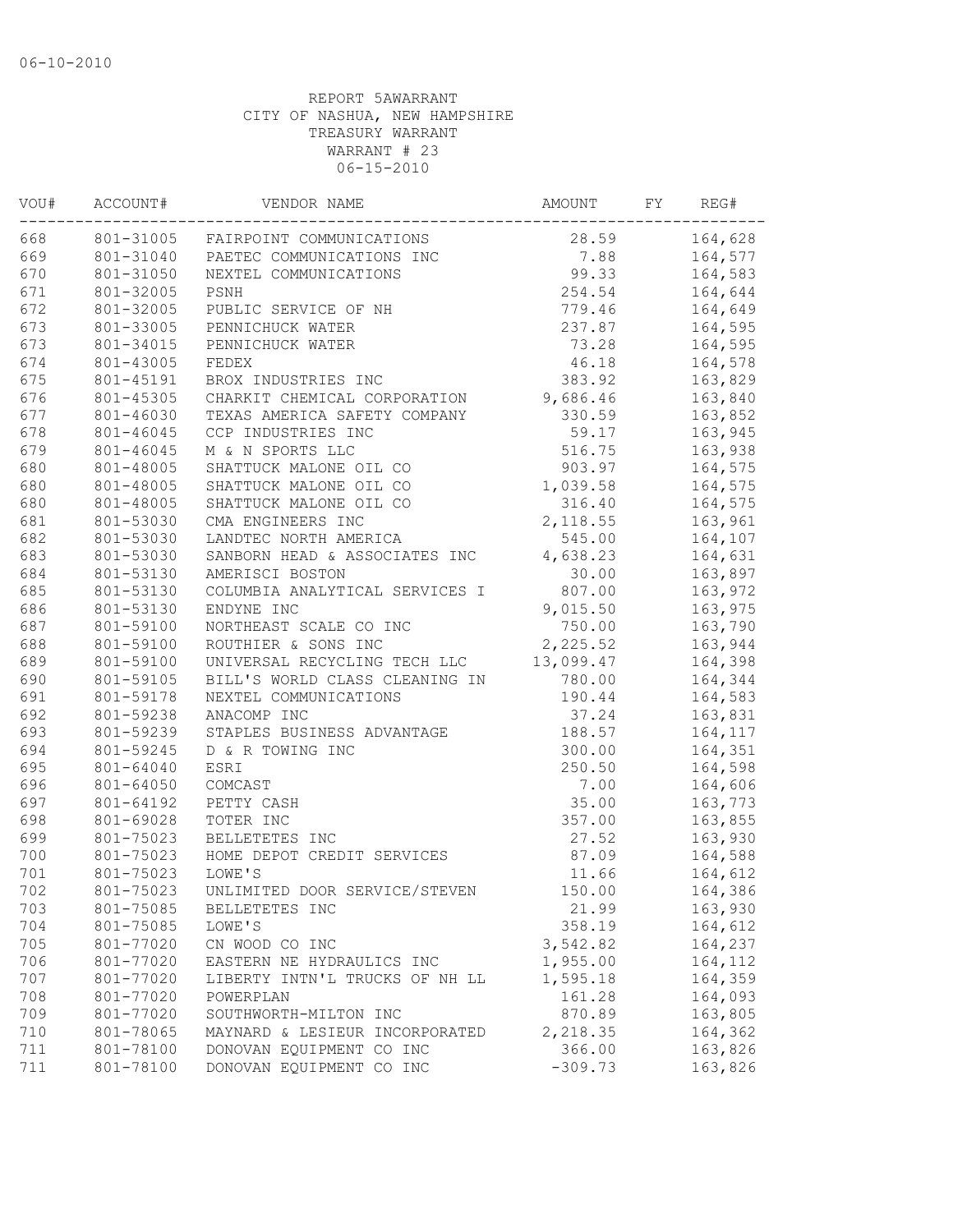06-10-2010

REPORT 5AWARRANT
CITY OF NASHUA, NEW HAMPSHIRE
TREASURY WARRANT
WARRANT # 23
06-15-2010

| VOU# | ACCOUNT# | VENDOR NAME | AMOUNT | FY | REG# |
|---|---|---|---|---|---|
| 668 | 801-31005 | FAIRPOINT COMMUNICATIONS | 28.59 | | 164,628 |
| 669 | 801-31040 | PAETEC COMMUNICATIONS INC | 7.88 | | 164,577 |
| 670 | 801-31050 | NEXTEL COMMUNICATIONS | 99.33 | | 164,583 |
| 671 | 801-32005 | PSNH | 254.54 | | 164,644 |
| 672 | 801-32005 | PUBLIC SERVICE OF NH | 779.46 | | 164,649 |
| 673 | 801-33005 | PENNICHUCK WATER | 237.87 | | 164,595 |
| 673 | 801-34015 | PENNICHUCK WATER | 73.28 | | 164,595 |
| 674 | 801-43005 | FEDEX | 46.18 | | 164,578 |
| 675 | 801-45191 | BROX INDUSTRIES INC | 383.92 | | 163,829 |
| 676 | 801-45305 | CHARKIT CHEMICAL CORPORATION | 9,686.46 | | 163,840 |
| 677 | 801-46030 | TEXAS AMERICA SAFETY COMPANY | 330.59 | | 163,852 |
| 678 | 801-46045 | CCP INDUSTRIES INC | 59.17 | | 163,945 |
| 679 | 801-46045 | M & N SPORTS LLC | 516.75 | | 163,938 |
| 680 | 801-48005 | SHATTUCK MALONE OIL CO | 903.97 | | 164,575 |
| 680 | 801-48005 | SHATTUCK MALONE OIL CO | 1,039.58 | | 164,575 |
| 680 | 801-48005 | SHATTUCK MALONE OIL CO | 316.40 | | 164,575 |
| 681 | 801-53030 | CMA ENGINEERS INC | 2,118.55 | | 163,961 |
| 682 | 801-53030 | LANDTEC NORTH AMERICA | 545.00 | | 164,107 |
| 683 | 801-53030 | SANBORN HEAD & ASSOCIATES INC | 4,638.23 | | 164,631 |
| 684 | 801-53130 | AMERISCI BOSTON | 30.00 | | 163,897 |
| 685 | 801-53130 | COLUMBIA ANALYTICAL SERVICES I | 807.00 | | 163,972 |
| 686 | 801-53130 | ENDYNE INC | 9,015.50 | | 163,975 |
| 687 | 801-59100 | NORTHEAST SCALE CO INC | 750.00 | | 163,790 |
| 688 | 801-59100 | ROUTHIER & SONS INC | 2,225.52 | | 163,944 |
| 689 | 801-59100 | UNIVERSAL RECYCLING TECH LLC | 13,099.47 | | 164,398 |
| 690 | 801-59105 | BILL'S WORLD CLASS CLEANING IN | 780.00 | | 164,344 |
| 691 | 801-59178 | NEXTEL COMMUNICATIONS | 190.44 | | 164,583 |
| 692 | 801-59238 | ANACOMP INC | 37.24 | | 163,831 |
| 693 | 801-59239 | STAPLES BUSINESS ADVANTAGE | 188.57 | | 164,117 |
| 694 | 801-59245 | D & R TOWING INC | 300.00 | | 164,351 |
| 695 | 801-64040 | ESRI | 250.50 | | 164,598 |
| 696 | 801-64050 | COMCAST | 7.00 | | 164,606 |
| 697 | 801-64192 | PETTY CASH | 35.00 | | 163,773 |
| 698 | 801-69028 | TOTER INC | 357.00 | | 163,855 |
| 699 | 801-75023 | BELLETETES INC | 27.52 | | 163,930 |
| 700 | 801-75023 | HOME DEPOT CREDIT SERVICES | 87.09 | | 164,588 |
| 701 | 801-75023 | LOWE'S | 11.66 | | 164,612 |
| 702 | 801-75023 | UNLIMITED DOOR SERVICE/STEVEN | 150.00 | | 164,386 |
| 703 | 801-75085 | BELLETETES INC | 21.99 | | 163,930 |
| 704 | 801-75085 | LOWE'S | 358.19 | | 164,612 |
| 705 | 801-77020 | CN WOOD CO INC | 3,542.82 | | 164,237 |
| 706 | 801-77020 | EASTERN NE HYDRAULICS INC | 1,955.00 | | 164,112 |
| 707 | 801-77020 | LIBERTY INTN'L TRUCKS OF NH LL | 1,595.18 | | 164,359 |
| 708 | 801-77020 | POWERPLAN | 161.28 | | 164,093 |
| 709 | 801-77020 | SOUTHWORTH-MILTON INC | 870.89 | | 163,805 |
| 710 | 801-78065 | MAYNARD & LESIEUR INCORPORATED | 2,218.35 | | 164,362 |
| 711 | 801-78100 | DONOVAN EQUIPMENT CO INC | 366.00 | | 163,826 |
| 711 | 801-78100 | DONOVAN EQUIPMENT CO INC | -309.73 | | 163,826 |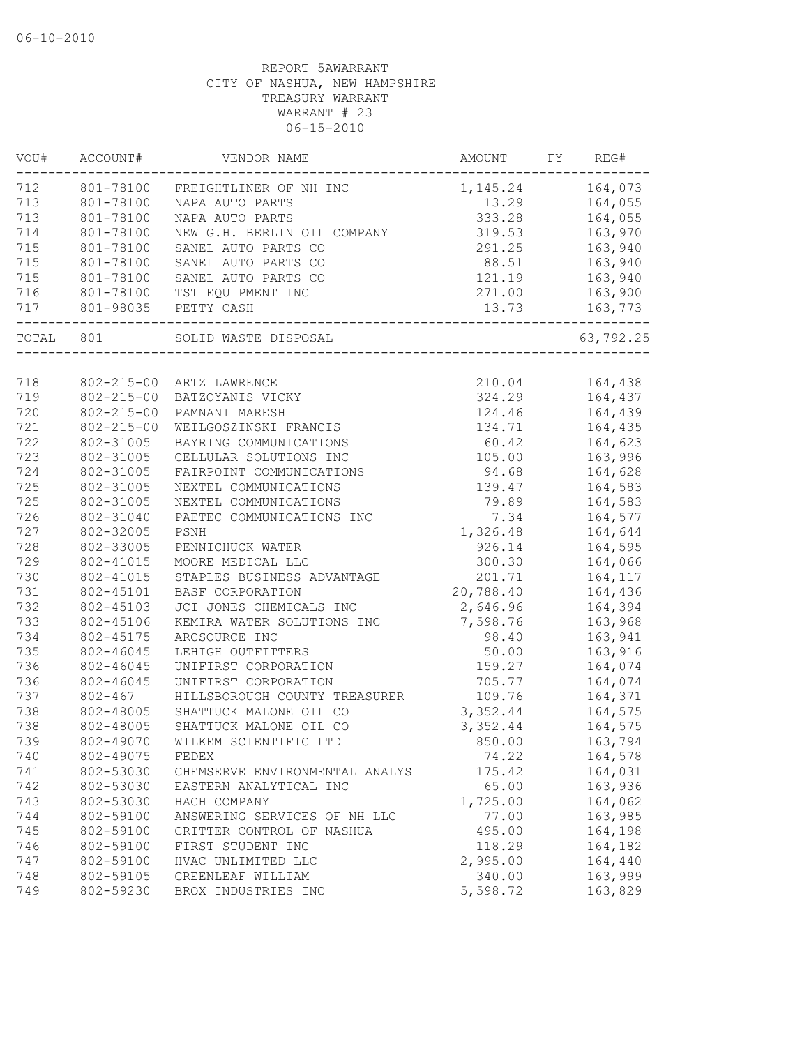06-10-2010

REPORT 5AWARRANT
CITY OF NASHUA, NEW HAMPSHIRE
TREASURY WARRANT
WARRANT # 23
06-15-2010

| VOU# | ACCOUNT# | VENDOR NAME | AMOUNT | FY | REG# |
|---|---|---|---|---|---|
| 712 | 801-78100 | FREIGHTLINER OF NH INC | 1,145.24 | | 164,073 |
| 713 | 801-78100 | NAPA AUTO PARTS | 13.29 | | 164,055 |
| 713 | 801-78100 | NAPA AUTO PARTS | 333.28 | | 164,055 |
| 714 | 801-78100 | NEW G.H. BERLIN OIL COMPANY | 319.53 | | 163,970 |
| 715 | 801-78100 | SANEL AUTO PARTS CO | 291.25 | | 163,940 |
| 715 | 801-78100 | SANEL AUTO PARTS CO | 88.51 | | 163,940 |
| 715 | 801-78100 | SANEL AUTO PARTS CO | 121.19 | | 163,940 |
| 716 | 801-78100 | TST EQUIPMENT INC | 271.00 | | 163,900 |
| 717 | 801-98035 | PETTY CASH | 13.73 | | 163,773 |
| TOTAL | 801 | SOLID WASTE DISPOSAL | | | 63,792.25 |
| 718 | 802-215-00 | ARTZ LAWRENCE | 210.04 | | 164,438 |
| 719 | 802-215-00 | BATZOYANIS VICKY | 324.29 | | 164,437 |
| 720 | 802-215-00 | PAMNANI MARESH | 124.46 | | 164,439 |
| 721 | 802-215-00 | WEILGOSZINSKI FRANCIS | 134.71 | | 164,435 |
| 722 | 802-31005 | BAYRING COMMUNICATIONS | 60.42 | | 164,623 |
| 723 | 802-31005 | CELLULAR SOLUTIONS INC | 105.00 | | 163,996 |
| 724 | 802-31005 | FAIRPOINT COMMUNICATIONS | 94.68 | | 164,628 |
| 725 | 802-31005 | NEXTEL COMMUNICATIONS | 139.47 | | 164,583 |
| 725 | 802-31005 | NEXTEL COMMUNICATIONS | 79.89 | | 164,583 |
| 726 | 802-31040 | PAETEC COMMUNICATIONS INC | 7.34 | | 164,577 |
| 727 | 802-32005 | PSNH | 1,326.48 | | 164,644 |
| 728 | 802-33005 | PENNICHUCK WATER | 926.14 | | 164,595 |
| 729 | 802-41015 | MOORE MEDICAL LLC | 300.30 | | 164,066 |
| 730 | 802-41015 | STAPLES BUSINESS ADVANTAGE | 201.71 | | 164,117 |
| 731 | 802-45101 | BASF CORPORATION | 20,788.40 | | 164,436 |
| 732 | 802-45103 | JCI JONES CHEMICALS INC | 2,646.96 | | 164,394 |
| 733 | 802-45106 | KEMIRA WATER SOLUTIONS INC | 7,598.76 | | 163,968 |
| 734 | 802-45175 | ARCSOURCE INC | 98.40 | | 163,941 |
| 735 | 802-46045 | LEHIGH OUTFITTERS | 50.00 | | 163,916 |
| 736 | 802-46045 | UNIFIRST CORPORATION | 159.27 | | 164,074 |
| 736 | 802-46045 | UNIFIRST CORPORATION | 705.77 | | 164,074 |
| 737 | 802-467 | HILLSBOROUGH COUNTY TREASURER | 109.76 | | 164,371 |
| 738 | 802-48005 | SHATTUCK MALONE OIL CO | 3,352.44 | | 164,575 |
| 738 | 802-48005 | SHATTUCK MALONE OIL CO | 3,352.44 | | 164,575 |
| 739 | 802-49070 | WILKEM SCIENTIFIC LTD | 850.00 | | 163,794 |
| 740 | 802-49075 | FEDEX | 74.22 | | 164,578 |
| 741 | 802-53030 | CHEMSERVE ENVIRONMENTAL ANALYS | 175.42 | | 164,031 |
| 742 | 802-53030 | EASTERN ANALYTICAL INC | 65.00 | | 163,936 |
| 743 | 802-53030 | HACH COMPANY | 1,725.00 | | 164,062 |
| 744 | 802-59100 | ANSWERING SERVICES OF NH LLC | 77.00 | | 163,985 |
| 745 | 802-59100 | CRITTER CONTROL OF NASHUA | 495.00 | | 164,198 |
| 746 | 802-59100 | FIRST STUDENT INC | 118.29 | | 164,182 |
| 747 | 802-59100 | HVAC UNLIMITED LLC | 2,995.00 | | 164,440 |
| 748 | 802-59105 | GREENLEAF WILLIAM | 340.00 | | 163,999 |
| 749 | 802-59230 | BROX INDUSTRIES INC | 5,598.72 | | 163,829 |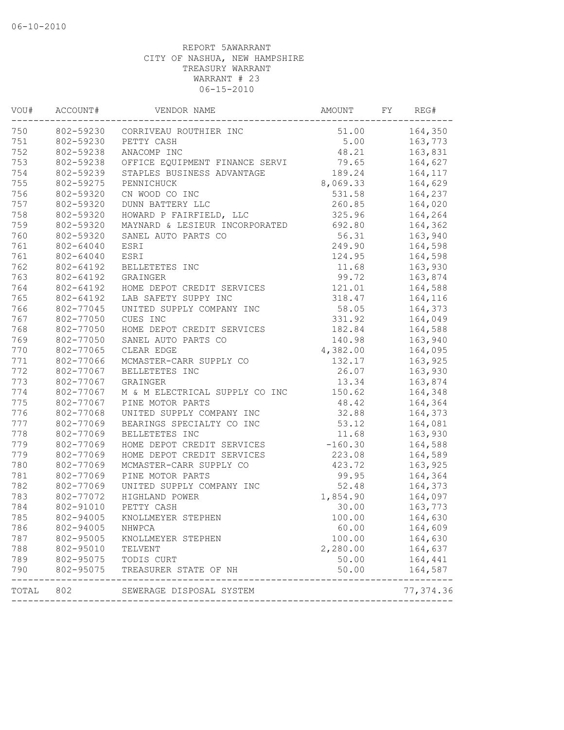06-10-2010

REPORT 5AWARRANT
CITY OF NASHUA, NEW HAMPSHIRE
TREASURY WARRANT
WARRANT # 23
06-15-2010

| VOU# | ACCOUNT# | VENDOR NAME | AMOUNT | FY | REG# |
|---|---|---|---|---|---|
| 750 | 802-59230 | CORRIVEAU ROUTHIER INC | 51.00 | | 164,350 |
| 751 | 802-59230 | PETTY CASH | 5.00 | | 163,773 |
| 752 | 802-59238 | ANACOMP INC | 48.21 | | 163,831 |
| 753 | 802-59238 | OFFICE EQUIPMENT FINANCE SERVI | 79.65 | | 164,627 |
| 754 | 802-59239 | STAPLES BUSINESS ADVANTAGE | 189.24 | | 164,117 |
| 755 | 802-59275 | PENNICHUCK | 8,069.33 | | 164,629 |
| 756 | 802-59320 | CN WOOD CO INC | 531.58 | | 164,237 |
| 757 | 802-59320 | DUNN BATTERY LLC | 260.85 | | 164,020 |
| 758 | 802-59320 | HOWARD P FAIRFIELD, LLC | 325.96 | | 164,264 |
| 759 | 802-59320 | MAYNARD & LESIEUR INCORPORATED | 692.80 | | 164,362 |
| 760 | 802-59320 | SANEL AUTO PARTS CO | 56.31 | | 163,940 |
| 761 | 802-64040 | ESRI | 249.90 | | 164,598 |
| 761 | 802-64040 | ESRI | 124.95 | | 164,598 |
| 762 | 802-64192 | BELLETETES INC | 11.68 | | 163,930 |
| 763 | 802-64192 | GRAINGER | 99.72 | | 163,874 |
| 764 | 802-64192 | HOME DEPOT CREDIT SERVICES | 121.01 | | 164,588 |
| 765 | 802-64192 | LAB SAFETY SUPPY INC | 318.47 | | 164,116 |
| 766 | 802-77045 | UNITED SUPPLY COMPANY INC | 58.05 | | 164,373 |
| 767 | 802-77050 | CUES INC | 331.92 | | 164,049 |
| 768 | 802-77050 | HOME DEPOT CREDIT SERVICES | 182.84 | | 164,588 |
| 769 | 802-77050 | SANEL AUTO PARTS CO | 140.98 | | 163,940 |
| 770 | 802-77065 | CLEAR EDGE | 4,382.00 | | 164,095 |
| 771 | 802-77066 | MCMASTER-CARR SUPPLY CO | 132.17 | | 163,925 |
| 772 | 802-77067 | BELLETETES INC | 26.07 | | 163,930 |
| 773 | 802-77067 | GRAINGER | 13.34 | | 163,874 |
| 774 | 802-77067 | M & M ELECTRICAL SUPPLY CO INC | 150.62 | | 164,348 |
| 775 | 802-77067 | PINE MOTOR PARTS | 48.42 | | 164,364 |
| 776 | 802-77068 | UNITED SUPPLY COMPANY INC | 32.88 | | 164,373 |
| 777 | 802-77069 | BEARINGS SPECIALTY CO INC | 53.12 | | 164,081 |
| 778 | 802-77069 | BELLETETES INC | 11.68 | | 163,930 |
| 779 | 802-77069 | HOME DEPOT CREDIT SERVICES | -160.30 | | 164,588 |
| 779 | 802-77069 | HOME DEPOT CREDIT SERVICES | 223.08 | | 164,589 |
| 780 | 802-77069 | MCMASTER-CARR SUPPLY CO | 423.72 | | 163,925 |
| 781 | 802-77069 | PINE MOTOR PARTS | 99.95 | | 164,364 |
| 782 | 802-77069 | UNITED SUPPLY COMPANY INC | 52.48 | | 164,373 |
| 783 | 802-77072 | HIGHLAND POWER | 1,854.90 | | 164,097 |
| 784 | 802-91010 | PETTY CASH | 30.00 | | 163,773 |
| 785 | 802-94005 | KNOLLMEYER STEPHEN | 100.00 | | 164,630 |
| 786 | 802-94005 | NHWPCA | 60.00 | | 164,609 |
| 787 | 802-95005 | KNOLLMEYER STEPHEN | 100.00 | | 164,630 |
| 788 | 802-95010 | TELVENT | 2,280.00 | | 164,637 |
| 789 | 802-95075 | TODIS CURT | 50.00 | | 164,441 |
| 790 | 802-95075 | TREASURER STATE OF NH | 50.00 | | 164,587 |
| TOTAL | 802 | SEWERAGE DISPOSAL SYSTEM | | | 77,374.36 |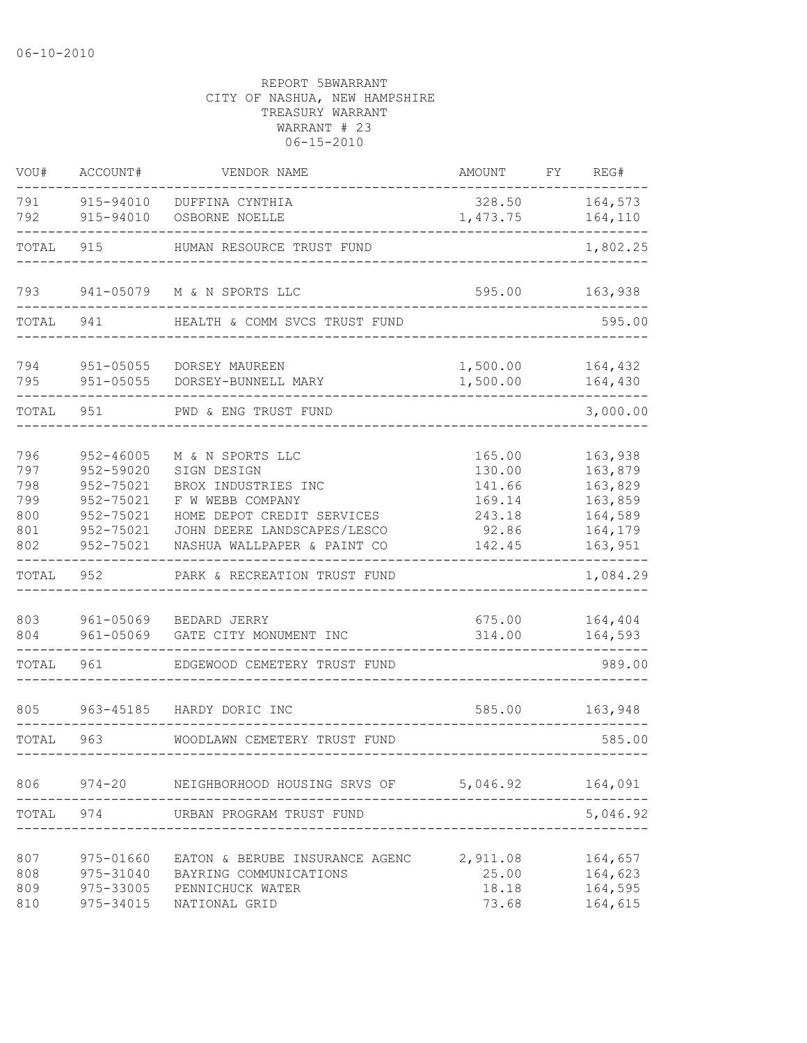06-10-2010

REPORT 5BWARRANT
CITY OF NASHUA, NEW HAMPSHIRE
TREASURY WARRANT
WARRANT # 23
06-15-2010

| VOU# | ACCOUNT# | VENDOR NAME | AMOUNT | FY | REG# |
|---|---|---|---|---|---|
| 791 | 915-94010 | DUFFINA CYNTHIA | 328.50 | | 164,573 |
| 792 | 915-94010 | OSBORNE NOELLE | 1,473.75 | | 164,110 |
| TOTAL | 915 | HUMAN RESOURCE TRUST FUND | | | 1,802.25 |
| 793 | 941-05079 | M & N SPORTS LLC | 595.00 | | 163,938 |
| TOTAL | 941 | HEALTH & COMM SVCS TRUST FUND | | | 595.00 |
| 794 | 951-05055 | DORSEY MAUREEN | 1,500.00 | | 164,432 |
| 795 | 951-05055 | DORSEY-BUNNELL MARY | 1,500.00 | | 164,430 |
| TOTAL | 951 | PWD & ENG TRUST FUND | | | 3,000.00 |
| 796 | 952-46005 | M & N SPORTS LLC | 165.00 | | 163,938 |
| 797 | 952-59020 | SIGN DESIGN | 130.00 | | 163,879 |
| 798 | 952-75021 | BROX INDUSTRIES INC | 141.66 | | 163,829 |
| 799 | 952-75021 | F W WEBB COMPANY | 169.14 | | 163,859 |
| 800 | 952-75021 | HOME DEPOT CREDIT SERVICES | 243.18 | | 164,589 |
| 801 | 952-75021 | JOHN DEERE LANDSCAPES/LESCO | 92.86 | | 164,179 |
| 802 | 952-75021 | NASHUA WALLPAPER & PAINT CO | 142.45 | | 163,951 |
| TOTAL | 952 | PARK & RECREATION TRUST FUND | | | 1,084.29 |
| 803 | 961-05069 | BEDARD JERRY | 675.00 | | 164,404 |
| 804 | 961-05069 | GATE CITY MONUMENT INC | 314.00 | | 164,593 |
| TOTAL | 961 | EDGEWOOD CEMETERY TRUST FUND | | | 989.00 |
| 805 | 963-45185 | HARDY DORIC INC | 585.00 | | 163,948 |
| TOTAL | 963 | WOODLAWN CEMETERY TRUST FUND | | | 585.00 |
| 806 | 974-20 | NEIGHBORHOOD HOUSING SRVS OF | 5,046.92 | | 164,091 |
| TOTAL | 974 | URBAN PROGRAM TRUST FUND | | | 5,046.92 |
| 807 | 975-01660 | EATON & BERUBE INSURANCE AGENC | 2,911.08 | | 164,657 |
| 808 | 975-31040 | BAYRING COMMUNICATIONS | 25.00 | | 164,623 |
| 809 | 975-33005 | PENNICHUCK WATER | 18.18 | | 164,595 |
| 810 | 975-34015 | NATIONAL GRID | 73.68 | | 164,615 |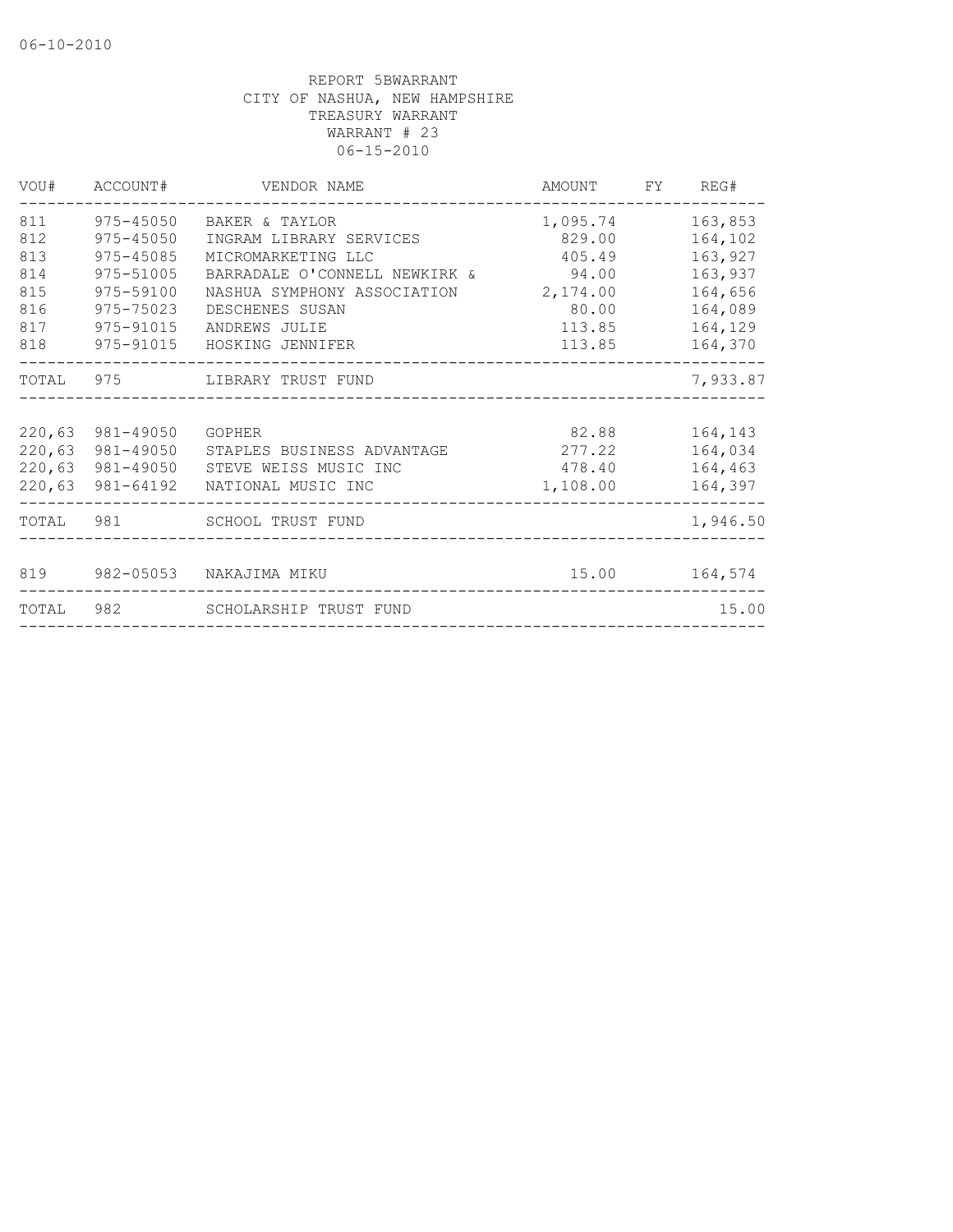06-10-2010

REPORT 5BWARRANT
CITY OF NASHUA, NEW HAMPSHIRE
TREASURY WARRANT
WARRANT # 23
06-15-2010

| VOU# | ACCOUNT# | VENDOR NAME | AMOUNT | FY | REG# |
|---|---|---|---|---|---|
| 811 | 975-45050 | BAKER & TAYLOR | 1,095.74 | | 163,853 |
| 812 | 975-45050 | INGRAM LIBRARY SERVICES | 829.00 | | 164,102 |
| 813 | 975-45085 | MICROMARKETING LLC | 405.49 | | 163,927 |
| 814 | 975-51005 | BARRADALE O'CONNELL NEWKIRK & | 94.00 | | 163,937 |
| 815 | 975-59100 | NASHUA SYMPHONY ASSOCIATION | 2,174.00 | | 164,656 |
| 816 | 975-75023 | DESCHENES SUSAN | 80.00 | | 164,089 |
| 817 | 975-91015 | ANDREWS JULIE | 113.85 | | 164,129 |
| 818 | 975-91015 | HOSKING JENNIFER | 113.85 | | 164,370 |
| TOTAL | 975 | LIBRARY TRUST FUND | | | 7,933.87 |
| 220,63 | 981-49050 | GOPHER | 82.88 | | 164,143 |
| 220,63 | 981-49050 | STAPLES BUSINESS ADVANTAGE | 277.22 | | 164,034 |
| 220,63 | 981-49050 | STEVE WEISS MUSIC INC | 478.40 | | 164,463 |
| 220,63 | 981-64192 | NATIONAL MUSIC INC | 1,108.00 | | 164,397 |
| TOTAL | 981 | SCHOOL TRUST FUND | | | 1,946.50 |
| 819 | 982-05053 | NAKAJIMA MIKU | 15.00 | | 164,574 |
| TOTAL | 982 | SCHOLARSHIP TRUST FUND | | | 15.00 |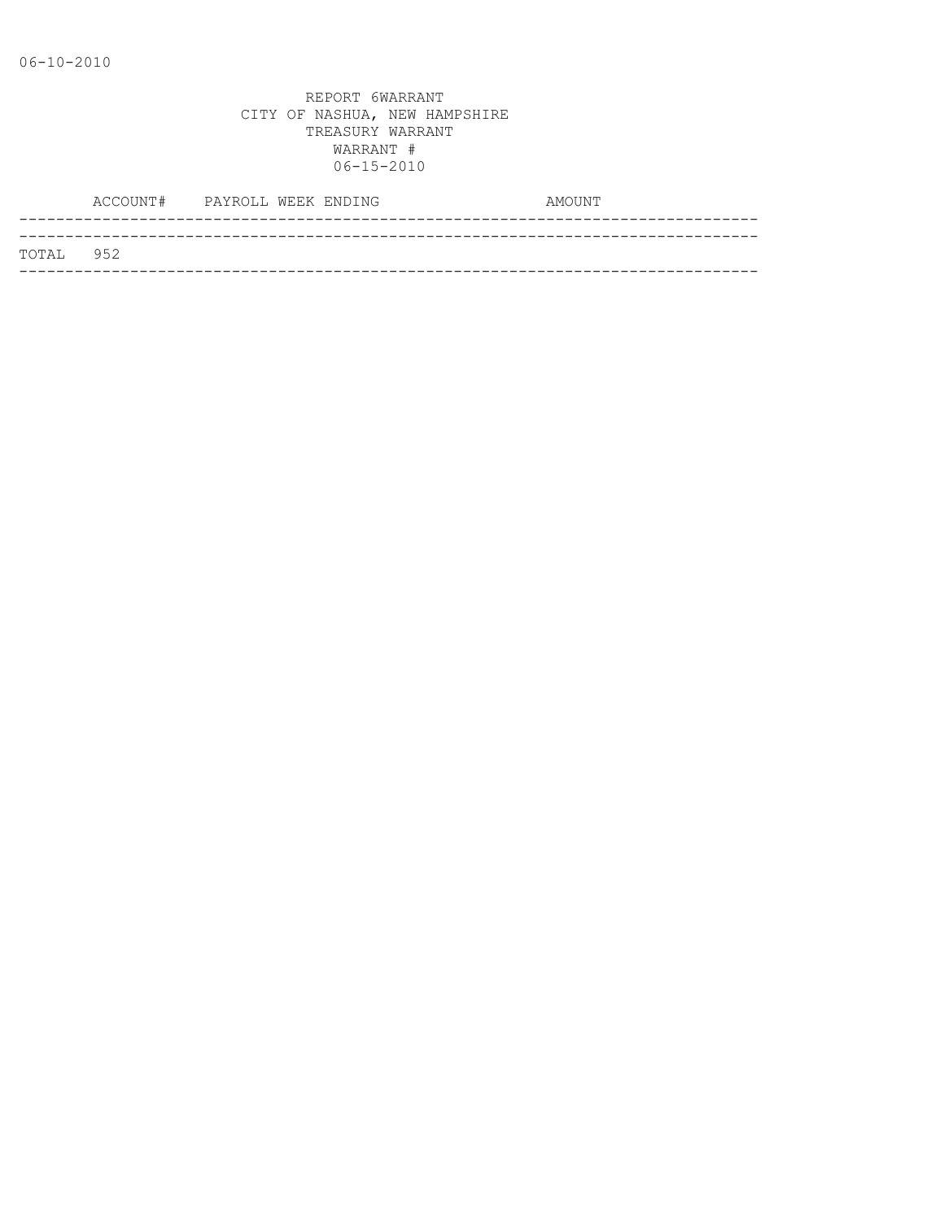06-10-2010

REPORT 6WARRANT
CITY OF NASHUA, NEW HAMPSHIRE
TREASURY WARRANT
WARRANT #
06-15-2010

| ACCOUNT# | PAYROLL WEEK ENDING | AMOUNT |
|---|---|---|
| TOTAL 952 | | |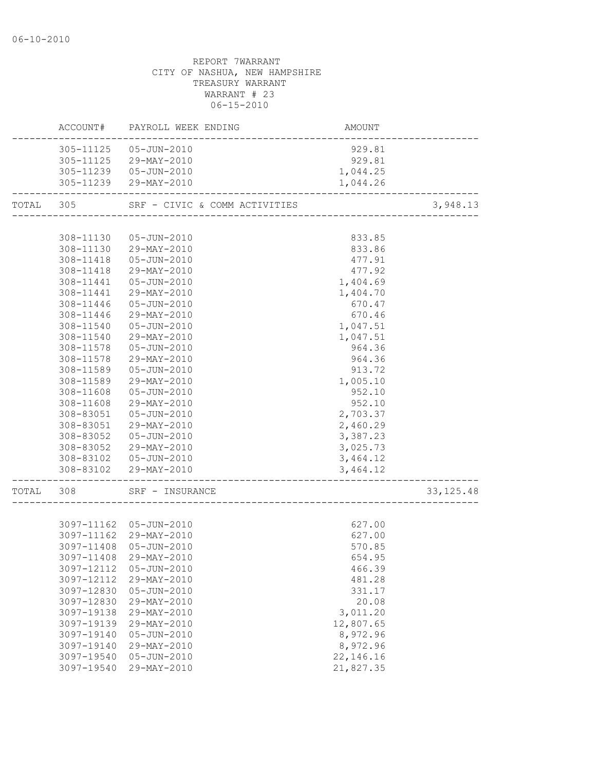06-10-2010

REPORT 7WARRANT
CITY OF NASHUA, NEW HAMPSHIRE
TREASURY WARRANT
WARRANT # 23
06-15-2010

| | ACCOUNT# | PAYROLL WEEK ENDING | AMOUNT | |
|---|---|---|---|---|
| | 305-11125 | 05-JUN-2010 | 929.81 | |
| | 305-11125 | 29-MAY-2010 | 929.81 | |
| | 305-11239 | 05-JUN-2010 | 1,044.25 | |
| | 305-11239 | 29-MAY-2010 | 1,044.26 | |
| TOTAL | 305 | SRF - CIVIC & COMM ACTIVITIES | | 3,948.13 |
| | 308-11130 | 05-JUN-2010 | 833.85 | |
| | 308-11130 | 29-MAY-2010 | 833.86 | |
| | 308-11418 | 05-JUN-2010 | 477.91 | |
| | 308-11418 | 29-MAY-2010 | 477.92 | |
| | 308-11441 | 05-JUN-2010 | 1,404.69 | |
| | 308-11441 | 29-MAY-2010 | 1,404.70 | |
| | 308-11446 | 05-JUN-2010 | 670.47 | |
| | 308-11446 | 29-MAY-2010 | 670.46 | |
| | 308-11540 | 05-JUN-2010 | 1,047.51 | |
| | 308-11540 | 29-MAY-2010 | 1,047.51 | |
| | 308-11578 | 05-JUN-2010 | 964.36 | |
| | 308-11578 | 29-MAY-2010 | 964.36 | |
| | 308-11589 | 05-JUN-2010 | 913.72 | |
| | 308-11589 | 29-MAY-2010 | 1,005.10 | |
| | 308-11608 | 05-JUN-2010 | 952.10 | |
| | 308-11608 | 29-MAY-2010 | 952.10 | |
| | 308-83051 | 05-JUN-2010 | 2,703.37 | |
| | 308-83051 | 29-MAY-2010 | 2,460.29 | |
| | 308-83052 | 05-JUN-2010 | 3,387.23 | |
| | 308-83052 | 29-MAY-2010 | 3,025.73 | |
| | 308-83102 | 05-JUN-2010 | 3,464.12 | |
| | 308-83102 | 29-MAY-2010 | 3,464.12 | |
| TOTAL | 308 | SRF - INSURANCE | | 33,125.48 |
| | 3097-11162 | 05-JUN-2010 | 627.00 | |
| | 3097-11162 | 29-MAY-2010 | 627.00 | |
| | 3097-11408 | 05-JUN-2010 | 570.85 | |
| | 3097-11408 | 29-MAY-2010 | 654.95 | |
| | 3097-12112 | 05-JUN-2010 | 466.39 | |
| | 3097-12112 | 29-MAY-2010 | 481.28 | |
| | 3097-12830 | 05-JUN-2010 | 331.17 | |
| | 3097-12830 | 29-MAY-2010 | 20.08 | |
| | 3097-19138 | 29-MAY-2010 | 3,011.20 | |
| | 3097-19139 | 29-MAY-2010 | 12,807.65 | |
| | 3097-19140 | 05-JUN-2010 | 8,972.96 | |
| | 3097-19140 | 29-MAY-2010 | 8,972.96 | |
| | 3097-19540 | 05-JUN-2010 | 22,146.16 | |
| | 3097-19540 | 29-MAY-2010 | 21,827.35 | |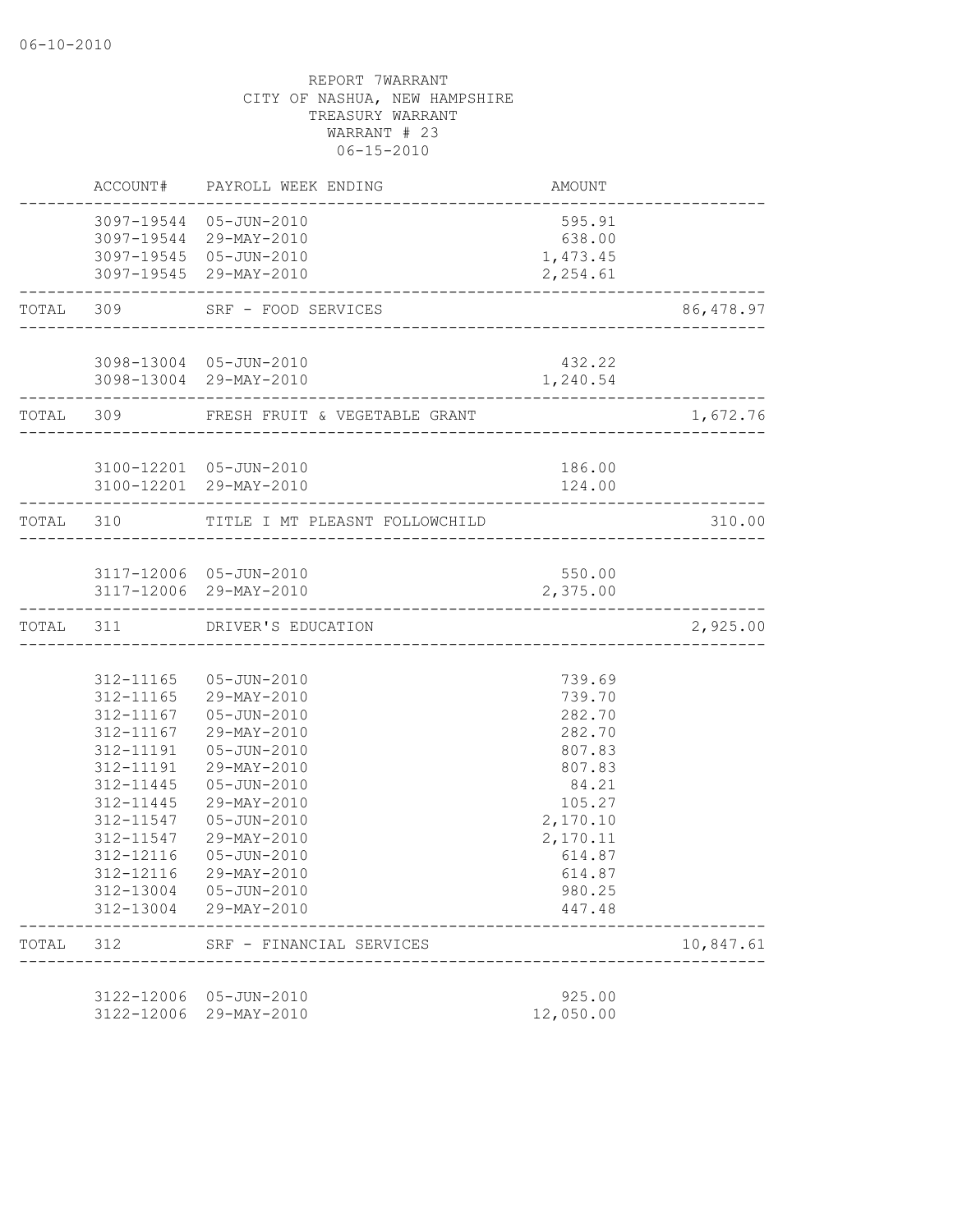06-10-2010

REPORT 7WARRANT
CITY OF NASHUA, NEW HAMPSHIRE
TREASURY WARRANT
WARRANT # 23
06-15-2010

| | ACCOUNT# | PAYROLL WEEK ENDING | AMOUNT | |
|---|---|---|---|---|
| | 3097-19544 | 05-JUN-2010 | 595.91 | |
| | 3097-19544 | 29-MAY-2010 | 638.00 | |
| | 3097-19545 | 05-JUN-2010 | 1,473.45 | |
| | 3097-19545 | 29-MAY-2010 | 2,254.61 | |
| TOTAL | 309 | SRF - FOOD SERVICES | | 86,478.97 |
| | 3098-13004 | 05-JUN-2010 | 432.22 | |
| | 3098-13004 | 29-MAY-2010 | 1,240.54 | |
| TOTAL | 309 | FRESH FRUIT & VEGETABLE GRANT | | 1,672.76 |
| | 3100-12201 | 05-JUN-2010 | 186.00 | |
| | 3100-12201 | 29-MAY-2010 | 124.00 | |
| TOTAL | 310 | TITLE I MT PLEASNT FOLLOWCHILD | | 310.00 |
| | 3117-12006 | 05-JUN-2010 | 550.00 | |
| | 3117-12006 | 29-MAY-2010 | 2,375.00 | |
| TOTAL | 311 | DRIVER'S EDUCATION | | 2,925.00 |
| | 312-11165 | 05-JUN-2010 | 739.69 | |
| | 312-11165 | 29-MAY-2010 | 739.70 | |
| | 312-11167 | 05-JUN-2010 | 282.70 | |
| | 312-11167 | 29-MAY-2010 | 282.70 | |
| | 312-11191 | 05-JUN-2010 | 807.83 | |
| | 312-11191 | 29-MAY-2010 | 807.83 | |
| | 312-11445 | 05-JUN-2010 | 84.21 | |
| | 312-11445 | 29-MAY-2010 | 105.27 | |
| | 312-11547 | 05-JUN-2010 | 2,170.10 | |
| | 312-11547 | 29-MAY-2010 | 2,170.11 | |
| | 312-12116 | 05-JUN-2010 | 614.87 | |
| | 312-12116 | 29-MAY-2010 | 614.87 | |
| | 312-13004 | 05-JUN-2010 | 980.25 | |
| | 312-13004 | 29-MAY-2010 | 447.48 | |
| TOTAL | 312 | SRF - FINANCIAL SERVICES | | 10,847.61 |
| | 3122-12006 | 05-JUN-2010 | 925.00 | |
| | 3122-12006 | 29-MAY-2010 | 12,050.00 | |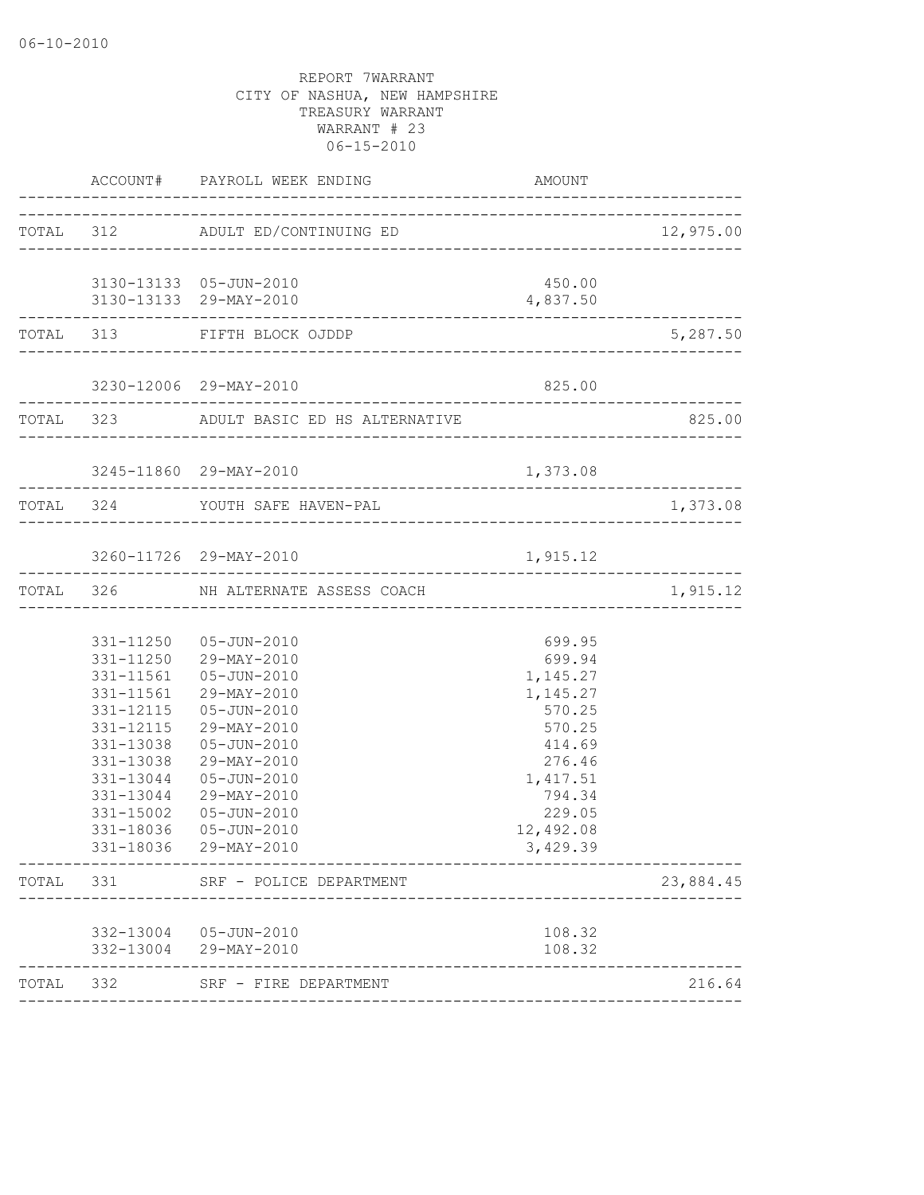REPORT 7WARRANT
CITY OF NASHUA, NEW HAMPSHIRE
TREASURY WARRANT
WARRANT # 23
06-15-2010

| | ACCOUNT# | PAYROLL WEEK ENDING | AMOUNT | |
|---|---|---|---|---|
| TOTAL | 312 | ADULT ED/CONTINUING ED | | 12,975.00 |
| | 3130-13133 | 05-JUN-2010 | 450.00 | |
| | 3130-13133 | 29-MAY-2010 | 4,837.50 | |
| TOTAL | 313 | FIFTH BLOCK OJDDP | | 5,287.50 |
| | 3230-12006 | 29-MAY-2010 | 825.00 | |
| TOTAL | 323 | ADULT BASIC ED HS ALTERNATIVE | | 825.00 |
| | 3245-11860 | 29-MAY-2010 | 1,373.08 | |
| TOTAL | 324 | YOUTH SAFE HAVEN-PAL | | 1,373.08 |
| | 3260-11726 | 29-MAY-2010 | 1,915.12 | |
| TOTAL | 326 | NH ALTERNATE ASSESS COACH | | 1,915.12 |
| | 331-11250 | 05-JUN-2010 | 699.95 | |
| | 331-11250 | 29-MAY-2010 | 699.94 | |
| | 331-11561 | 05-JUN-2010 | 1,145.27 | |
| | 331-11561 | 29-MAY-2010 | 1,145.27 | |
| | 331-12115 | 05-JUN-2010 | 570.25 | |
| | 331-12115 | 29-MAY-2010 | 570.25 | |
| | 331-13038 | 05-JUN-2010 | 414.69 | |
| | 331-13038 | 29-MAY-2010 | 276.46 | |
| | 331-13044 | 05-JUN-2010 | 1,417.51 | |
| | 331-13044 | 29-MAY-2010 | 794.34 | |
| | 331-15002 | 05-JUN-2010 | 229.05 | |
| | 331-18036 | 05-JUN-2010 | 12,492.08 | |
| | 331-18036 | 29-MAY-2010 | 3,429.39 | |
| TOTAL | 331 | SRF - POLICE DEPARTMENT | | 23,884.45 |
| | 332-13004 | 05-JUN-2010 | 108.32 | |
| | 332-13004 | 29-MAY-2010 | 108.32 | |
| TOTAL | 332 | SRF - FIRE DEPARTMENT | | 216.64 |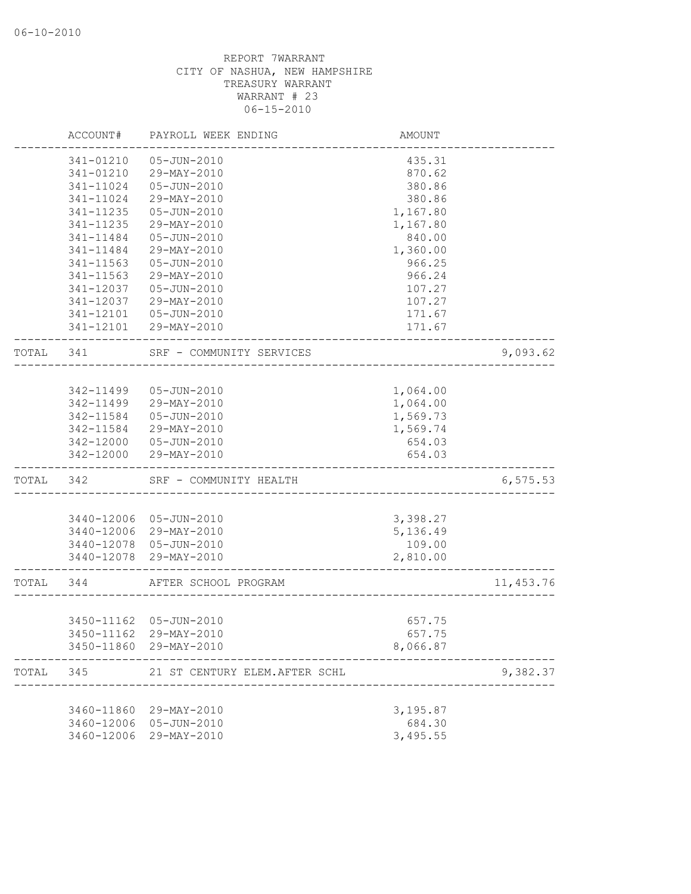06-10-2010

REPORT 7WARRANT
CITY OF NASHUA, NEW HAMPSHIRE
TREASURY WARRANT
WARRANT # 23
06-15-2010

| | ACCOUNT# | PAYROLL WEEK ENDING | AMOUNT | |
|---|---|---|---|---|
| | 341-01210 | 05-JUN-2010 | 435.31 | |
| | 341-01210 | 29-MAY-2010 | 870.62 | |
| | 341-11024 | 05-JUN-2010 | 380.86 | |
| | 341-11024 | 29-MAY-2010 | 380.86 | |
| | 341-11235 | 05-JUN-2010 | 1,167.80 | |
| | 341-11235 | 29-MAY-2010 | 1,167.80 | |
| | 341-11484 | 05-JUN-2010 | 840.00 | |
| | 341-11484 | 29-MAY-2010 | 1,360.00 | |
| | 341-11563 | 05-JUN-2010 | 966.25 | |
| | 341-11563 | 29-MAY-2010 | 966.24 | |
| | 341-12037 | 05-JUN-2010 | 107.27 | |
| | 341-12037 | 29-MAY-2010 | 107.27 | |
| | 341-12101 | 05-JUN-2010 | 171.67 | |
| | 341-12101 | 29-MAY-2010 | 171.67 | |
| TOTAL | 341 | SRF - COMMUNITY SERVICES | | 9,093.62 |
| | 342-11499 | 05-JUN-2010 | 1,064.00 | |
| | 342-11499 | 29-MAY-2010 | 1,064.00 | |
| | 342-11584 | 05-JUN-2010 | 1,569.73 | |
| | 342-11584 | 29-MAY-2010 | 1,569.74 | |
| | 342-12000 | 05-JUN-2010 | 654.03 | |
| | 342-12000 | 29-MAY-2010 | 654.03 | |
| TOTAL | 342 | SRF - COMMUNITY HEALTH | | 6,575.53 |
| | 3440-12006 | 05-JUN-2010 | 3,398.27 | |
| | 3440-12006 | 29-MAY-2010 | 5,136.49 | |
| | 3440-12078 | 05-JUN-2010 | 109.00 | |
| | 3440-12078 | 29-MAY-2010 | 2,810.00 | |
| TOTAL | 344 | AFTER SCHOOL PROGRAM | | 11,453.76 |
| | 3450-11162 | 05-JUN-2010 | 657.75 | |
| | 3450-11162 | 29-MAY-2010 | 657.75 | |
| | 3450-11860 | 29-MAY-2010 | 8,066.87 | |
| TOTAL | 345 | 21 ST CENTURY ELEM.AFTER SCHL | | 9,382.37 |
| | 3460-11860 | 29-MAY-2010 | 3,195.87 | |
| | 3460-12006 | 05-JUN-2010 | 684.30 | |
| | 3460-12006 | 29-MAY-2010 | 3,495.55 | |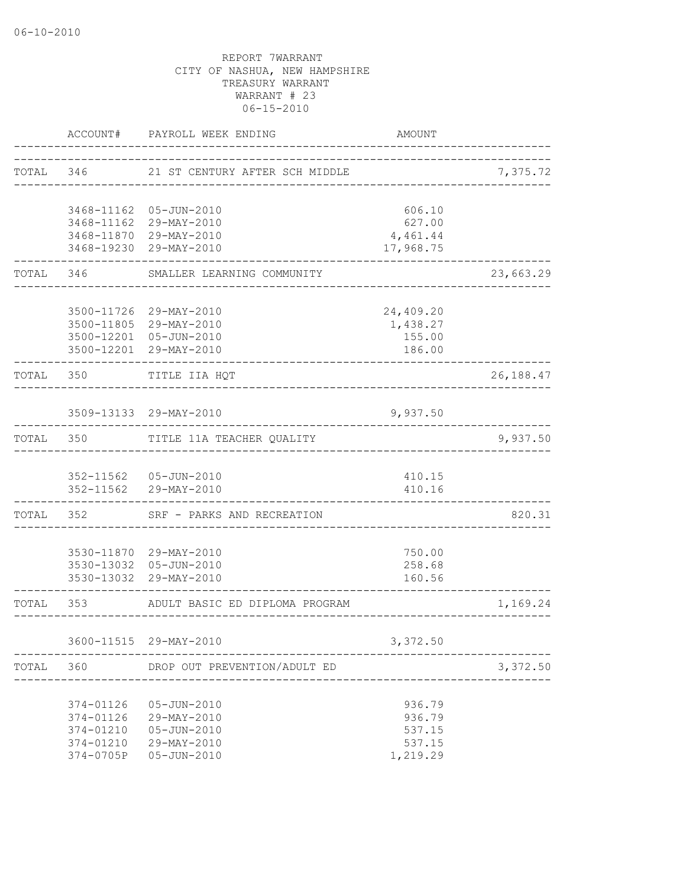06-10-2010

REPORT 7WARRANT
CITY OF NASHUA, NEW HAMPSHIRE
TREASURY WARRANT
WARRANT # 23
06-15-2010

| | ACCOUNT# | PAYROLL WEEK ENDING | AMOUNT | |
|---|---|---|---|---|
| TOTAL | 346 | 21 ST CENTURY AFTER SCH MIDDLE | | 7,375.72 |
| | 3468-11162 | 05-JUN-2010 | 606.10 | |
| | 3468-11162 | 29-MAY-2010 | 627.00 | |
| | 3468-11870 | 29-MAY-2010 | 4,461.44 | |
| | 3468-19230 | 29-MAY-2010 | 17,968.75 | |
| TOTAL | 346 | SMALLER LEARNING COMMUNITY | | 23,663.29 |
| | 3500-11726 | 29-MAY-2010 | 24,409.20 | |
| | 3500-11805 | 29-MAY-2010 | 1,438.27 | |
| | 3500-12201 | 05-JUN-2010 | 155.00 | |
| | 3500-12201 | 29-MAY-2010 | 186.00 | |
| TOTAL | 350 | TITLE IIA HQT | | 26,188.47 |
| | 3509-13133 | 29-MAY-2010 | 9,937.50 | |
| TOTAL | 350 | TITLE 11A TEACHER QUALITY | | 9,937.50 |
| | 352-11562 | 05-JUN-2010 | 410.15 | |
| | 352-11562 | 29-MAY-2010 | 410.16 | |
| TOTAL | 352 | SRF - PARKS AND RECREATION | | 820.31 |
| | 3530-11870 | 29-MAY-2010 | 750.00 | |
| | 3530-13032 | 05-JUN-2010 | 258.68 | |
| | 3530-13032 | 29-MAY-2010 | 160.56 | |
| TOTAL | 353 | ADULT BASIC ED DIPLOMA PROGRAM | | 1,169.24 |
| | 3600-11515 | 29-MAY-2010 | 3,372.50 | |
| TOTAL | 360 | DROP OUT PREVENTION/ADULT ED | | 3,372.50 |
| | 374-01126 | 05-JUN-2010 | 936.79 | |
| | 374-01126 | 29-MAY-2010 | 936.79 | |
| | 374-01210 | 05-JUN-2010 | 537.15 | |
| | 374-01210 | 29-MAY-2010 | 537.15 | |
| | 374-0705P | 05-JUN-2010 | 1,219.29 | |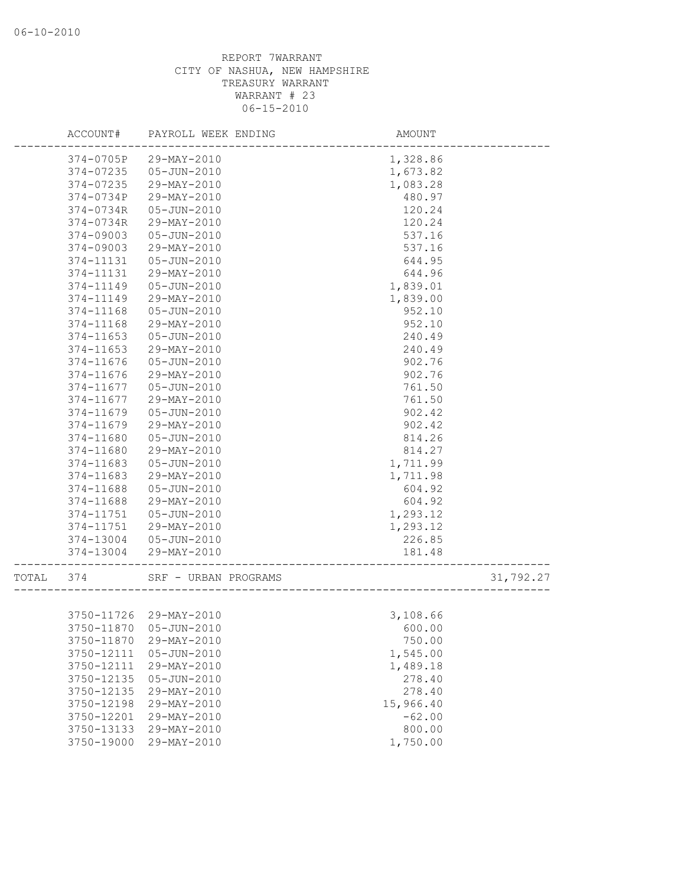REPORT 7WARRANT
CITY OF NASHUA, NEW HAMPSHIRE
TREASURY WARRANT
WARRANT # 23
06-15-2010

| | ACCOUNT# | PAYROLL WEEK ENDING | AMOUNT | |
|---|---|---|---|---|
| | 374-0705P | 29-MAY-2010 | 1,328.86 | |
| | 374-07235 | 05-JUN-2010 | 1,673.82 | |
| | 374-07235 | 29-MAY-2010 | 1,083.28 | |
| | 374-0734P | 29-MAY-2010 | 480.97 | |
| | 374-0734R | 05-JUN-2010 | 120.24 | |
| | 374-0734R | 29-MAY-2010 | 120.24 | |
| | 374-09003 | 05-JUN-2010 | 537.16 | |
| | 374-09003 | 29-MAY-2010 | 537.16 | |
| | 374-11131 | 05-JUN-2010 | 644.95 | |
| | 374-11131 | 29-MAY-2010 | 644.96 | |
| | 374-11149 | 05-JUN-2010 | 1,839.01 | |
| | 374-11149 | 29-MAY-2010 | 1,839.00 | |
| | 374-11168 | 05-JUN-2010 | 952.10 | |
| | 374-11168 | 29-MAY-2010 | 952.10 | |
| | 374-11653 | 05-JUN-2010 | 240.49 | |
| | 374-11653 | 29-MAY-2010 | 240.49 | |
| | 374-11676 | 05-JUN-2010 | 902.76 | |
| | 374-11676 | 29-MAY-2010 | 902.76 | |
| | 374-11677 | 05-JUN-2010 | 761.50 | |
| | 374-11677 | 29-MAY-2010 | 761.50 | |
| | 374-11679 | 05-JUN-2010 | 902.42 | |
| | 374-11679 | 29-MAY-2010 | 902.42 | |
| | 374-11680 | 05-JUN-2010 | 814.26 | |
| | 374-11680 | 29-MAY-2010 | 814.27 | |
| | 374-11683 | 05-JUN-2010 | 1,711.99 | |
| | 374-11683 | 29-MAY-2010 | 1,711.98 | |
| | 374-11688 | 05-JUN-2010 | 604.92 | |
| | 374-11688 | 29-MAY-2010 | 604.92 | |
| | 374-11751 | 05-JUN-2010 | 1,293.12 | |
| | 374-11751 | 29-MAY-2010 | 1,293.12 | |
| | 374-13004 | 05-JUN-2010 | 226.85 | |
| | 374-13004 | 29-MAY-2010 | 181.48 | |
| TOTAL | 374 | SRF - URBAN PROGRAMS | | 31,792.27 |
| | 3750-11726 | 29-MAY-2010 | 3,108.66 | |
| | 3750-11870 | 05-JUN-2010 | 600.00 | |
| | 3750-11870 | 29-MAY-2010 | 750.00 | |
| | 3750-12111 | 05-JUN-2010 | 1,545.00 | |
| | 3750-12111 | 29-MAY-2010 | 1,489.18 | |
| | 3750-12135 | 05-JUN-2010 | 278.40 | |
| | 3750-12135 | 29-MAY-2010 | 278.40 | |
| | 3750-12198 | 29-MAY-2010 | 15,966.40 | |
| | 3750-12201 | 29-MAY-2010 | -62.00 | |
| | 3750-13133 | 29-MAY-2010 | 800.00 | |
| | 3750-19000 | 29-MAY-2010 | 1,750.00 | |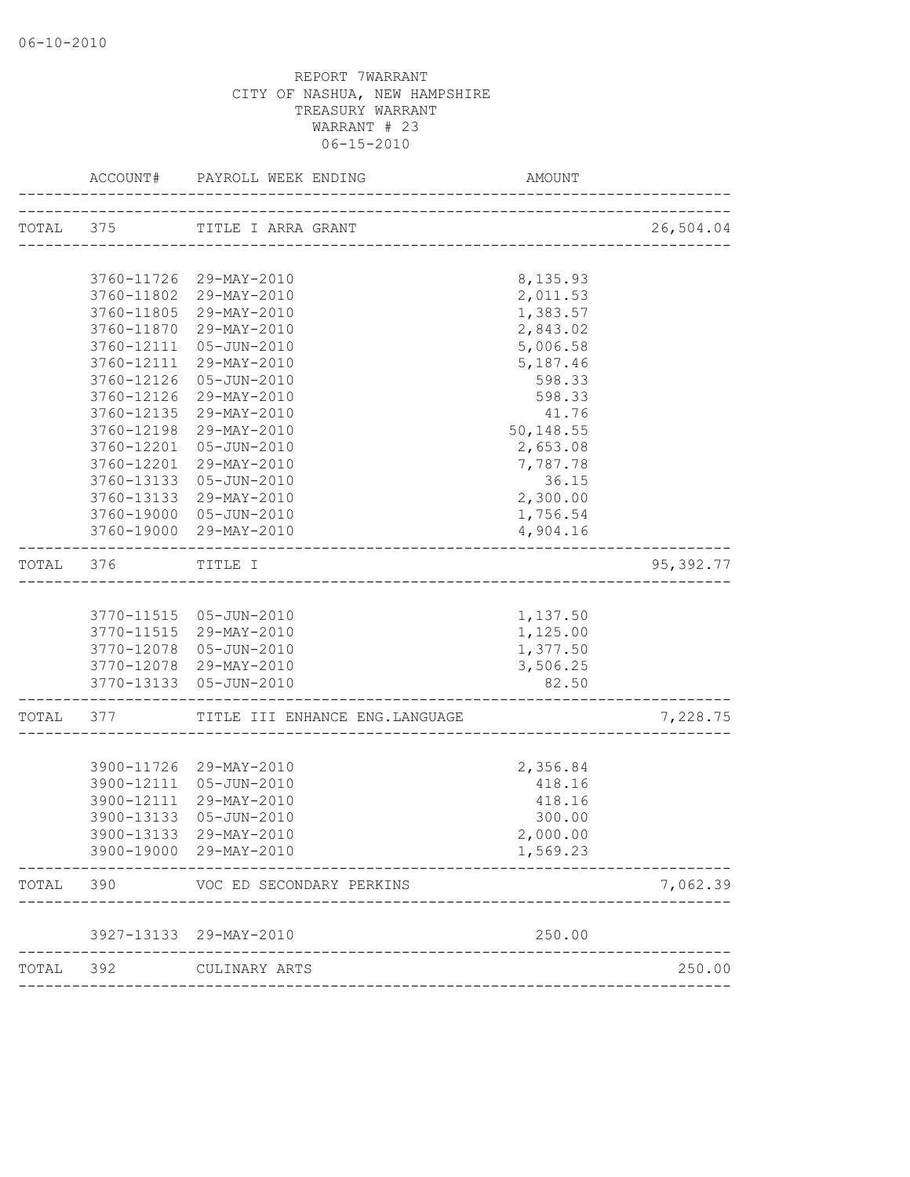REPORT 7WARRANT
CITY OF NASHUA, NEW HAMPSHIRE
TREASURY WARRANT
WARRANT # 23
06-15-2010

| | ACCOUNT# | PAYROLL WEEK ENDING | AMOUNT | |
|---|---|---|---|---|
| TOTAL | 375 | TITLE I ARRA GRANT | | 26,504.04 |
| | 3760-11726 | 29-MAY-2010 | 8,135.93 | |
| | 3760-11802 | 29-MAY-2010 | 2,011.53 | |
| | 3760-11805 | 29-MAY-2010 | 1,383.57 | |
| | 3760-11870 | 29-MAY-2010 | 2,843.02 | |
| | 3760-12111 | 05-JUN-2010 | 5,006.58 | |
| | 3760-12111 | 29-MAY-2010 | 5,187.46 | |
| | 3760-12126 | 05-JUN-2010 | 598.33 | |
| | 3760-12126 | 29-MAY-2010 | 598.33 | |
| | 3760-12135 | 29-MAY-2010 | 41.76 | |
| | 3760-12198 | 29-MAY-2010 | 50,148.55 | |
| | 3760-12201 | 05-JUN-2010 | 2,653.08 | |
| | 3760-12201 | 29-MAY-2010 | 7,787.78 | |
| | 3760-13133 | 05-JUN-2010 | 36.15 | |
| | 3760-13133 | 29-MAY-2010 | 2,300.00 | |
| | 3760-19000 | 05-JUN-2010 | 1,756.54 | |
| | 3760-19000 | 29-MAY-2010 | 4,904.16 | |
| TOTAL | 376 | TITLE I | | 95,392.77 |
| | 3770-11515 | 05-JUN-2010 | 1,137.50 | |
| | 3770-11515 | 29-MAY-2010 | 1,125.00 | |
| | 3770-12078 | 05-JUN-2010 | 1,377.50 | |
| | 3770-12078 | 29-MAY-2010 | 3,506.25 | |
| | 3770-13133 | 05-JUN-2010 | 82.50 | |
| TOTAL | 377 | TITLE III ENHANCE ENG.LANGUAGE | | 7,228.75 |
| | 3900-11726 | 29-MAY-2010 | 2,356.84 | |
| | 3900-12111 | 05-JUN-2010 | 418.16 | |
| | 3900-12111 | 29-MAY-2010 | 418.16 | |
| | 3900-13133 | 05-JUN-2010 | 300.00 | |
| | 3900-13133 | 29-MAY-2010 | 2,000.00 | |
| | 3900-19000 | 29-MAY-2010 | 1,569.23 | |
| TOTAL | 390 | VOC ED SECONDARY PERKINS | | 7,062.39 |
| | 3927-13133 | 29-MAY-2010 | 250.00 | |
| TOTAL | 392 | CULINARY ARTS | | 250.00 |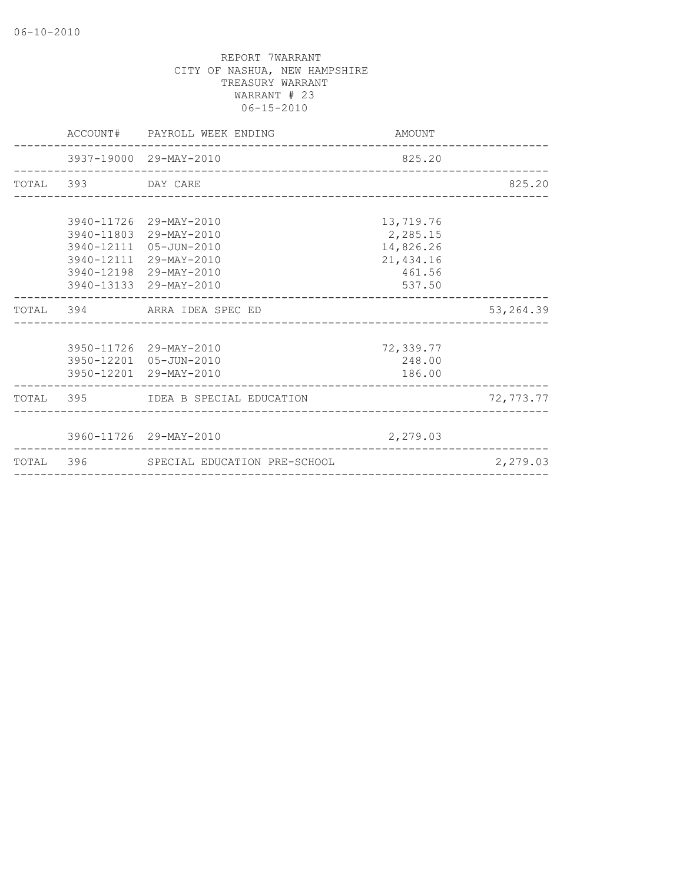06-10-2010

REPORT 7WARRANT
CITY OF NASHUA, NEW HAMPSHIRE
TREASURY WARRANT
WARRANT # 23
06-15-2010

| | ACCOUNT# | PAYROLL WEEK ENDING | AMOUNT | |
|---|---|---|---|---|
| | 3937-19000 | 29-MAY-2010 | 825.20 | |
| TOTAL | 393 | DAY CARE | | 825.20 |
| | 3940-11726 | 29-MAY-2010 | 13,719.76 | |
| | 3940-11803 | 29-MAY-2010 | 2,285.15 | |
| | 3940-12111 | 05-JUN-2010 | 14,826.26 | |
| | 3940-12111 | 29-MAY-2010 | 21,434.16 | |
| | 3940-12198 | 29-MAY-2010 | 461.56 | |
| | 3940-13133 | 29-MAY-2010 | 537.50 | |
| TOTAL | 394 | ARRA IDEA SPEC ED | | 53,264.39 |
| | 3950-11726 | 29-MAY-2010 | 72,339.77 | |
| | 3950-12201 | 05-JUN-2010 | 248.00 | |
| | 3950-12201 | 29-MAY-2010 | 186.00 | |
| TOTAL | 395 | IDEA B SPECIAL EDUCATION | | 72,773.77 |
| | 3960-11726 | 29-MAY-2010 | 2,279.03 | |
| TOTAL | 396 | SPECIAL EDUCATION PRE-SCHOOL | | 2,279.03 |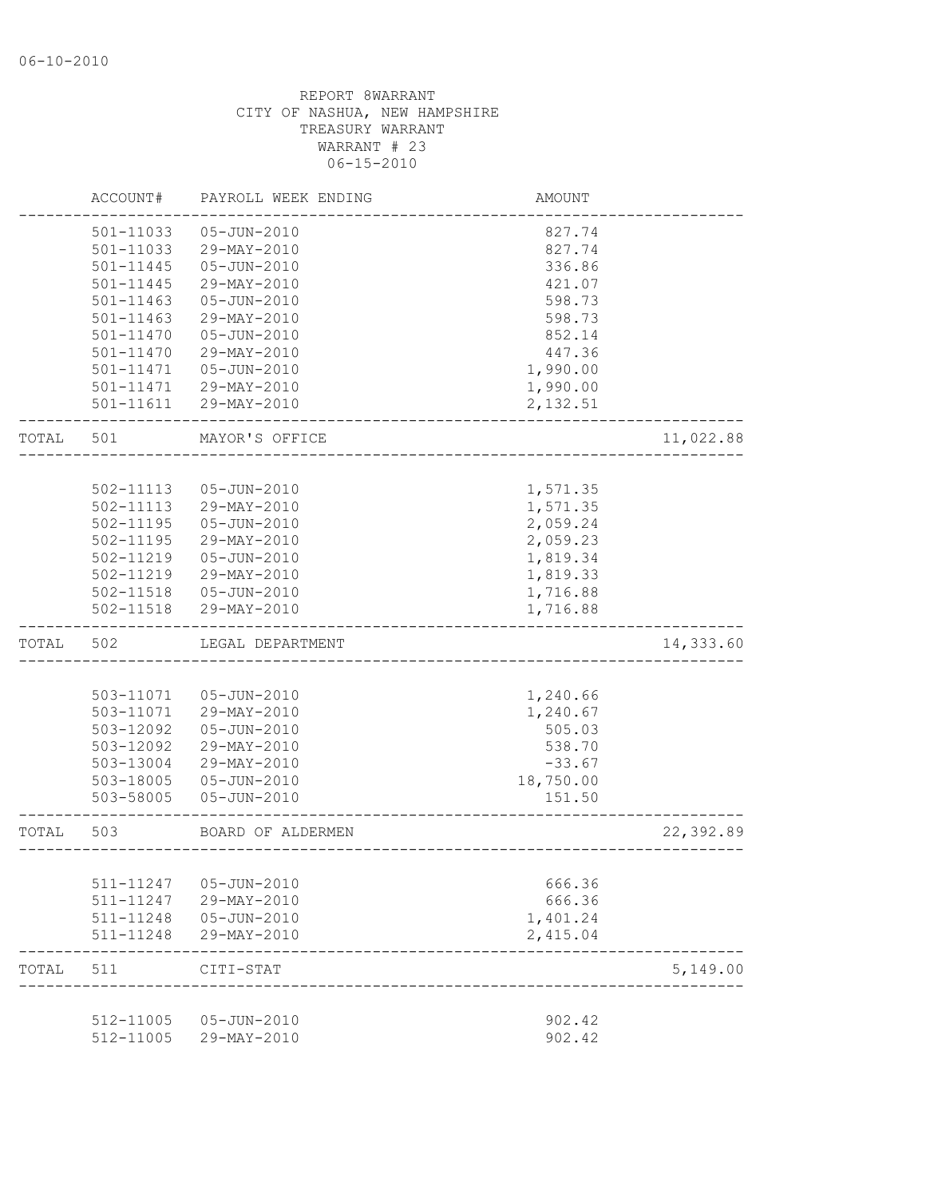REPORT 8WARRANT
CITY OF NASHUA, NEW HAMPSHIRE
TREASURY WARRANT
WARRANT # 23
06-15-2010

| | ACCOUNT# | PAYROLL WEEK ENDING | AMOUNT | |
|---|---|---|---|---|
| | 501-11033 | 05-JUN-2010 | 827.74 | |
| | 501-11033 | 29-MAY-2010 | 827.74 | |
| | 501-11445 | 05-JUN-2010 | 336.86 | |
| | 501-11445 | 29-MAY-2010 | 421.07 | |
| | 501-11463 | 05-JUN-2010 | 598.73 | |
| | 501-11463 | 29-MAY-2010 | 598.73 | |
| | 501-11470 | 05-JUN-2010 | 852.14 | |
| | 501-11470 | 29-MAY-2010 | 447.36 | |
| | 501-11471 | 05-JUN-2010 | 1,990.00 | |
| | 501-11471 | 29-MAY-2010 | 1,990.00 | |
| | 501-11611 | 29-MAY-2010 | 2,132.51 | |
| TOTAL | 501 | MAYOR'S OFFICE | | 11,022.88 |
| | 502-11113 | 05-JUN-2010 | 1,571.35 | |
| | 502-11113 | 29-MAY-2010 | 1,571.35 | |
| | 502-11195 | 05-JUN-2010 | 2,059.24 | |
| | 502-11195 | 29-MAY-2010 | 2,059.23 | |
| | 502-11219 | 05-JUN-2010 | 1,819.34 | |
| | 502-11219 | 29-MAY-2010 | 1,819.33 | |
| | 502-11518 | 05-JUN-2010 | 1,716.88 | |
| | 502-11518 | 29-MAY-2010 | 1,716.88 | |
| TOTAL | 502 | LEGAL DEPARTMENT | | 14,333.60 |
| | 503-11071 | 05-JUN-2010 | 1,240.66 | |
| | 503-11071 | 29-MAY-2010 | 1,240.67 | |
| | 503-12092 | 05-JUN-2010 | 505.03 | |
| | 503-12092 | 29-MAY-2010 | 538.70 | |
| | 503-13004 | 29-MAY-2010 | -33.67 | |
| | 503-18005 | 05-JUN-2010 | 18,750.00 | |
| | 503-58005 | 05-JUN-2010 | 151.50 | |
| TOTAL | 503 | BOARD OF ALDERMEN | | 22,392.89 |
| | 511-11247 | 05-JUN-2010 | 666.36 | |
| | 511-11247 | 29-MAY-2010 | 666.36 | |
| | 511-11248 | 05-JUN-2010 | 1,401.24 | |
| | 511-11248 | 29-MAY-2010 | 2,415.04 | |
| TOTAL | 511 | CITI-STAT | | 5,149.00 |
| | 512-11005 | 05-JUN-2010 | 902.42 | |
| | 512-11005 | 29-MAY-2010 | 902.42 | |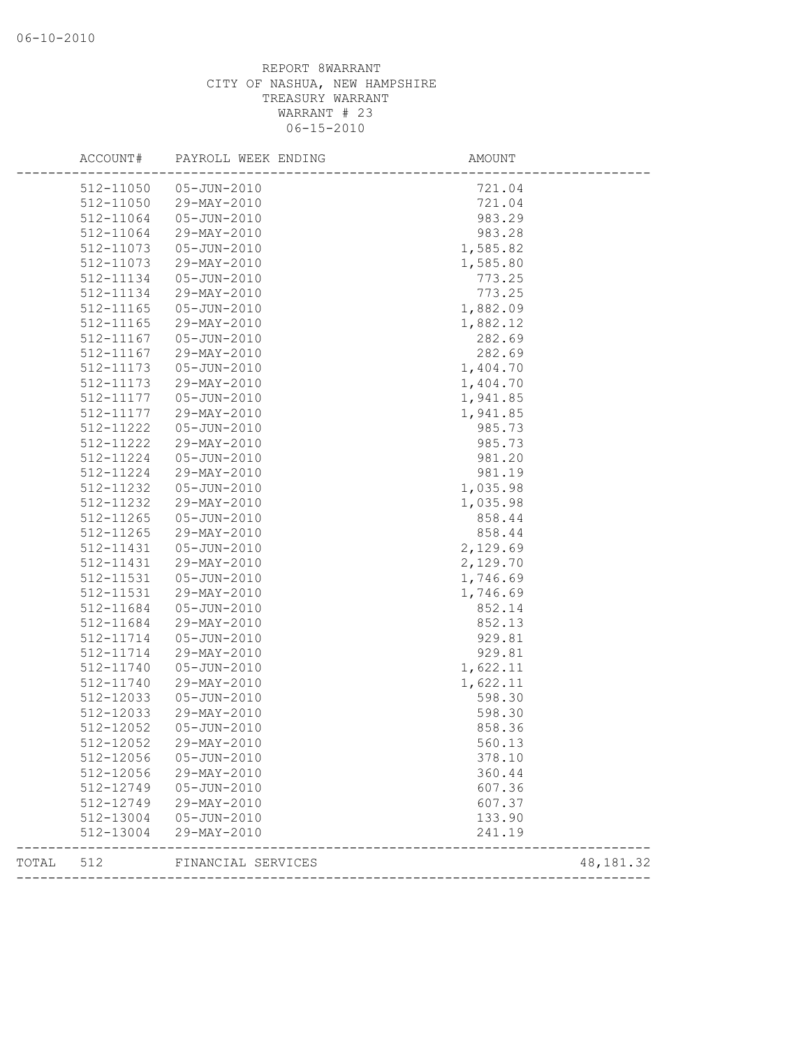REPORT 8WARRANT
CITY OF NASHUA, NEW HAMPSHIRE
TREASURY WARRANT
WARRANT # 23
06-15-2010

| ACCOUNT# | PAYROLL WEEK ENDING | AMOUNT | |
|---|---|---|---|
| 512-11050 | 05-JUN-2010 | 721.04 | |
| 512-11050 | 29-MAY-2010 | 721.04 | |
| 512-11064 | 05-JUN-2010 | 983.29 | |
| 512-11064 | 29-MAY-2010 | 983.28 | |
| 512-11073 | 05-JUN-2010 | 1,585.82 | |
| 512-11073 | 29-MAY-2010 | 1,585.80 | |
| 512-11134 | 05-JUN-2010 | 773.25 | |
| 512-11134 | 29-MAY-2010 | 773.25 | |
| 512-11165 | 05-JUN-2010 | 1,882.09 | |
| 512-11165 | 29-MAY-2010 | 1,882.12 | |
| 512-11167 | 05-JUN-2010 | 282.69 | |
| 512-11167 | 29-MAY-2010 | 282.69 | |
| 512-11173 | 05-JUN-2010 | 1,404.70 | |
| 512-11173 | 29-MAY-2010 | 1,404.70 | |
| 512-11177 | 05-JUN-2010 | 1,941.85 | |
| 512-11177 | 29-MAY-2010 | 1,941.85 | |
| 512-11222 | 05-JUN-2010 | 985.73 | |
| 512-11222 | 29-MAY-2010 | 985.73 | |
| 512-11224 | 05-JUN-2010 | 981.20 | |
| 512-11224 | 29-MAY-2010 | 981.19 | |
| 512-11232 | 05-JUN-2010 | 1,035.98 | |
| 512-11232 | 29-MAY-2010 | 1,035.98 | |
| 512-11265 | 05-JUN-2010 | 858.44 | |
| 512-11265 | 29-MAY-2010 | 858.44 | |
| 512-11431 | 05-JUN-2010 | 2,129.69 | |
| 512-11431 | 29-MAY-2010 | 2,129.70 | |
| 512-11531 | 05-JUN-2010 | 1,746.69 | |
| 512-11531 | 29-MAY-2010 | 1,746.69 | |
| 512-11684 | 05-JUN-2010 | 852.14 | |
| 512-11684 | 29-MAY-2010 | 852.13 | |
| 512-11714 | 05-JUN-2010 | 929.81 | |
| 512-11714 | 29-MAY-2010 | 929.81 | |
| 512-11740 | 05-JUN-2010 | 1,622.11 | |
| 512-11740 | 29-MAY-2010 | 1,622.11 | |
| 512-12033 | 05-JUN-2010 | 598.30 | |
| 512-12033 | 29-MAY-2010 | 598.30 | |
| 512-12052 | 05-JUN-2010 | 858.36 | |
| 512-12052 | 29-MAY-2010 | 560.13 | |
| 512-12056 | 05-JUN-2010 | 378.10 | |
| 512-12056 | 29-MAY-2010 | 360.44 | |
| 512-12749 | 05-JUN-2010 | 607.36 | |
| 512-12749 | 29-MAY-2010 | 607.37 | |
| 512-13004 | 05-JUN-2010 | 133.90 | |
| 512-13004 | 29-MAY-2010 | 241.19 | |
| TOTAL 512 | FINANCIAL SERVICES | | 48,181.32 |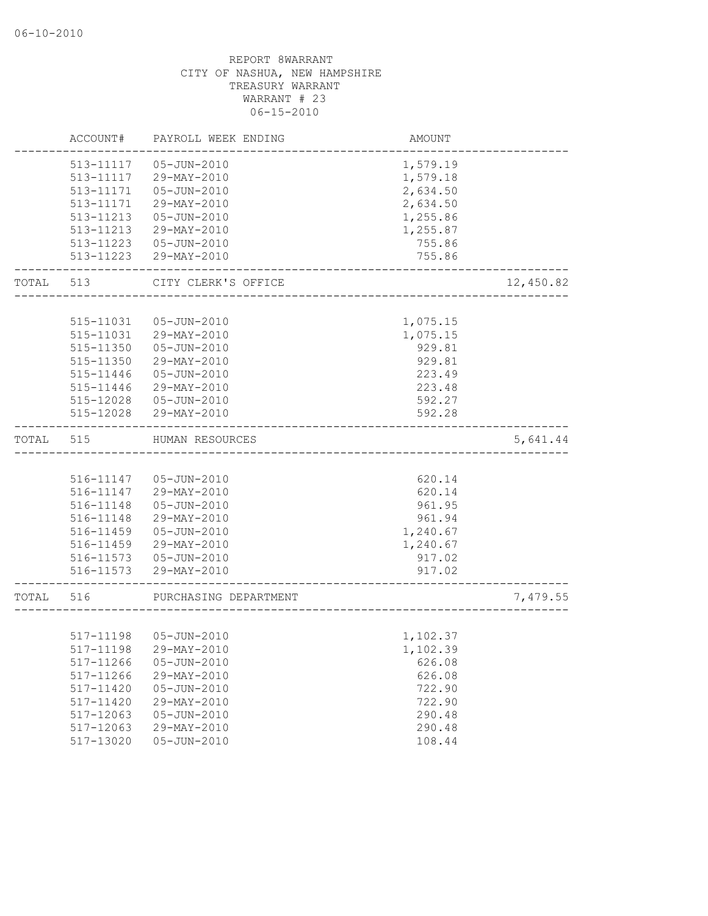06-10-2010

REPORT 8WARRANT
CITY OF NASHUA, NEW HAMPSHIRE
TREASURY WARRANT
WARRANT # 23
06-15-2010

| | ACCOUNT# | PAYROLL WEEK ENDING | AMOUNT | |
|---|---|---|---|---|
| | 513-11117 | 05-JUN-2010 | 1,579.19 | |
| | 513-11117 | 29-MAY-2010 | 1,579.18 | |
| | 513-11171 | 05-JUN-2010 | 2,634.50 | |
| | 513-11171 | 29-MAY-2010 | 2,634.50 | |
| | 513-11213 | 05-JUN-2010 | 1,255.86 | |
| | 513-11213 | 29-MAY-2010 | 1,255.87 | |
| | 513-11223 | 05-JUN-2010 | 755.86 | |
| | 513-11223 | 29-MAY-2010 | 755.86 | |
| TOTAL | 513 | CITY CLERK'S OFFICE | | 12,450.82 |
| | 515-11031 | 05-JUN-2010 | 1,075.15 | |
| | 515-11031 | 29-MAY-2010 | 1,075.15 | |
| | 515-11350 | 05-JUN-2010 | 929.81 | |
| | 515-11350 | 29-MAY-2010 | 929.81 | |
| | 515-11446 | 05-JUN-2010 | 223.49 | |
| | 515-11446 | 29-MAY-2010 | 223.48 | |
| | 515-12028 | 05-JUN-2010 | 592.27 | |
| | 515-12028 | 29-MAY-2010 | 592.28 | |
| TOTAL | 515 | HUMAN RESOURCES | | 5,641.44 |
| | 516-11147 | 05-JUN-2010 | 620.14 | |
| | 516-11147 | 29-MAY-2010 | 620.14 | |
| | 516-11148 | 05-JUN-2010 | 961.95 | |
| | 516-11148 | 29-MAY-2010 | 961.94 | |
| | 516-11459 | 05-JUN-2010 | 1,240.67 | |
| | 516-11459 | 29-MAY-2010 | 1,240.67 | |
| | 516-11573 | 05-JUN-2010 | 917.02 | |
| | 516-11573 | 29-MAY-2010 | 917.02 | |
| TOTAL | 516 | PURCHASING DEPARTMENT | | 7,479.55 |
| | 517-11198 | 05-JUN-2010 | 1,102.37 | |
| | 517-11198 | 29-MAY-2010 | 1,102.39 | |
| | 517-11266 | 05-JUN-2010 | 626.08 | |
| | 517-11266 | 29-MAY-2010 | 626.08 | |
| | 517-11420 | 05-JUN-2010 | 722.90 | |
| | 517-11420 | 29-MAY-2010 | 722.90 | |
| | 517-12063 | 05-JUN-2010 | 290.48 | |
| | 517-12063 | 29-MAY-2010 | 290.48 | |
| | 517-13020 | 05-JUN-2010 | 108.44 | |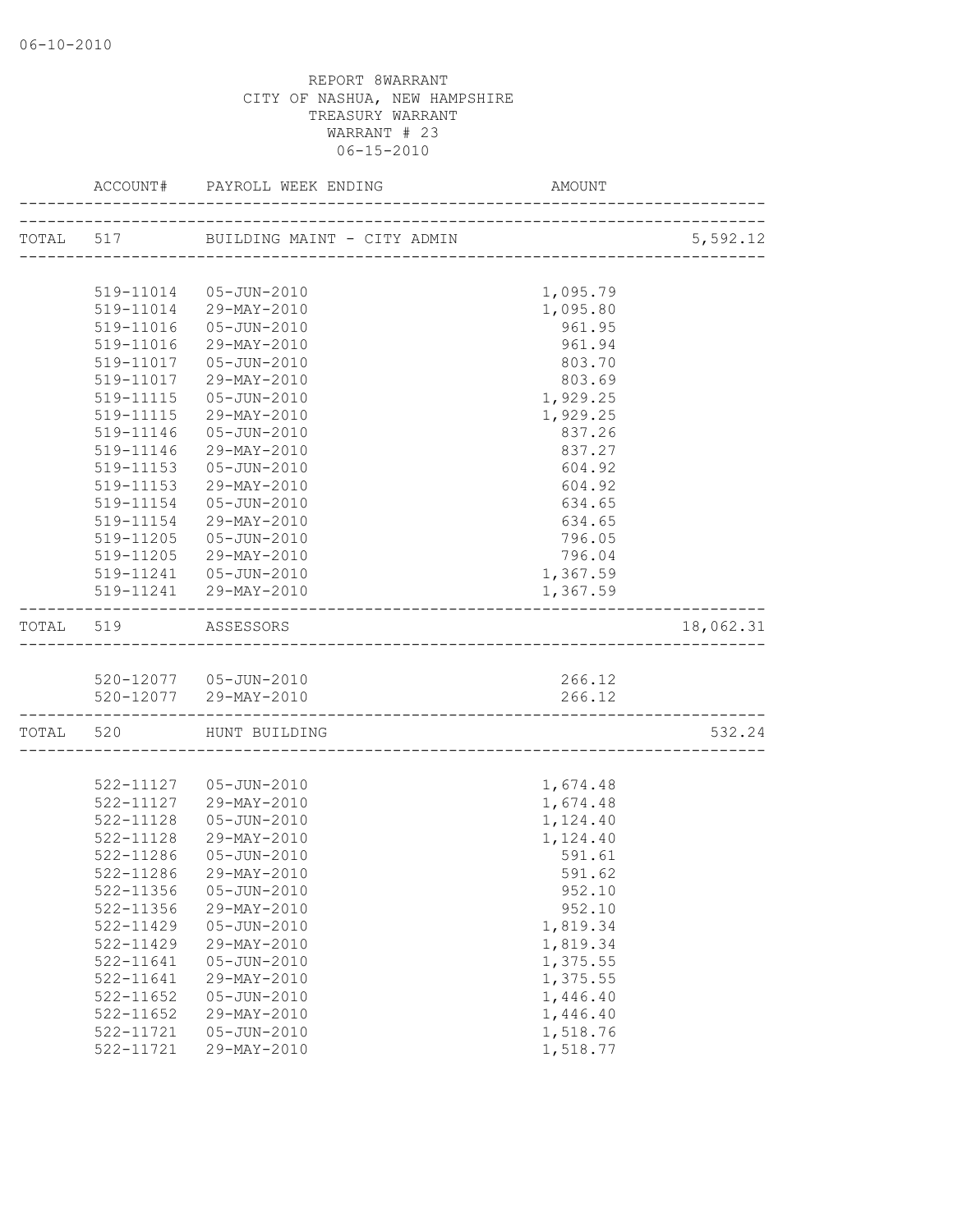REPORT 8WARRANT
CITY OF NASHUA, NEW HAMPSHIRE
TREASURY WARRANT
WARRANT # 23
06-15-2010

| | ACCOUNT# | PAYROLL WEEK ENDING | AMOUNT | |
|---|---|---|---|---|
| TOTAL | 517 | BUILDING MAINT - CITY ADMIN | | 5,592.12 |
| | 519-11014 | 05-JUN-2010 | 1,095.79 | |
| | 519-11014 | 29-MAY-2010 | 1,095.80 | |
| | 519-11016 | 05-JUN-2010 | 961.95 | |
| | 519-11016 | 29-MAY-2010 | 961.94 | |
| | 519-11017 | 05-JUN-2010 | 803.70 | |
| | 519-11017 | 29-MAY-2010 | 803.69 | |
| | 519-11115 | 05-JUN-2010 | 1,929.25 | |
| | 519-11115 | 29-MAY-2010 | 1,929.25 | |
| | 519-11146 | 05-JUN-2010 | 837.26 | |
| | 519-11146 | 29-MAY-2010 | 837.27 | |
| | 519-11153 | 05-JUN-2010 | 604.92 | |
| | 519-11153 | 29-MAY-2010 | 604.92 | |
| | 519-11154 | 05-JUN-2010 | 634.65 | |
| | 519-11154 | 29-MAY-2010 | 634.65 | |
| | 519-11205 | 05-JUN-2010 | 796.05 | |
| | 519-11205 | 29-MAY-2010 | 796.04 | |
| | 519-11241 | 05-JUN-2010 | 1,367.59 | |
| | 519-11241 | 29-MAY-2010 | 1,367.59 | |
| TOTAL | 519 | ASSESSORS | | 18,062.31 |
| | 520-12077 | 05-JUN-2010 | 266.12 | |
| | 520-12077 | 29-MAY-2010 | 266.12 | |
| TOTAL | 520 | HUNT BUILDING | | 532.24 |
| | 522-11127 | 05-JUN-2010 | 1,674.48 | |
| | 522-11127 | 29-MAY-2010 | 1,674.48 | |
| | 522-11128 | 05-JUN-2010 | 1,124.40 | |
| | 522-11128 | 29-MAY-2010 | 1,124.40 | |
| | 522-11286 | 05-JUN-2010 | 591.61 | |
| | 522-11286 | 29-MAY-2010 | 591.62 | |
| | 522-11356 | 05-JUN-2010 | 952.10 | |
| | 522-11356 | 29-MAY-2010 | 952.10 | |
| | 522-11429 | 05-JUN-2010 | 1,819.34 | |
| | 522-11429 | 29-MAY-2010 | 1,819.34 | |
| | 522-11641 | 05-JUN-2010 | 1,375.55 | |
| | 522-11641 | 29-MAY-2010 | 1,375.55 | |
| | 522-11652 | 05-JUN-2010 | 1,446.40 | |
| | 522-11652 | 29-MAY-2010 | 1,446.40 | |
| | 522-11721 | 05-JUN-2010 | 1,518.76 | |
| | 522-11721 | 29-MAY-2010 | 1,518.77 | |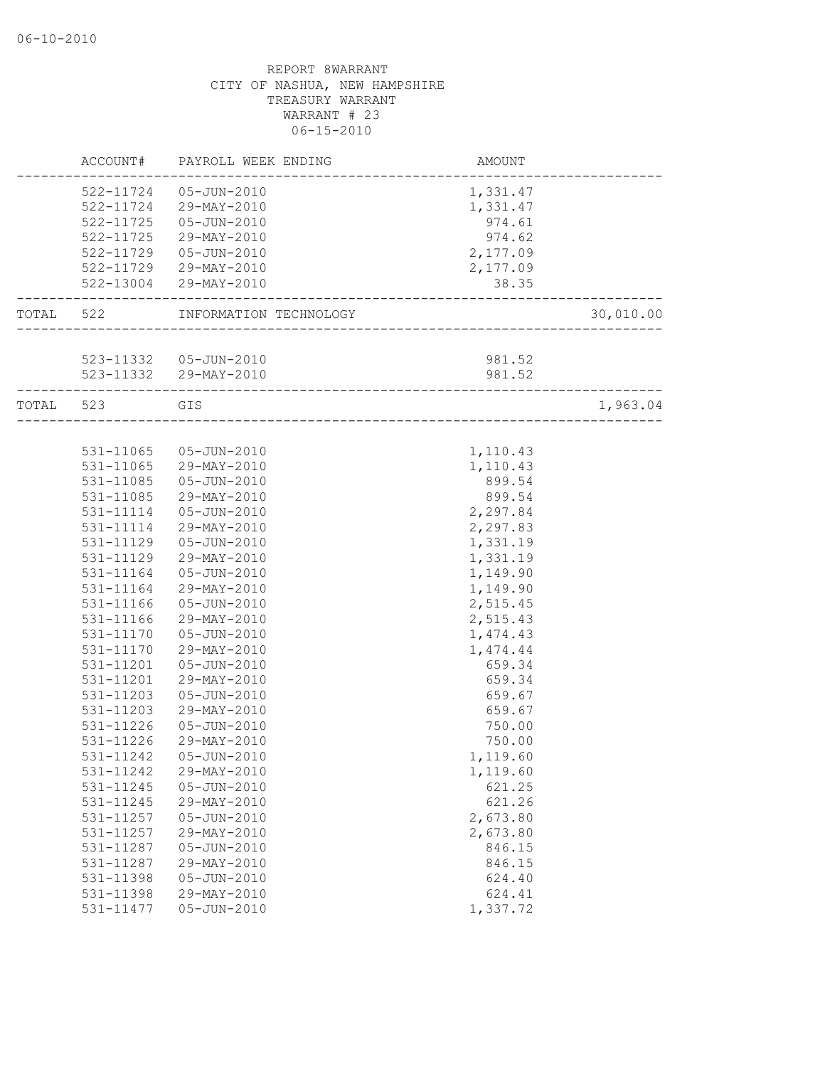REPORT 8WARRANT
CITY OF NASHUA, NEW HAMPSHIRE
TREASURY WARRANT
WARRANT # 23
06-15-2010

| | ACCOUNT# | PAYROLL WEEK ENDING | AMOUNT | |
|---|---|---|---|---|
| | 522-11724 | 05-JUN-2010 | 1,331.47 | |
| | 522-11724 | 29-MAY-2010 | 1,331.47 | |
| | 522-11725 | 05-JUN-2010 | 974.61 | |
| | 522-11725 | 29-MAY-2010 | 974.62 | |
| | 522-11729 | 05-JUN-2010 | 2,177.09 | |
| | 522-11729 | 29-MAY-2010 | 2,177.09 | |
| | 522-13004 | 29-MAY-2010 | 38.35 | |
| TOTAL | 522 | INFORMATION TECHNOLOGY | | 30,010.00 |
| | 523-11332 | 05-JUN-2010 | 981.52 | |
| | 523-11332 | 29-MAY-2010 | 981.52 | |
| TOTAL | 523 | GIS | | 1,963.04 |
| | 531-11065 | 05-JUN-2010 | 1,110.43 | |
| | 531-11065 | 29-MAY-2010 | 1,110.43 | |
| | 531-11085 | 05-JUN-2010 | 899.54 | |
| | 531-11085 | 29-MAY-2010 | 899.54 | |
| | 531-11114 | 05-JUN-2010 | 2,297.84 | |
| | 531-11114 | 29-MAY-2010 | 2,297.83 | |
| | 531-11129 | 05-JUN-2010 | 1,331.19 | |
| | 531-11129 | 29-MAY-2010 | 1,331.19 | |
| | 531-11164 | 05-JUN-2010 | 1,149.90 | |
| | 531-11164 | 29-MAY-2010 | 1,149.90 | |
| | 531-11166 | 05-JUN-2010 | 2,515.45 | |
| | 531-11166 | 29-MAY-2010 | 2,515.43 | |
| | 531-11170 | 05-JUN-2010 | 1,474.43 | |
| | 531-11170 | 29-MAY-2010 | 1,474.44 | |
| | 531-11201 | 05-JUN-2010 | 659.34 | |
| | 531-11201 | 29-MAY-2010 | 659.34 | |
| | 531-11203 | 05-JUN-2010 | 659.67 | |
| | 531-11203 | 29-MAY-2010 | 659.67 | |
| | 531-11226 | 05-JUN-2010 | 750.00 | |
| | 531-11226 | 29-MAY-2010 | 750.00 | |
| | 531-11242 | 05-JUN-2010 | 1,119.60 | |
| | 531-11242 | 29-MAY-2010 | 1,119.60 | |
| | 531-11245 | 05-JUN-2010 | 621.25 | |
| | 531-11245 | 29-MAY-2010 | 621.26 | |
| | 531-11257 | 05-JUN-2010 | 2,673.80 | |
| | 531-11257 | 29-MAY-2010 | 2,673.80 | |
| | 531-11287 | 05-JUN-2010 | 846.15 | |
| | 531-11287 | 29-MAY-2010 | 846.15 | |
| | 531-11398 | 05-JUN-2010 | 624.40 | |
| | 531-11398 | 29-MAY-2010 | 624.41 | |
| | 531-11477 | 05-JUN-2010 | 1,337.72 | |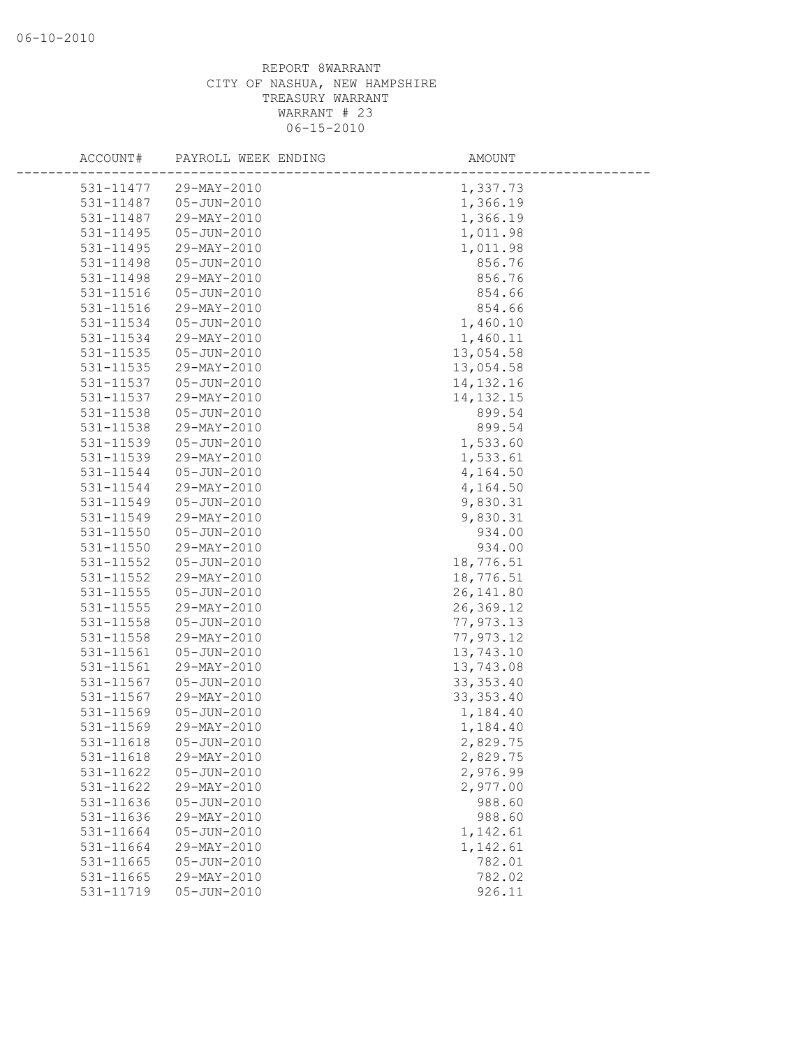REPORT 8WARRANT
CITY OF NASHUA, NEW HAMPSHIRE
TREASURY WARRANT
WARRANT # 23
06-15-2010

| ACCOUNT# | PAYROLL WEEK ENDING | AMOUNT |
|---|---|---|
| 531-11477 | 29-MAY-2010 | 1,337.73 |
| 531-11487 | 05-JUN-2010 | 1,366.19 |
| 531-11487 | 29-MAY-2010 | 1,366.19 |
| 531-11495 | 05-JUN-2010 | 1,011.98 |
| 531-11495 | 29-MAY-2010 | 1,011.98 |
| 531-11498 | 05-JUN-2010 | 856.76 |
| 531-11498 | 29-MAY-2010 | 856.76 |
| 531-11516 | 05-JUN-2010 | 854.66 |
| 531-11516 | 29-MAY-2010 | 854.66 |
| 531-11534 | 05-JUN-2010 | 1,460.10 |
| 531-11534 | 29-MAY-2010 | 1,460.11 |
| 531-11535 | 05-JUN-2010 | 13,054.58 |
| 531-11535 | 29-MAY-2010 | 13,054.58 |
| 531-11537 | 05-JUN-2010 | 14,132.16 |
| 531-11537 | 29-MAY-2010 | 14,132.15 |
| 531-11538 | 05-JUN-2010 | 899.54 |
| 531-11538 | 29-MAY-2010 | 899.54 |
| 531-11539 | 05-JUN-2010 | 1,533.60 |
| 531-11539 | 29-MAY-2010 | 1,533.61 |
| 531-11544 | 05-JUN-2010 | 4,164.50 |
| 531-11544 | 29-MAY-2010 | 4,164.50 |
| 531-11549 | 05-JUN-2010 | 9,830.31 |
| 531-11549 | 29-MAY-2010 | 9,830.31 |
| 531-11550 | 05-JUN-2010 | 934.00 |
| 531-11550 | 29-MAY-2010 | 934.00 |
| 531-11552 | 05-JUN-2010 | 18,776.51 |
| 531-11552 | 29-MAY-2010 | 18,776.51 |
| 531-11555 | 05-JUN-2010 | 26,141.80 |
| 531-11555 | 29-MAY-2010 | 26,369.12 |
| 531-11558 | 05-JUN-2010 | 77,973.13 |
| 531-11558 | 29-MAY-2010 | 77,973.12 |
| 531-11561 | 05-JUN-2010 | 13,743.10 |
| 531-11561 | 29-MAY-2010 | 13,743.08 |
| 531-11567 | 05-JUN-2010 | 33,353.40 |
| 531-11567 | 29-MAY-2010 | 33,353.40 |
| 531-11569 | 05-JUN-2010 | 1,184.40 |
| 531-11569 | 29-MAY-2010 | 1,184.40 |
| 531-11618 | 05-JUN-2010 | 2,829.75 |
| 531-11618 | 29-MAY-2010 | 2,829.75 |
| 531-11622 | 05-JUN-2010 | 2,976.99 |
| 531-11622 | 29-MAY-2010 | 2,977.00 |
| 531-11636 | 05-JUN-2010 | 988.60 |
| 531-11636 | 29-MAY-2010 | 988.60 |
| 531-11664 | 05-JUN-2010 | 1,142.61 |
| 531-11664 | 29-MAY-2010 | 1,142.61 |
| 531-11665 | 05-JUN-2010 | 782.01 |
| 531-11665 | 29-MAY-2010 | 782.02 |
| 531-11719 | 05-JUN-2010 | 926.11 |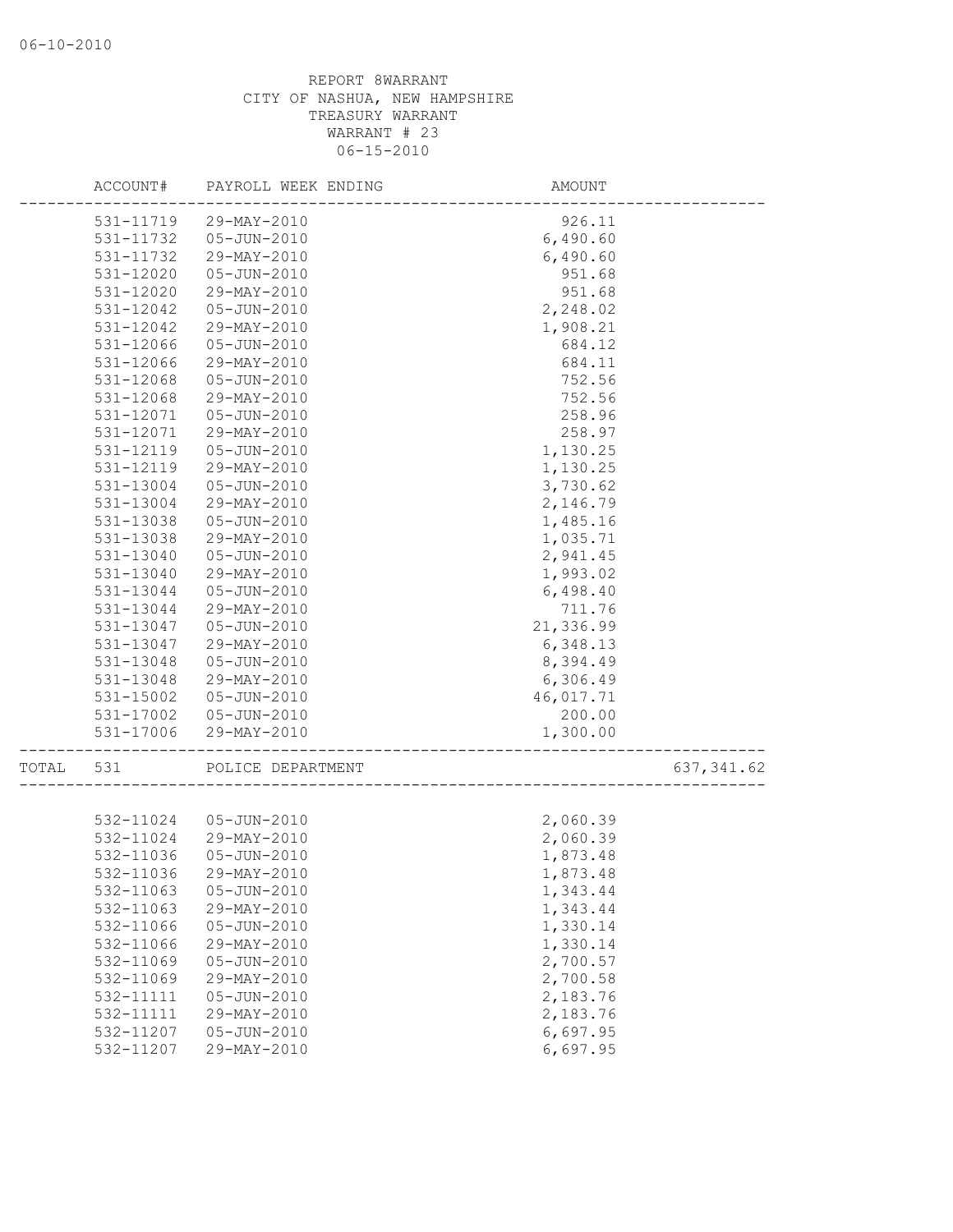REPORT 8WARRANT
CITY OF NASHUA, NEW HAMPSHIRE
TREASURY WARRANT
WARRANT # 23
06-15-2010

| | ACCOUNT# | PAYROLL WEEK ENDING | AMOUNT | |
|---|---|---|---|---|
| | 531-11719 | 29-MAY-2010 | 926.11 | |
| | 531-11732 | 05-JUN-2010 | 6,490.60 | |
| | 531-11732 | 29-MAY-2010 | 6,490.60 | |
| | 531-12020 | 05-JUN-2010 | 951.68 | |
| | 531-12020 | 29-MAY-2010 | 951.68 | |
| | 531-12042 | 05-JUN-2010 | 2,248.02 | |
| | 531-12042 | 29-MAY-2010 | 1,908.21 | |
| | 531-12066 | 05-JUN-2010 | 684.12 | |
| | 531-12066 | 29-MAY-2010 | 684.11 | |
| | 531-12068 | 05-JUN-2010 | 752.56 | |
| | 531-12068 | 29-MAY-2010 | 752.56 | |
| | 531-12071 | 05-JUN-2010 | 258.96 | |
| | 531-12071 | 29-MAY-2010 | 258.97 | |
| | 531-12119 | 05-JUN-2010 | 1,130.25 | |
| | 531-12119 | 29-MAY-2010 | 1,130.25 | |
| | 531-13004 | 05-JUN-2010 | 3,730.62 | |
| | 531-13004 | 29-MAY-2010 | 2,146.79 | |
| | 531-13038 | 05-JUN-2010 | 1,485.16 | |
| | 531-13038 | 29-MAY-2010 | 1,035.71 | |
| | 531-13040 | 05-JUN-2010 | 2,941.45 | |
| | 531-13040 | 29-MAY-2010 | 1,993.02 | |
| | 531-13044 | 05-JUN-2010 | 6,498.40 | |
| | 531-13044 | 29-MAY-2010 | 711.76 | |
| | 531-13047 | 05-JUN-2010 | 21,336.99 | |
| | 531-13047 | 29-MAY-2010 | 6,348.13 | |
| | 531-13048 | 05-JUN-2010 | 8,394.49 | |
| | 531-13048 | 29-MAY-2010 | 6,306.49 | |
| | 531-15002 | 05-JUN-2010 | 46,017.71 | |
| | 531-17002 | 05-JUN-2010 | 200.00 | |
| | 531-17006 | 29-MAY-2010 | 1,300.00 | |
| TOTAL | 531 | POLICE DEPARTMENT | | 637,341.62 |
| | 532-11024 | 05-JUN-2010 | 2,060.39 | |
| | 532-11024 | 29-MAY-2010 | 2,060.39 | |
| | 532-11036 | 05-JUN-2010 | 1,873.48 | |
| | 532-11036 | 29-MAY-2010 | 1,873.48 | |
| | 532-11063 | 05-JUN-2010 | 1,343.44 | |
| | 532-11063 | 29-MAY-2010 | 1,343.44 | |
| | 532-11066 | 05-JUN-2010 | 1,330.14 | |
| | 532-11066 | 29-MAY-2010 | 1,330.14 | |
| | 532-11069 | 05-JUN-2010 | 2,700.57 | |
| | 532-11069 | 29-MAY-2010 | 2,700.58 | |
| | 532-11111 | 05-JUN-2010 | 2,183.76 | |
| | 532-11111 | 29-MAY-2010 | 2,183.76 | |
| | 532-11207 | 05-JUN-2010 | 6,697.95 | |
| | 532-11207 | 29-MAY-2010 | 6,697.95 | |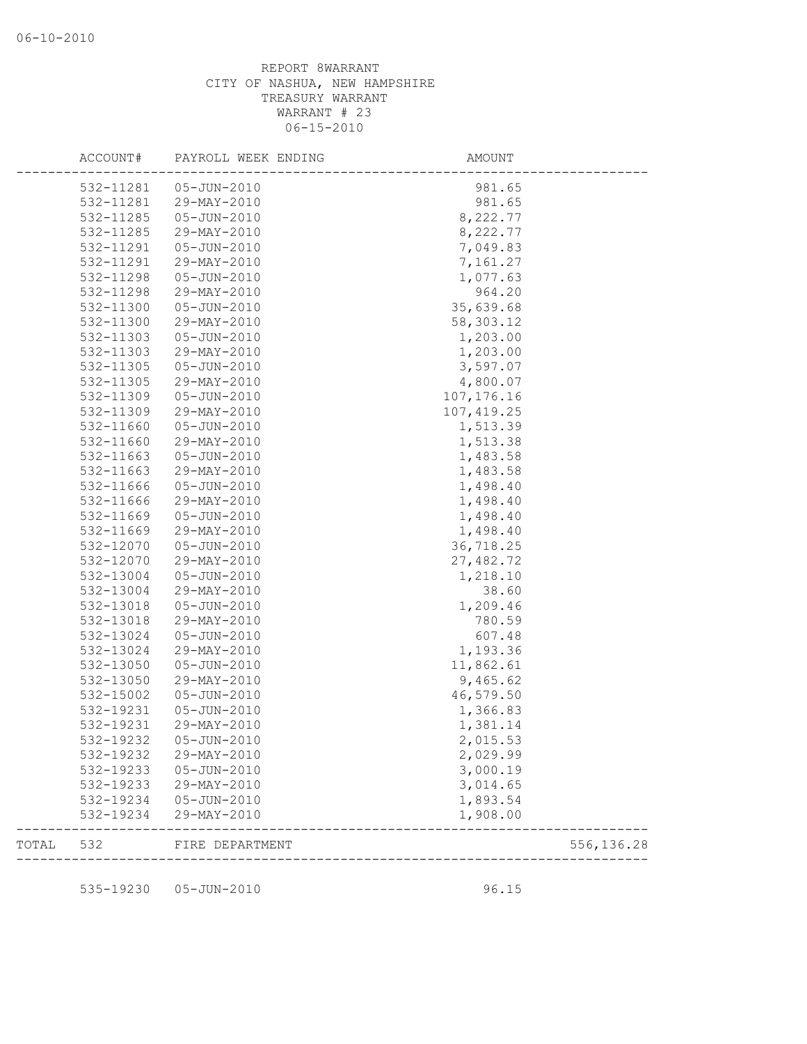06-10-2010

REPORT 8WARRANT
CITY OF NASHUA, NEW HAMPSHIRE
TREASURY WARRANT
WARRANT # 23
06-15-2010

| ACCOUNT# | PAYROLL WEEK ENDING | AMOUNT | |
|---|---|---|---|
| 532-11281 | 05-JUN-2010 | 981.65 | |
| 532-11281 | 29-MAY-2010 | 981.65 | |
| 532-11285 | 05-JUN-2010 | 8,222.77 | |
| 532-11285 | 29-MAY-2010 | 8,222.77 | |
| 532-11291 | 05-JUN-2010 | 7,049.83 | |
| 532-11291 | 29-MAY-2010 | 7,161.27 | |
| 532-11298 | 05-JUN-2010 | 1,077.63 | |
| 532-11298 | 29-MAY-2010 | 964.20 | |
| 532-11300 | 05-JUN-2010 | 35,639.68 | |
| 532-11300 | 29-MAY-2010 | 58,303.12 | |
| 532-11303 | 05-JUN-2010 | 1,203.00 | |
| 532-11303 | 29-MAY-2010 | 1,203.00 | |
| 532-11305 | 05-JUN-2010 | 3,597.07 | |
| 532-11305 | 29-MAY-2010 | 4,800.07 | |
| 532-11309 | 05-JUN-2010 | 107,176.16 | |
| 532-11309 | 29-MAY-2010 | 107,419.25 | |
| 532-11660 | 05-JUN-2010 | 1,513.39 | |
| 532-11660 | 29-MAY-2010 | 1,513.38 | |
| 532-11663 | 05-JUN-2010 | 1,483.58 | |
| 532-11663 | 29-MAY-2010 | 1,483.58 | |
| 532-11666 | 05-JUN-2010 | 1,498.40 | |
| 532-11666 | 29-MAY-2010 | 1,498.40 | |
| 532-11669 | 05-JUN-2010 | 1,498.40 | |
| 532-11669 | 29-MAY-2010 | 1,498.40 | |
| 532-12070 | 05-JUN-2010 | 36,718.25 | |
| 532-12070 | 29-MAY-2010 | 27,482.72 | |
| 532-13004 | 05-JUN-2010 | 1,218.10 | |
| 532-13004 | 29-MAY-2010 | 38.60 | |
| 532-13018 | 05-JUN-2010 | 1,209.46 | |
| 532-13018 | 29-MAY-2010 | 780.59 | |
| 532-13024 | 05-JUN-2010 | 607.48 | |
| 532-13024 | 29-MAY-2010 | 1,193.36 | |
| 532-13050 | 05-JUN-2010 | 11,862.61 | |
| 532-13050 | 29-MAY-2010 | 9,465.62 | |
| 532-15002 | 05-JUN-2010 | 46,579.50 | |
| 532-19231 | 05-JUN-2010 | 1,366.83 | |
| 532-19231 | 29-MAY-2010 | 1,381.14 | |
| 532-19232 | 05-JUN-2010 | 2,015.53 | |
| 532-19232 | 29-MAY-2010 | 2,029.99 | |
| 532-19233 | 05-JUN-2010 | 3,000.19 | |
| 532-19233 | 29-MAY-2010 | 3,014.65 | |
| 532-19234 | 05-JUN-2010 | 1,893.54 | |
| 532-19234 | 29-MAY-2010 | 1,908.00 | |
| TOTAL 532 | FIRE DEPARTMENT | | 556,136.28 |
| 535-19230 | 05-JUN-2010 | 96.15 | |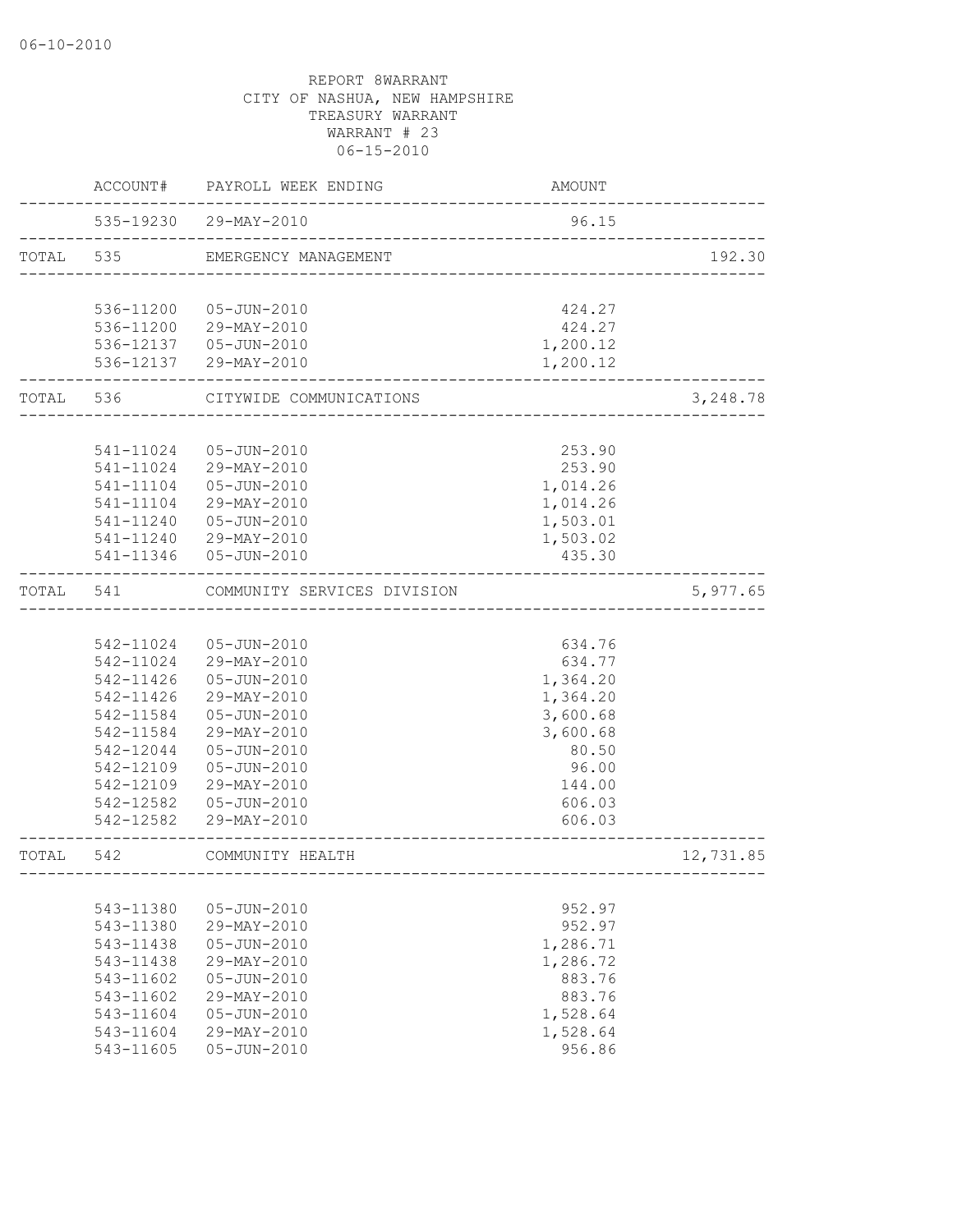06-10-2010

REPORT 8WARRANT
CITY OF NASHUA, NEW HAMPSHIRE
TREASURY WARRANT
WARRANT # 23
06-15-2010

| | ACCOUNT# | PAYROLL WEEK ENDING | AMOUNT | |
|---|---|---|---|---|
| | 535-19230 | 29-MAY-2010 | 96.15 | |
| TOTAL | 535 | EMERGENCY MANAGEMENT | | 192.30 |
| | 536-11200 | 05-JUN-2010 | 424.27 | |
| | 536-11200 | 29-MAY-2010 | 424.27 | |
| | 536-12137 | 05-JUN-2010 | 1,200.12 | |
| | 536-12137 | 29-MAY-2010 | 1,200.12 | |
| TOTAL | 536 | CITYWIDE COMMUNICATIONS | | 3,248.78 |
| | 541-11024 | 05-JUN-2010 | 253.90 | |
| | 541-11024 | 29-MAY-2010 | 253.90 | |
| | 541-11104 | 05-JUN-2010 | 1,014.26 | |
| | 541-11104 | 29-MAY-2010 | 1,014.26 | |
| | 541-11240 | 05-JUN-2010 | 1,503.01 | |
| | 541-11240 | 29-MAY-2010 | 1,503.02 | |
| | 541-11346 | 05-JUN-2010 | 435.30 | |
| TOTAL | 541 | COMMUNITY SERVICES DIVISION | | 5,977.65 |
| | 542-11024 | 05-JUN-2010 | 634.76 | |
| | 542-11024 | 29-MAY-2010 | 634.77 | |
| | 542-11426 | 05-JUN-2010 | 1,364.20 | |
| | 542-11426 | 29-MAY-2010 | 1,364.20 | |
| | 542-11584 | 05-JUN-2010 | 3,600.68 | |
| | 542-11584 | 29-MAY-2010 | 3,600.68 | |
| | 542-12044 | 05-JUN-2010 | 80.50 | |
| | 542-12109 | 05-JUN-2010 | 96.00 | |
| | 542-12109 | 29-MAY-2010 | 144.00 | |
| | 542-12582 | 05-JUN-2010 | 606.03 | |
| | 542-12582 | 29-MAY-2010 | 606.03 | |
| TOTAL | 542 | COMMUNITY HEALTH | | 12,731.85 |
| | 543-11380 | 05-JUN-2010 | 952.97 | |
| | 543-11380 | 29-MAY-2010 | 952.97 | |
| | 543-11438 | 05-JUN-2010 | 1,286.71 | |
| | 543-11438 | 29-MAY-2010 | 1,286.72 | |
| | 543-11602 | 05-JUN-2010 | 883.76 | |
| | 543-11602 | 29-MAY-2010 | 883.76 | |
| | 543-11604 | 05-JUN-2010 | 1,528.64 | |
| | 543-11604 | 29-MAY-2010 | 1,528.64 | |
| | 543-11605 | 05-JUN-2010 | 956.86 | |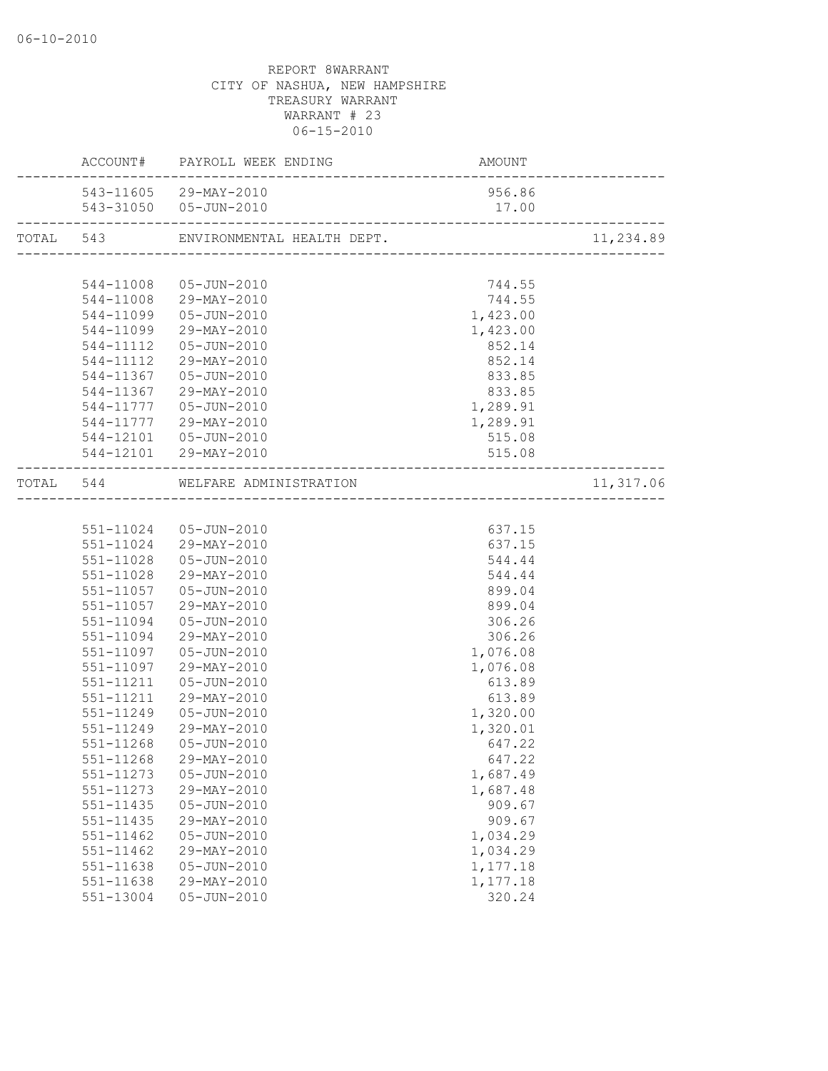06-10-2010

REPORT 8WARRANT
CITY OF NASHUA, NEW HAMPSHIRE
TREASURY WARRANT
WARRANT # 23
06-15-2010

| | ACCOUNT# | PAYROLL WEEK ENDING | AMOUNT | |
|---|---|---|---|---|
| | 543-11605 | 29-MAY-2010 | 956.86 | |
| | 543-31050 | 05-JUN-2010 | 17.00 | |
| TOTAL | 543 | ENVIRONMENTAL HEALTH DEPT. | | 11,234.89 |
| | 544-11008 | 05-JUN-2010 | 744.55 | |
| | 544-11008 | 29-MAY-2010 | 744.55 | |
| | 544-11099 | 05-JUN-2010 | 1,423.00 | |
| | 544-11099 | 29-MAY-2010 | 1,423.00 | |
| | 544-11112 | 05-JUN-2010 | 852.14 | |
| | 544-11112 | 29-MAY-2010 | 852.14 | |
| | 544-11367 | 05-JUN-2010 | 833.85 | |
| | 544-11367 | 29-MAY-2010 | 833.85 | |
| | 544-11777 | 05-JUN-2010 | 1,289.91 | |
| | 544-11777 | 29-MAY-2010 | 1,289.91 | |
| | 544-12101 | 05-JUN-2010 | 515.08 | |
| | 544-12101 | 29-MAY-2010 | 515.08 | |
| TOTAL | 544 | WELFARE ADMINISTRATION | | 11,317.06 |
| | 551-11024 | 05-JUN-2010 | 637.15 | |
| | 551-11024 | 29-MAY-2010 | 637.15 | |
| | 551-11028 | 05-JUN-2010 | 544.44 | |
| | 551-11028 | 29-MAY-2010 | 544.44 | |
| | 551-11057 | 05-JUN-2010 | 899.04 | |
| | 551-11057 | 29-MAY-2010 | 899.04 | |
| | 551-11094 | 05-JUN-2010 | 306.26 | |
| | 551-11094 | 29-MAY-2010 | 306.26 | |
| | 551-11097 | 05-JUN-2010 | 1,076.08 | |
| | 551-11097 | 29-MAY-2010 | 1,076.08 | |
| | 551-11211 | 05-JUN-2010 | 613.89 | |
| | 551-11211 | 29-MAY-2010 | 613.89 | |
| | 551-11249 | 05-JUN-2010 | 1,320.00 | |
| | 551-11249 | 29-MAY-2010 | 1,320.01 | |
| | 551-11268 | 05-JUN-2010 | 647.22 | |
| | 551-11268 | 29-MAY-2010 | 647.22 | |
| | 551-11273 | 05-JUN-2010 | 1,687.49 | |
| | 551-11273 | 29-MAY-2010 | 1,687.48 | |
| | 551-11435 | 05-JUN-2010 | 909.67 | |
| | 551-11435 | 29-MAY-2010 | 909.67 | |
| | 551-11462 | 05-JUN-2010 | 1,034.29 | |
| | 551-11462 | 29-MAY-2010 | 1,034.29 | |
| | 551-11638 | 05-JUN-2010 | 1,177.18 | |
| | 551-11638 | 29-MAY-2010 | 1,177.18 | |
| | 551-13004 | 05-JUN-2010 | 320.24 | |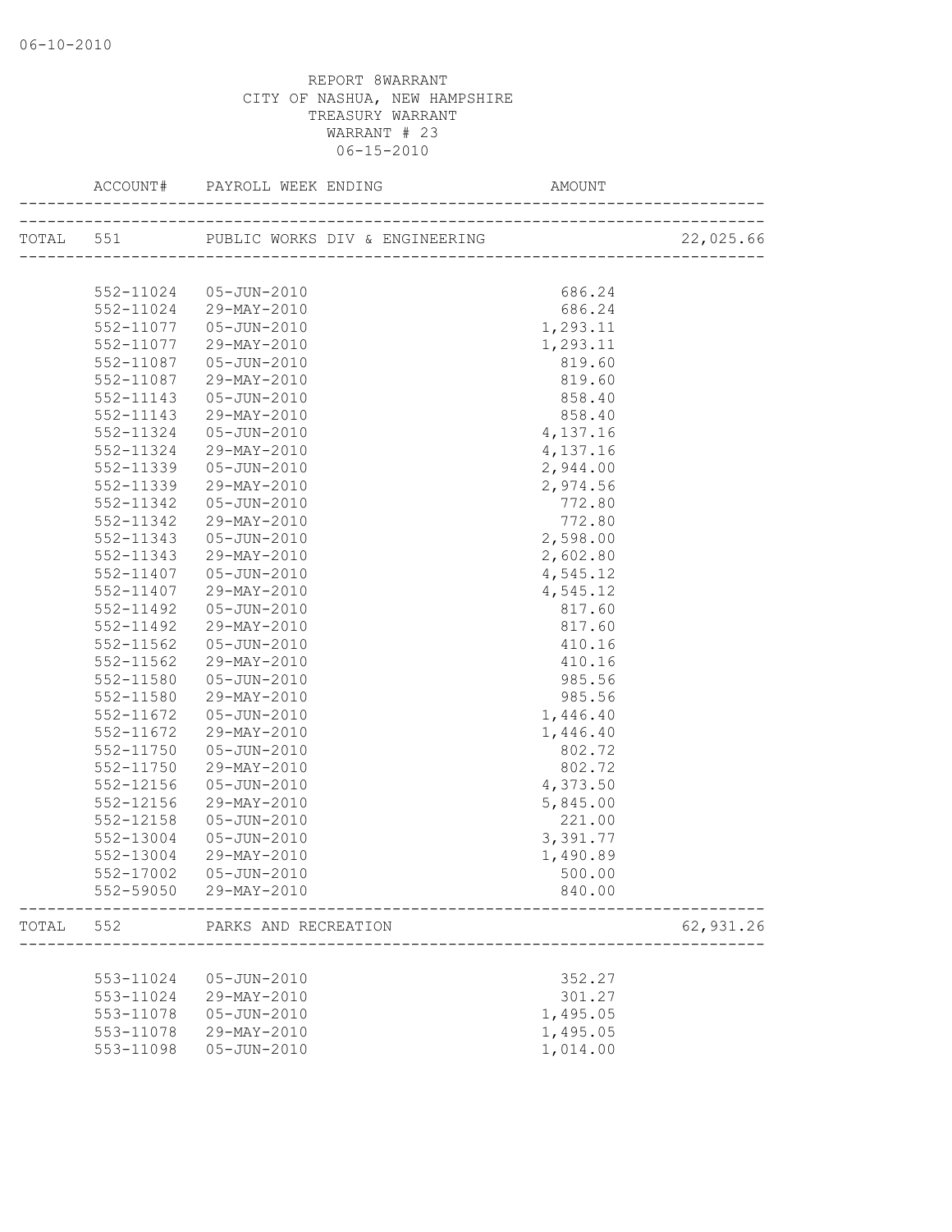REPORT 8WARRANT
CITY OF NASHUA, NEW HAMPSHIRE
TREASURY WARRANT
WARRANT # 23
06-15-2010

| ACCOUNT# | PAYROLL WEEK ENDING | AMOUNT | |
|---|---|---|---|
| TOTAL 551 | PUBLIC WORKS DIV & ENGINEERING | | 22,025.66 |
| 552-11024 | 05-JUN-2010 | 686.24 | |
| 552-11024 | 29-MAY-2010 | 686.24 | |
| 552-11077 | 05-JUN-2010 | 1,293.11 | |
| 552-11077 | 29-MAY-2010 | 1,293.11 | |
| 552-11087 | 05-JUN-2010 | 819.60 | |
| 552-11087 | 29-MAY-2010 | 819.60 | |
| 552-11143 | 05-JUN-2010 | 858.40 | |
| 552-11143 | 29-MAY-2010 | 858.40 | |
| 552-11324 | 05-JUN-2010 | 4,137.16 | |
| 552-11324 | 29-MAY-2010 | 4,137.16 | |
| 552-11339 | 05-JUN-2010 | 2,944.00 | |
| 552-11339 | 29-MAY-2010 | 2,974.56 | |
| 552-11342 | 05-JUN-2010 | 772.80 | |
| 552-11342 | 29-MAY-2010 | 772.80 | |
| 552-11343 | 05-JUN-2010 | 2,598.00 | |
| 552-11343 | 29-MAY-2010 | 2,602.80 | |
| 552-11407 | 05-JUN-2010 | 4,545.12 | |
| 552-11407 | 29-MAY-2010 | 4,545.12 | |
| 552-11492 | 05-JUN-2010 | 817.60 | |
| 552-11492 | 29-MAY-2010 | 817.60 | |
| 552-11562 | 05-JUN-2010 | 410.16 | |
| 552-11562 | 29-MAY-2010 | 410.16 | |
| 552-11580 | 05-JUN-2010 | 985.56 | |
| 552-11580 | 29-MAY-2010 | 985.56 | |
| 552-11672 | 05-JUN-2010 | 1,446.40 | |
| 552-11672 | 29-MAY-2010 | 1,446.40 | |
| 552-11750 | 05-JUN-2010 | 802.72 | |
| 552-11750 | 29-MAY-2010 | 802.72 | |
| 552-12156 | 05-JUN-2010 | 4,373.50 | |
| 552-12156 | 29-MAY-2010 | 5,845.00 | |
| 552-12158 | 05-JUN-2010 | 221.00 | |
| 552-13004 | 05-JUN-2010 | 3,391.77 | |
| 552-13004 | 29-MAY-2010 | 1,490.89 | |
| 552-17002 | 05-JUN-2010 | 500.00 | |
| 552-59050 | 29-MAY-2010 | 840.00 | |
| TOTAL 552 | PARKS AND RECREATION | | 62,931.26 |
| 553-11024 | 05-JUN-2010 | 352.27 | |
| 553-11024 | 29-MAY-2010 | 301.27 | |
| 553-11078 | 05-JUN-2010 | 1,495.05 | |
| 553-11078 | 29-MAY-2010 | 1,495.05 | |
| 553-11098 | 05-JUN-2010 | 1,014.00 | |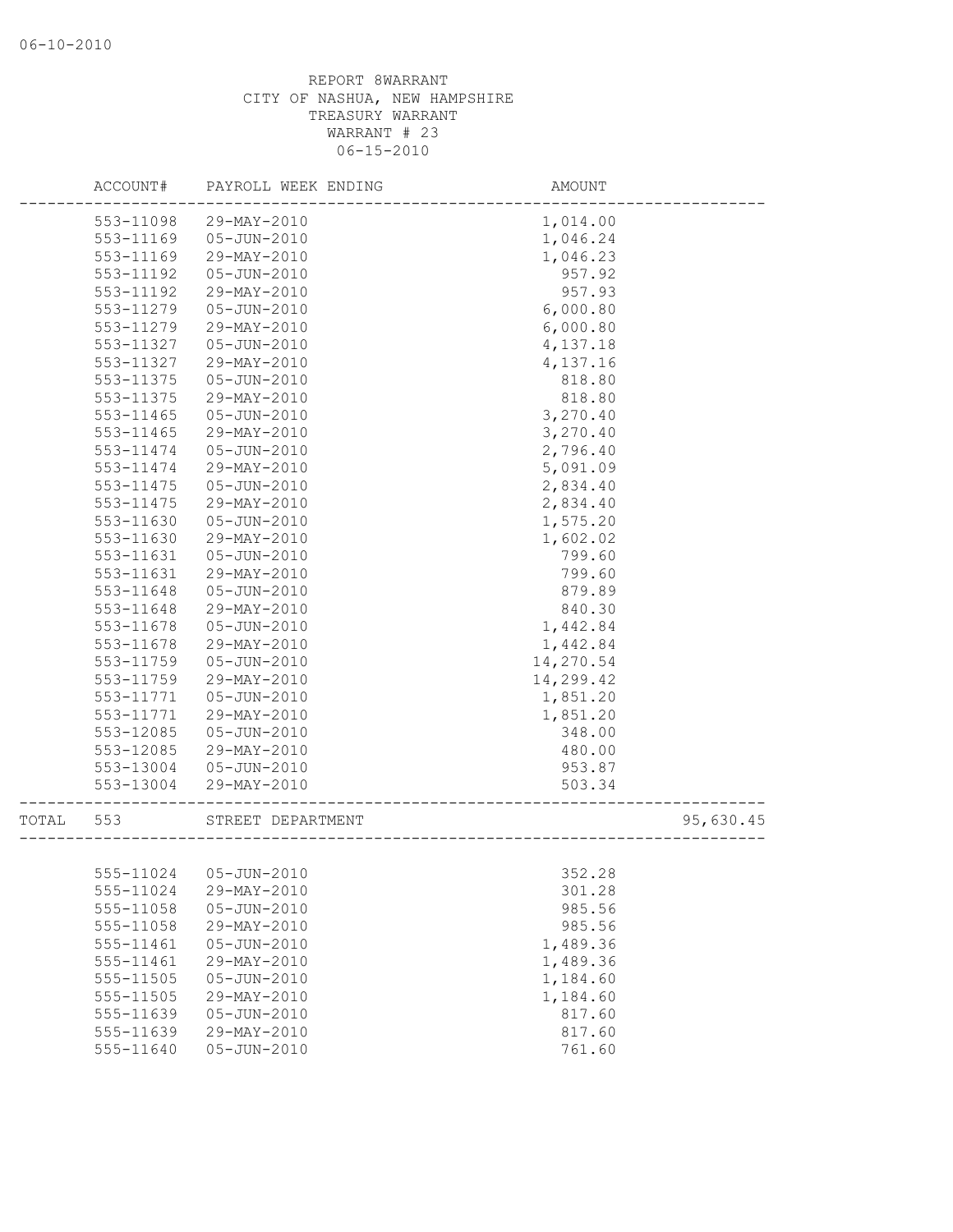REPORT 8WARRANT
CITY OF NASHUA, NEW HAMPSHIRE
TREASURY WARRANT
WARRANT # 23
06-15-2010

| ACCOUNT# | PAYROLL WEEK ENDING | AMOUNT | |
|---|---|---|---|
| 553-11098 | 29-MAY-2010 | 1,014.00 | |
| 553-11169 | 05-JUN-2010 | 1,046.24 | |
| 553-11169 | 29-MAY-2010 | 1,046.23 | |
| 553-11192 | 05-JUN-2010 | 957.92 | |
| 553-11192 | 29-MAY-2010 | 957.93 | |
| 553-11279 | 05-JUN-2010 | 6,000.80 | |
| 553-11279 | 29-MAY-2010 | 6,000.80 | |
| 553-11327 | 05-JUN-2010 | 4,137.18 | |
| 553-11327 | 29-MAY-2010 | 4,137.16 | |
| 553-11375 | 05-JUN-2010 | 818.80 | |
| 553-11375 | 29-MAY-2010 | 818.80 | |
| 553-11465 | 05-JUN-2010 | 3,270.40 | |
| 553-11465 | 29-MAY-2010 | 3,270.40 | |
| 553-11474 | 05-JUN-2010 | 2,796.40 | |
| 553-11474 | 29-MAY-2010 | 5,091.09 | |
| 553-11475 | 05-JUN-2010 | 2,834.40 | |
| 553-11475 | 29-MAY-2010 | 2,834.40 | |
| 553-11630 | 05-JUN-2010 | 1,575.20 | |
| 553-11630 | 29-MAY-2010 | 1,602.02 | |
| 553-11631 | 05-JUN-2010 | 799.60 | |
| 553-11631 | 29-MAY-2010 | 799.60 | |
| 553-11648 | 05-JUN-2010 | 879.89 | |
| 553-11648 | 29-MAY-2010 | 840.30 | |
| 553-11678 | 05-JUN-2010 | 1,442.84 | |
| 553-11678 | 29-MAY-2010 | 1,442.84 | |
| 553-11759 | 05-JUN-2010 | 14,270.54 | |
| 553-11759 | 29-MAY-2010 | 14,299.42 | |
| 553-11771 | 05-JUN-2010 | 1,851.20 | |
| 553-11771 | 29-MAY-2010 | 1,851.20 | |
| 553-12085 | 05-JUN-2010 | 348.00 | |
| 553-12085 | 29-MAY-2010 | 480.00 | |
| 553-13004 | 05-JUN-2010 | 953.87 | |
| 553-13004 | 29-MAY-2010 | 503.34 | |
| TOTAL 553 | STREET DEPARTMENT | | 95,630.45 |
| 555-11024 | 05-JUN-2010 | 352.28 | |
| 555-11024 | 29-MAY-2010 | 301.28 | |
| 555-11058 | 05-JUN-2010 | 985.56 | |
| 555-11058 | 29-MAY-2010 | 985.56 | |
| 555-11461 | 05-JUN-2010 | 1,489.36 | |
| 555-11461 | 29-MAY-2010 | 1,489.36 | |
| 555-11505 | 05-JUN-2010 | 1,184.60 | |
| 555-11505 | 29-MAY-2010 | 1,184.60 | |
| 555-11639 | 05-JUN-2010 | 817.60 | |
| 555-11639 | 29-MAY-2010 | 817.60 | |
| 555-11640 | 05-JUN-2010 | 761.60 | |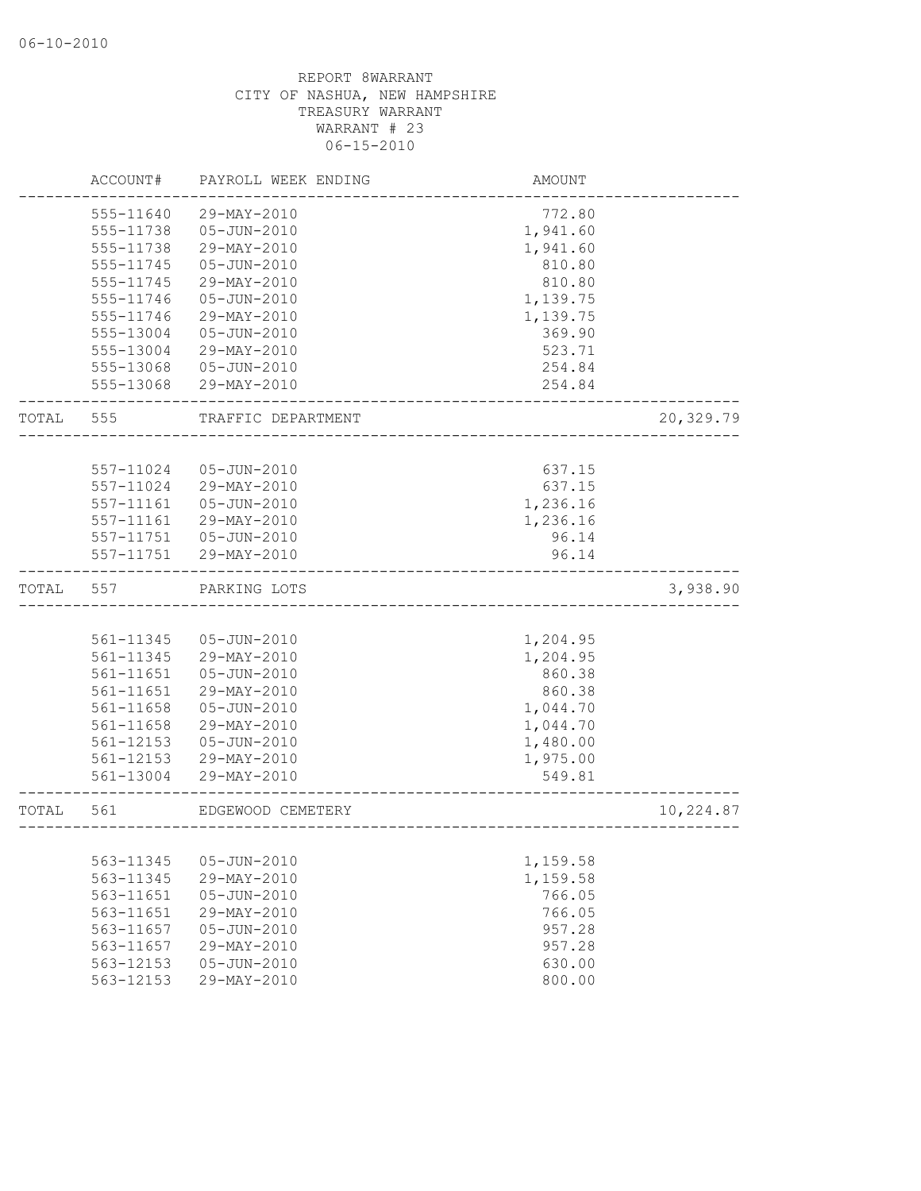REPORT 8WARRANT
CITY OF NASHUA, NEW HAMPSHIRE
TREASURY WARRANT
WARRANT # 23
06-15-2010

| | ACCOUNT# | PAYROLL WEEK ENDING | AMOUNT | |
|---|---|---|---|---|
| | 555-11640 | 29-MAY-2010 | 772.80 | |
| | 555-11738 | 05-JUN-2010 | 1,941.60 | |
| | 555-11738 | 29-MAY-2010 | 1,941.60 | |
| | 555-11745 | 05-JUN-2010 | 810.80 | |
| | 555-11745 | 29-MAY-2010 | 810.80 | |
| | 555-11746 | 05-JUN-2010 | 1,139.75 | |
| | 555-11746 | 29-MAY-2010 | 1,139.75 | |
| | 555-13004 | 05-JUN-2010 | 369.90 | |
| | 555-13004 | 29-MAY-2010 | 523.71 | |
| | 555-13068 | 05-JUN-2010 | 254.84 | |
| | 555-13068 | 29-MAY-2010 | 254.84 | |
| TOTAL | 555 | TRAFFIC DEPARTMENT | | 20,329.79 |
| | 557-11024 | 05-JUN-2010 | 637.15 | |
| | 557-11024 | 29-MAY-2010 | 637.15 | |
| | 557-11161 | 05-JUN-2010 | 1,236.16 | |
| | 557-11161 | 29-MAY-2010 | 1,236.16 | |
| | 557-11751 | 05-JUN-2010 | 96.14 | |
| | 557-11751 | 29-MAY-2010 | 96.14 | |
| TOTAL | 557 | PARKING LOTS | | 3,938.90 |
| | 561-11345 | 05-JUN-2010 | 1,204.95 | |
| | 561-11345 | 29-MAY-2010 | 1,204.95 | |
| | 561-11651 | 05-JUN-2010 | 860.38 | |
| | 561-11651 | 29-MAY-2010 | 860.38 | |
| | 561-11658 | 05-JUN-2010 | 1,044.70 | |
| | 561-11658 | 29-MAY-2010 | 1,044.70 | |
| | 561-12153 | 05-JUN-2010 | 1,480.00 | |
| | 561-12153 | 29-MAY-2010 | 1,975.00 | |
| | 561-13004 | 29-MAY-2010 | 549.81 | |
| TOTAL | 561 | EDGEWOOD CEMETERY | | 10,224.87 |
| | 563-11345 | 05-JUN-2010 | 1,159.58 | |
| | 563-11345 | 29-MAY-2010 | 1,159.58 | |
| | 563-11651 | 05-JUN-2010 | 766.05 | |
| | 563-11651 | 29-MAY-2010 | 766.05 | |
| | 563-11657 | 05-JUN-2010 | 957.28 | |
| | 563-11657 | 29-MAY-2010 | 957.28 | |
| | 563-12153 | 05-JUN-2010 | 630.00 | |
| | 563-12153 | 29-MAY-2010 | 800.00 | |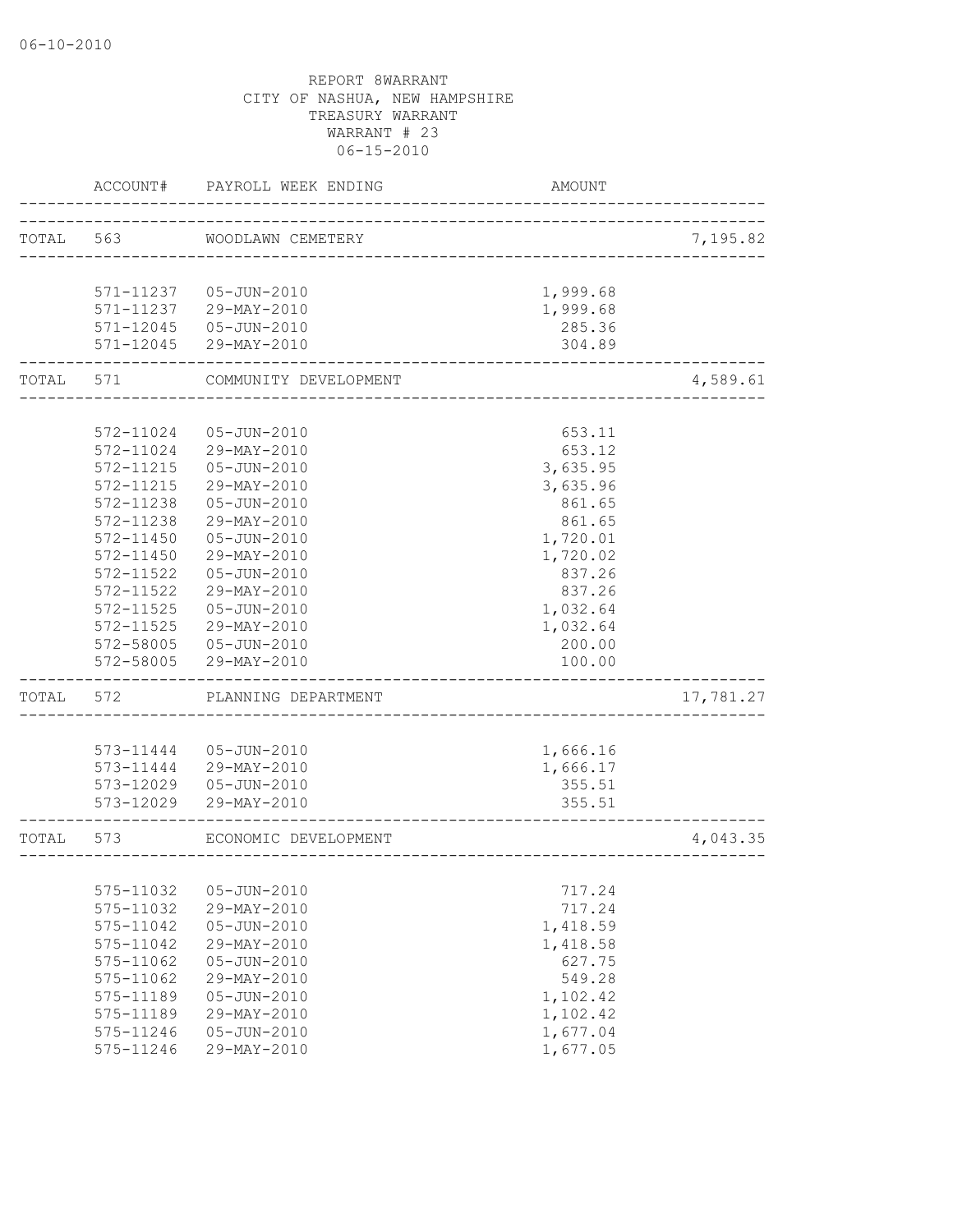06-10-2010

REPORT 8WARRANT
CITY OF NASHUA, NEW HAMPSHIRE
TREASURY WARRANT
WARRANT # 23
06-15-2010

| | ACCOUNT# | PAYROLL WEEK ENDING | AMOUNT | |
|---|---|---|---|---|
| TOTAL | 563 | WOODLAWN CEMETERY | | 7,195.82 |
| | 571-11237 | 05-JUN-2010 | 1,999.68 | |
| | 571-11237 | 29-MAY-2010 | 1,999.68 | |
| | 571-12045 | 05-JUN-2010 | 285.36 | |
| | 571-12045 | 29-MAY-2010 | 304.89 | |
| TOTAL | 571 | COMMUNITY DEVELOPMENT | | 4,589.61 |
| | 572-11024 | 05-JUN-2010 | 653.11 | |
| | 572-11024 | 29-MAY-2010 | 653.12 | |
| | 572-11215 | 05-JUN-2010 | 3,635.95 | |
| | 572-11215 | 29-MAY-2010 | 3,635.96 | |
| | 572-11238 | 05-JUN-2010 | 861.65 | |
| | 572-11238 | 29-MAY-2010 | 861.65 | |
| | 572-11450 | 05-JUN-2010 | 1,720.01 | |
| | 572-11450 | 29-MAY-2010 | 1,720.02 | |
| | 572-11522 | 05-JUN-2010 | 837.26 | |
| | 572-11522 | 29-MAY-2010 | 837.26 | |
| | 572-11525 | 05-JUN-2010 | 1,032.64 | |
| | 572-11525 | 29-MAY-2010 | 1,032.64 | |
| | 572-58005 | 05-JUN-2010 | 200.00 | |
| | 572-58005 | 29-MAY-2010 | 100.00 | |
| TOTAL | 572 | PLANNING DEPARTMENT | | 17,781.27 |
| | 573-11444 | 05-JUN-2010 | 1,666.16 | |
| | 573-11444 | 29-MAY-2010 | 1,666.17 | |
| | 573-12029 | 05-JUN-2010 | 355.51 | |
| | 573-12029 | 29-MAY-2010 | 355.51 | |
| TOTAL | 573 | ECONOMIC DEVELOPMENT | | 4,043.35 |
| | 575-11032 | 05-JUN-2010 | 717.24 | |
| | 575-11032 | 29-MAY-2010 | 717.24 | |
| | 575-11042 | 05-JUN-2010 | 1,418.59 | |
| | 575-11042 | 29-MAY-2010 | 1,418.58 | |
| | 575-11062 | 05-JUN-2010 | 627.75 | |
| | 575-11062 | 29-MAY-2010 | 549.28 | |
| | 575-11189 | 05-JUN-2010 | 1,102.42 | |
| | 575-11189 | 29-MAY-2010 | 1,102.42 | |
| | 575-11246 | 05-JUN-2010 | 1,677.04 | |
| | 575-11246 | 29-MAY-2010 | 1,677.05 | |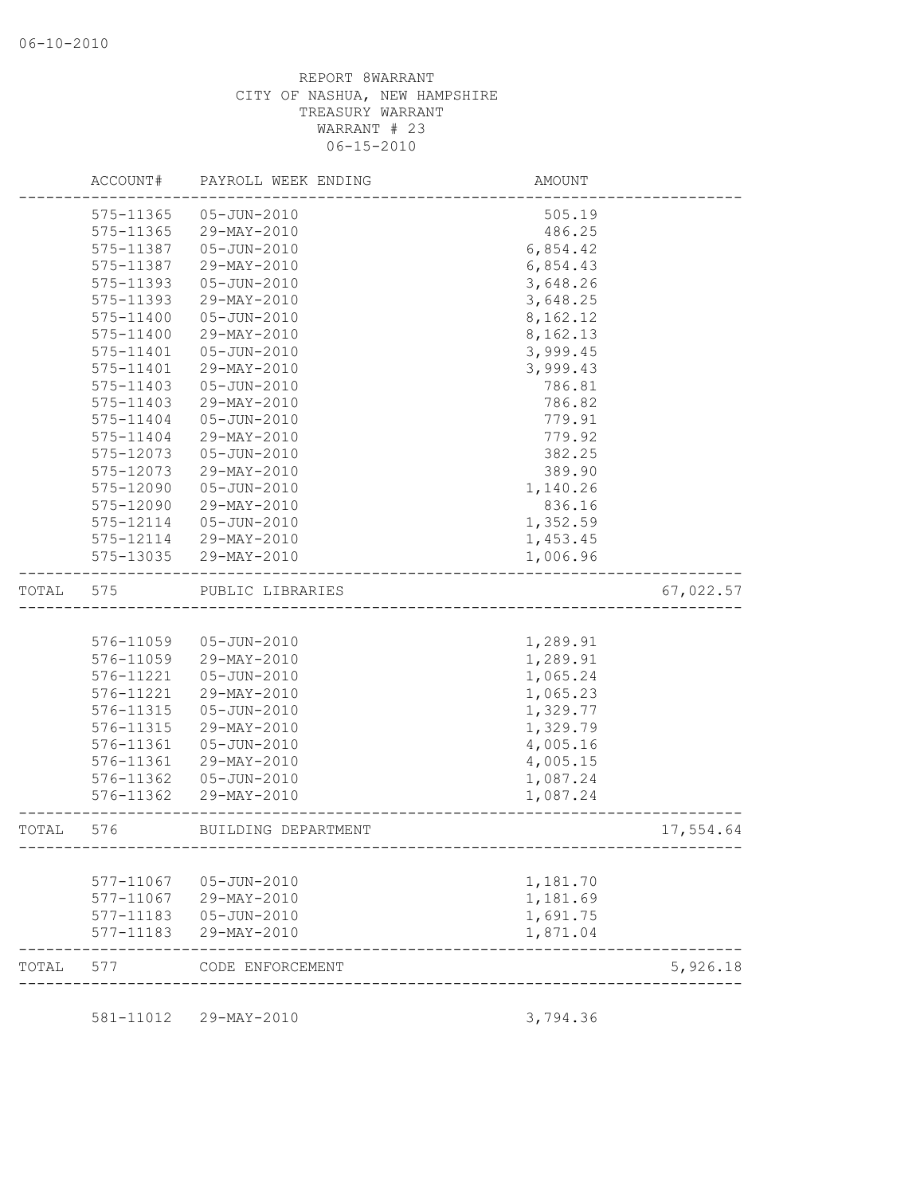REPORT 8WARRANT
CITY OF NASHUA, NEW HAMPSHIRE
TREASURY WARRANT
WARRANT # 23
06-15-2010

| | ACCOUNT# | PAYROLL WEEK ENDING | AMOUNT | |
|---|---|---|---|---|
| | 575-11365 | 05-JUN-2010 | 505.19 | |
| | 575-11365 | 29-MAY-2010 | 486.25 | |
| | 575-11387 | 05-JUN-2010 | 6,854.42 | |
| | 575-11387 | 29-MAY-2010 | 6,854.43 | |
| | 575-11393 | 05-JUN-2010 | 3,648.26 | |
| | 575-11393 | 29-MAY-2010 | 3,648.25 | |
| | 575-11400 | 05-JUN-2010 | 8,162.12 | |
| | 575-11400 | 29-MAY-2010 | 8,162.13 | |
| | 575-11401 | 05-JUN-2010 | 3,999.45 | |
| | 575-11401 | 29-MAY-2010 | 3,999.43 | |
| | 575-11403 | 05-JUN-2010 | 786.81 | |
| | 575-11403 | 29-MAY-2010 | 786.82 | |
| | 575-11404 | 05-JUN-2010 | 779.91 | |
| | 575-11404 | 29-MAY-2010 | 779.92 | |
| | 575-12073 | 05-JUN-2010 | 382.25 | |
| | 575-12073 | 29-MAY-2010 | 389.90 | |
| | 575-12090 | 05-JUN-2010 | 1,140.26 | |
| | 575-12090 | 29-MAY-2010 | 836.16 | |
| | 575-12114 | 05-JUN-2010 | 1,352.59 | |
| | 575-12114 | 29-MAY-2010 | 1,453.45 | |
| | 575-13035 | 29-MAY-2010 | 1,006.96 | |
| TOTAL | 575 | PUBLIC LIBRARIES | | 67,022.57 |
| | 576-11059 | 05-JUN-2010 | 1,289.91 | |
| | 576-11059 | 29-MAY-2010 | 1,289.91 | |
| | 576-11221 | 05-JUN-2010 | 1,065.24 | |
| | 576-11221 | 29-MAY-2010 | 1,065.23 | |
| | 576-11315 | 05-JUN-2010 | 1,329.77 | |
| | 576-11315 | 29-MAY-2010 | 1,329.79 | |
| | 576-11361 | 05-JUN-2010 | 4,005.16 | |
| | 576-11361 | 29-MAY-2010 | 4,005.15 | |
| | 576-11362 | 05-JUN-2010 | 1,087.24 | |
| | 576-11362 | 29-MAY-2010 | 1,087.24 | |
| TOTAL | 576 | BUILDING DEPARTMENT | | 17,554.64 |
| | 577-11067 | 05-JUN-2010 | 1,181.70 | |
| | 577-11067 | 29-MAY-2010 | 1,181.69 | |
| | 577-11183 | 05-JUN-2010 | 1,691.75 | |
| | 577-11183 | 29-MAY-2010 | 1,871.04 | |
| TOTAL | 577 | CODE ENFORCEMENT | | 5,926.18 |
| | 581-11012 | 29-MAY-2010 | 3,794.36 | |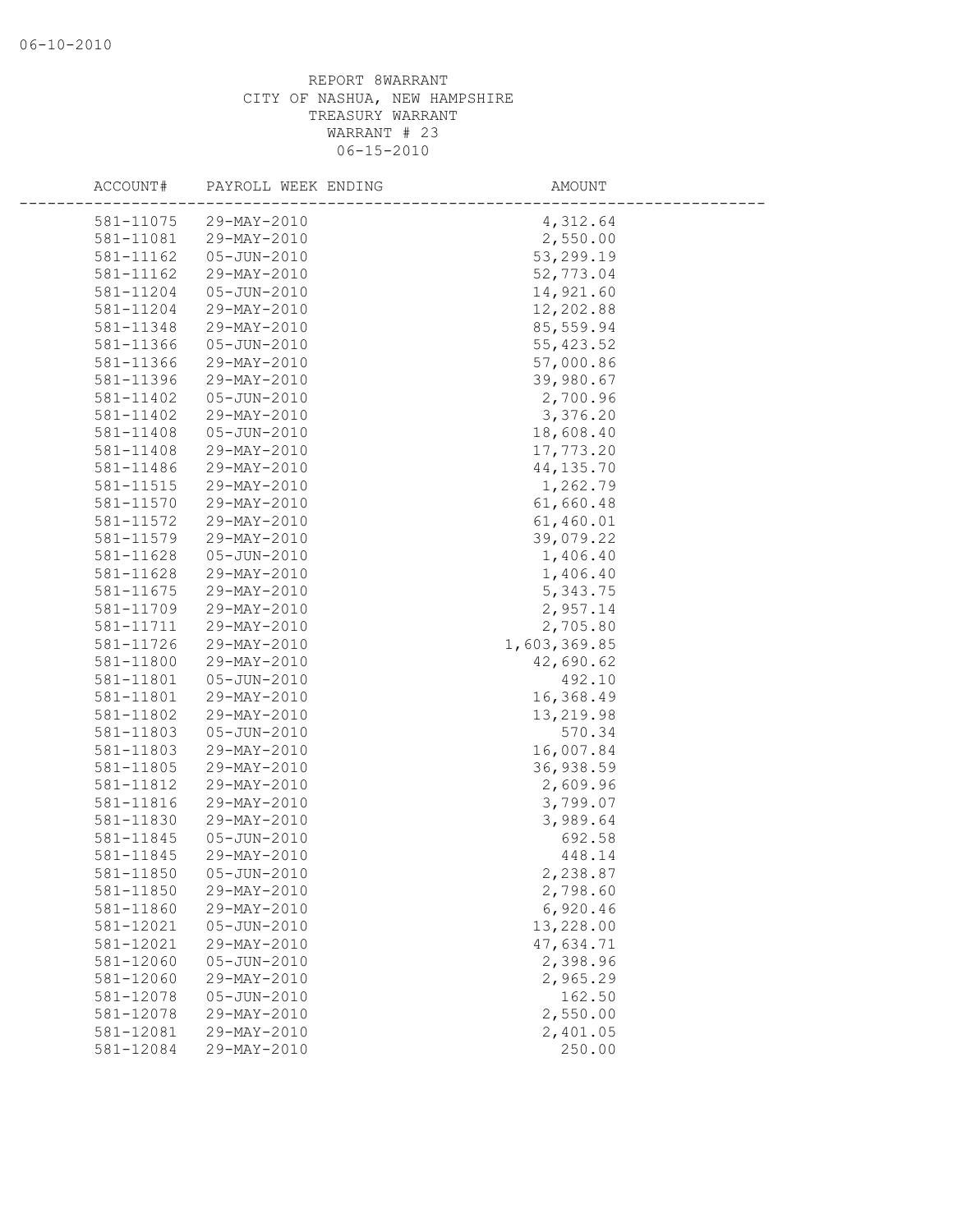REPORT 8WARRANT
CITY OF NASHUA, NEW HAMPSHIRE
TREASURY WARRANT
WARRANT # 23
06-15-2010

| ACCOUNT# | PAYROLL WEEK ENDING | AMOUNT |
|---|---|---|
| 581-11075 | 29-MAY-2010 | 4,312.64 |
| 581-11081 | 29-MAY-2010 | 2,550.00 |
| 581-11162 | 05-JUN-2010 | 53,299.19 |
| 581-11162 | 29-MAY-2010 | 52,773.04 |
| 581-11204 | 05-JUN-2010 | 14,921.60 |
| 581-11204 | 29-MAY-2010 | 12,202.88 |
| 581-11348 | 29-MAY-2010 | 85,559.94 |
| 581-11366 | 05-JUN-2010 | 55,423.52 |
| 581-11366 | 29-MAY-2010 | 57,000.86 |
| 581-11396 | 29-MAY-2010 | 39,980.67 |
| 581-11402 | 05-JUN-2010 | 2,700.96 |
| 581-11402 | 29-MAY-2010 | 3,376.20 |
| 581-11408 | 05-JUN-2010 | 18,608.40 |
| 581-11408 | 29-MAY-2010 | 17,773.20 |
| 581-11486 | 29-MAY-2010 | 44,135.70 |
| 581-11515 | 29-MAY-2010 | 1,262.79 |
| 581-11570 | 29-MAY-2010 | 61,660.48 |
| 581-11572 | 29-MAY-2010 | 61,460.01 |
| 581-11579 | 29-MAY-2010 | 39,079.22 |
| 581-11628 | 05-JUN-2010 | 1,406.40 |
| 581-11628 | 29-MAY-2010 | 1,406.40 |
| 581-11675 | 29-MAY-2010 | 5,343.75 |
| 581-11709 | 29-MAY-2010 | 2,957.14 |
| 581-11711 | 29-MAY-2010 | 2,705.80 |
| 581-11726 | 29-MAY-2010 | 1,603,369.85 |
| 581-11800 | 29-MAY-2010 | 42,690.62 |
| 581-11801 | 05-JUN-2010 | 492.10 |
| 581-11801 | 29-MAY-2010 | 16,368.49 |
| 581-11802 | 29-MAY-2010 | 13,219.98 |
| 581-11803 | 05-JUN-2010 | 570.34 |
| 581-11803 | 29-MAY-2010 | 16,007.84 |
| 581-11805 | 29-MAY-2010 | 36,938.59 |
| 581-11812 | 29-MAY-2010 | 2,609.96 |
| 581-11816 | 29-MAY-2010 | 3,799.07 |
| 581-11830 | 29-MAY-2010 | 3,989.64 |
| 581-11845 | 05-JUN-2010 | 692.58 |
| 581-11845 | 29-MAY-2010 | 448.14 |
| 581-11850 | 05-JUN-2010 | 2,238.87 |
| 581-11850 | 29-MAY-2010 | 2,798.60 |
| 581-11860 | 29-MAY-2010 | 6,920.46 |
| 581-12021 | 05-JUN-2010 | 13,228.00 |
| 581-12021 | 29-MAY-2010 | 47,634.71 |
| 581-12060 | 05-JUN-2010 | 2,398.96 |
| 581-12060 | 29-MAY-2010 | 2,965.29 |
| 581-12078 | 05-JUN-2010 | 162.50 |
| 581-12078 | 29-MAY-2010 | 2,550.00 |
| 581-12081 | 29-MAY-2010 | 2,401.05 |
| 581-12084 | 29-MAY-2010 | 250.00 |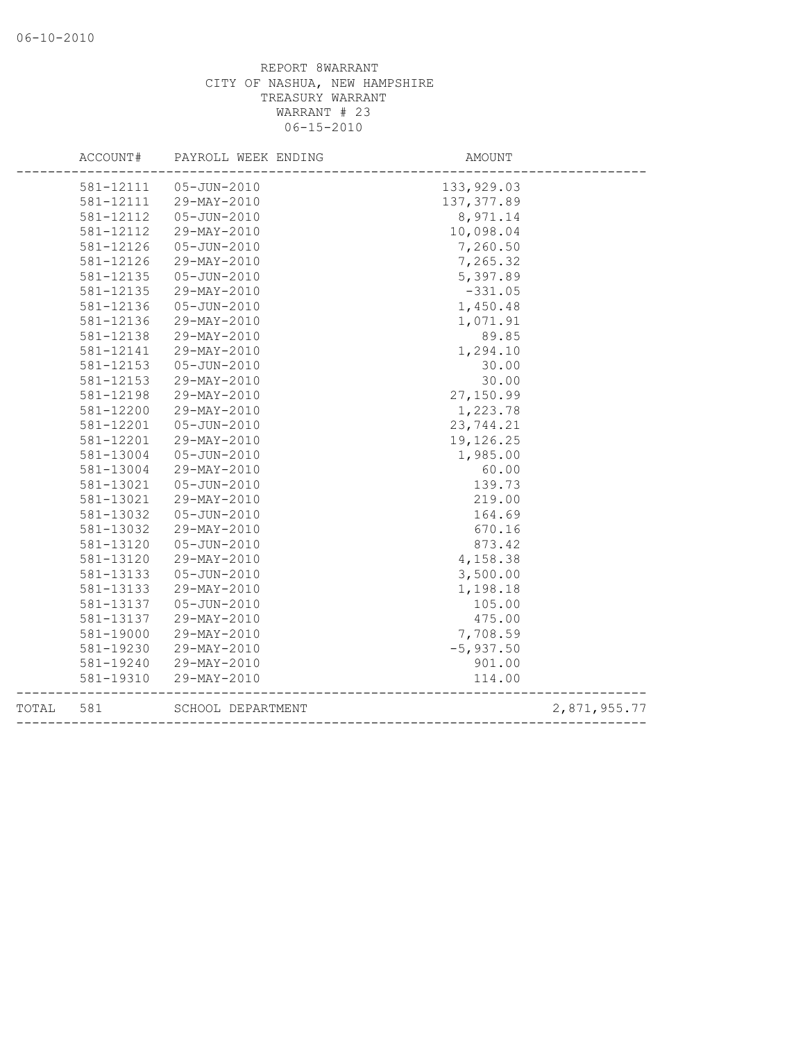REPORT 8WARRANT
CITY OF NASHUA, NEW HAMPSHIRE
TREASURY WARRANT
WARRANT # 23
06-15-2010

| ACCOUNT# | PAYROLL WEEK ENDING | AMOUNT | |
|---|---|---|---|
| 581-12111 | 05-JUN-2010 | 133,929.03 | |
| 581-12111 | 29-MAY-2010 | 137,377.89 | |
| 581-12112 | 05-JUN-2010 | 8,971.14 | |
| 581-12112 | 29-MAY-2010 | 10,098.04 | |
| 581-12126 | 05-JUN-2010 | 7,260.50 | |
| 581-12126 | 29-MAY-2010 | 7,265.32 | |
| 581-12135 | 05-JUN-2010 | 5,397.89 | |
| 581-12135 | 29-MAY-2010 | -331.05 | |
| 581-12136 | 05-JUN-2010 | 1,450.48 | |
| 581-12136 | 29-MAY-2010 | 1,071.91 | |
| 581-12138 | 29-MAY-2010 | 89.85 | |
| 581-12141 | 29-MAY-2010 | 1,294.10 | |
| 581-12153 | 05-JUN-2010 | 30.00 | |
| 581-12153 | 29-MAY-2010 | 30.00 | |
| 581-12198 | 29-MAY-2010 | 27,150.99 | |
| 581-12200 | 29-MAY-2010 | 1,223.78 | |
| 581-12201 | 05-JUN-2010 | 23,744.21 | |
| 581-12201 | 29-MAY-2010 | 19,126.25 | |
| 581-13004 | 05-JUN-2010 | 1,985.00 | |
| 581-13004 | 29-MAY-2010 | 60.00 | |
| 581-13021 | 05-JUN-2010 | 139.73 | |
| 581-13021 | 29-MAY-2010 | 219.00 | |
| 581-13032 | 05-JUN-2010 | 164.69 | |
| 581-13032 | 29-MAY-2010 | 670.16 | |
| 581-13120 | 05-JUN-2010 | 873.42 | |
| 581-13120 | 29-MAY-2010 | 4,158.38 | |
| 581-13133 | 05-JUN-2010 | 3,500.00 | |
| 581-13133 | 29-MAY-2010 | 1,198.18 | |
| 581-13137 | 05-JUN-2010 | 105.00 | |
| 581-13137 | 29-MAY-2010 | 475.00 | |
| 581-19000 | 29-MAY-2010 | 7,708.59 | |
| 581-19230 | 29-MAY-2010 | -5,937.50 | |
| 581-19240 | 29-MAY-2010 | 901.00 | |
| 581-19310 | 29-MAY-2010 | 114.00 | |
| TOTAL 581 | SCHOOL DEPARTMENT | | 2,871,955.77 |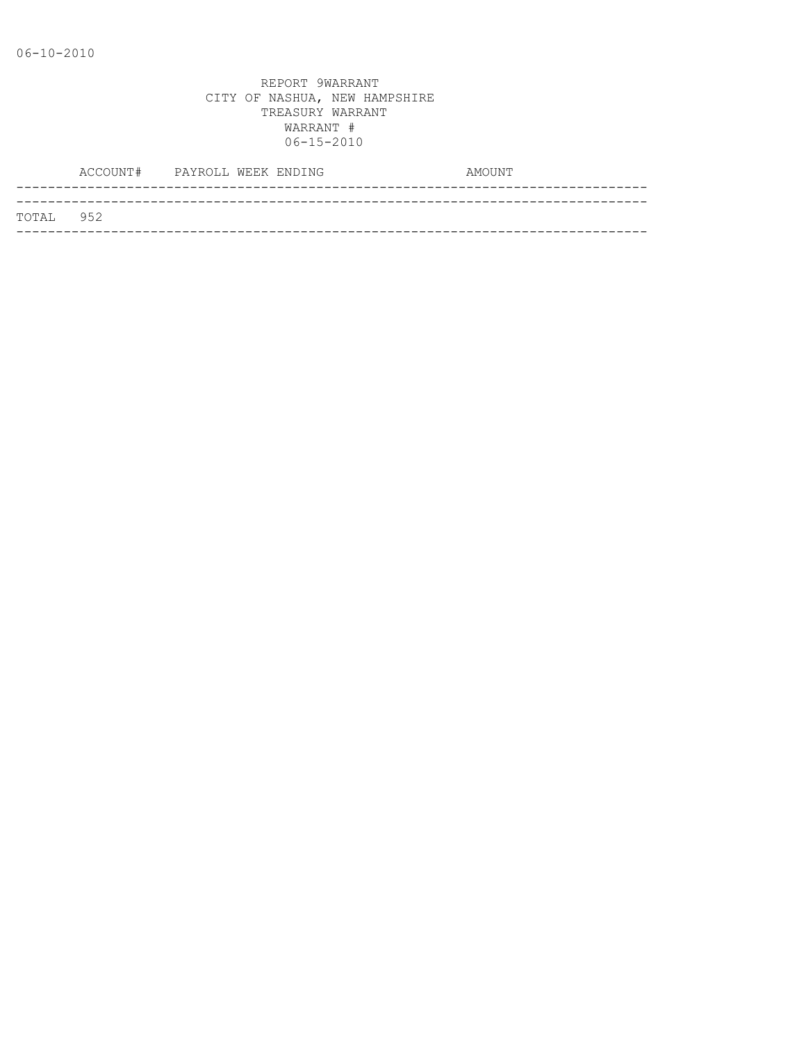06-10-2010

REPORT 9WARRANT
CITY OF NASHUA, NEW HAMPSHIRE
TREASURY WARRANT
WARRANT #
06-15-2010

| | ACCOUNT# | PAYROLL WEEK ENDING | AMOUNT |
|---|---|---|---|
| TOTAL | 952 | | |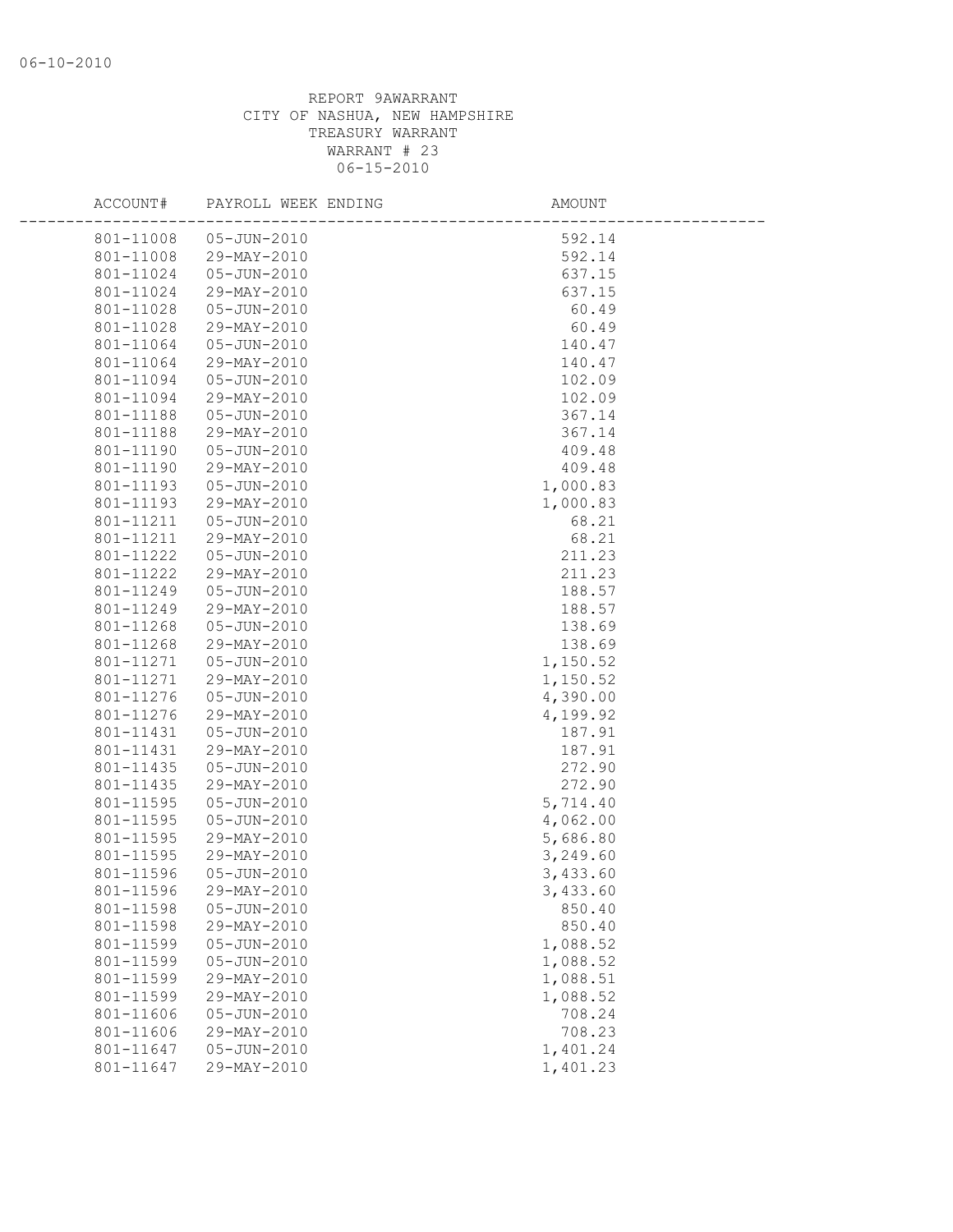REPORT 9AWARRANT
CITY OF NASHUA, NEW HAMPSHIRE
TREASURY WARRANT
WARRANT # 23
06-15-2010

| ACCOUNT# | PAYROLL WEEK ENDING | AMOUNT |
|---|---|---|
| 801-11008 | 05-JUN-2010 | 592.14 |
| 801-11008 | 29-MAY-2010 | 592.14 |
| 801-11024 | 05-JUN-2010 | 637.15 |
| 801-11024 | 29-MAY-2010 | 637.15 |
| 801-11028 | 05-JUN-2010 | 60.49 |
| 801-11028 | 29-MAY-2010 | 60.49 |
| 801-11064 | 05-JUN-2010 | 140.47 |
| 801-11064 | 29-MAY-2010 | 140.47 |
| 801-11094 | 05-JUN-2010 | 102.09 |
| 801-11094 | 29-MAY-2010 | 102.09 |
| 801-11188 | 05-JUN-2010 | 367.14 |
| 801-11188 | 29-MAY-2010 | 367.14 |
| 801-11190 | 05-JUN-2010 | 409.48 |
| 801-11190 | 29-MAY-2010 | 409.48 |
| 801-11193 | 05-JUN-2010 | 1,000.83 |
| 801-11193 | 29-MAY-2010 | 1,000.83 |
| 801-11211 | 05-JUN-2010 | 68.21 |
| 801-11211 | 29-MAY-2010 | 68.21 |
| 801-11222 | 05-JUN-2010 | 211.23 |
| 801-11222 | 29-MAY-2010 | 211.23 |
| 801-11249 | 05-JUN-2010 | 188.57 |
| 801-11249 | 29-MAY-2010 | 188.57 |
| 801-11268 | 05-JUN-2010 | 138.69 |
| 801-11268 | 29-MAY-2010 | 138.69 |
| 801-11271 | 05-JUN-2010 | 1,150.52 |
| 801-11271 | 29-MAY-2010 | 1,150.52 |
| 801-11276 | 05-JUN-2010 | 4,390.00 |
| 801-11276 | 29-MAY-2010 | 4,199.92 |
| 801-11431 | 05-JUN-2010 | 187.91 |
| 801-11431 | 29-MAY-2010 | 187.91 |
| 801-11435 | 05-JUN-2010 | 272.90 |
| 801-11435 | 29-MAY-2010 | 272.90 |
| 801-11595 | 05-JUN-2010 | 5,714.40 |
| 801-11595 | 05-JUN-2010 | 4,062.00 |
| 801-11595 | 29-MAY-2010 | 5,686.80 |
| 801-11595 | 29-MAY-2010 | 3,249.60 |
| 801-11596 | 05-JUN-2010 | 3,433.60 |
| 801-11596 | 29-MAY-2010 | 3,433.60 |
| 801-11598 | 05-JUN-2010 | 850.40 |
| 801-11598 | 29-MAY-2010 | 850.40 |
| 801-11599 | 05-JUN-2010 | 1,088.52 |
| 801-11599 | 05-JUN-2010 | 1,088.52 |
| 801-11599 | 29-MAY-2010 | 1,088.51 |
| 801-11599 | 29-MAY-2010 | 1,088.52 |
| 801-11606 | 05-JUN-2010 | 708.24 |
| 801-11606 | 29-MAY-2010 | 708.23 |
| 801-11647 | 05-JUN-2010 | 1,401.24 |
| 801-11647 | 29-MAY-2010 | 1,401.23 |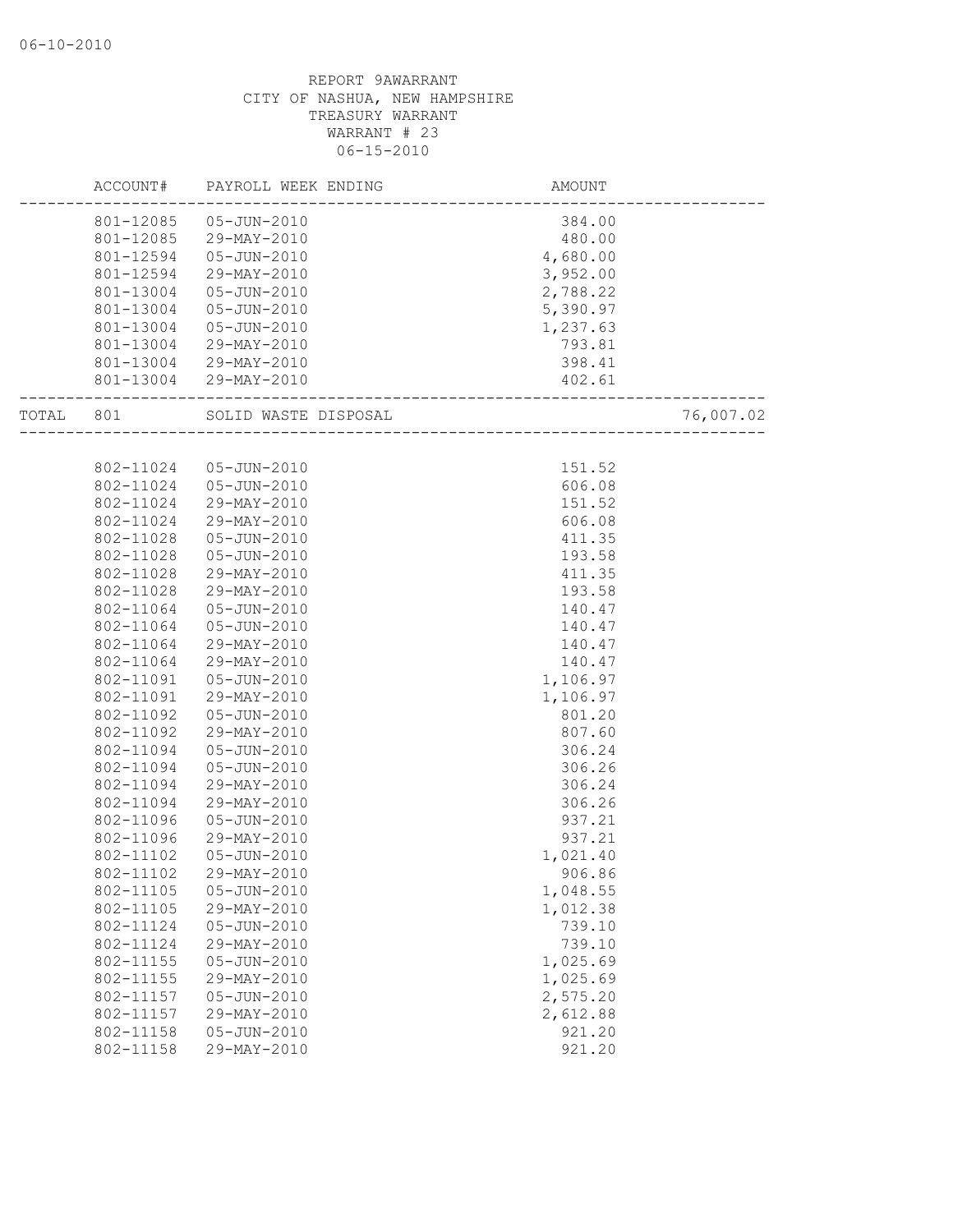REPORT 9AWARRANT
CITY OF NASHUA, NEW HAMPSHIRE
TREASURY WARRANT
WARRANT # 23
06-15-2010

| ACCOUNT# | PAYROLL WEEK ENDING | AMOUNT | |
|---|---|---|---|
| 801-12085 | 05-JUN-2010 | 384.00 | |
| 801-12085 | 29-MAY-2010 | 480.00 | |
| 801-12594 | 05-JUN-2010 | 4,680.00 | |
| 801-12594 | 29-MAY-2010 | 3,952.00 | |
| 801-13004 | 05-JUN-2010 | 2,788.22 | |
| 801-13004 | 05-JUN-2010 | 5,390.97 | |
| 801-13004 | 05-JUN-2010 | 1,237.63 | |
| 801-13004 | 29-MAY-2010 | 793.81 | |
| 801-13004 | 29-MAY-2010 | 398.41 | |
| 801-13004 | 29-MAY-2010 | 402.61 | |
| TOTAL 801 | SOLID WASTE DISPOSAL | | 76,007.02 |
| 802-11024 | 05-JUN-2010 | 151.52 | |
| 802-11024 | 05-JUN-2010 | 606.08 | |
| 802-11024 | 29-MAY-2010 | 151.52 | |
| 802-11024 | 29-MAY-2010 | 606.08 | |
| 802-11028 | 05-JUN-2010 | 411.35 | |
| 802-11028 | 05-JUN-2010 | 193.58 | |
| 802-11028 | 29-MAY-2010 | 411.35 | |
| 802-11028 | 29-MAY-2010 | 193.58 | |
| 802-11064 | 05-JUN-2010 | 140.47 | |
| 802-11064 | 05-JUN-2010 | 140.47 | |
| 802-11064 | 29-MAY-2010 | 140.47 | |
| 802-11064 | 29-MAY-2010 | 140.47 | |
| 802-11091 | 05-JUN-2010 | 1,106.97 | |
| 802-11091 | 29-MAY-2010 | 1,106.97 | |
| 802-11092 | 05-JUN-2010 | 801.20 | |
| 802-11092 | 29-MAY-2010 | 807.60 | |
| 802-11094 | 05-JUN-2010 | 306.24 | |
| 802-11094 | 05-JUN-2010 | 306.26 | |
| 802-11094 | 29-MAY-2010 | 306.24 | |
| 802-11094 | 29-MAY-2010 | 306.26 | |
| 802-11096 | 05-JUN-2010 | 937.21 | |
| 802-11096 | 29-MAY-2010 | 937.21 | |
| 802-11102 | 05-JUN-2010 | 1,021.40 | |
| 802-11102 | 29-MAY-2010 | 906.86 | |
| 802-11105 | 05-JUN-2010 | 1,048.55 | |
| 802-11105 | 29-MAY-2010 | 1,012.38 | |
| 802-11124 | 05-JUN-2010 | 739.10 | |
| 802-11124 | 29-MAY-2010 | 739.10 | |
| 802-11155 | 05-JUN-2010 | 1,025.69 | |
| 802-11155 | 29-MAY-2010 | 1,025.69 | |
| 802-11157 | 05-JUN-2010 | 2,575.20 | |
| 802-11157 | 29-MAY-2010 | 2,612.88 | |
| 802-11158 | 05-JUN-2010 | 921.20 | |
| 802-11158 | 29-MAY-2010 | 921.20 | |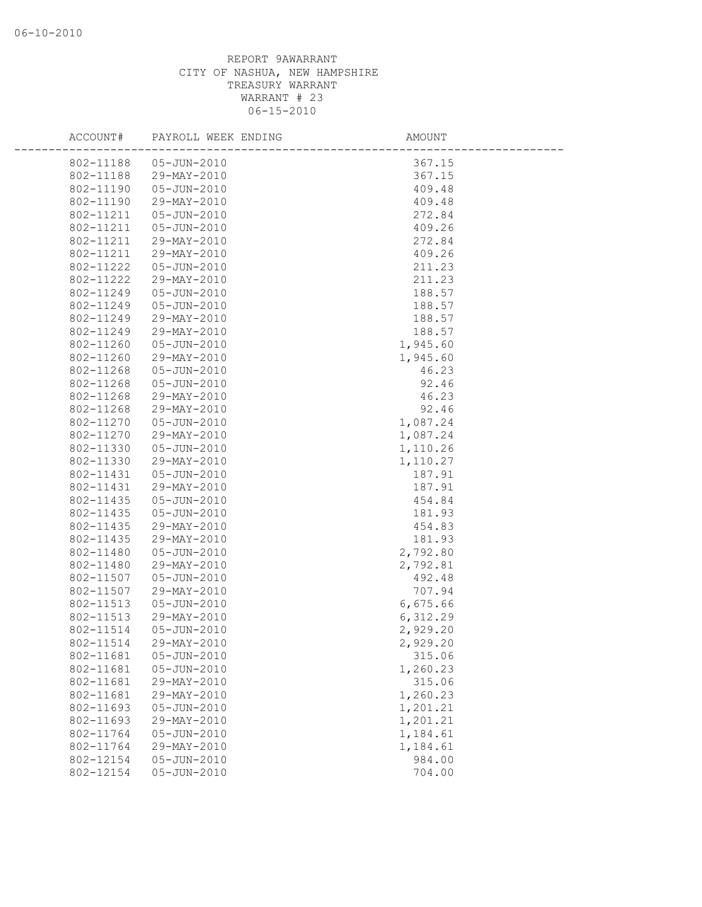REPORT 9AWARRANT
CITY OF NASHUA, NEW HAMPSHIRE
TREASURY WARRANT
WARRANT # 23
06-15-2010

| ACCOUNT# | PAYROLL WEEK ENDING | AMOUNT |
|---|---|---|
| 802-11188 | 05-JUN-2010 | 367.15 |
| 802-11188 | 29-MAY-2010 | 367.15 |
| 802-11190 | 05-JUN-2010 | 409.48 |
| 802-11190 | 29-MAY-2010 | 409.48 |
| 802-11211 | 05-JUN-2010 | 272.84 |
| 802-11211 | 05-JUN-2010 | 409.26 |
| 802-11211 | 29-MAY-2010 | 272.84 |
| 802-11211 | 29-MAY-2010 | 409.26 |
| 802-11222 | 05-JUN-2010 | 211.23 |
| 802-11222 | 29-MAY-2010 | 211.23 |
| 802-11249 | 05-JUN-2010 | 188.57 |
| 802-11249 | 05-JUN-2010 | 188.57 |
| 802-11249 | 29-MAY-2010 | 188.57 |
| 802-11249 | 29-MAY-2010 | 188.57 |
| 802-11260 | 05-JUN-2010 | 1,945.60 |
| 802-11260 | 29-MAY-2010 | 1,945.60 |
| 802-11268 | 05-JUN-2010 | 46.23 |
| 802-11268 | 05-JUN-2010 | 92.46 |
| 802-11268 | 29-MAY-2010 | 46.23 |
| 802-11268 | 29-MAY-2010 | 92.46 |
| 802-11270 | 05-JUN-2010 | 1,087.24 |
| 802-11270 | 29-MAY-2010 | 1,087.24 |
| 802-11330 | 05-JUN-2010 | 1,110.26 |
| 802-11330 | 29-MAY-2010 | 1,110.27 |
| 802-11431 | 05-JUN-2010 | 187.91 |
| 802-11431 | 29-MAY-2010 | 187.91 |
| 802-11435 | 05-JUN-2010 | 454.84 |
| 802-11435 | 05-JUN-2010 | 181.93 |
| 802-11435 | 29-MAY-2010 | 454.83 |
| 802-11435 | 29-MAY-2010 | 181.93 |
| 802-11480 | 05-JUN-2010 | 2,792.80 |
| 802-11480 | 29-MAY-2010 | 2,792.81 |
| 802-11507 | 05-JUN-2010 | 492.48 |
| 802-11507 | 29-MAY-2010 | 707.94 |
| 802-11513 | 05-JUN-2010 | 6,675.66 |
| 802-11513 | 29-MAY-2010 | 6,312.29 |
| 802-11514 | 05-JUN-2010 | 2,929.20 |
| 802-11514 | 29-MAY-2010 | 2,929.20 |
| 802-11681 | 05-JUN-2010 | 315.06 |
| 802-11681 | 05-JUN-2010 | 1,260.23 |
| 802-11681 | 29-MAY-2010 | 315.06 |
| 802-11681 | 29-MAY-2010 | 1,260.23 |
| 802-11693 | 05-JUN-2010 | 1,201.21 |
| 802-11693 | 29-MAY-2010 | 1,201.21 |
| 802-11764 | 05-JUN-2010 | 1,184.61 |
| 802-11764 | 29-MAY-2010 | 1,184.61 |
| 802-12154 | 05-JUN-2010 | 984.00 |
| 802-12154 | 05-JUN-2010 | 704.00 |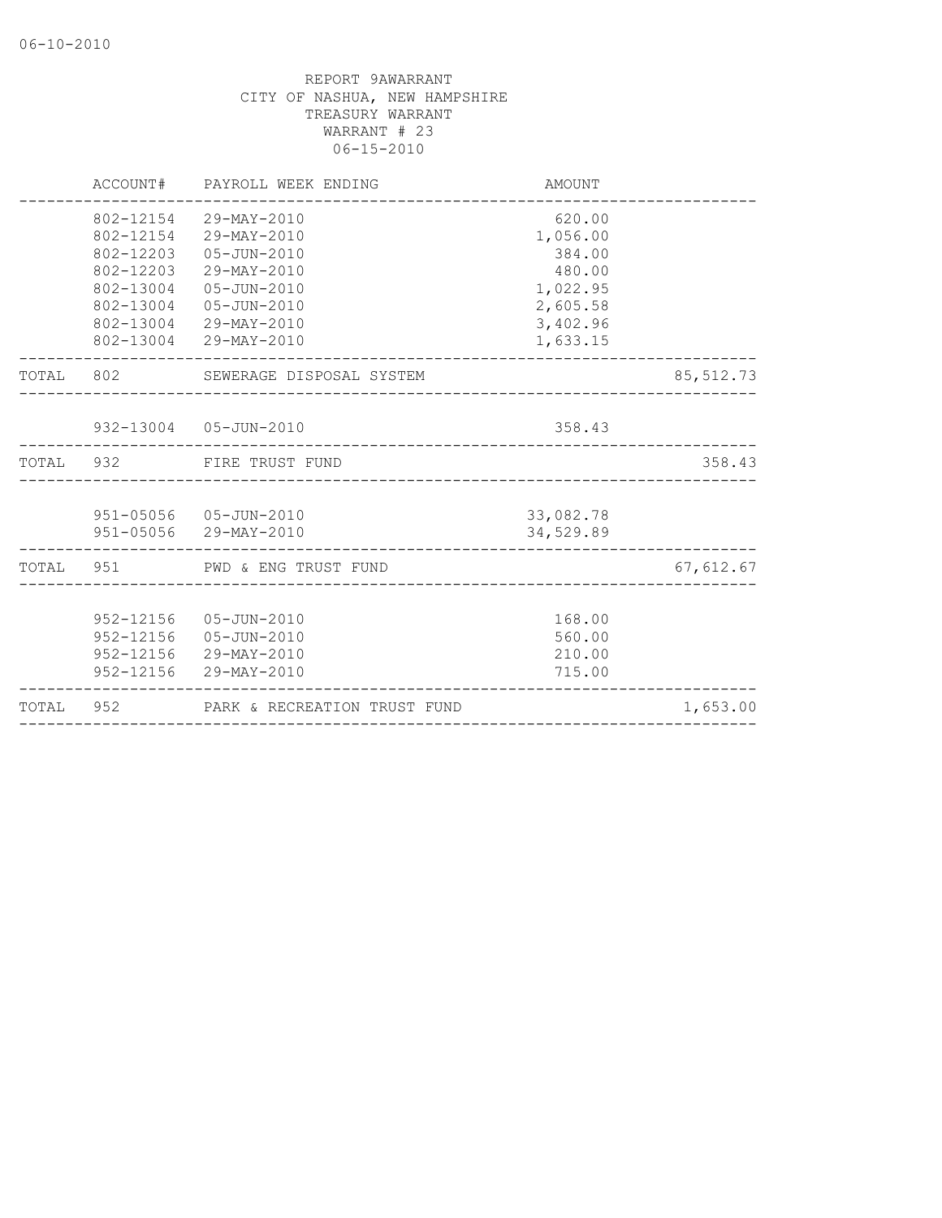REPORT 9AWARRANT
CITY OF NASHUA, NEW HAMPSHIRE
TREASURY WARRANT
WARRANT # 23
06-15-2010

| | ACCOUNT# | PAYROLL WEEK ENDING | AMOUNT | |
|---|---|---|---|---|
| | 802-12154 | 29-MAY-2010 | 620.00 | |
| | 802-12154 | 29-MAY-2010 | 1,056.00 | |
| | 802-12203 | 05-JUN-2010 | 384.00 | |
| | 802-12203 | 29-MAY-2010 | 480.00 | |
| | 802-13004 | 05-JUN-2010 | 1,022.95 | |
| | 802-13004 | 05-JUN-2010 | 2,605.58 | |
| | 802-13004 | 29-MAY-2010 | 3,402.96 | |
| | 802-13004 | 29-MAY-2010 | 1,633.15 | |
| TOTAL | 802 | SEWERAGE DISPOSAL SYSTEM | | 85,512.73 |
| | 932-13004 | 05-JUN-2010 | 358.43 | |
| TOTAL | 932 | FIRE TRUST FUND | | 358.43 |
| | 951-05056 | 05-JUN-2010 | 33,082.78 | |
| | 951-05056 | 29-MAY-2010 | 34,529.89 | |
| TOTAL | 951 | PWD & ENG TRUST FUND | | 67,612.67 |
| | 952-12156 | 05-JUN-2010 | 168.00 | |
| | 952-12156 | 05-JUN-2010 | 560.00 | |
| | 952-12156 | 29-MAY-2010 | 210.00 | |
| | 952-12156 | 29-MAY-2010 | 715.00 | |
| TOTAL | 952 | PARK & RECREATION TRUST FUND | | 1,653.00 |